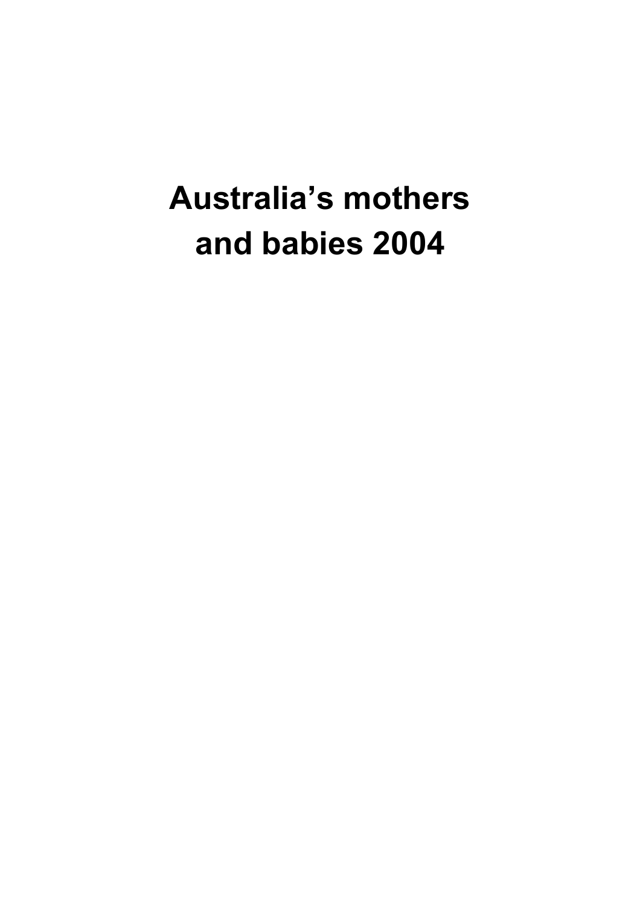# Australia's mothers and babies 2004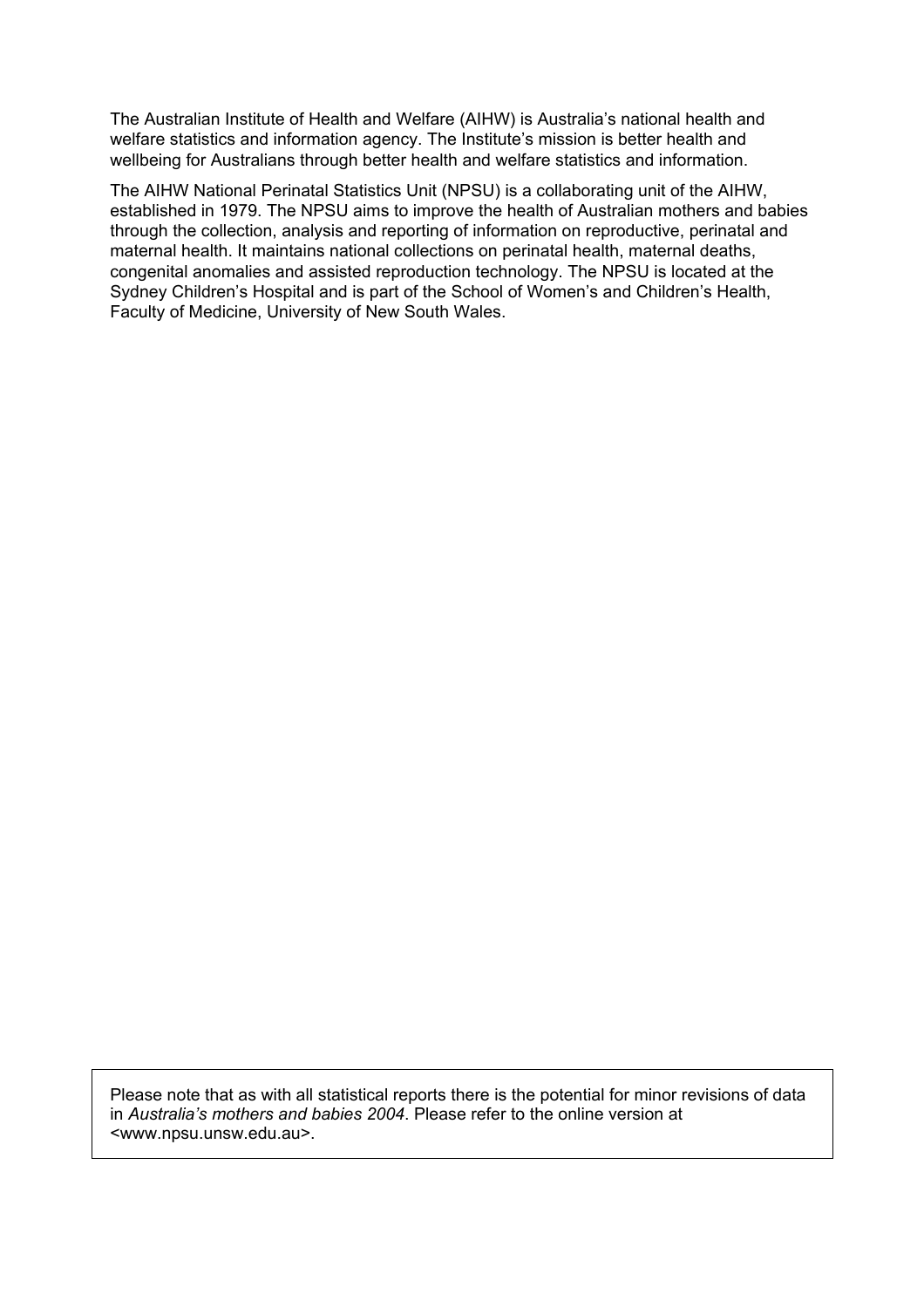The Australian Institute of Health and Welfare (AIHW) is Australia's national health and welfare statistics and information agency. The Institute's mission is better health and wellbeing for Australians through better health and welfare statistics and information.

The AIHW National Perinatal Statistics Unit (NPSU) is a collaborating unit of the AIHW, established in 1979. The NPSU aims to improve the health of Australian mothers and babies through the collection, analysis and reporting of information on reproductive, perinatal and maternal health. It maintains national collections on perinatal health, maternal deaths, congenital anomalies and assisted reproduction technology. The NPSU is located at the Sydney Children's Hospital and is part of the School of Women's and Children's Health, Faculty of Medicine, University of New South Wales.

Please note that as with all statistical reports there is the potential for minor revisions of data in *Australia's mothers and babies 2004*. Please refer to the online version at <www.npsu.unsw.edu.au>.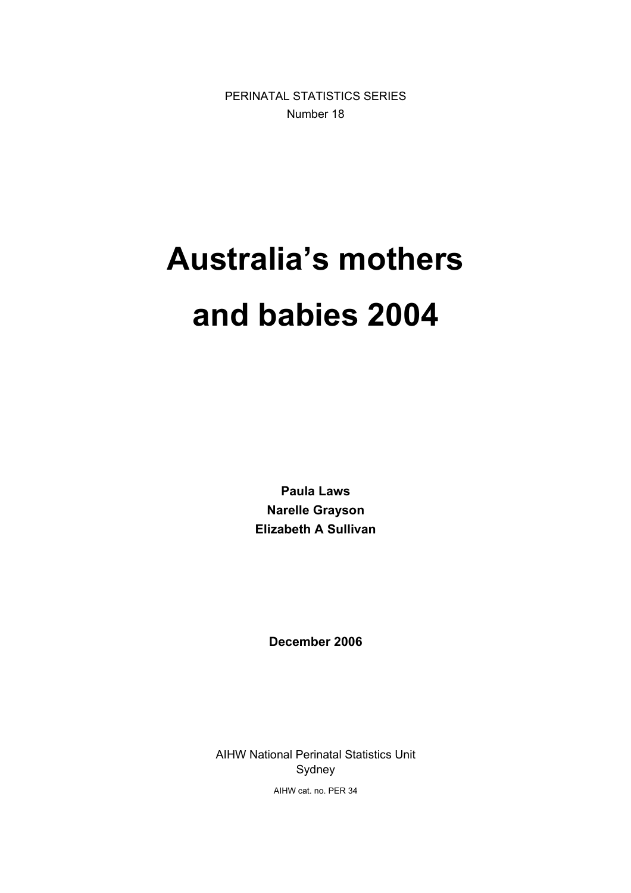PERINATAL STATISTICS SERIES

Number 18

# Australia's mothers and babies 2004

**Paula Laws**

**Narelle Grayson**

**Elizabeth A Sullivan**

**December 2006**

AIHW National Perinatal Statistics Unit

Sydney

AIHW cat. no. PER 34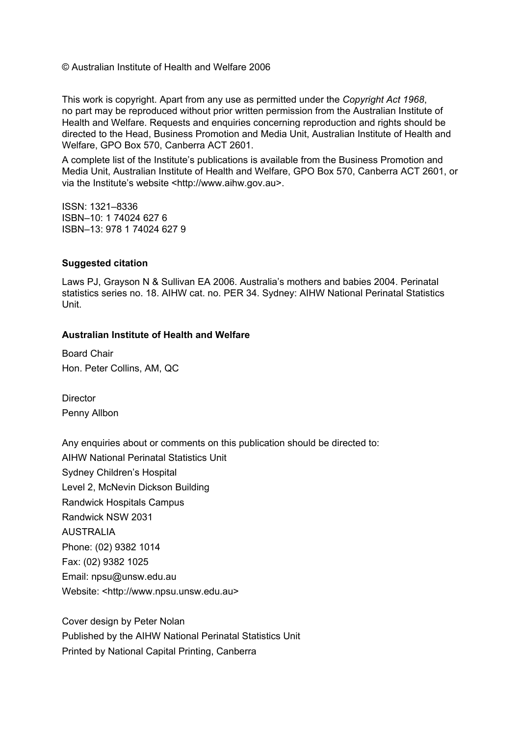© Australian Institute of Health and Welfare 2006

This work is copyright. Apart from any use as permitted under the *Copyright Act 1968*, no part may be reproduced without prior written permission from the Australian Institute of Health and Welfare. Requests and enquiries concerning reproduction and rights should be directed to the Head, Business Promotion and Media Unit, Australian Institute of Health and Welfare, GPO Box 570, Canberra ACT 2601.

A complete list of the Institute's publications is available from the Business Promotion and Media Unit, Australian Institute of Health and Welfare, GPO Box 570, Canberra ACT 2601, or via the Institute's website <http://www.aihw.gov.au>.

ISSN: 1321–8336
ISBN–10: 1 74024 627 6
ISBN–13: 978 1 74024 627 9

**Suggested citation**

Laws PJ, Grayson N & Sullivan EA 2006. Australia's mothers and babies 2004. Perinatal statistics series no. 18. AIHW cat. no. PER 34. Sydney: AIHW National Perinatal Statistics Unit.

**Australian Institute of Health and Welfare**

Board Chair
Hon. Peter Collins, AM, QC

Director
Penny Allbon

Any enquiries about or comments on this publication should be directed to:
AIHW National Perinatal Statistics Unit
Sydney Children's Hospital
Level 2, McNevin Dickson Building
Randwick Hospitals Campus
Randwick NSW 2031
AUSTRALIA
Phone: (02) 9382 1014
Fax: (02) 9382 1025
Email: npsu@unsw.edu.au
Website: <http://www.npsu.unsw.edu.au>

Cover design by Peter Nolan
Published by the AIHW National Perinatal Statistics Unit
Printed by National Capital Printing, Canberra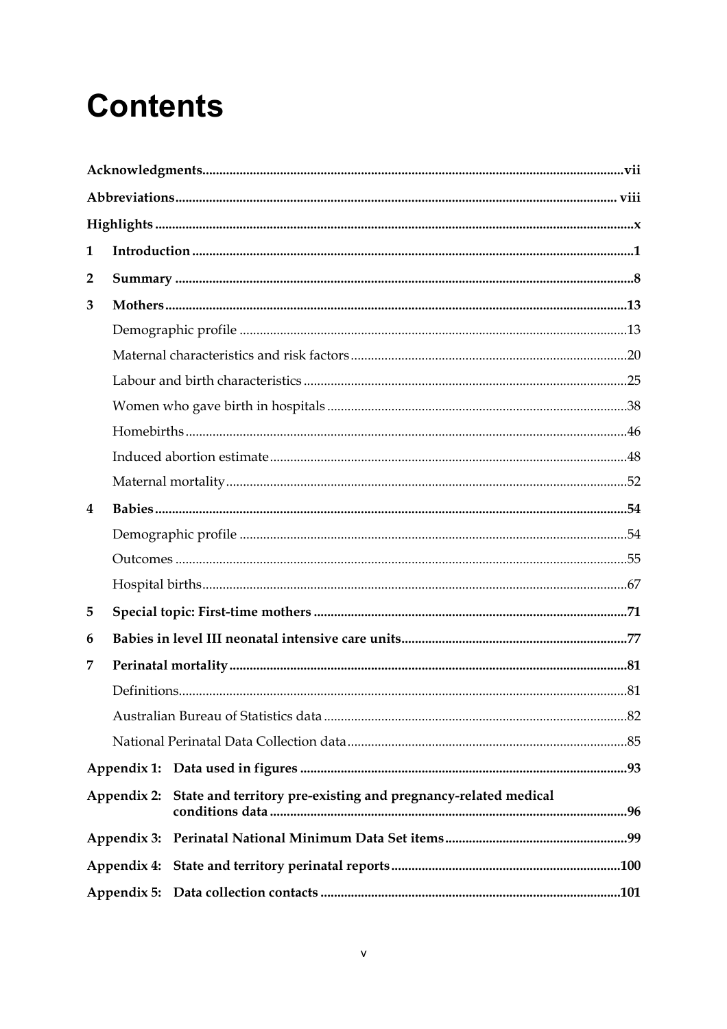# Contents

**Acknowledgments** ........................................................................................................................... **vii**

**Abbreviations** ................................................................................................................................ **viii**

**Highlights** ........................................................................................................................................ **x**

**1 Introduction** ..................................................................................................................................... **1**

**2 Summary** .......................................................................................................................................... **8**

**3 Mothers** .......................................................................................................................................... **13**

- Demographic profile ..................................................................................................................... 13
- Maternal characteristics and risk factors ..................................................................................... 20
- Labour and birth characteristics ................................................................................................... 25
- Women who gave birth in hospitals ............................................................................................. 38
- Homebirths ..................................................................................................................................... 46
- Induced abortion estimate ............................................................................................................ 48
- Maternal mortality ......................................................................................................................... 52

**4 Babies** ............................................................................................................................................. **54**

- Demographic profile ..................................................................................................................... 54
- Outcomes ........................................................................................................................................ 55
- Hospital births ................................................................................................................................ 67

**5 Special topic: First-time mothers** ................................................................................................ **71**

**6 Babies in level III neonatal intensive care units** ........................................................................ **77**

**7 Perinatal mortality** ........................................................................................................................ **81**

- Definitions ....................................................................................................................................... 81
- Australian Bureau of Statistics data ............................................................................................. 82
- National Perinatal Data Collection data ....................................................................................... 85

**Appendix 1: Data used in figures** ................................................................................................. **93**

**Appendix 2: State and territory pre-existing and pregnancy-related medical conditions data** .......................................................................................................... **96**

**Appendix 3: Perinatal National Minimum Data Set items** ....................................................... **99**

**Appendix 4: State and territory perinatal reports** ..................................................................... **100**

**Appendix 5: Data collection contacts** ......................................................................................... **101**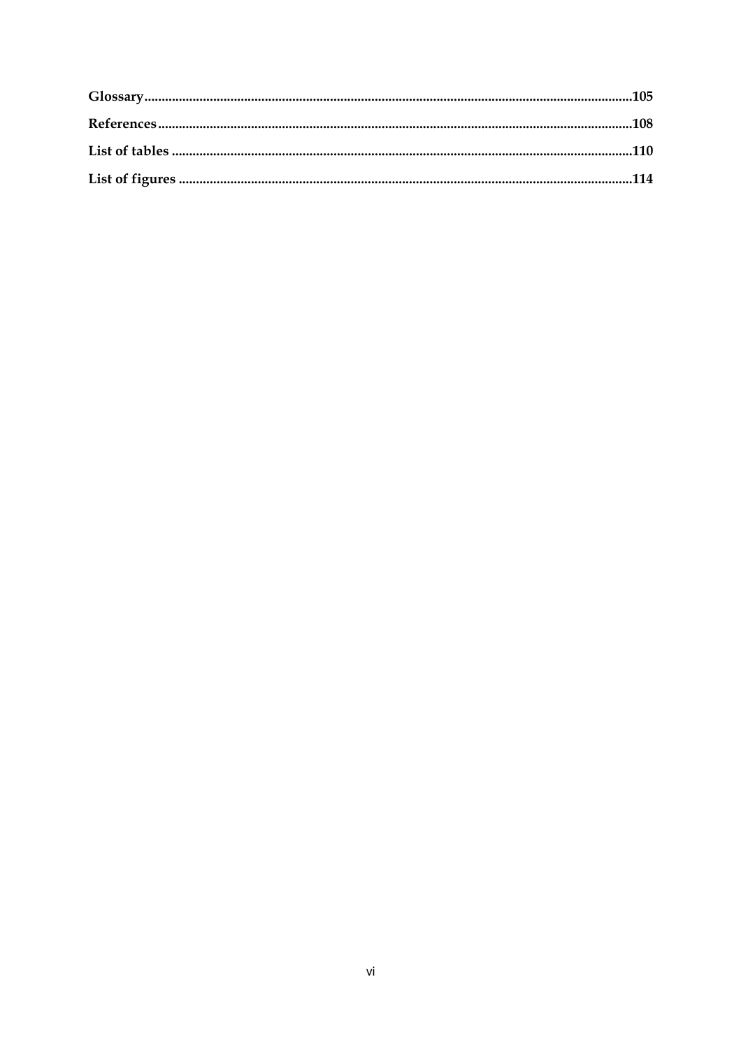**Glossary**.......................................................................................................................................**105**

**References**.....................................................................................................................................**108**

**List of tables** .................................................................................................................................**110**

**List of figures** ...............................................................................................................................**114**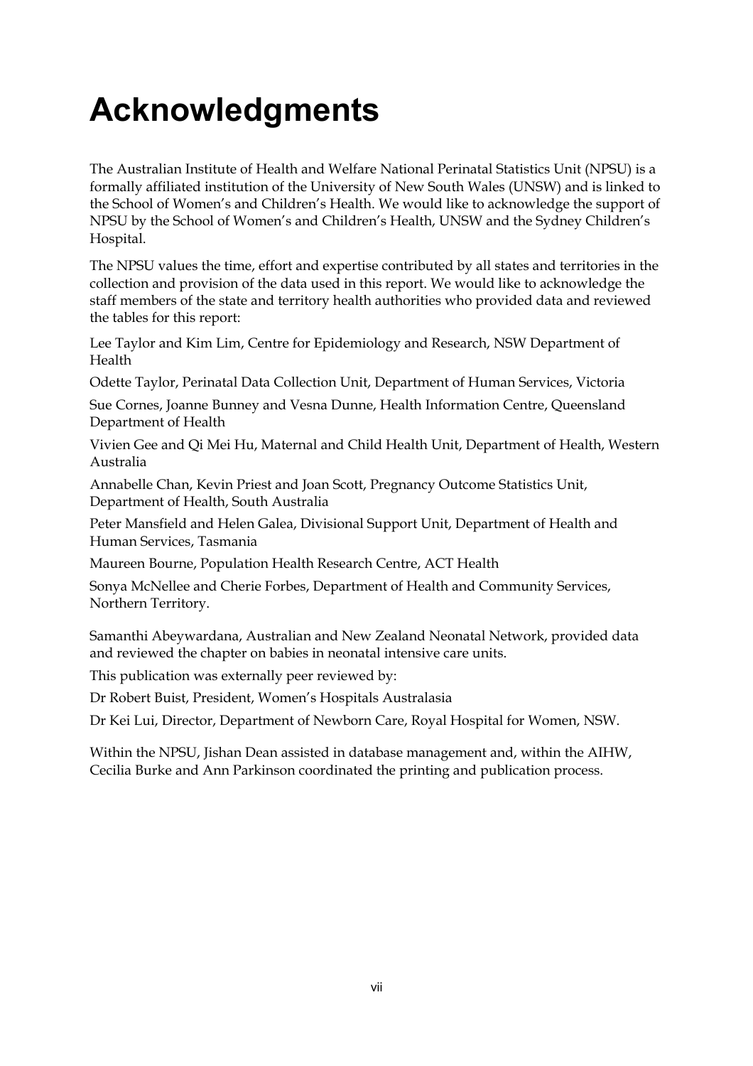# Acknowledgments

The Australian Institute of Health and Welfare National Perinatal Statistics Unit (NPSU) is a formally affiliated institution of the University of New South Wales (UNSW) and is linked to the School of Women's and Children's Health. We would like to acknowledge the support of NPSU by the School of Women's and Children's Health, UNSW and the Sydney Children's Hospital.

The NPSU values the time, effort and expertise contributed by all states and territories in the collection and provision of the data used in this report. We would like to acknowledge the staff members of the state and territory health authorities who provided data and reviewed the tables for this report:

Lee Taylor and Kim Lim, Centre for Epidemiology and Research, NSW Department of Health

Odette Taylor, Perinatal Data Collection Unit, Department of Human Services, Victoria

Sue Cornes, Joanne Bunney and Vesna Dunne, Health Information Centre, Queensland Department of Health

Vivien Gee and Qi Mei Hu, Maternal and Child Health Unit, Department of Health, Western Australia

Annabelle Chan, Kevin Priest and Joan Scott, Pregnancy Outcome Statistics Unit, Department of Health, South Australia

Peter Mansfield and Helen Galea, Divisional Support Unit, Department of Health and Human Services, Tasmania

Maureen Bourne, Population Health Research Centre, ACT Health

Sonya McNellee and Cherie Forbes, Department of Health and Community Services, Northern Territory.

Samanthi Abeywardana, Australian and New Zealand Neonatal Network, provided data and reviewed the chapter on babies in neonatal intensive care units.

This publication was externally peer reviewed by:

Dr Robert Buist, President, Women's Hospitals Australasia

Dr Kei Lui, Director, Department of Newborn Care, Royal Hospital for Women, NSW.

Within the NPSU, Jishan Dean assisted in database management and, within the AIHW, Cecilia Burke and Ann Parkinson coordinated the printing and publication process.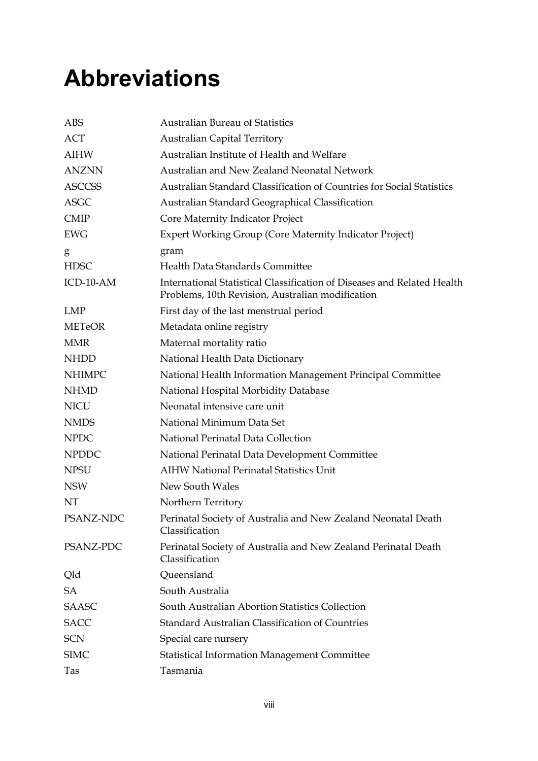# Abbreviations

| | |
|---|---|
| ABS | Australian Bureau of Statistics |
| ACT | Australian Capital Territory |
| AIHW | Australian Institute of Health and Welfare |
| ANZNN | Australian and New Zealand Neonatal Network |
| ASCCSS | Australian Standard Classification of Countries for Social Statistics |
| ASGC | Australian Standard Geographical Classification |
| CMIP | Core Maternity Indicator Project |
| EWG | Expert Working Group (Core Maternity Indicator Project) |
| g | gram |
| HDSC | Health Data Standards Committee |
| ICD-10-AM | International Statistical Classification of Diseases and Related Health Problems, 10th Revision, Australian modification |
| LMP | First day of the last menstrual period |
| METeOR | Metadata online registry |
| MMR | Maternal mortality ratio |
| NHDD | National Health Data Dictionary |
| NHIMPC | National Health Information Management Principal Committee |
| NHMD | National Hospital Morbidity Database |
| NICU | Neonatal intensive care unit |
| NMDS | National Minimum Data Set |
| NPDC | National Perinatal Data Collection |
| NPDDC | National Perinatal Data Development Committee |
| NPSU | AIHW National Perinatal Statistics Unit |
| NSW | New South Wales |
| NT | Northern Territory |
| PSANZ-NDC | Perinatal Society of Australia and New Zealand Neonatal Death Classification |
| PSANZ-PDC | Perinatal Society of Australia and New Zealand Perinatal Death Classification |
| Qld | Queensland |
| SA | South Australia |
| SAASC | South Australian Abortion Statistics Collection |
| SACC | Standard Australian Classification of Countries |
| SCN | Special care nursery |
| SIMC | Statistical Information Management Committee |
| Tas | Tasmania |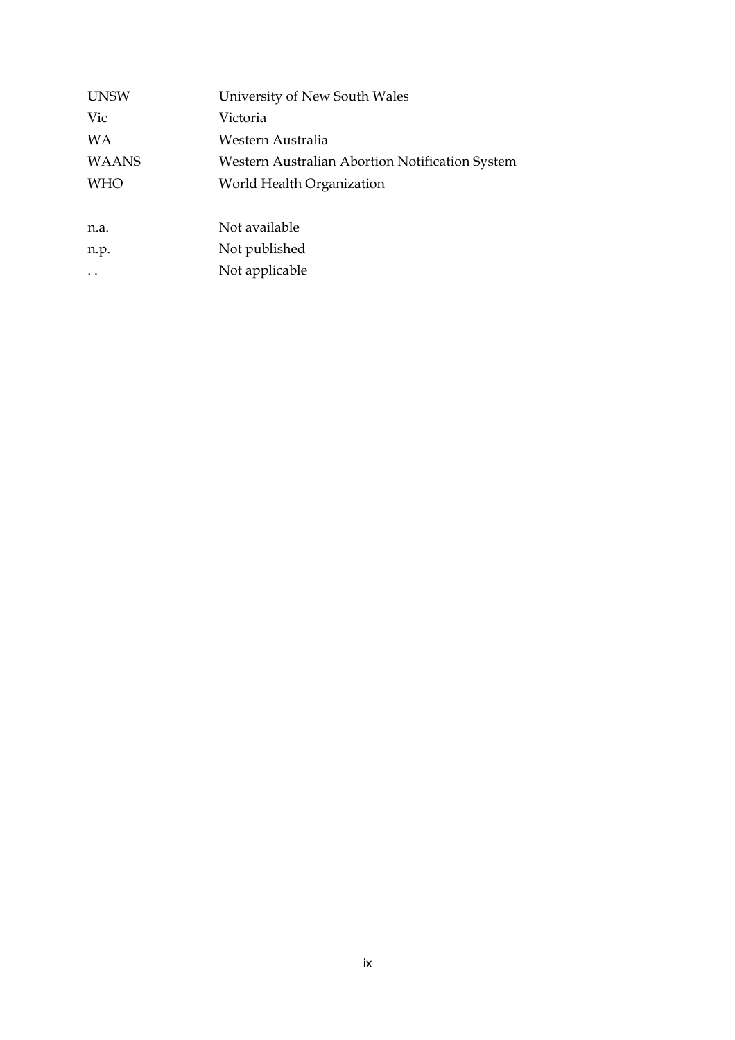| | |
|---|---|
| UNSW | University of New South Wales |
| Vic | Victoria |
| WA | Western Australia |
| WAANS | Western Australian Abortion Notification System |
| WHO | World Health Organization |
| | |
| n.a. | Not available |
| n.p. | Not published |
| . . | Not applicable |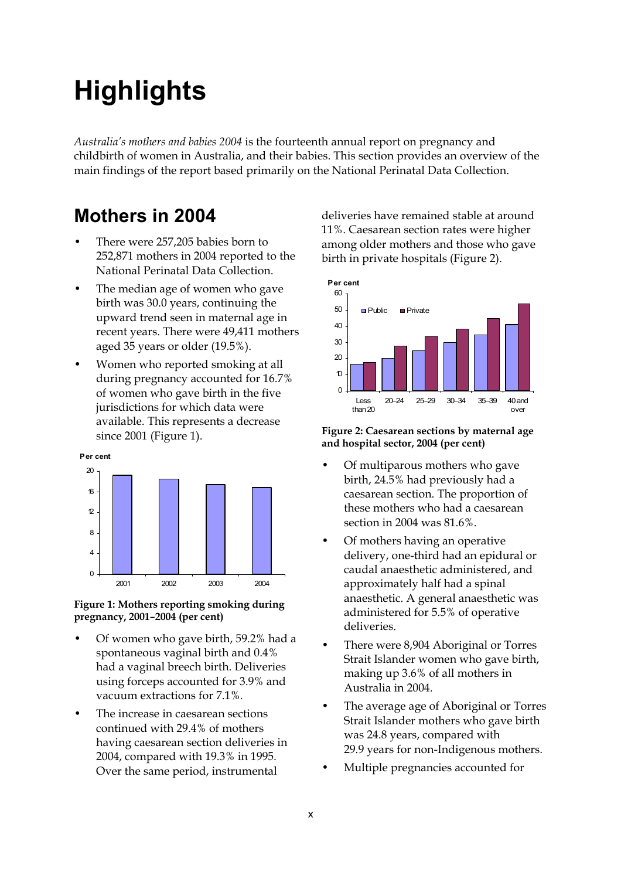# Highlights

*Australia's mothers and babies 2004* is the fourteenth annual report on pregnancy and childbirth of women in Australia, and their babies. This section provides an overview of the main findings of the report based primarily on the National Perinatal Data Collection.

## Mothers in 2004

- There were 257,205 babies born to 252,871 mothers in 2004 reported to the National Perinatal Data Collection.
- The median age of women who gave birth was 30.0 years, continuing the upward trend seen in maternal age in recent years. There were 49,411 mothers aged 35 years or older (19.5%).
- Women who reported smoking at all during pregnancy accounted for 16.7% of women who gave birth in the five jurisdictions for which data were available. This represents a decrease since 2001 (Figure 1).

**Figure 1: Mothers reporting smoking during pregnancy, 2001–2004 (per cent)**

- Of women who gave birth, 59.2% had a spontaneous vaginal birth and 0.4% had a vaginal breech birth. Deliveries using forceps accounted for 3.9% and vacuum extractions for 7.1%.
- The increase in caesarean sections continued with 29.4% of mothers having caesarean section deliveries in 2004, compared with 19.3% in 1995. Over the same period, instrumental deliveries have remained stable at around 11%. Caesarean section rates were higher among older mothers and those who gave birth in private hospitals (Figure 2).

**Figure 2: Caesarean sections by maternal age and hospital sector, 2004 (per cent)**

- Of multiparous mothers who gave birth, 24.5% had previously had a caesarean section. The proportion of these mothers who had a caesarean section in 2004 was 81.6%.
- Of mothers having an operative delivery, one-third had an epidural or caudal anaesthetic administered, and approximately half had a spinal anaesthetic. A general anaesthetic was administered for 5.5% of operative deliveries.
- There were 8,904 Aboriginal or Torres Strait Islander women who gave birth, making up 3.6% of all mothers in Australia in 2004.
- The average age of Aboriginal or Torres Strait Islander mothers who gave birth was 24.8 years, compared with 29.9 years for non-Indigenous mothers.
- Multiple pregnancies accounted for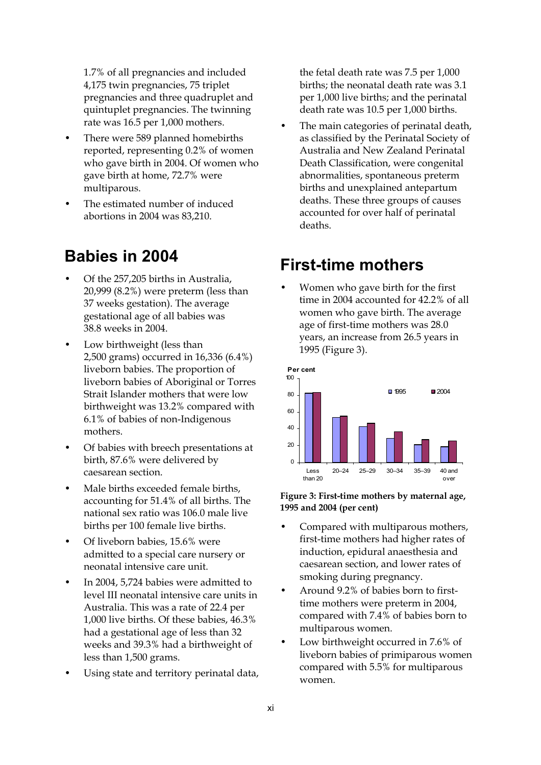1.7% of all pregnancies and included 4,175 twin pregnancies, 75 triplet pregnancies and three quadruplet and quintuplet pregnancies. The twinning rate was 16.5 per 1,000 mothers.

- There were 589 planned homebirths reported, representing 0.2% of women who gave birth in 2004. Of women who gave birth at home, 72.7% were multiparous.
- The estimated number of induced abortions in 2004 was 83,210.

## Babies in 2004

- Of the 257,205 births in Australia, 20,999 (8.2%) were preterm (less than 37 weeks gestation). The average gestational age of all babies was 38.8 weeks in 2004.
- Low birthweight (less than 2,500 grams) occurred in 16,336 (6.4%) liveborn babies. The proportion of liveborn babies of Aboriginal or Torres Strait Islander mothers that were low birthweight was 13.2% compared with 6.1% of babies of non-Indigenous mothers.
- Of babies with breech presentations at birth, 87.6% were delivered by caesarean section.
- Male births exceeded female births, accounting for 51.4% of all births. The national sex ratio was 106.0 male live births per 100 female live births.
- Of liveborn babies, 15.6% were admitted to a special care nursery or neonatal intensive care unit.
- In 2004, 5,724 babies were admitted to level III neonatal intensive care units in Australia. This was a rate of 22.4 per 1,000 live births. Of these babies, 46.3% had a gestational age of less than 32 weeks and 39.3% had a birthweight of less than 1,500 grams.
- Using state and territory perinatal data, the fetal death rate was 7.5 per 1,000 births; the neonatal death rate was 3.1 per 1,000 live births; and the perinatal death rate was 10.5 per 1,000 births.
- The main categories of perinatal death, as classified by the Perinatal Society of Australia and New Zealand Perinatal Death Classification, were congenital abnormalities, spontaneous preterm births and unexplained antepartum deaths. These three groups of causes accounted for over half of perinatal deaths.

## First-time mothers

- Women who gave birth for the first time in 2004 accounted for 42.2% of all women who gave birth. The average age of first-time mothers was 28.0 years, an increase from 26.5 years in 1995 (Figure 3).

**Figure 3: First-time mothers by maternal age, 1995 and 2004 (per cent)**

- Compared with multiparous mothers, first-time mothers had higher rates of induction, epidural anaesthesia and caesarean section, and lower rates of smoking during pregnancy.
- Around 9.2% of babies born to first-time mothers were preterm in 2004, compared with 7.4% of babies born to multiparous women.
- Low birthweight occurred in 7.6% of liveborn babies of primiparous women compared with 5.5% for multiparous women.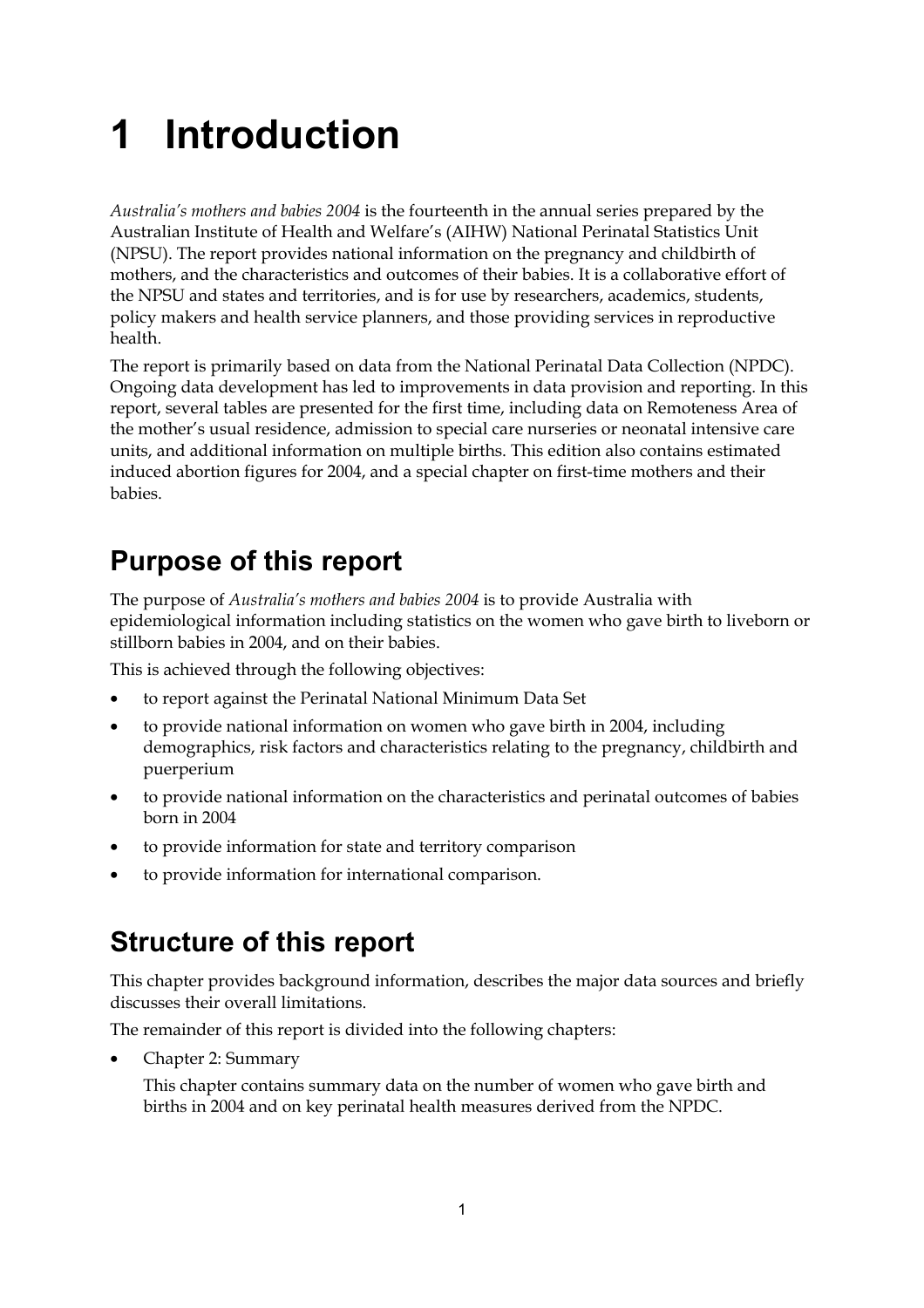# 1 Introduction

*Australia's mothers and babies 2004* is the fourteenth in the annual series prepared by the Australian Institute of Health and Welfare's (AIHW) National Perinatal Statistics Unit (NPSU). The report provides national information on the pregnancy and childbirth of mothers, and the characteristics and outcomes of their babies. It is a collaborative effort of the NPSU and states and territories, and is for use by researchers, academics, students, policy makers and health service planners, and those providing services in reproductive health.

The report is primarily based on data from the National Perinatal Data Collection (NPDC). Ongoing data development has led to improvements in data provision and reporting. In this report, several tables are presented for the first time, including data on Remoteness Area of the mother's usual residence, admission to special care nurseries or neonatal intensive care units, and additional information on multiple births. This edition also contains estimated induced abortion figures for 2004, and a special chapter on first-time mothers and their babies.

## Purpose of this report

The purpose of *Australia's mothers and babies 2004* is to provide Australia with epidemiological information including statistics on the women who gave birth to liveborn or stillborn babies in 2004, and on their babies.

This is achieved through the following objectives:

- to report against the Perinatal National Minimum Data Set
- to provide national information on women who gave birth in 2004, including demographics, risk factors and characteristics relating to the pregnancy, childbirth and puerperium
- to provide national information on the characteristics and perinatal outcomes of babies born in 2004
- to provide information for state and territory comparison
- to provide information for international comparison.

## Structure of this report

This chapter provides background information, describes the major data sources and briefly discusses their overall limitations.

The remainder of this report is divided into the following chapters:

- Chapter 2: Summary

  This chapter contains summary data on the number of women who gave birth and births in 2004 and on key perinatal health measures derived from the NPDC.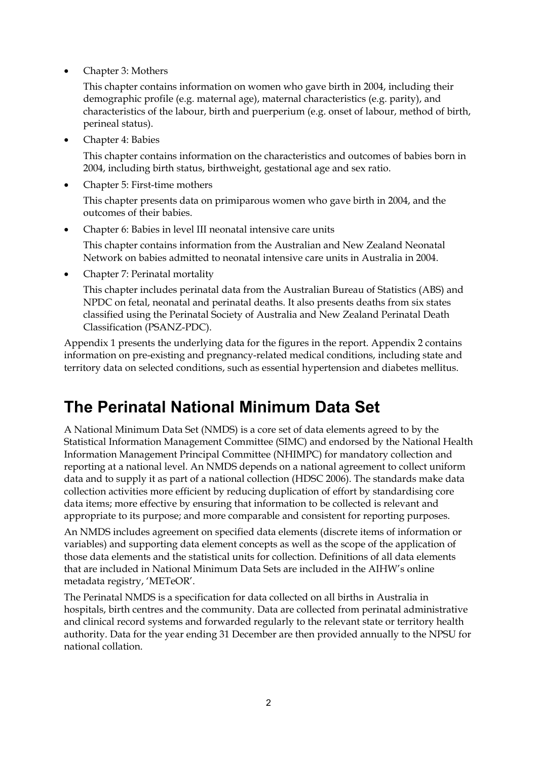- Chapter 3: Mothers

  This chapter contains information on women who gave birth in 2004, including their demographic profile (e.g. maternal age), maternal characteristics (e.g. parity), and characteristics of the labour, birth and puerperium (e.g. onset of labour, method of birth, perineal status).

- Chapter 4: Babies

  This chapter contains information on the characteristics and outcomes of babies born in 2004, including birth status, birthweight, gestational age and sex ratio.

- Chapter 5: First-time mothers

  This chapter presents data on primiparous women who gave birth in 2004, and the outcomes of their babies.

- Chapter 6: Babies in level III neonatal intensive care units

  This chapter contains information from the Australian and New Zealand Neonatal Network on babies admitted to neonatal intensive care units in Australia in 2004.

- Chapter 7: Perinatal mortality

  This chapter includes perinatal data from the Australian Bureau of Statistics (ABS) and NPDC on fetal, neonatal and perinatal deaths. It also presents deaths from six states classified using the Perinatal Society of Australia and New Zealand Perinatal Death Classification (PSANZ-PDC).

Appendix 1 presents the underlying data for the figures in the report. Appendix 2 contains information on pre-existing and pregnancy-related medical conditions, including state and territory data on selected conditions, such as essential hypertension and diabetes mellitus.

## The Perinatal National Minimum Data Set

A National Minimum Data Set (NMDS) is a core set of data elements agreed to by the Statistical Information Management Committee (SIMC) and endorsed by the National Health Information Management Principal Committee (NHIMPC) for mandatory collection and reporting at a national level. An NMDS depends on a national agreement to collect uniform data and to supply it as part of a national collection (HDSC 2006). The standards make data collection activities more efficient by reducing duplication of effort by standardising core data items; more effective by ensuring that information to be collected is relevant and appropriate to its purpose; and more comparable and consistent for reporting purposes.

An NMDS includes agreement on specified data elements (discrete items of information or variables) and supporting data element concepts as well as the scope of the application of those data elements and the statistical units for collection. Definitions of all data elements that are included in National Minimum Data Sets are included in the AIHW's online metadata registry, 'METeOR'.

The Perinatal NMDS is a specification for data collected on all births in Australia in hospitals, birth centres and the community. Data are collected from perinatal administrative and clinical record systems and forwarded regularly to the relevant state or territory health authority. Data for the year ending 31 December are then provided annually to the NPSU for national collation.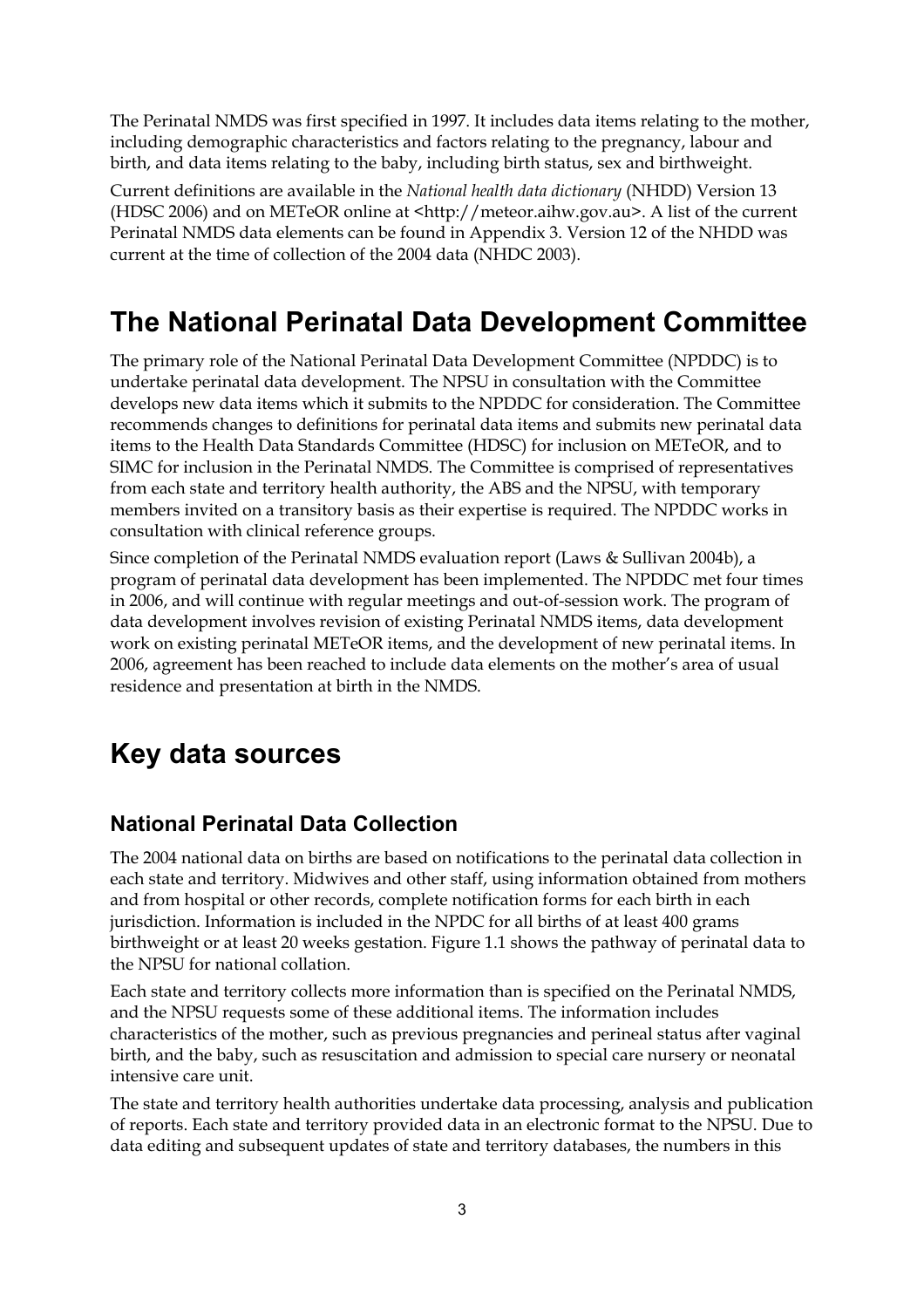The Perinatal NMDS was first specified in 1997. It includes data items relating to the mother, including demographic characteristics and factors relating to the pregnancy, labour and birth, and data items relating to the baby, including birth status, sex and birthweight.

Current definitions are available in the *National health data dictionary* (NHDD) Version 13 (HDSC 2006) and on METeOR online at <http://meteor.aihw.gov.au>. A list of the current Perinatal NMDS data elements can be found in Appendix 3. Version 12 of the NHDD was current at the time of collection of the 2004 data (NHDC 2003).

# The National Perinatal Data Development Committee

The primary role of the National Perinatal Data Development Committee (NPDDC) is to undertake perinatal data development. The NPSU in consultation with the Committee develops new data items which it submits to the NPDDC for consideration. The Committee recommends changes to definitions for perinatal data items and submits new perinatal data items to the Health Data Standards Committee (HDSC) for inclusion on METeOR, and to SIMC for inclusion in the Perinatal NMDS. The Committee is comprised of representatives from each state and territory health authority, the ABS and the NPSU, with temporary members invited on a transitory basis as their expertise is required. The NPDDC works in consultation with clinical reference groups.

Since completion of the Perinatal NMDS evaluation report (Laws & Sullivan 2004b), a program of perinatal data development has been implemented. The NPDDC met four times in 2006, and will continue with regular meetings and out-of-session work. The program of data development involves revision of existing Perinatal NMDS items, data development work on existing perinatal METeOR items, and the development of new perinatal items. In 2006, agreement has been reached to include data elements on the mother's area of usual residence and presentation at birth in the NMDS.

# Key data sources

## National Perinatal Data Collection

The 2004 national data on births are based on notifications to the perinatal data collection in each state and territory. Midwives and other staff, using information obtained from mothers and from hospital or other records, complete notification forms for each birth in each jurisdiction. Information is included in the NPDC for all births of at least 400 grams birthweight or at least 20 weeks gestation. Figure 1.1 shows the pathway of perinatal data to the NPSU for national collation.

Each state and territory collects more information than is specified on the Perinatal NMDS, and the NPSU requests some of these additional items. The information includes characteristics of the mother, such as previous pregnancies and perineal status after vaginal birth, and the baby, such as resuscitation and admission to special care nursery or neonatal intensive care unit.

The state and territory health authorities undertake data processing, analysis and publication of reports. Each state and territory provided data in an electronic format to the NPSU. Due to data editing and subsequent updates of state and territory databases, the numbers in this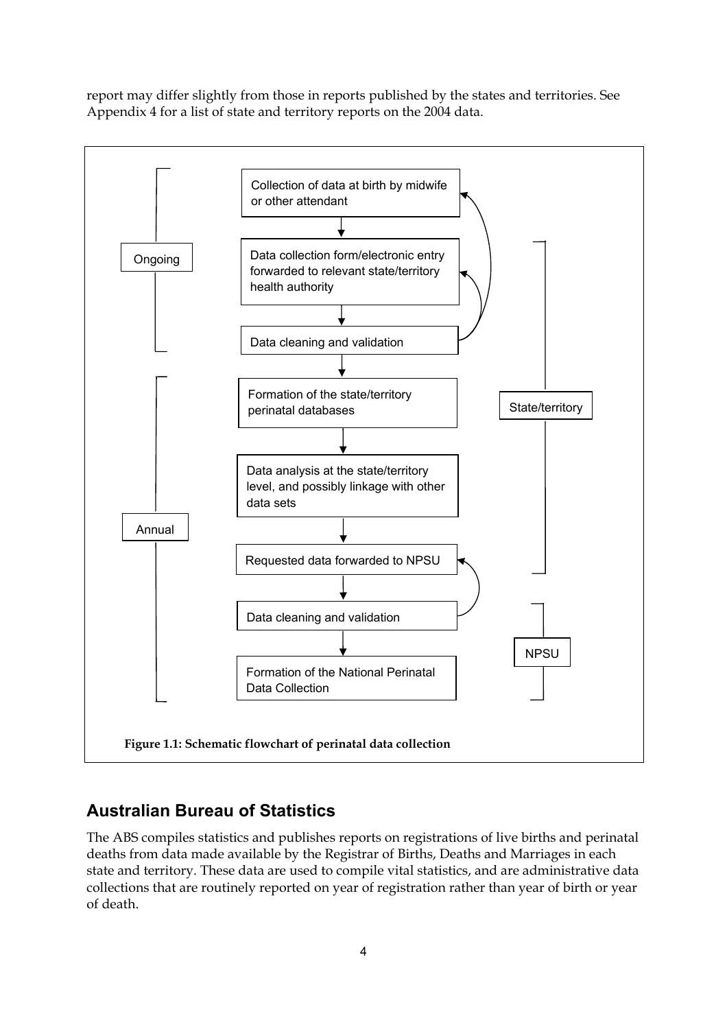report may differ slightly from those in reports published by the states and territories. See Appendix 4 for a list of state and territory reports on the 2004 data.

Ongoing

- Collection of data at birth by midwife or other attendant
- Data collection form/electronic entry forwarded to relevant state/territory health authority
- Data cleaning and validation

Annual

- Formation of the state/territory perinatal databases
- Data analysis at the state/territory level, and possibly linkage with other data sets
- Requested data forwarded to NPSU
- Data cleaning and validation
- Formation of the National Perinatal Data Collection

State/territory

NPSU

**Figure 1.1: Schematic flowchart of perinatal data collection**

## Australian Bureau of Statistics

The ABS compiles statistics and publishes reports on registrations of live births and perinatal deaths from data made available by the Registrar of Births, Deaths and Marriages in each state and territory. These data are used to compile vital statistics, and are administrative data collections that are routinely reported on year of registration rather than year of birth or year of death.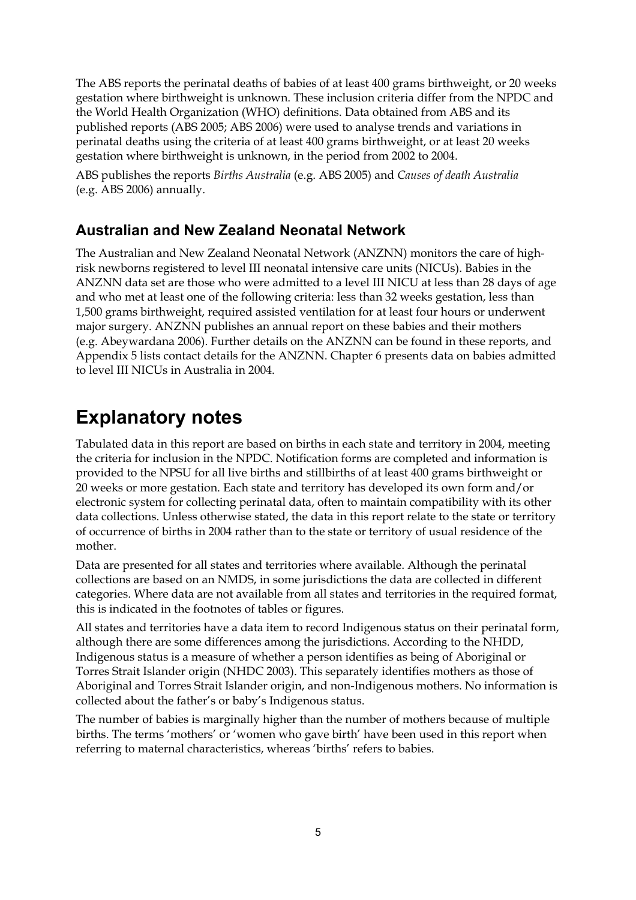The ABS reports the perinatal deaths of babies of at least 400 grams birthweight, or 20 weeks gestation where birthweight is unknown. These inclusion criteria differ from the NPDC and the World Health Organization (WHO) definitions. Data obtained from ABS and its published reports (ABS 2005; ABS 2006) were used to analyse trends and variations in perinatal deaths using the criteria of at least 400 grams birthweight, or at least 20 weeks gestation where birthweight is unknown, in the period from 2002 to 2004.

ABS publishes the reports *Births Australia* (e.g. ABS 2005) and *Causes of death Australia* (e.g. ABS 2006) annually.

### Australian and New Zealand Neonatal Network

The Australian and New Zealand Neonatal Network (ANZNN) monitors the care of high-risk newborns registered to level III neonatal intensive care units (NICUs). Babies in the ANZNN data set are those who were admitted to a level III NICU at less than 28 days of age and who met at least one of the following criteria: less than 32 weeks gestation, less than 1,500 grams birthweight, required assisted ventilation for at least four hours or underwent major surgery. ANZNN publishes an annual report on these babies and their mothers (e.g. Abeywardana 2006). Further details on the ANZNN can be found in these reports, and Appendix 5 lists contact details for the ANZNN. Chapter 6 presents data on babies admitted to level III NICUs in Australia in 2004.

## Explanatory notes

Tabulated data in this report are based on births in each state and territory in 2004, meeting the criteria for inclusion in the NPDC. Notification forms are completed and information is provided to the NPSU for all live births and stillbirths of at least 400 grams birthweight or 20 weeks or more gestation. Each state and territory has developed its own form and/or electronic system for collecting perinatal data, often to maintain compatibility with its other data collections. Unless otherwise stated, the data in this report relate to the state or territory of occurrence of births in 2004 rather than to the state or territory of usual residence of the mother.

Data are presented for all states and territories where available. Although the perinatal collections are based on an NMDS, in some jurisdictions the data are collected in different categories. Where data are not available from all states and territories in the required format, this is indicated in the footnotes of tables or figures.

All states and territories have a data item to record Indigenous status on their perinatal form, although there are some differences among the jurisdictions. According to the NHDD, Indigenous status is a measure of whether a person identifies as being of Aboriginal or Torres Strait Islander origin (NHDC 2003). This separately identifies mothers as those of Aboriginal and Torres Strait Islander origin, and non-Indigenous mothers. No information is collected about the father's or baby's Indigenous status.

The number of babies is marginally higher than the number of mothers because of multiple births. The terms 'mothers' or 'women who gave birth' have been used in this report when referring to maternal characteristics, whereas 'births' refers to babies.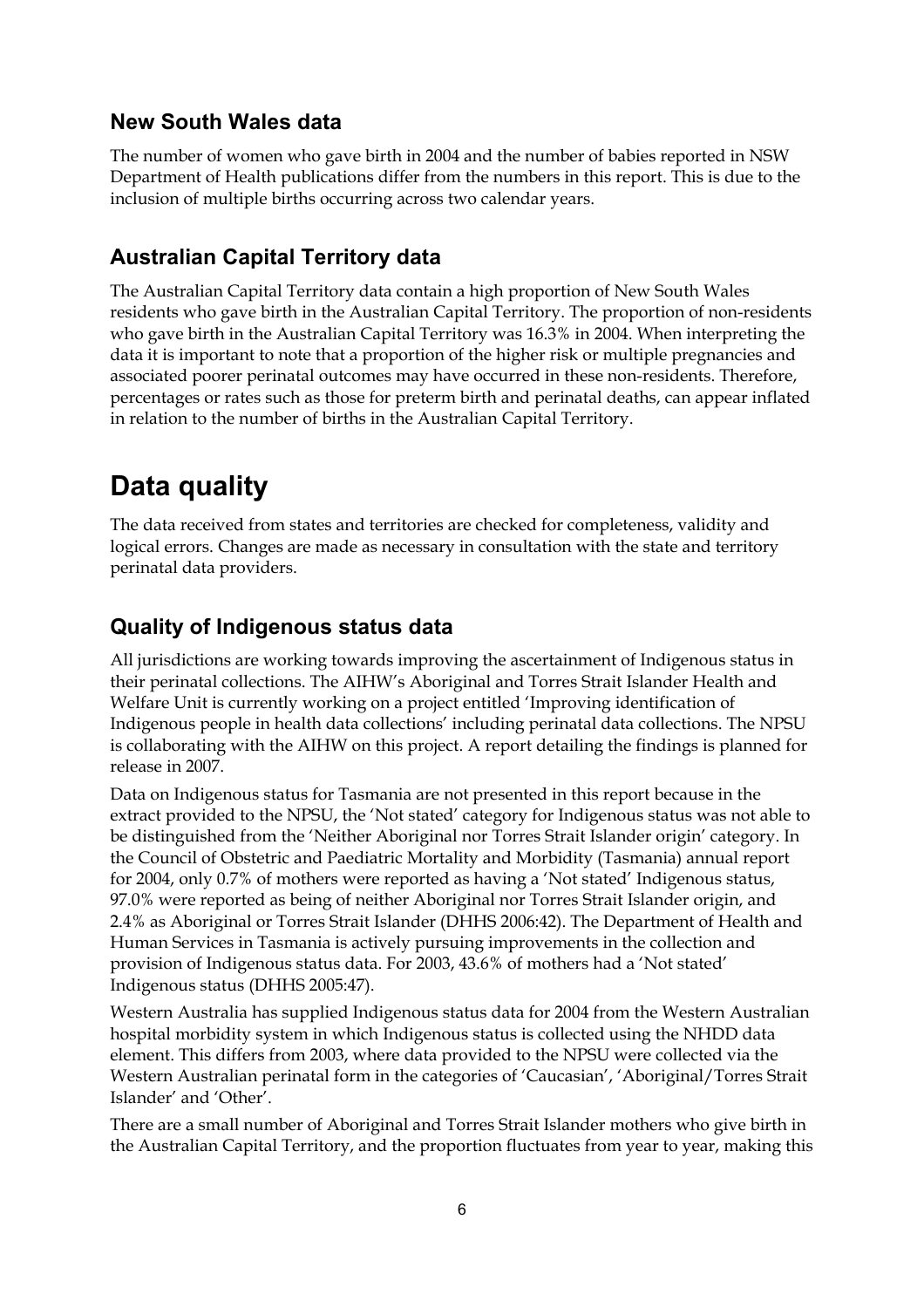### New South Wales data

The number of women who gave birth in 2004 and the number of babies reported in NSW Department of Health publications differ from the numbers in this report. This is due to the inclusion of multiple births occurring across two calendar years.

### Australian Capital Territory data

The Australian Capital Territory data contain a high proportion of New South Wales residents who gave birth in the Australian Capital Territory. The proportion of non-residents who gave birth in the Australian Capital Territory was 16.3% in 2004. When interpreting the data it is important to note that a proportion of the higher risk or multiple pregnancies and associated poorer perinatal outcomes may have occurred in these non-residents. Therefore, percentages or rates such as those for preterm birth and perinatal deaths, can appear inflated in relation to the number of births in the Australian Capital Territory.

## Data quality

The data received from states and territories are checked for completeness, validity and logical errors. Changes are made as necessary in consultation with the state and territory perinatal data providers.

### Quality of Indigenous status data

All jurisdictions are working towards improving the ascertainment of Indigenous status in their perinatal collections. The AIHW's Aboriginal and Torres Strait Islander Health and Welfare Unit is currently working on a project entitled 'Improving identification of Indigenous people in health data collections' including perinatal data collections. The NPSU is collaborating with the AIHW on this project. A report detailing the findings is planned for release in 2007.

Data on Indigenous status for Tasmania are not presented in this report because in the extract provided to the NPSU, the 'Not stated' category for Indigenous status was not able to be distinguished from the 'Neither Aboriginal nor Torres Strait Islander origin' category. In the Council of Obstetric and Paediatric Mortality and Morbidity (Tasmania) annual report for 2004, only 0.7% of mothers were reported as having a 'Not stated' Indigenous status, 97.0% were reported as being of neither Aboriginal nor Torres Strait Islander origin, and 2.4% as Aboriginal or Torres Strait Islander (DHHS 2006:42). The Department of Health and Human Services in Tasmania is actively pursuing improvements in the collection and provision of Indigenous status data. For 2003, 43.6% of mothers had a 'Not stated' Indigenous status (DHHS 2005:47).

Western Australia has supplied Indigenous status data for 2004 from the Western Australian hospital morbidity system in which Indigenous status is collected using the NHDD data element. This differs from 2003, where data provided to the NPSU were collected via the Western Australian perinatal form in the categories of 'Caucasian', 'Aboriginal/Torres Strait Islander' and 'Other'.

There are a small number of Aboriginal and Torres Strait Islander mothers who give birth in the Australian Capital Territory, and the proportion fluctuates from year to year, making this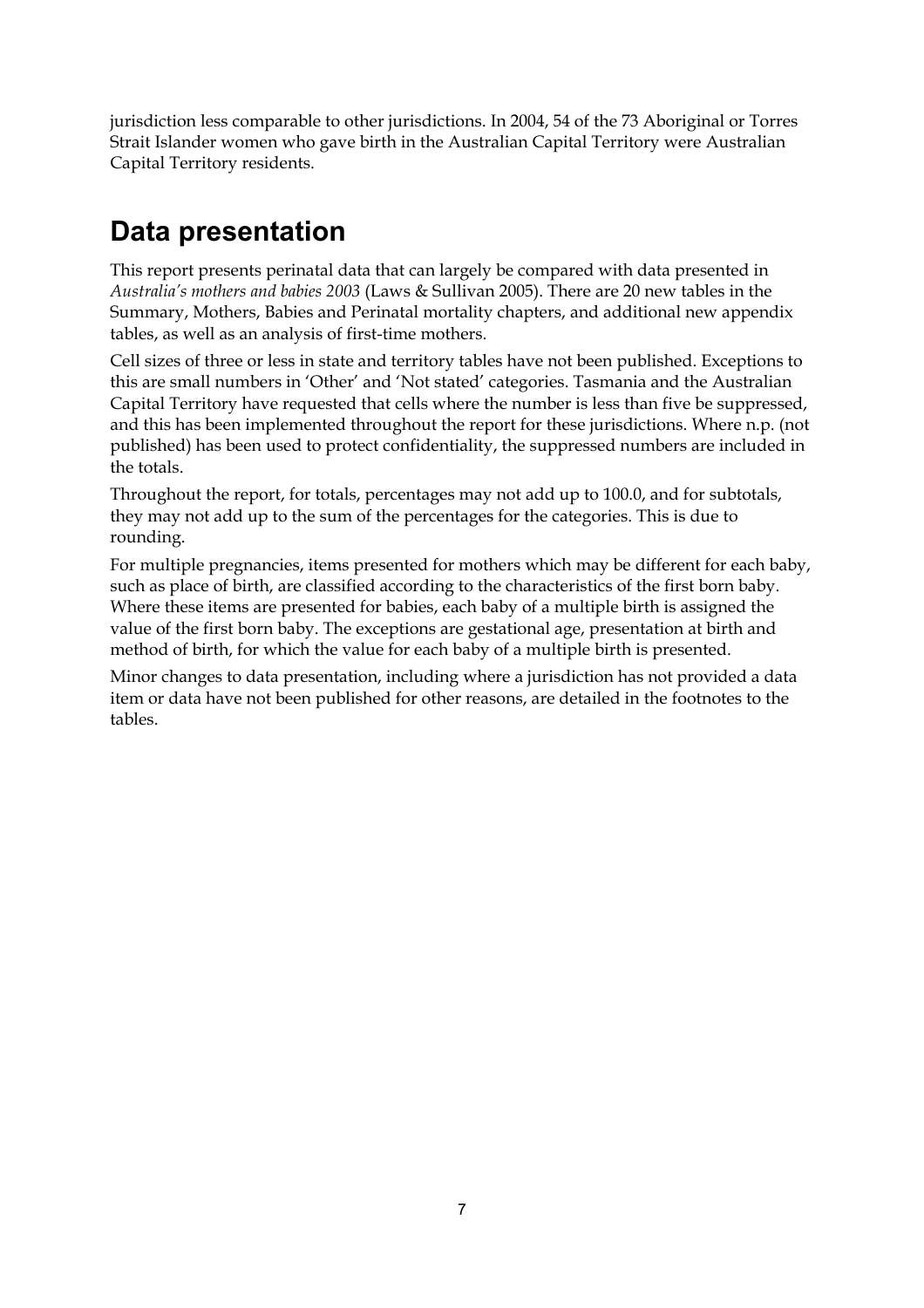jurisdiction less comparable to other jurisdictions. In 2004, 54 of the 73 Aboriginal or Torres Strait Islander women who gave birth in the Australian Capital Territory were Australian Capital Territory residents.

## Data presentation

This report presents perinatal data that can largely be compared with data presented in *Australia's mothers and babies 2003* (Laws & Sullivan 2005). There are 20 new tables in the Summary, Mothers, Babies and Perinatal mortality chapters, and additional new appendix tables, as well as an analysis of first-time mothers.

Cell sizes of three or less in state and territory tables have not been published. Exceptions to this are small numbers in 'Other' and 'Not stated' categories. Tasmania and the Australian Capital Territory have requested that cells where the number is less than five be suppressed, and this has been implemented throughout the report for these jurisdictions. Where n.p. (not published) has been used to protect confidentiality, the suppressed numbers are included in the totals.

Throughout the report, for totals, percentages may not add up to 100.0, and for subtotals, they may not add up to the sum of the percentages for the categories. This is due to rounding.

For multiple pregnancies, items presented for mothers which may be different for each baby, such as place of birth, are classified according to the characteristics of the first born baby. Where these items are presented for babies, each baby of a multiple birth is assigned the value of the first born baby. The exceptions are gestational age, presentation at birth and method of birth, for which the value for each baby of a multiple birth is presented.

Minor changes to data presentation, including where a jurisdiction has not provided a data item or data have not been published for other reasons, are detailed in the footnotes to the tables.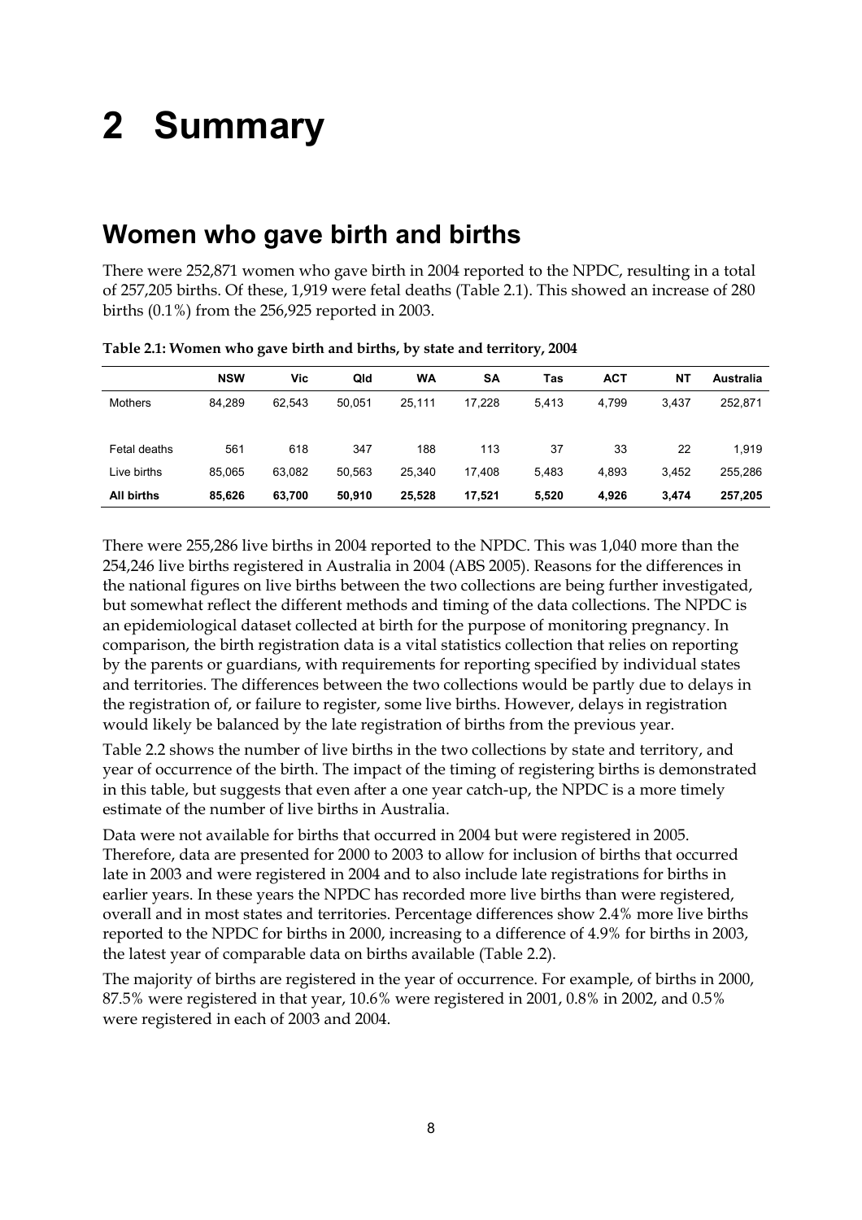# 2 Summary

## Women who gave birth and births

There were 252,871 women who gave birth in 2004 reported to the NPDC, resulting in a total of 257,205 births. Of these, 1,919 were fetal deaths (Table 2.1). This showed an increase of 280 births (0.1%) from the 256,925 reported in 2003.

**Table 2.1: Women who gave birth and births, by state and territory, 2004**

| | NSW | Vic | Qld | WA | SA | Tas | ACT | NT | Australia |
|---|---|---|---|---|---|---|---|---|---|
| Mothers | 84,289 | 62,543 | 50,051 | 25,111 | 17,228 | 5,413 | 4,799 | 3,437 | 252,871 |
| Fetal deaths | 561 | 618 | 347 | 188 | 113 | 37 | 33 | 22 | 1,919 |
| Live births | 85,065 | 63,082 | 50,563 | 25,340 | 17,408 | 5,483 | 4,893 | 3,452 | 255,286 |
| **All births** | **85,626** | **63,700** | **50,910** | **25,528** | **17,521** | **5,520** | **4,926** | **3,474** | **257,205** |

There were 255,286 live births in 2004 reported to the NPDC. This was 1,040 more than the 254,246 live births registered in Australia in 2004 (ABS 2005). Reasons for the differences in the national figures on live births between the two collections are being further investigated, but somewhat reflect the different methods and timing of the data collections. The NPDC is an epidemiological dataset collected at birth for the purpose of monitoring pregnancy. In comparison, the birth registration data is a vital statistics collection that relies on reporting by the parents or guardians, with requirements for reporting specified by individual states and territories. The differences between the two collections would be partly due to delays in the registration of, or failure to register, some live births. However, delays in registration would likely be balanced by the late registration of births from the previous year.

Table 2.2 shows the number of live births in the two collections by state and territory, and year of occurrence of the birth. The impact of the timing of registering births is demonstrated in this table, but suggests that even after a one year catch-up, the NPDC is a more timely estimate of the number of live births in Australia.

Data were not available for births that occurred in 2004 but were registered in 2005. Therefore, data are presented for 2000 to 2003 to allow for inclusion of births that occurred late in 2003 and were registered in 2004 and to also include late registrations for births in earlier years. In these years the NPDC has recorded more live births than were registered, overall and in most states and territories. Percentage differences show 2.4% more live births reported to the NPDC for births in 2000, increasing to a difference of 4.9% for births in 2003, the latest year of comparable data on births available (Table 2.2).

The majority of births are registered in the year of occurrence. For example, of births in 2000, 87.5% were registered in that year, 10.6% were registered in 2001, 0.8% in 2002, and 0.5% were registered in each of 2003 and 2004.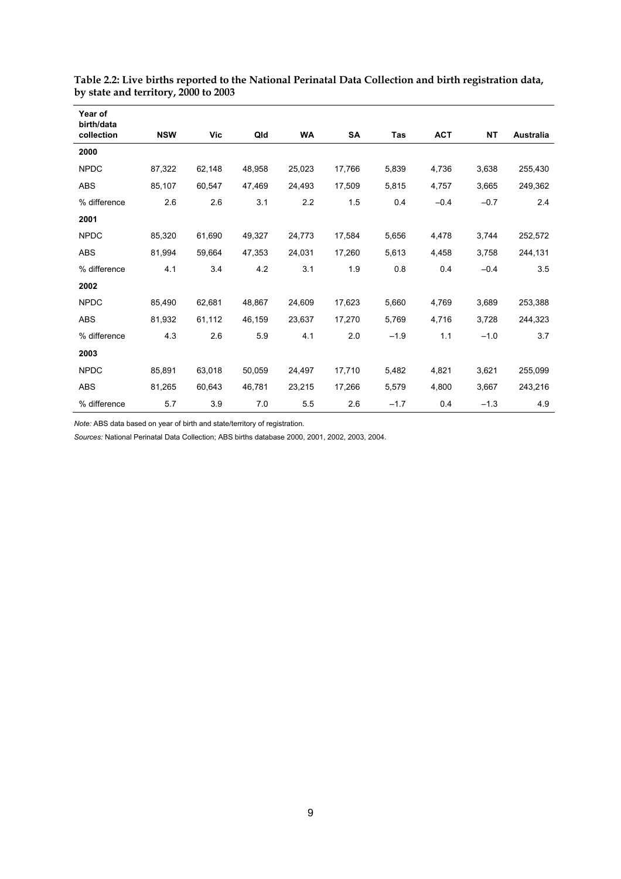**Table 2.2: Live births reported to the National Perinatal Data Collection and birth registration data, by state and territory, 2000 to 2003**

| Year of birth/data collection | NSW | Vic | Qld | WA | SA | Tas | ACT | NT | Australia |
|---|---|---|---|---|---|---|---|---|---|
| **2000** | | | | | | | | | |
| NPDC | 87,322 | 62,148 | 48,958 | 25,023 | 17,766 | 5,839 | 4,736 | 3,638 | 255,430 |
| ABS | 85,107 | 60,547 | 47,469 | 24,493 | 17,509 | 5,815 | 4,757 | 3,665 | 249,362 |
| % difference | 2.6 | 2.6 | 3.1 | 2.2 | 1.5 | 0.4 | –0.4 | –0.7 | 2.4 |
| **2001** | | | | | | | | | |
| NPDC | 85,320 | 61,690 | 49,327 | 24,773 | 17,584 | 5,656 | 4,478 | 3,744 | 252,572 |
| ABS | 81,994 | 59,664 | 47,353 | 24,031 | 17,260 | 5,613 | 4,458 | 3,758 | 244,131 |
| % difference | 4.1 | 3.4 | 4.2 | 3.1 | 1.9 | 0.8 | 0.4 | –0.4 | 3.5 |
| **2002** | | | | | | | | | |
| NPDC | 85,490 | 62,681 | 48,867 | 24,609 | 17,623 | 5,660 | 4,769 | 3,689 | 253,388 |
| ABS | 81,932 | 61,112 | 46,159 | 23,637 | 17,270 | 5,769 | 4,716 | 3,728 | 244,323 |
| % difference | 4.3 | 2.6 | 5.9 | 4.1 | 2.0 | –1.9 | 1.1 | –1.0 | 3.7 |
| **2003** | | | | | | | | | |
| NPDC | 85,891 | 63,018 | 50,059 | 24,497 | 17,710 | 5,482 | 4,821 | 3,621 | 255,099 |
| ABS | 81,265 | 60,643 | 46,781 | 23,215 | 17,266 | 5,579 | 4,800 | 3,667 | 243,216 |
| % difference | 5.7 | 3.9 | 7.0 | 5.5 | 2.6 | –1.7 | 0.4 | –1.3 | 4.9 |

*Note:* ABS data based on year of birth and state/territory of registration.

*Sources:* National Perinatal Data Collection; ABS births database 2000, 2001, 2002, 2003, 2004.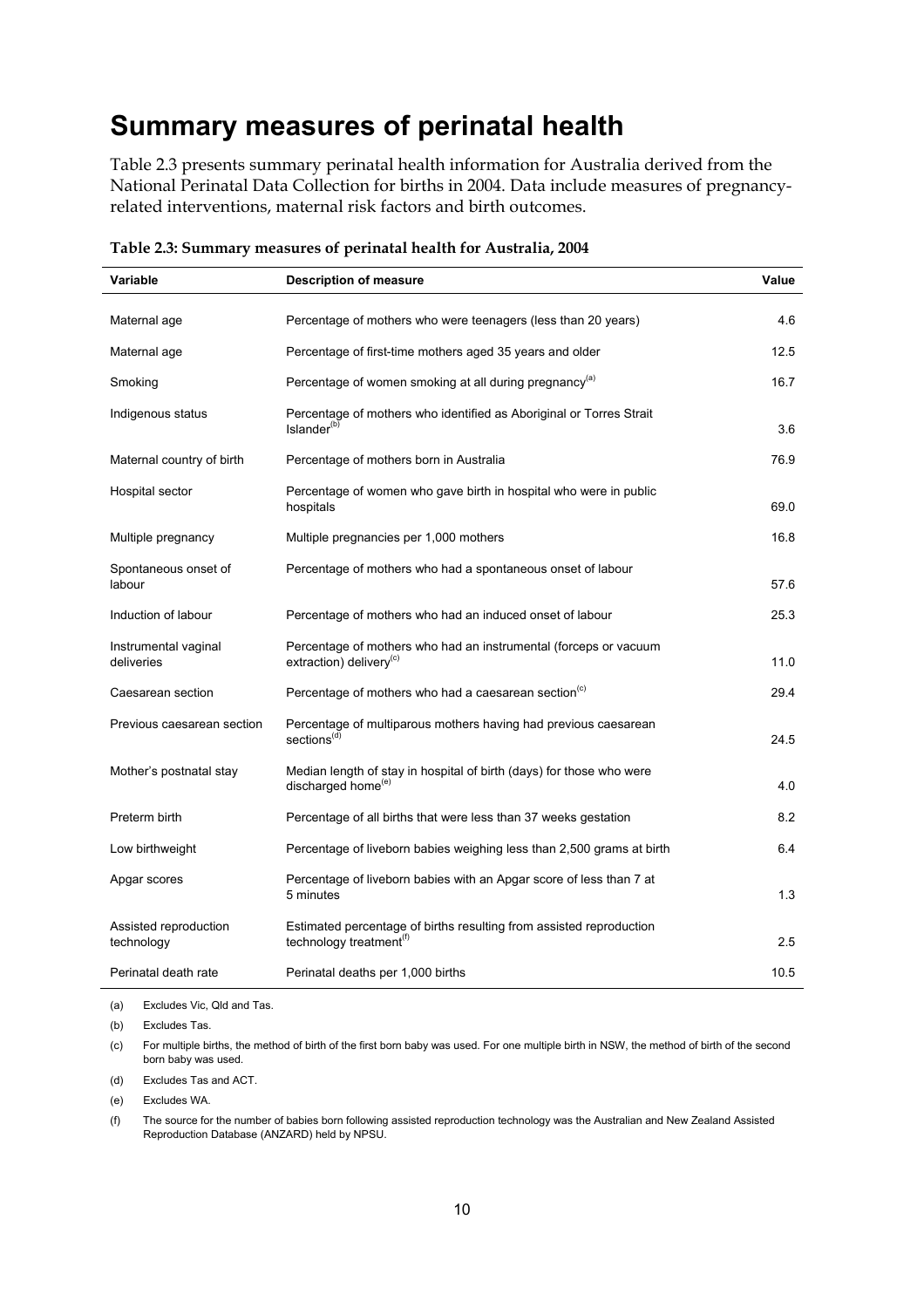# Summary measures of perinatal health

Table 2.3 presents summary perinatal health information for Australia derived from the National Perinatal Data Collection for births in 2004. Data include measures of pregnancy-related interventions, maternal risk factors and birth outcomes.

**Table 2.3: Summary measures of perinatal health for Australia, 2004**

| Variable | Description of measure | Value |
|---|---|---|
| Maternal age | Percentage of mothers who were teenagers (less than 20 years) | 4.6 |
| Maternal age | Percentage of first-time mothers aged 35 years and older | 12.5 |
| Smoking | Percentage of women smoking at all during pregnancy[(a)] | 16.7 |
| Indigenous status | Percentage of mothers who identified as Aboriginal or Torres Strait Islander[(b)] | 3.6 |
| Maternal country of birth | Percentage of mothers born in Australia | 76.9 |
| Hospital sector | Percentage of women who gave birth in hospital who were in public hospitals | 69.0 |
| Multiple pregnancy | Multiple pregnancies per 1,000 mothers | 16.8 |
| Spontaneous onset of labour | Percentage of mothers who had a spontaneous onset of labour | 57.6 |
| Induction of labour | Percentage of mothers who had an induced onset of labour | 25.3 |
| Instrumental vaginal deliveries | Percentage of mothers who had an instrumental (forceps or vacuum extraction) delivery[(c)] | 11.0 |
| Caesarean section | Percentage of mothers who had a caesarean section[(c)] | 29.4 |
| Previous caesarean section | Percentage of multiparous mothers having had previous caesarean sections[(d)] | 24.5 |
| Mother's postnatal stay | Median length of stay in hospital of birth (days) for those who were discharged home[(e)] | 4.0 |
| Preterm birth | Percentage of all births that were less than 37 weeks gestation | 8.2 |
| Low birthweight | Percentage of liveborn babies weighing less than 2,500 grams at birth | 6.4 |
| Apgar scores | Percentage of liveborn babies with an Apgar score of less than 7 at 5 minutes | 1.3 |
| Assisted reproduction technology | Estimated percentage of births resulting from assisted reproduction technology treatment[(f)] | 2.5 |
| Perinatal death rate | Perinatal deaths per 1,000 births | 10.5 |

(a) Excludes Vic, Qld and Tas.

(b) Excludes Tas.

(c) For multiple births, the method of birth of the first born baby was used. For one multiple birth in NSW, the method of birth of the second born baby was used.

(d) Excludes Tas and ACT.

(e) Excludes WA.

(f) The source for the number of babies born following assisted reproduction technology was the Australian and New Zealand Assisted Reproduction Database (ANZARD) held by NPSU.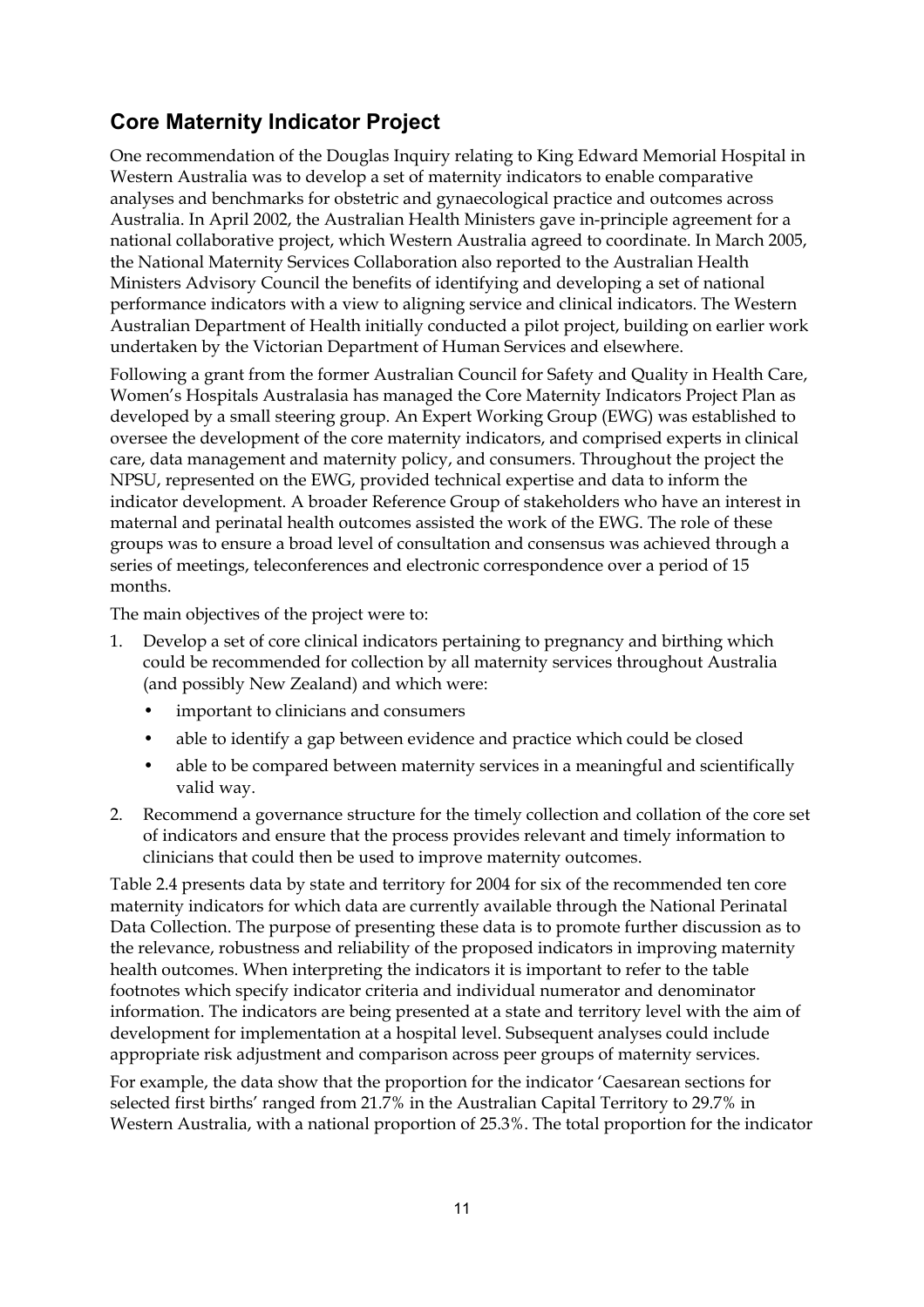## Core Maternity Indicator Project

One recommendation of the Douglas Inquiry relating to King Edward Memorial Hospital in Western Australia was to develop a set of maternity indicators to enable comparative analyses and benchmarks for obstetric and gynaecological practice and outcomes across Australia. In April 2002, the Australian Health Ministers gave in-principle agreement for a national collaborative project, which Western Australia agreed to coordinate. In March 2005, the National Maternity Services Collaboration also reported to the Australian Health Ministers Advisory Council the benefits of identifying and developing a set of national performance indicators with a view to aligning service and clinical indicators. The Western Australian Department of Health initially conducted a pilot project, building on earlier work undertaken by the Victorian Department of Human Services and elsewhere.

Following a grant from the former Australian Council for Safety and Quality in Health Care, Women's Hospitals Australasia has managed the Core Maternity Indicators Project Plan as developed by a small steering group. An Expert Working Group (EWG) was established to oversee the development of the core maternity indicators, and comprised experts in clinical care, data management and maternity policy, and consumers. Throughout the project the NPSU, represented on the EWG, provided technical expertise and data to inform the indicator development. A broader Reference Group of stakeholders who have an interest in maternal and perinatal health outcomes assisted the work of the EWG. The role of these groups was to ensure a broad level of consultation and consensus was achieved through a series of meetings, teleconferences and electronic correspondence over a period of 15 months.

The main objectives of the project were to:

1. Develop a set of core clinical indicators pertaining to pregnancy and birthing which could be recommended for collection by all maternity services throughout Australia (and possibly New Zealand) and which were:
   - important to clinicians and consumers
   - able to identify a gap between evidence and practice which could be closed
   - able to be compared between maternity services in a meaningful and scientifically valid way.
2. Recommend a governance structure for the timely collection and collation of the core set of indicators and ensure that the process provides relevant and timely information to clinicians that could then be used to improve maternity outcomes.

Table 2.4 presents data by state and territory for 2004 for six of the recommended ten core maternity indicators for which data are currently available through the National Perinatal Data Collection. The purpose of presenting these data is to promote further discussion as to the relevance, robustness and reliability of the proposed indicators in improving maternity health outcomes. When interpreting the indicators it is important to refer to the table footnotes which specify indicator criteria and individual numerator and denominator information. The indicators are being presented at a state and territory level with the aim of development for implementation at a hospital level. Subsequent analyses could include appropriate risk adjustment and comparison across peer groups of maternity services.

For example, the data show that the proportion for the indicator 'Caesarean sections for selected first births' ranged from 21.7% in the Australian Capital Territory to 29.7% in Western Australia, with a national proportion of 25.3%. The total proportion for the indicator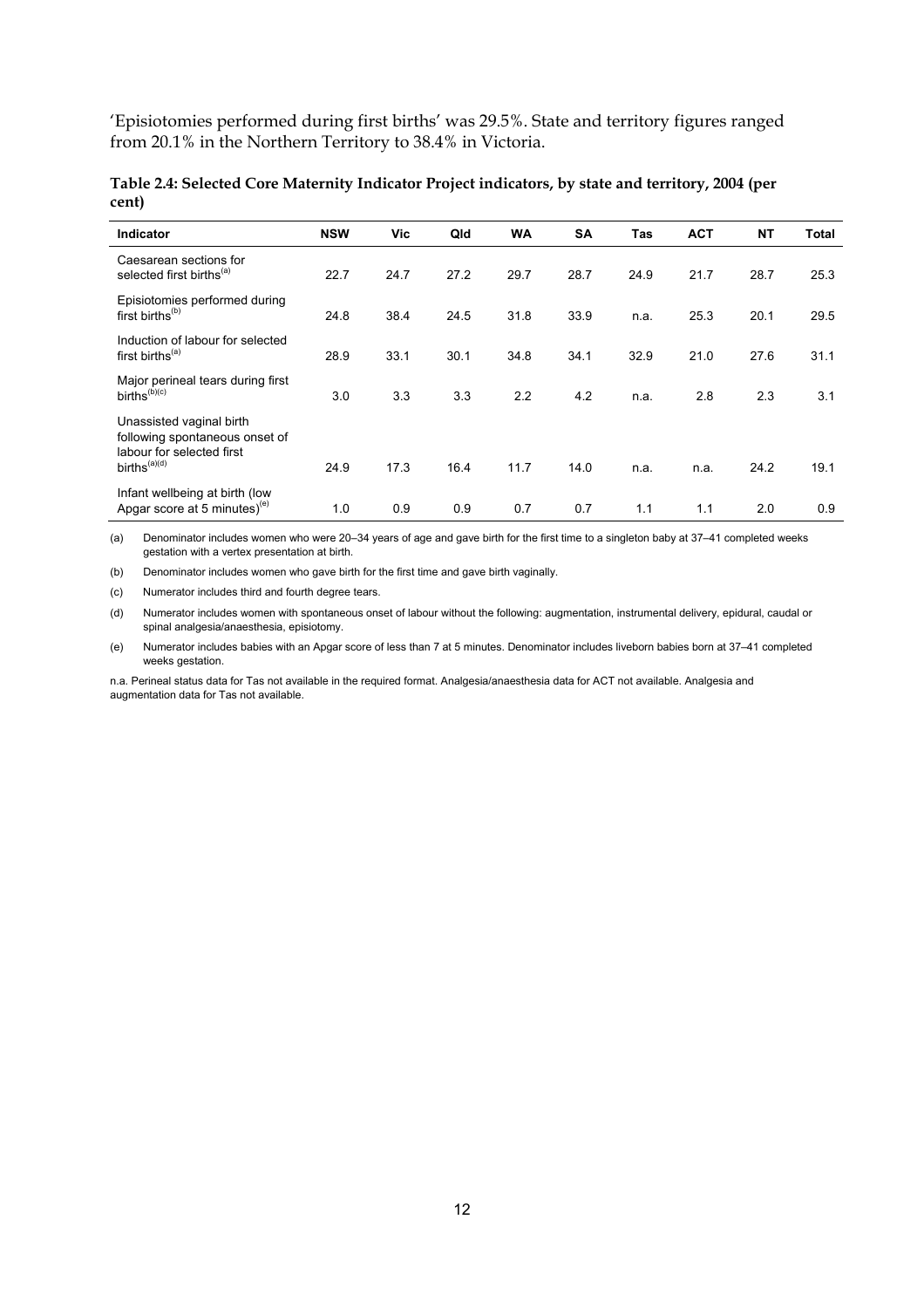'Episiotomies performed during first births' was 29.5%. State and territory figures ranged from 20.1% in the Northern Territory to 38.4% in Victoria.

**Table 2.4: Selected Core Maternity Indicator Project indicators, by state and territory, 2004 (per cent)**

| Indicator | NSW | Vic | Qld | WA | SA | Tas | ACT | NT | Total |
|---|---|---|---|---|---|---|---|---|---|
| Caesarean sections for selected first births[(a)] | 22.7 | 24.7 | 27.2 | 29.7 | 28.7 | 24.9 | 21.7 | 28.7 | 25.3 |
| Episiotomies performed during first births[(b)] | 24.8 | 38.4 | 24.5 | 31.8 | 33.9 | n.a. | 25.3 | 20.1 | 29.5 |
| Induction of labour for selected first births[(a)] | 28.9 | 33.1 | 30.1 | 34.8 | 34.1 | 32.9 | 21.0 | 27.6 | 31.1 |
| Major perineal tears during first births[(b)(c)] | 3.0 | 3.3 | 3.3 | 2.2 | 4.2 | n.a. | 2.8 | 2.3 | 3.1 |
| Unassisted vaginal birth following spontaneous onset of labour for selected first births[(a)(d)] | 24.9 | 17.3 | 16.4 | 11.7 | 14.0 | n.a. | n.a. | 24.2 | 19.1 |
| Infant wellbeing at birth (low Apgar score at 5 minutes)[(e)] | 1.0 | 0.9 | 0.9 | 0.7 | 0.7 | 1.1 | 1.1 | 2.0 | 0.9 |

(a) Denominator includes women who were 20–34 years of age and gave birth for the first time to a singleton baby at 37–41 completed weeks gestation with a vertex presentation at birth.

(b) Denominator includes women who gave birth for the first time and gave birth vaginally.

(c) Numerator includes third and fourth degree tears.

(d) Numerator includes women with spontaneous onset of labour without the following: augmentation, instrumental delivery, epidural, caudal or spinal analgesia/anaesthesia, episiotomy.

(e) Numerator includes babies with an Apgar score of less than 7 at 5 minutes. Denominator includes liveborn babies born at 37–41 completed weeks gestation.

n.a. Perineal status data for Tas not available in the required format. Analgesia/anaesthesia data for ACT not available. Analgesia and augmentation data for Tas not available.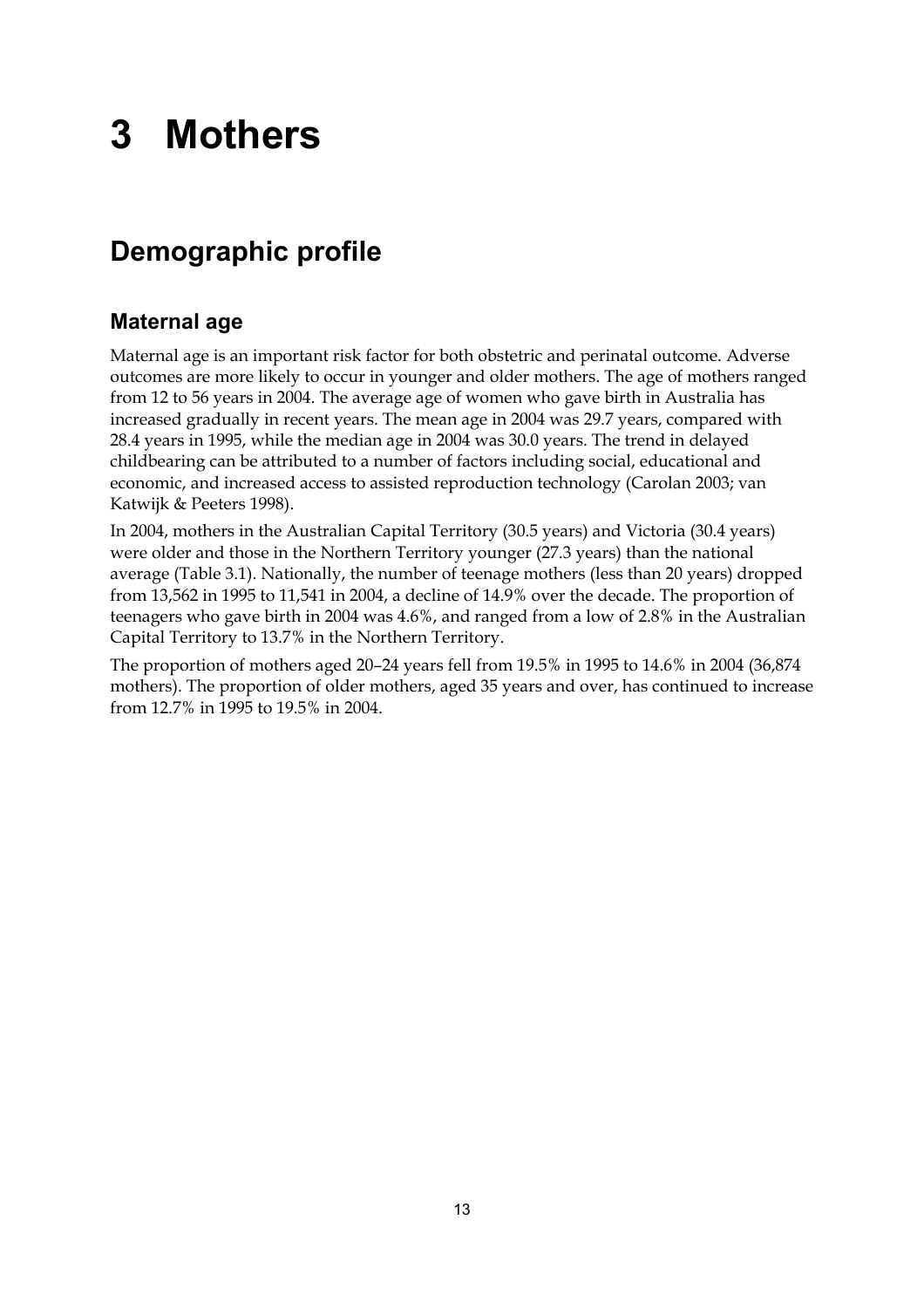# 3 Mothers

## Demographic profile

### Maternal age

Maternal age is an important risk factor for both obstetric and perinatal outcome. Adverse outcomes are more likely to occur in younger and older mothers. The age of mothers ranged from 12 to 56 years in 2004. The average age of women who gave birth in Australia has increased gradually in recent years. The mean age in 2004 was 29.7 years, compared with 28.4 years in 1995, while the median age in 2004 was 30.0 years. The trend in delayed childbearing can be attributed to a number of factors including social, educational and economic, and increased access to assisted reproduction technology (Carolan 2003; van Katwijk & Peeters 1998).

In 2004, mothers in the Australian Capital Territory (30.5 years) and Victoria (30.4 years) were older and those in the Northern Territory younger (27.3 years) than the national average (Table 3.1). Nationally, the number of teenage mothers (less than 20 years) dropped from 13,562 in 1995 to 11,541 in 2004, a decline of 14.9% over the decade. The proportion of teenagers who gave birth in 2004 was 4.6%, and ranged from a low of 2.8% in the Australian Capital Territory to 13.7% in the Northern Territory.

The proportion of mothers aged 20–24 years fell from 19.5% in 1995 to 14.6% in 2004 (36,874 mothers). The proportion of older mothers, aged 35 years and over, has continued to increase from 12.7% in 1995 to 19.5% in 2004.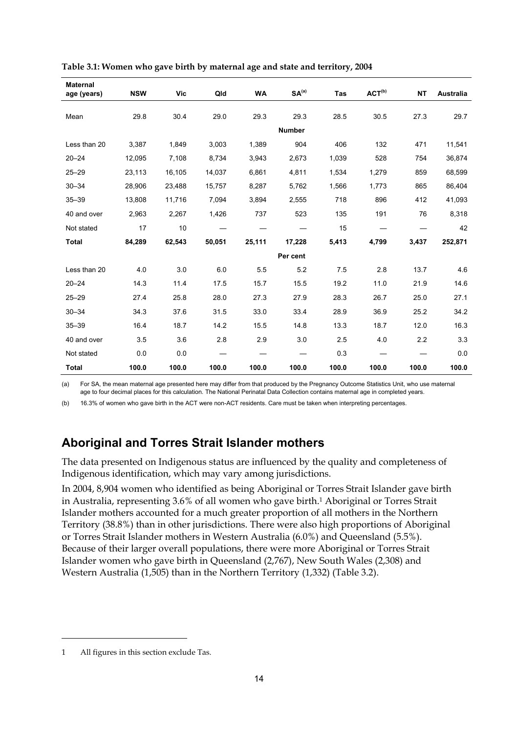**Table 3.1: Women who gave birth by maternal age and state and territory, 2004**

| Maternal age (years) | NSW | Vic | Qld | WA | SA[(a)] | Tas | ACT[(b)] | NT | Australia |
|---|---|---|---|---|---|---|---|---|---|
| Mean | 29.8 | 30.4 | 29.0 | 29.3 | 29.3 | 28.5 | 30.5 | 27.3 | 29.7 |
| | | | | | **Number** | | | | |
| Less than 20 | 3,387 | 1,849 | 3,003 | 1,389 | 904 | 406 | 132 | 471 | 11,541 |
| 20–24 | 12,095 | 7,108 | 8,734 | 3,943 | 2,673 | 1,039 | 528 | 754 | 36,874 |
| 25–29 | 23,113 | 16,105 | 14,037 | 6,861 | 4,811 | 1,534 | 1,279 | 859 | 68,599 |
| 30–34 | 28,906 | 23,488 | 15,757 | 8,287 | 5,762 | 1,566 | 1,773 | 865 | 86,404 |
| 35–39 | 13,808 | 11,716 | 7,094 | 3,894 | 2,555 | 718 | 896 | 412 | 41,093 |
| 40 and over | 2,963 | 2,267 | 1,426 | 737 | 523 | 135 | 191 | 76 | 8,318 |
| Not stated | 17 | 10 | — | — | — | 15 | — | — | 42 |
| **Total** | **84,289** | **62,543** | **50,051** | **25,111** | **17,228** | **5,413** | **4,799** | **3,437** | **252,871** |
| | | | | | **Per cent** | | | | |
| Less than 20 | 4.0 | 3.0 | 6.0 | 5.5 | 5.2 | 7.5 | 2.8 | 13.7 | 4.6 |
| 20–24 | 14.3 | 11.4 | 17.5 | 15.7 | 15.5 | 19.2 | 11.0 | 21.9 | 14.6 |
| 25–29 | 27.4 | 25.8 | 28.0 | 27.3 | 27.9 | 28.3 | 26.7 | 25.0 | 27.1 |
| 30–34 | 34.3 | 37.6 | 31.5 | 33.0 | 33.4 | 28.9 | 36.9 | 25.2 | 34.2 |
| 35–39 | 16.4 | 18.7 | 14.2 | 15.5 | 14.8 | 13.3 | 18.7 | 12.0 | 16.3 |
| 40 and over | 3.5 | 3.6 | 2.8 | 2.9 | 3.0 | 2.5 | 4.0 | 2.2 | 3.3 |
| Not stated | 0.0 | 0.0 | — | — | — | 0.3 | — | — | 0.0 |
| **Total** | **100.0** | **100.0** | **100.0** | **100.0** | **100.0** | **100.0** | **100.0** | **100.0** | **100.0** |

(a) For SA, the mean maternal age presented here may differ from that produced by the Pregnancy Outcome Statistics Unit, who use maternal age to four decimal places for this calculation. The National Perinatal Data Collection contains maternal age in completed years.

(b) 16.3% of women who gave birth in the ACT were non-ACT residents. Care must be taken when interpreting percentages.

## Aboriginal and Torres Strait Islander mothers

The data presented on Indigenous status are influenced by the quality and completeness of Indigenous identification, which may vary among jurisdictions.

In 2004, 8,904 women who identified as being Aboriginal or Torres Strait Islander gave birth in Australia, representing 3.6% of all women who gave birth.[1] Aboriginal or Torres Strait Islander mothers accounted for a much greater proportion of all mothers in the Northern Territory (38.8%) than in other jurisdictions. There were also high proportions of Aboriginal or Torres Strait Islander mothers in Western Australia (6.0%) and Queensland (5.5%). Because of their larger overall populations, there were more Aboriginal or Torres Strait Islander women who gave birth in Queensland (2,767), New South Wales (2,308) and Western Australia (1,505) than in the Northern Territory (1,332) (Table 3.2).

---

1 All figures in this section exclude Tas.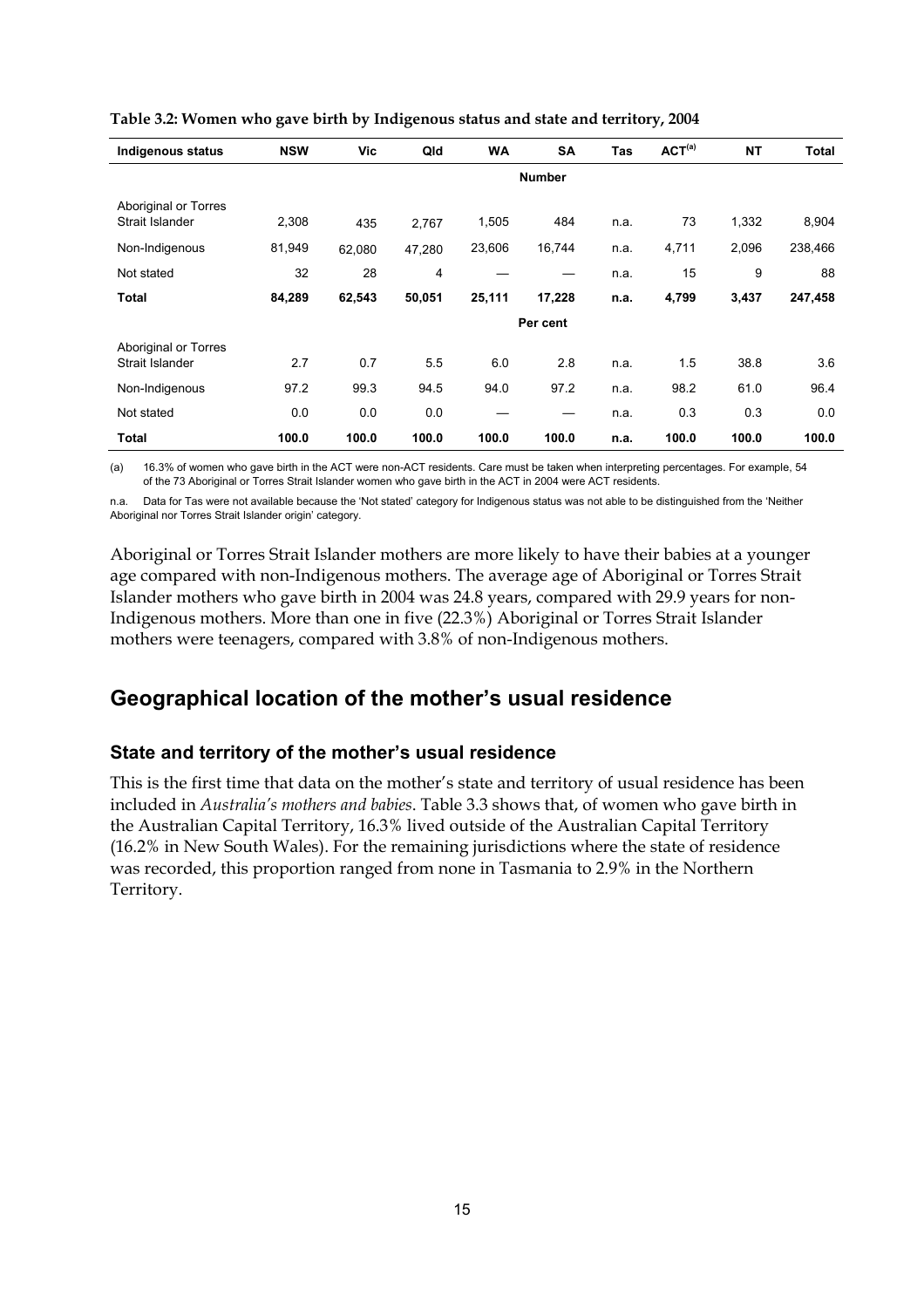**Table 3.2: Women who gave birth by Indigenous status and state and territory, 2004**

| Indigenous status | NSW | Vic | Qld | WA | SA | Tas | ACT[(a)] | NT | Total |
|---|---|---|---|---|---|---|---|---|---|
| | | | | | **Number** | | | | |
| Aboriginal or Torres Strait Islander | 2,308 | 435 | 2,767 | 1,505 | 484 | n.a. | 73 | 1,332 | 8,904 |
| Non-Indigenous | 81,949 | 62,080 | 47,280 | 23,606 | 16,744 | n.a. | 4,711 | 2,096 | 238,466 |
| Not stated | 32 | 28 | 4 | — | — | n.a. | 15 | 9 | 88 |
| **Total** | **84,289** | **62,543** | **50,051** | **25,111** | **17,228** | **n.a.** | **4,799** | **3,437** | **247,458** |
| | | | | | **Per cent** | | | | |
| Aboriginal or Torres Strait Islander | 2.7 | 0.7 | 5.5 | 6.0 | 2.8 | n.a. | 1.5 | 38.8 | 3.6 |
| Non-Indigenous | 97.2 | 99.3 | 94.5 | 94.0 | 97.2 | n.a. | 98.2 | 61.0 | 96.4 |
| Not stated | 0.0 | 0.0 | 0.0 | — | — | n.a. | 0.3 | 0.3 | 0.0 |
| **Total** | **100.0** | **100.0** | **100.0** | **100.0** | **100.0** | **n.a.** | **100.0** | **100.0** | **100.0** |

(a) 16.3% of women who gave birth in the ACT were non-ACT residents. Care must be taken when interpreting percentages. For example, 54 of the 73 Aboriginal or Torres Strait Islander women who gave birth in the ACT in 2004 were ACT residents.

n.a. Data for Tas were not available because the 'Not stated' category for Indigenous status was not able to be distinguished from the 'Neither Aboriginal nor Torres Strait Islander origin' category.

Aboriginal or Torres Strait Islander mothers are more likely to have their babies at a younger age compared with non-Indigenous mothers. The average age of Aboriginal or Torres Strait Islander mothers who gave birth in 2004 was 24.8 years, compared with 29.9 years for non-Indigenous mothers. More than one in five (22.3%) Aboriginal or Torres Strait Islander mothers were teenagers, compared with 3.8% of non-Indigenous mothers.

## Geographical location of the mother's usual residence

### State and territory of the mother's usual residence

This is the first time that data on the mother's state and territory of usual residence has been included in *Australia's mothers and babies*. Table 3.3 shows that, of women who gave birth in the Australian Capital Territory, 16.3% lived outside of the Australian Capital Territory (16.2% in New South Wales). For the remaining jurisdictions where the state of residence was recorded, this proportion ranged from none in Tasmania to 2.9% in the Northern Territory.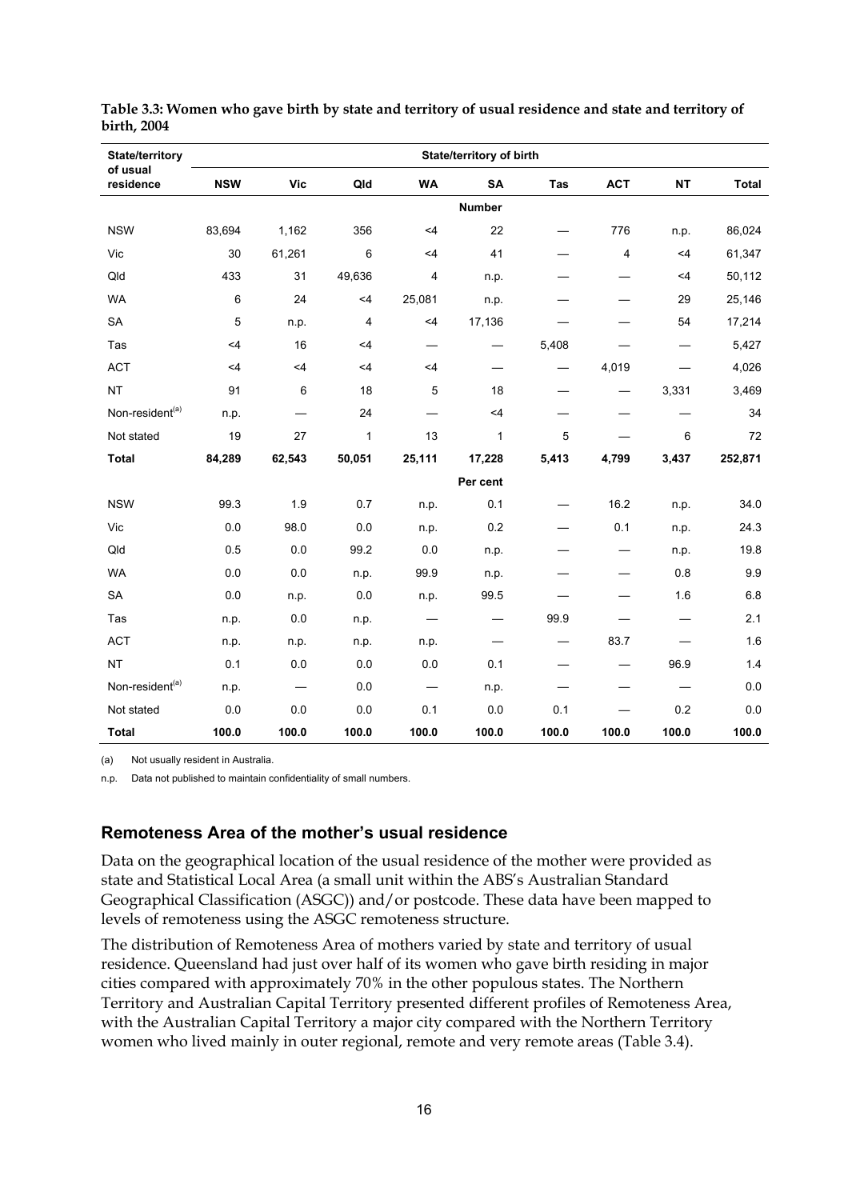**Table 3.3: Women who gave birth by state and territory of usual residence and state and territory of birth, 2004**

| State/territory of usual residence | State/territory of birth | | | | | | | | |
|---|---|---|---|---|---|---|---|---|---|
| | NSW | Vic | Qld | WA | SA | Tas | ACT | NT | Total |
| | | | | | Number | | | | |
| NSW | 83,694 | 1,162 | 356 | <4 | 22 | — | 776 | n.p. | 86,024 |
| Vic | 30 | 61,261 | 6 | <4 | 41 | — | 4 | <4 | 61,347 |
| Qld | 433 | 31 | 49,636 | 4 | n.p. | — | — | <4 | 50,112 |
| WA | 6 | 24 | <4 | 25,081 | n.p. | — | — | 29 | 25,146 |
| SA | 5 | n.p. | 4 | <4 | 17,136 | — | — | 54 | 17,214 |
| Tas | <4 | 16 | <4 | — | — | 5,408 | — | — | 5,427 |
| ACT | <4 | <4 | <4 | <4 | — | — | 4,019 | — | 4,026 |
| NT | 91 | 6 | 18 | 5 | 18 | — | — | 3,331 | 3,469 |
| Non-resident[(a)] | n.p. | — | 24 | — | <4 | — | — | — | 34 |
| Not stated | 19 | 27 | 1 | 13 | 1 | 5 | — | 6 | 72 |
| **Total** | **84,289** | **62,543** | **50,051** | **25,111** | **17,228** | **5,413** | **4,799** | **3,437** | **252,871** |
| | | | | | Per cent | | | | |
| NSW | 99.3 | 1.9 | 0.7 | n.p. | 0.1 | — | 16.2 | n.p. | 34.0 |
| Vic | 0.0 | 98.0 | 0.0 | n.p. | 0.2 | — | 0.1 | n.p. | 24.3 |
| Qld | 0.5 | 0.0 | 99.2 | 0.0 | n.p. | — | — | n.p. | 19.8 |
| WA | 0.0 | 0.0 | n.p. | 99.9 | n.p. | — | — | 0.8 | 9.9 |
| SA | 0.0 | n.p. | 0.0 | n.p. | 99.5 | — | — | 1.6 | 6.8 |
| Tas | n.p. | 0.0 | n.p. | — | — | 99.9 | — | — | 2.1 |
| ACT | n.p. | n.p. | n.p. | n.p. | — | — | 83.7 | — | 1.6 |
| NT | 0.1 | 0.0 | 0.0 | 0.0 | 0.1 | — | — | 96.9 | 1.4 |
| Non-resident[(a)] | n.p. | — | 0.0 | — | n.p. | — | — | — | 0.0 |
| Not stated | 0.0 | 0.0 | 0.0 | 0.1 | 0.0 | 0.1 | — | 0.2 | 0.0 |
| **Total** | **100.0** | **100.0** | **100.0** | **100.0** | **100.0** | **100.0** | **100.0** | **100.0** | **100.0** |

(a) Not usually resident in Australia.

n.p. Data not published to maintain confidentiality of small numbers.

## Remoteness Area of the mother's usual residence

Data on the geographical location of the usual residence of the mother were provided as state and Statistical Local Area (a small unit within the ABS's Australian Standard Geographical Classification (ASGC)) and/or postcode. These data have been mapped to levels of remoteness using the ASGC remoteness structure.

The distribution of Remoteness Area of mothers varied by state and territory of usual residence. Queensland had just over half of its women who gave birth residing in major cities compared with approximately 70% in the other populous states. The Northern Territory and Australian Capital Territory presented different profiles of Remoteness Area, with the Australian Capital Territory a major city compared with the Northern Territory women who lived mainly in outer regional, remote and very remote areas (Table 3.4).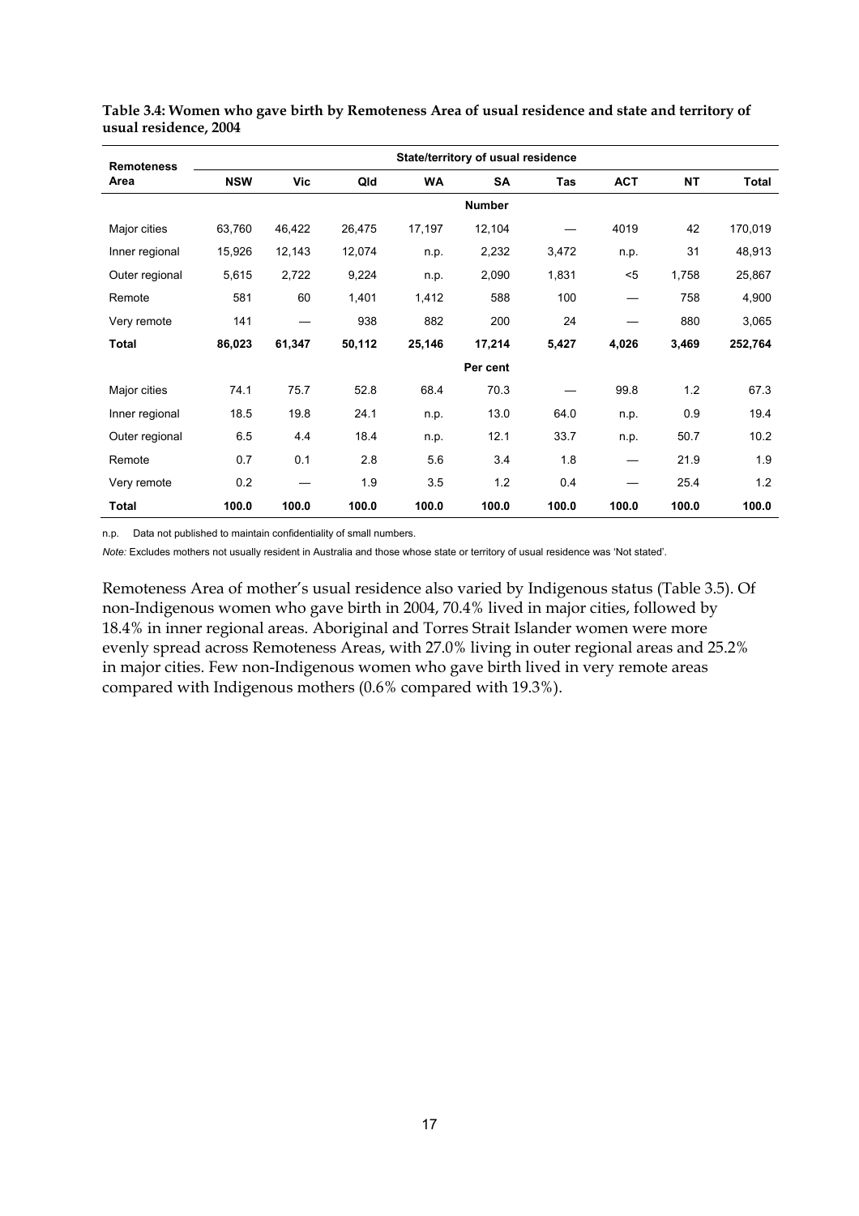**Table 3.4: Women who gave birth by Remoteness Area of usual residence and state and territory of usual residence, 2004**

| Remoteness Area | State/territory of usual residence | | | | | | | | |
|---|---|---|---|---|---|---|---|---|---|
| | NSW | Vic | Qld | WA | SA | Tas | ACT | NT | Total |
| | | | | | **Number** | | | | |
| Major cities | 63,760 | 46,422 | 26,475 | 17,197 | 12,104 | — | 4019 | 42 | 170,019 |
| Inner regional | 15,926 | 12,143 | 12,074 | n.p. | 2,232 | 3,472 | n.p. | 31 | 48,913 |
| Outer regional | 5,615 | 2,722 | 9,224 | n.p. | 2,090 | 1,831 | <5 | 1,758 | 25,867 |
| Remote | 581 | 60 | 1,401 | 1,412 | 588 | 100 | — | 758 | 4,900 |
| Very remote | 141 | — | 938 | 882 | 200 | 24 | — | 880 | 3,065 |
| **Total** | **86,023** | **61,347** | **50,112** | **25,146** | **17,214** | **5,427** | **4,026** | **3,469** | **252,764** |
| | | | | | **Per cent** | | | | |
| Major cities | 74.1 | 75.7 | 52.8 | 68.4 | 70.3 | — | 99.8 | 1.2 | 67.3 |
| Inner regional | 18.5 | 19.8 | 24.1 | n.p. | 13.0 | 64.0 | n.p. | 0.9 | 19.4 |
| Outer regional | 6.5 | 4.4 | 18.4 | n.p. | 12.1 | 33.7 | n.p. | 50.7 | 10.2 |
| Remote | 0.7 | 0.1 | 2.8 | 5.6 | 3.4 | 1.8 | — | 21.9 | 1.9 |
| Very remote | 0.2 | — | 1.9 | 3.5 | 1.2 | 0.4 | — | 25.4 | 1.2 |
| **Total** | **100.0** | **100.0** | **100.0** | **100.0** | **100.0** | **100.0** | **100.0** | **100.0** | **100.0** |

n.p. Data not published to maintain confidentiality of small numbers.

*Note:* Excludes mothers not usually resident in Australia and those whose state or territory of usual residence was 'Not stated'.

Remoteness Area of mother's usual residence also varied by Indigenous status (Table 3.5). Of non-Indigenous women who gave birth in 2004, 70.4% lived in major cities, followed by 18.4% in inner regional areas. Aboriginal and Torres Strait Islander women were more evenly spread across Remoteness Areas, with 27.0% living in outer regional areas and 25.2% in major cities. Few non-Indigenous women who gave birth lived in very remote areas compared with Indigenous mothers (0.6% compared with 19.3%).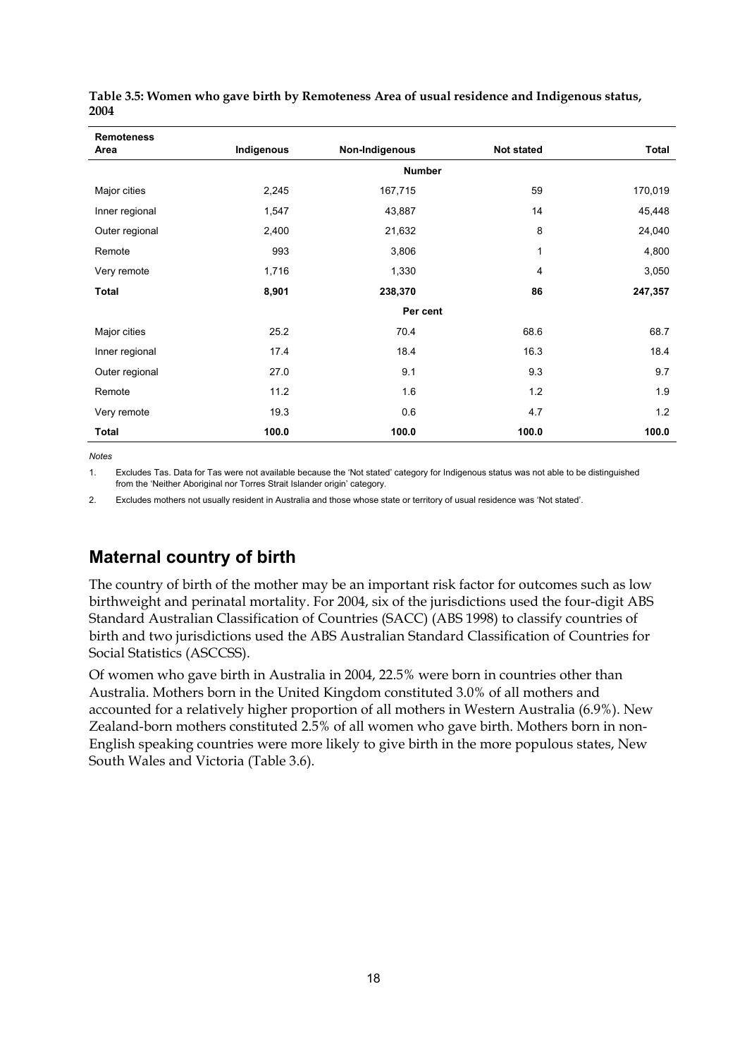**Table 3.5: Women who gave birth by Remoteness Area of usual residence and Indigenous status, 2004**

| Remoteness Area | Indigenous | Non-Indigenous | Not stated | Total |
|---|---|---|---|---|
| | | **Number** | | |
| Major cities | 2,245 | 167,715 | 59 | 170,019 |
| Inner regional | 1,547 | 43,887 | 14 | 45,448 |
| Outer regional | 2,400 | 21,632 | 8 | 24,040 |
| Remote | 993 | 3,806 | 1 | 4,800 |
| Very remote | 1,716 | 1,330 | 4 | 3,050 |
| **Total** | **8,901** | **238,370** | **86** | **247,357** |
| | | **Per cent** | | |
| Major cities | 25.2 | 70.4 | 68.6 | 68.7 |
| Inner regional | 17.4 | 18.4 | 16.3 | 18.4 |
| Outer regional | 27.0 | 9.1 | 9.3 | 9.7 |
| Remote | 11.2 | 1.6 | 1.2 | 1.9 |
| Very remote | 19.3 | 0.6 | 4.7 | 1.2 |
| **Total** | **100.0** | **100.0** | **100.0** | **100.0** |

*Notes*

1. Excludes Tas. Data for Tas were not available because the 'Not stated' category for Indigenous status was not able to be distinguished from the 'Neither Aboriginal nor Torres Strait Islander origin' category.
2. Excludes mothers not usually resident in Australia and those whose state or territory of usual residence was 'Not stated'.

## Maternal country of birth

The country of birth of the mother may be an important risk factor for outcomes such as low birthweight and perinatal mortality. For 2004, six of the jurisdictions used the four-digit ABS Standard Australian Classification of Countries (SACC) (ABS 1998) to classify countries of birth and two jurisdictions used the ABS Australian Standard Classification of Countries for Social Statistics (ASCCSS).

Of women who gave birth in Australia in 2004, 22.5% were born in countries other than Australia. Mothers born in the United Kingdom constituted 3.0% of all mothers and accounted for a relatively higher proportion of all mothers in Western Australia (6.9%). New Zealand-born mothers constituted 2.5% of all women who gave birth. Mothers born in non-English speaking countries were more likely to give birth in the more populous states, New South Wales and Victoria (Table 3.6).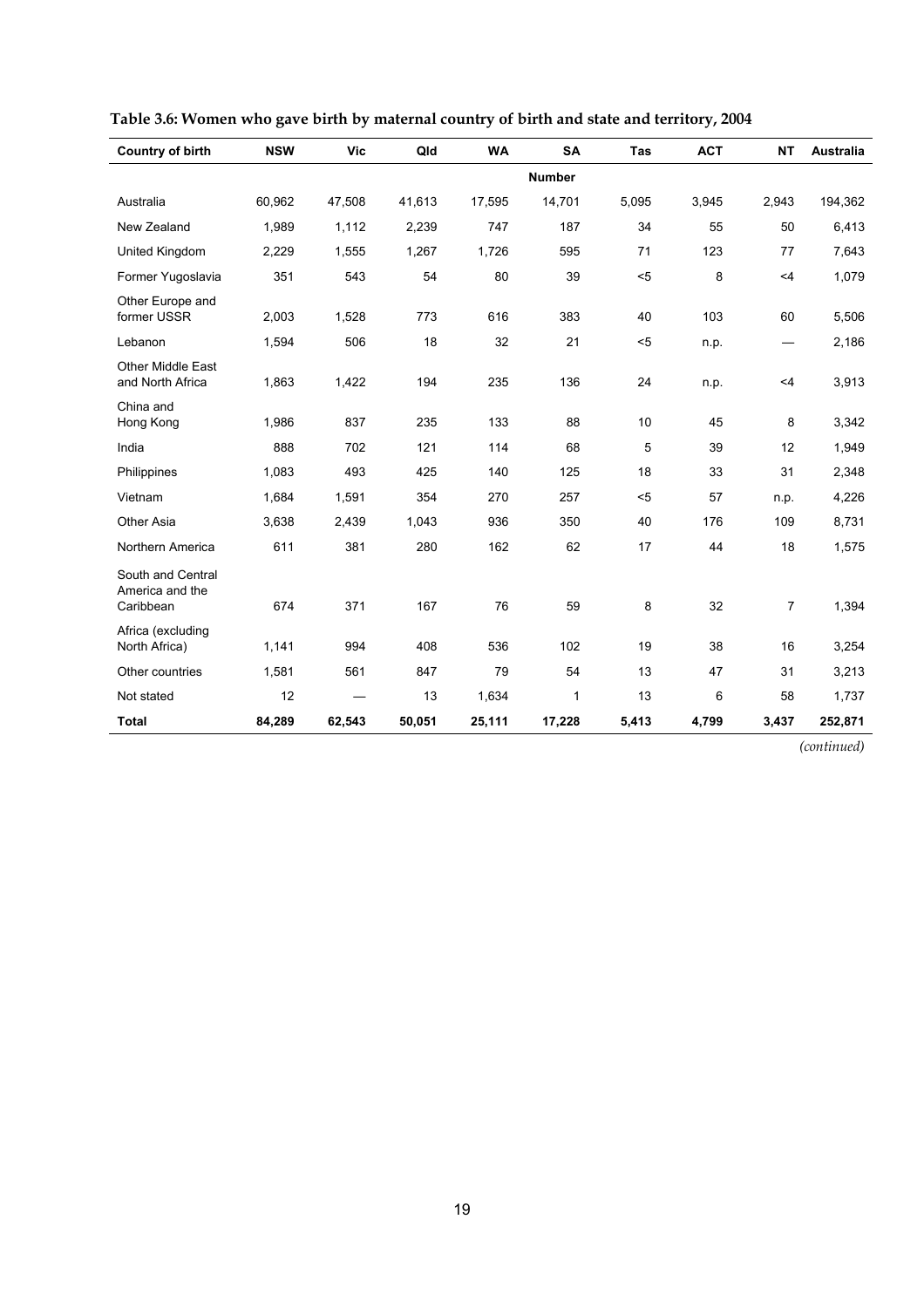**Table 3.6: Women who gave birth by maternal country of birth and state and territory, 2004**

| Country of birth | NSW | Vic | Qld | WA | SA | Tas | ACT | NT | Australia |
|---|---|---|---|---|---|---|---|---|---|
| | | | | | **Number** | | | | |
| Australia | 60,962 | 47,508 | 41,613 | 17,595 | 14,701 | 5,095 | 3,945 | 2,943 | 194,362 |
| New Zealand | 1,989 | 1,112 | 2,239 | 747 | 187 | 34 | 55 | 50 | 6,413 |
| United Kingdom | 2,229 | 1,555 | 1,267 | 1,726 | 595 | 71 | 123 | 77 | 7,643 |
| Former Yugoslavia | 351 | 543 | 54 | 80 | 39 | <5 | 8 | <4 | 1,079 |
| Other Europe and former USSR | 2,003 | 1,528 | 773 | 616 | 383 | 40 | 103 | 60 | 5,506 |
| Lebanon | 1,594 | 506 | 18 | 32 | 21 | <5 | n.p. | — | 2,186 |
| Other Middle East and North Africa | 1,863 | 1,422 | 194 | 235 | 136 | 24 | n.p. | <4 | 3,913 |
| China and Hong Kong | 1,986 | 837 | 235 | 133 | 88 | 10 | 45 | 8 | 3,342 |
| India | 888 | 702 | 121 | 114 | 68 | 5 | 39 | 12 | 1,949 |
| Philippines | 1,083 | 493 | 425 | 140 | 125 | 18 | 33 | 31 | 2,348 |
| Vietnam | 1,684 | 1,591 | 354 | 270 | 257 | <5 | 57 | n.p. | 4,226 |
| Other Asia | 3,638 | 2,439 | 1,043 | 936 | 350 | 40 | 176 | 109 | 8,731 |
| Northern America | 611 | 381 | 280 | 162 | 62 | 17 | 44 | 18 | 1,575 |
| South and Central America and the Caribbean | 674 | 371 | 167 | 76 | 59 | 8 | 32 | 7 | 1,394 |
| Africa (excluding North Africa) | 1,141 | 994 | 408 | 536 | 102 | 19 | 38 | 16 | 3,254 |
| Other countries | 1,581 | 561 | 847 | 79 | 54 | 13 | 47 | 31 | 3,213 |
| Not stated | 12 | — | 13 | 1,634 | 1 | 13 | 6 | 58 | 1,737 |
| **Total** | **84,289** | **62,543** | **50,051** | **25,111** | **17,228** | **5,413** | **4,799** | **3,437** | **252,871** |

*(continued)*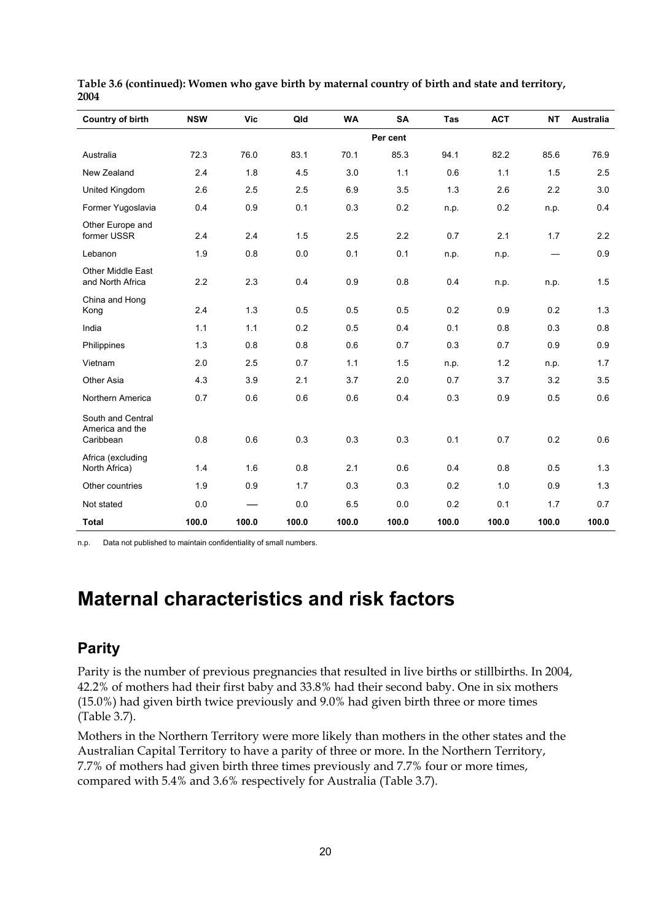**Table 3.6 (continued): Women who gave birth by maternal country of birth and state and territory, 2004**

| Country of birth | NSW | Vic | Qld | WA | SA | Tas | ACT | NT | Australia |
|---|---|---|---|---|---|---|---|---|---|
| | | | | | Per cent | | | | |
| Australia | 72.3 | 76.0 | 83.1 | 70.1 | 85.3 | 94.1 | 82.2 | 85.6 | 76.9 |
| New Zealand | 2.4 | 1.8 | 4.5 | 3.0 | 1.1 | 0.6 | 1.1 | 1.5 | 2.5 |
| United Kingdom | 2.6 | 2.5 | 2.5 | 6.9 | 3.5 | 1.3 | 2.6 | 2.2 | 3.0 |
| Former Yugoslavia | 0.4 | 0.9 | 0.1 | 0.3 | 0.2 | n.p. | 0.2 | n.p. | 0.4 |
| Other Europe and former USSR | 2.4 | 2.4 | 1.5 | 2.5 | 2.2 | 0.7 | 2.1 | 1.7 | 2.2 |
| Lebanon | 1.9 | 0.8 | 0.0 | 0.1 | 0.1 | n.p. | n.p. | — | 0.9 |
| Other Middle East and North Africa | 2.2 | 2.3 | 0.4 | 0.9 | 0.8 | 0.4 | n.p. | n.p. | 1.5 |
| China and Hong Kong | 2.4 | 1.3 | 0.5 | 0.5 | 0.5 | 0.2 | 0.9 | 0.2 | 1.3 |
| India | 1.1 | 1.1 | 0.2 | 0.5 | 0.4 | 0.1 | 0.8 | 0.3 | 0.8 |
| Philippines | 1.3 | 0.8 | 0.8 | 0.6 | 0.7 | 0.3 | 0.7 | 0.9 | 0.9 |
| Vietnam | 2.0 | 2.5 | 0.7 | 1.1 | 1.5 | n.p. | 1.2 | n.p. | 1.7 |
| Other Asia | 4.3 | 3.9 | 2.1 | 3.7 | 2.0 | 0.7 | 3.7 | 3.2 | 3.5 |
| Northern America | 0.7 | 0.6 | 0.6 | 0.6 | 0.4 | 0.3 | 0.9 | 0.5 | 0.6 |
| South and Central America and the Caribbean | 0.8 | 0.6 | 0.3 | 0.3 | 0.3 | 0.1 | 0.7 | 0.2 | 0.6 |
| Africa (excluding North Africa) | 1.4 | 1.6 | 0.8 | 2.1 | 0.6 | 0.4 | 0.8 | 0.5 | 1.3 |
| Other countries | 1.9 | 0.9 | 1.7 | 0.3 | 0.3 | 0.2 | 1.0 | 0.9 | 1.3 |
| Not stated | 0.0 | — | 0.0 | 6.5 | 0.0 | 0.2 | 0.1 | 1.7 | 0.7 |
| **Total** | **100.0** | **100.0** | **100.0** | **100.0** | **100.0** | **100.0** | **100.0** | **100.0** | **100.0** |

n.p. Data not published to maintain confidentiality of small numbers.

# Maternal characteristics and risk factors

## Parity

Parity is the number of previous pregnancies that resulted in live births or stillbirths. In 2004, 42.2% of mothers had their first baby and 33.8% had their second baby. One in six mothers (15.0%) had given birth twice previously and 9.0% had given birth three or more times (Table 3.7).

Mothers in the Northern Territory were more likely than mothers in the other states and the Australian Capital Territory to have a parity of three or more. In the Northern Territory, 7.7% of mothers had given birth three times previously and 7.7% four or more times, compared with 5.4% and 3.6% respectively for Australia (Table 3.7).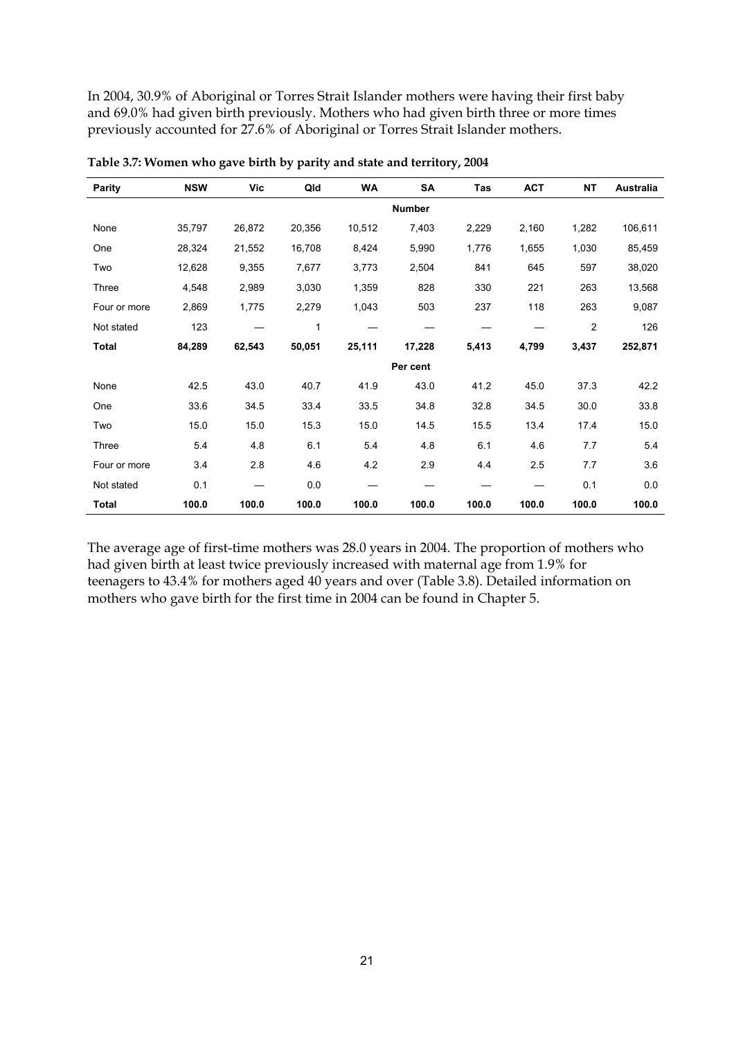In 2004, 30.9% of Aboriginal or Torres Strait Islander mothers were having their first baby and 69.0% had given birth previously. Mothers who had given birth three or more times previously accounted for 27.6% of Aboriginal or Torres Strait Islander mothers.

**Table 3.7: Women who gave birth by parity and state and territory, 2004**

| Parity | NSW | Vic | Qld | WA | SA | Tas | ACT | NT | Australia |
|---|---|---|---|---|---|---|---|---|---|
| | | | | | **Number** | | | | |
| None | 35,797 | 26,872 | 20,356 | 10,512 | 7,403 | 2,229 | 2,160 | 1,282 | 106,611 |
| One | 28,324 | 21,552 | 16,708 | 8,424 | 5,990 | 1,776 | 1,655 | 1,030 | 85,459 |
| Two | 12,628 | 9,355 | 7,677 | 3,773 | 2,504 | 841 | 645 | 597 | 38,020 |
| Three | 4,548 | 2,989 | 3,030 | 1,359 | 828 | 330 | 221 | 263 | 13,568 |
| Four or more | 2,869 | 1,775 | 2,279 | 1,043 | 503 | 237 | 118 | 263 | 9,087 |
| Not stated | 123 | — | 1 | — | — | — | — | 2 | 126 |
| **Total** | **84,289** | **62,543** | **50,051** | **25,111** | **17,228** | **5,413** | **4,799** | **3,437** | **252,871** |
| | | | | | **Per cent** | | | | |
| None | 42.5 | 43.0 | 40.7 | 41.9 | 43.0 | 41.2 | 45.0 | 37.3 | 42.2 |
| One | 33.6 | 34.5 | 33.4 | 33.5 | 34.8 | 32.8 | 34.5 | 30.0 | 33.8 |
| Two | 15.0 | 15.0 | 15.3 | 15.0 | 14.5 | 15.5 | 13.4 | 17.4 | 15.0 |
| Three | 5.4 | 4.8 | 6.1 | 5.4 | 4.8 | 6.1 | 4.6 | 7.7 | 5.4 |
| Four or more | 3.4 | 2.8 | 4.6 | 4.2 | 2.9 | 4.4 | 2.5 | 7.7 | 3.6 |
| Not stated | 0.1 | — | 0.0 | — | — | — | — | 0.1 | 0.0 |
| **Total** | **100.0** | **100.0** | **100.0** | **100.0** | **100.0** | **100.0** | **100.0** | **100.0** | **100.0** |

The average age of first-time mothers was 28.0 years in 2004. The proportion of mothers who had given birth at least twice previously increased with maternal age from 1.9% for teenagers to 43.4% for mothers aged 40 years and over (Table 3.8). Detailed information on mothers who gave birth for the first time in 2004 can be found in Chapter 5.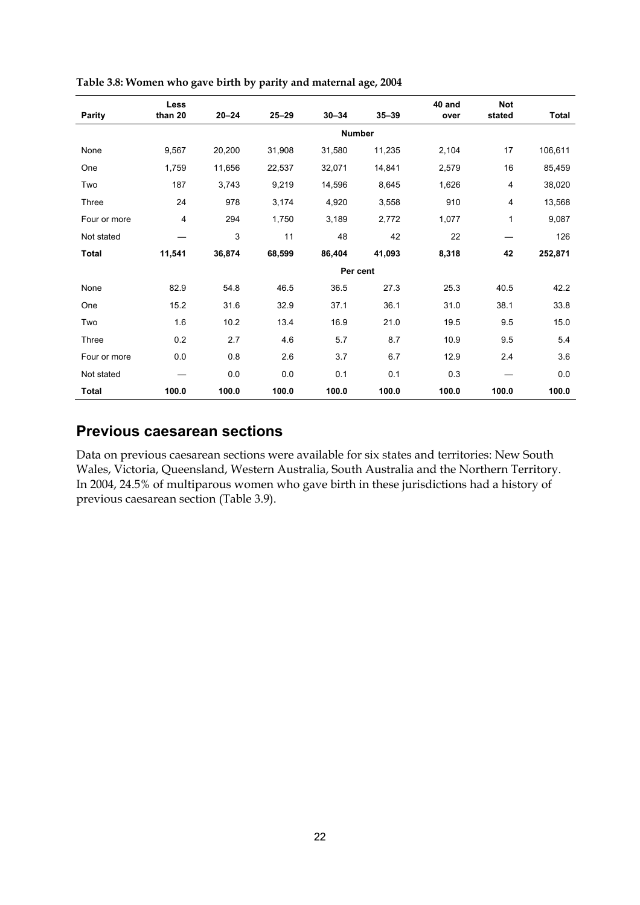**Table 3.8: Women who gave birth by parity and maternal age, 2004**

| Parity | Less than 20 | 20–24 | 25–29 | 30–34 | 35–39 | 40 and over | Not stated | Total |
|---|---|---|---|---|---|---|---|---|
| | | | | **Number** | | | | |
| None | 9,567 | 20,200 | 31,908 | 31,580 | 11,235 | 2,104 | 17 | 106,611 |
| One | 1,759 | 11,656 | 22,537 | 32,071 | 14,841 | 2,579 | 16 | 85,459 |
| Two | 187 | 3,743 | 9,219 | 14,596 | 8,645 | 1,626 | 4 | 38,020 |
| Three | 24 | 978 | 3,174 | 4,920 | 3,558 | 910 | 4 | 13,568 |
| Four or more | 4 | 294 | 1,750 | 3,189 | 2,772 | 1,077 | 1 | 9,087 |
| Not stated | — | 3 | 11 | 48 | 42 | 22 | — | 126 |
| **Total** | **11,541** | **36,874** | **68,599** | **86,404** | **41,093** | **8,318** | **42** | **252,871** |
| | | | | **Per cent** | | | | |
| None | 82.9 | 54.8 | 46.5 | 36.5 | 27.3 | 25.3 | 40.5 | 42.2 |
| One | 15.2 | 31.6 | 32.9 | 37.1 | 36.1 | 31.0 | 38.1 | 33.8 |
| Two | 1.6 | 10.2 | 13.4 | 16.9 | 21.0 | 19.5 | 9.5 | 15.0 |
| Three | 0.2 | 2.7 | 4.6 | 5.7 | 8.7 | 10.9 | 9.5 | 5.4 |
| Four or more | 0.0 | 0.8 | 2.6 | 3.7 | 6.7 | 12.9 | 2.4 | 3.6 |
| Not stated | — | 0.0 | 0.0 | 0.1 | 0.1 | 0.3 | — | 0.0 |
| **Total** | **100.0** | **100.0** | **100.0** | **100.0** | **100.0** | **100.0** | **100.0** | **100.0** |

## Previous caesarean sections

Data on previous caesarean sections were available for six states and territories: New South Wales, Victoria, Queensland, Western Australia, South Australia and the Northern Territory. In 2004, 24.5% of multiparous women who gave birth in these jurisdictions had a history of previous caesarean section (Table 3.9).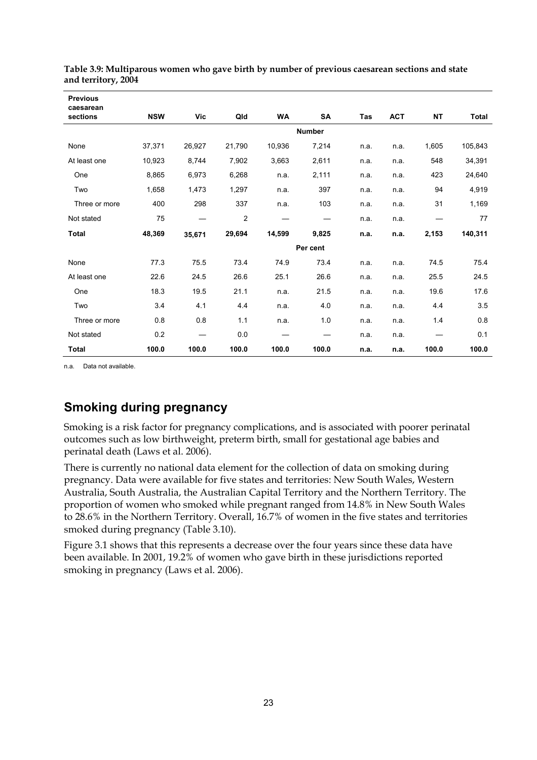**Table 3.9: Multiparous women who gave birth by number of previous caesarean sections and state and territory, 2004**

| Previous caesarean sections | NSW | Vic | Qld | WA | SA | Tas | ACT | NT | Total |
|---|---|---|---|---|---|---|---|---|---|
| | | | | | **Number** | | | | |
| None | 37,371 | 26,927 | 21,790 | 10,936 | 7,214 | n.a. | n.a. | 1,605 | 105,843 |
| At least one | 10,923 | 8,744 | 7,902 | 3,663 | 2,611 | n.a. | n.a. | 548 | 34,391 |
| One | 8,865 | 6,973 | 6,268 | n.a. | 2,111 | n.a. | n.a. | 423 | 24,640 |
| Two | 1,658 | 1,473 | 1,297 | n.a. | 397 | n.a. | n.a. | 94 | 4,919 |
| Three or more | 400 | 298 | 337 | n.a. | 103 | n.a. | n.a. | 31 | 1,169 |
| Not stated | 75 | — | 2 | — | — | n.a. | n.a. | — | 77 |
| **Total** | **48,369** | **35,671** | **29,694** | **14,599** | **9,825** | **n.a.** | **n.a.** | **2,153** | **140,311** |
| | | | | | **Per cent** | | | | |
| None | 77.3 | 75.5 | 73.4 | 74.9 | 73.4 | n.a. | n.a. | 74.5 | 75.4 |
| At least one | 22.6 | 24.5 | 26.6 | 25.1 | 26.6 | n.a. | n.a. | 25.5 | 24.5 |
| One | 18.3 | 19.5 | 21.1 | n.a. | 21.5 | n.a. | n.a. | 19.6 | 17.6 |
| Two | 3.4 | 4.1 | 4.4 | n.a. | 4.0 | n.a. | n.a. | 4.4 | 3.5 |
| Three or more | 0.8 | 0.8 | 1.1 | n.a. | 1.0 | n.a. | n.a. | 1.4 | 0.8 |
| Not stated | 0.2 | — | 0.0 | — | — | n.a. | n.a. | — | 0.1 |
| **Total** | **100.0** | **100.0** | **100.0** | **100.0** | **100.0** | **n.a.** | **n.a.** | **100.0** | **100.0** |

n.a. Data not available.

## Smoking during pregnancy

Smoking is a risk factor for pregnancy complications, and is associated with poorer perinatal outcomes such as low birthweight, preterm birth, small for gestational age babies and perinatal death (Laws et al. 2006).

There is currently no national data element for the collection of data on smoking during pregnancy. Data were available for five states and territories: New South Wales, Western Australia, South Australia, the Australian Capital Territory and the Northern Territory. The proportion of women who smoked while pregnant ranged from 14.8% in New South Wales to 28.6% in the Northern Territory. Overall, 16.7% of women in the five states and territories smoked during pregnancy (Table 3.10).

Figure 3.1 shows that this represents a decrease over the four years since these data have been available. In 2001, 19.2% of women who gave birth in these jurisdictions reported smoking in pregnancy (Laws et al. 2006).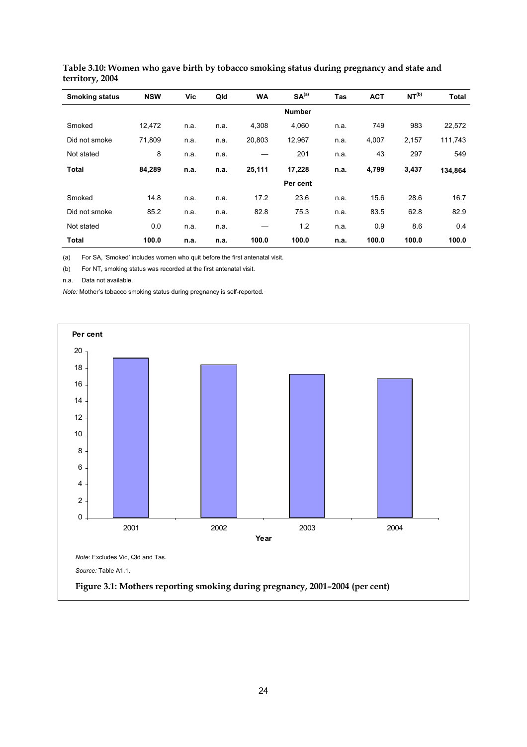**Table 3.10: Women who gave birth by tobacco smoking status during pregnancy and state and territory, 2004**

| Smoking status | NSW | Vic | Qld | WA | SA[(a)] | Tas | ACT | NT[(b)] | Total |
|---|---|---|---|---|---|---|---|---|---|
| | | | | | **Number** | | | | |
| Smoked | 12,472 | n.a. | n.a. | 4,308 | 4,060 | n.a. | 749 | 983 | 22,572 |
| Did not smoke | 71,809 | n.a. | n.a. | 20,803 | 12,967 | n.a. | 4,007 | 2,157 | 111,743 |
| Not stated | 8 | n.a. | n.a. | — | 201 | n.a. | 43 | 297 | 549 |
| **Total** | **84,289** | **n.a.** | **n.a.** | **25,111** | **17,228** | **n.a.** | **4,799** | **3,437** | **134,864** |
| | | | | | **Per cent** | | | | |
| Smoked | 14.8 | n.a. | n.a. | 17.2 | 23.6 | n.a. | 15.6 | 28.6 | 16.7 |
| Did not smoke | 85.2 | n.a. | n.a. | 82.8 | 75.3 | n.a. | 83.5 | 62.8 | 82.9 |
| Not stated | 0.0 | n.a. | n.a. | — | 1.2 | n.a. | 0.9 | 8.6 | 0.4 |
| **Total** | **100.0** | **n.a.** | **n.a.** | **100.0** | **100.0** | **n.a.** | **100.0** | **100.0** | **100.0** |

(a) For SA, 'Smoked' includes women who quit before the first antenatal visit.

(b) For NT, smoking status was recorded at the first antenatal visit.

n.a. Data not available.

*Note:* Mother's tobacco smoking status during pregnancy is self-reported.

*Note:* Excludes Vic, Qld and Tas.

*Source:* Table A1.1.

**Figure 3.1: Mothers reporting smoking during pregnancy, 2001–2004 (per cent)**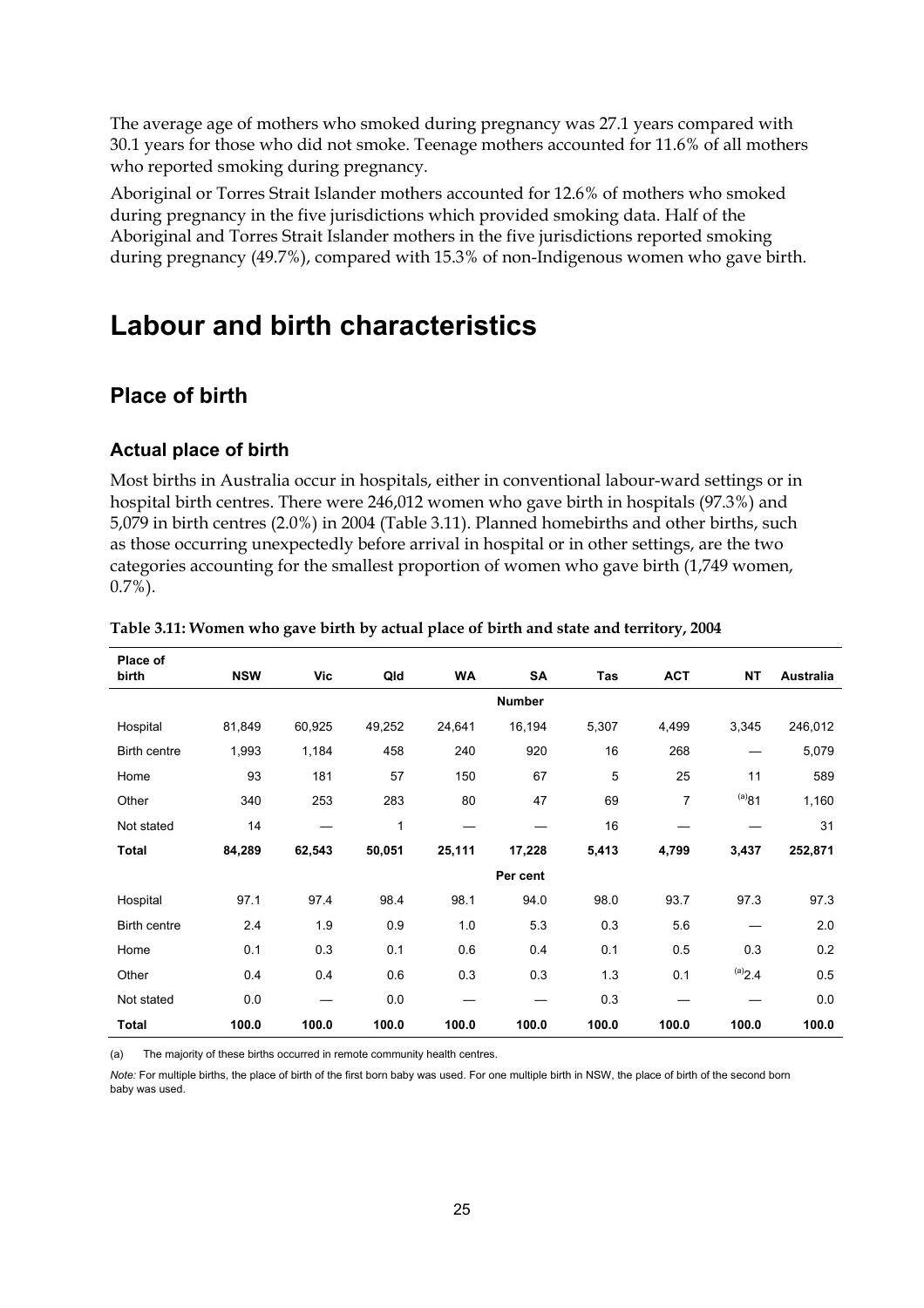The average age of mothers who smoked during pregnancy was 27.1 years compared with 30.1 years for those who did not smoke. Teenage mothers accounted for 11.6% of all mothers who reported smoking during pregnancy.

Aboriginal or Torres Strait Islander mothers accounted for 12.6% of mothers who smoked during pregnancy in the five jurisdictions which provided smoking data. Half of the Aboriginal and Torres Strait Islander mothers in the five jurisdictions reported smoking during pregnancy (49.7%), compared with 15.3% of non-Indigenous women who gave birth.

# Labour and birth characteristics

## Place of birth

### Actual place of birth

Most births in Australia occur in hospitals, either in conventional labour-ward settings or in hospital birth centres. There were 246,012 women who gave birth in hospitals (97.3%) and 5,079 in birth centres (2.0%) in 2004 (Table 3.11). Planned homebirths and other births, such as those occurring unexpectedly before arrival in hospital or in other settings, are the two categories accounting for the smallest proportion of women who gave birth (1,749 women, 0.7%).

**Table 3.11: Women who gave birth by actual place of birth and state and territory, 2004**

| Place of birth | NSW | Vic | Qld | WA | SA | Tas | ACT | NT | Australia |
|---|---|---|---|---|---|---|---|---|---|
| | | | | | **Number** | | | | |
| Hospital | 81,849 | 60,925 | 49,252 | 24,641 | 16,194 | 5,307 | 4,499 | 3,345 | 246,012 |
| Birth centre | 1,993 | 1,184 | 458 | 240 | 920 | 16 | 268 | — | 5,079 |
| Home | 93 | 181 | 57 | 150 | 67 | 5 | 25 | 11 | 589 |
| Other | 340 | 253 | 283 | 80 | 47 | 69 | 7 | [(a)]81 | 1,160 |
| Not stated | 14 | — | 1 | — | — | 16 | — | — | 31 |
| **Total** | **84,289** | **62,543** | **50,051** | **25,111** | **17,228** | **5,413** | **4,799** | **3,437** | **252,871** |
| | | | | | **Per cent** | | | | |
| Hospital | 97.1 | 97.4 | 98.4 | 98.1 | 94.0 | 98.0 | 93.7 | 97.3 | 97.3 |
| Birth centre | 2.4 | 1.9 | 0.9 | 1.0 | 5.3 | 0.3 | 5.6 | — | 2.0 |
| Home | 0.1 | 0.3 | 0.1 | 0.6 | 0.4 | 0.1 | 0.5 | 0.3 | 0.2 |
| Other | 0.4 | 0.4 | 0.6 | 0.3 | 0.3 | 1.3 | 0.1 | [(a)]2.4 | 0.5 |
| Not stated | 0.0 | — | 0.0 | — | — | 0.3 | — | — | 0.0 |
| **Total** | **100.0** | **100.0** | **100.0** | **100.0** | **100.0** | **100.0** | **100.0** | **100.0** | **100.0** |

(a) The majority of these births occurred in remote community health centres.

*Note:* For multiple births, the place of birth of the first born baby was used. For one multiple birth in NSW, the place of birth of the second born baby was used.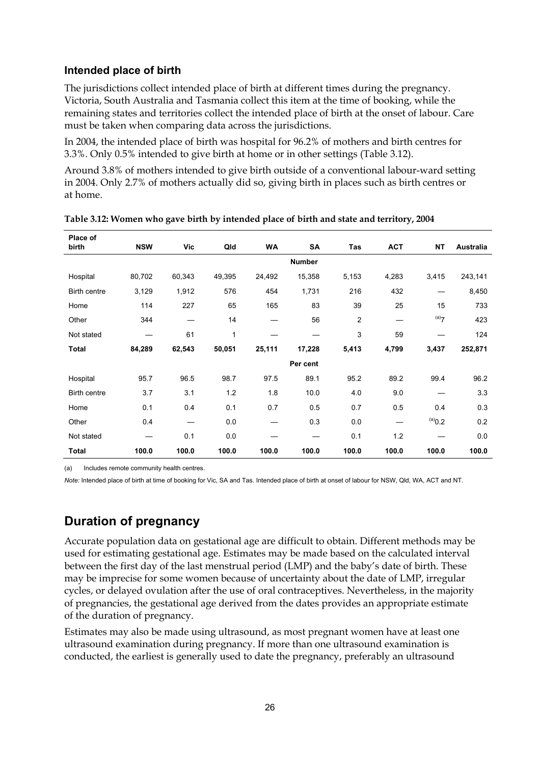### Intended place of birth

The jurisdictions collect intended place of birth at different times during the pregnancy. Victoria, South Australia and Tasmania collect this item at the time of booking, while the remaining states and territories collect the intended place of birth at the onset of labour. Care must be taken when comparing data across the jurisdictions.

In 2004, the intended place of birth was hospital for 96.2% of mothers and birth centres for 3.3%. Only 0.5% intended to give birth at home or in other settings (Table 3.12).

Around 3.8% of mothers intended to give birth outside of a conventional labour-ward setting in 2004. Only 2.7% of mothers actually did so, giving birth in places such as birth centres or at home.

**Table 3.12: Women who gave birth by intended place of birth and state and territory, 2004**

| Place of birth | NSW | Vic | Qld | WA | SA | Tas | ACT | NT | Australia |
|---|---|---|---|---|---|---|---|---|---|
| | | | | | **Number** | | | | |
| Hospital | 80,702 | 60,343 | 49,395 | 24,492 | 15,358 | 5,153 | 4,283 | 3,415 | 243,141 |
| Birth centre | 3,129 | 1,912 | 576 | 454 | 1,731 | 216 | 432 | — | 8,450 |
| Home | 114 | 227 | 65 | 165 | 83 | 39 | 25 | 15 | 733 |
| Other | 344 | — | 14 | — | 56 | 2 | — | [(a)]7 | 423 |
| Not stated | — | 61 | 1 | — | — | 3 | 59 | — | 124 |
| **Total** | **84,289** | **62,543** | **50,051** | **25,111** | **17,228** | **5,413** | **4,799** | **3,437** | **252,871** |
| | | | | | **Per cent** | | | | |
| Hospital | 95.7 | 96.5 | 98.7 | 97.5 | 89.1 | 95.2 | 89.2 | 99.4 | 96.2 |
| Birth centre | 3.7 | 3.1 | 1.2 | 1.8 | 10.0 | 4.0 | 9.0 | — | 3.3 |
| Home | 0.1 | 0.4 | 0.1 | 0.7 | 0.5 | 0.7 | 0.5 | 0.4 | 0.3 |
| Other | 0.4 | — | 0.0 | — | 0.3 | 0.0 | — | [(a)]0.2 | 0.2 |
| Not stated | — | 0.1 | 0.0 | — | — | 0.1 | 1.2 | — | 0.0 |
| **Total** | **100.0** | **100.0** | **100.0** | **100.0** | **100.0** | **100.0** | **100.0** | **100.0** | **100.0** |

(a) Includes remote community health centres.

*Note:* Intended place of birth at time of booking for Vic, SA and Tas. Intended place of birth at onset of labour for NSW, Qld, WA, ACT and NT.

## Duration of pregnancy

Accurate population data on gestational age are difficult to obtain. Different methods may be used for estimating gestational age. Estimates may be made based on the calculated interval between the first day of the last menstrual period (LMP) and the baby's date of birth. These may be imprecise for some women because of uncertainty about the date of LMP, irregular cycles, or delayed ovulation after the use of oral contraceptives. Nevertheless, in the majority of pregnancies, the gestational age derived from the dates provides an appropriate estimate of the duration of pregnancy.

Estimates may also be made using ultrasound, as most pregnant women have at least one ultrasound examination during pregnancy. If more than one ultrasound examination is conducted, the earliest is generally used to date the pregnancy, preferably an ultrasound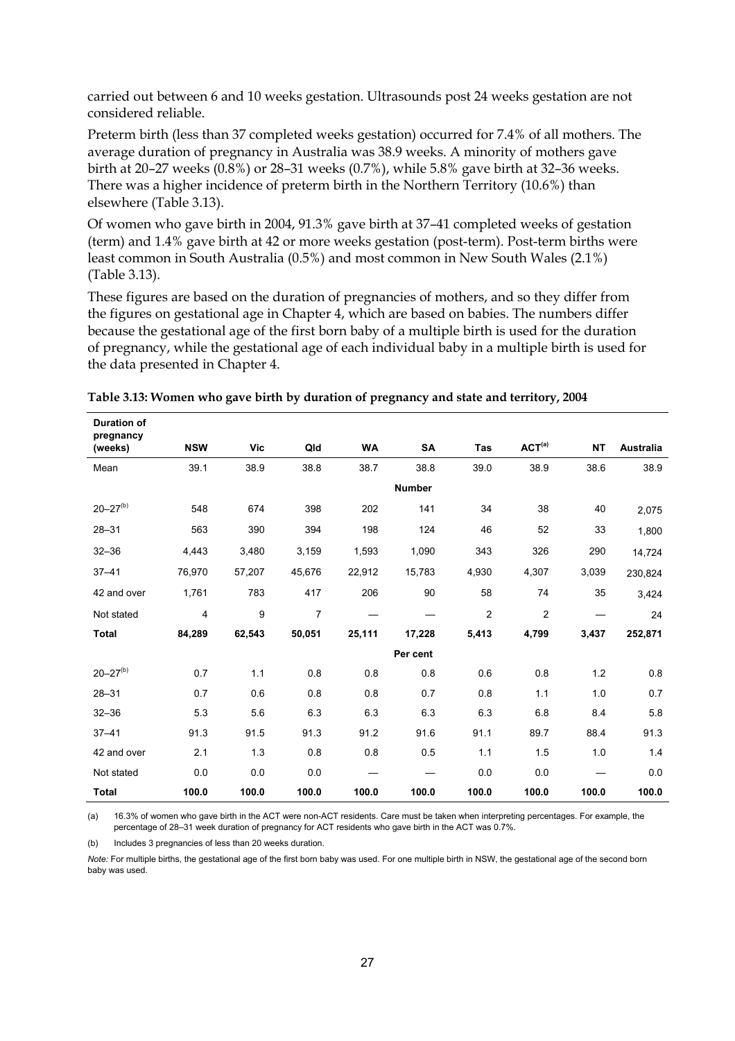carried out between 6 and 10 weeks gestation. Ultrasounds post 24 weeks gestation are not considered reliable.

Preterm birth (less than 37 completed weeks gestation) occurred for 7.4% of all mothers. The average duration of pregnancy in Australia was 38.9 weeks. A minority of mothers gave birth at 20–27 weeks (0.8%) or 28–31 weeks (0.7%), while 5.8% gave birth at 32–36 weeks. There was a higher incidence of preterm birth in the Northern Territory (10.6%) than elsewhere (Table 3.13).

Of women who gave birth in 2004, 91.3% gave birth at 37–41 completed weeks of gestation (term) and 1.4% gave birth at 42 or more weeks gestation (post-term). Post-term births were least common in South Australia (0.5%) and most common in New South Wales (2.1%) (Table 3.13).

These figures are based on the duration of pregnancies of mothers, and so they differ from the figures on gestational age in Chapter 4, which are based on babies. The numbers differ because the gestational age of the first born baby of a multiple birth is used for the duration of pregnancy, while the gestational age of each individual baby in a multiple birth is used for the data presented in Chapter 4.

**Table 3.13: Women who gave birth by duration of pregnancy and state and territory, 2004**

| Duration of pregnancy (weeks) | NSW | Vic | Qld | WA | SA | Tas | ACT[(a)] | NT | Australia |
|---|---|---|---|---|---|---|---|---|---|
| Mean | 39.1 | 38.9 | 38.8 | 38.7 | 38.8 | 39.0 | 38.9 | 38.6 | 38.9 |
| | | | | | **Number** | | | | |
| 20–27[(b)] | 548 | 674 | 398 | 202 | 141 | 34 | 38 | 40 | 2,075 |
| 28–31 | 563 | 390 | 394 | 198 | 124 | 46 | 52 | 33 | 1,800 |
| 32–36 | 4,443 | 3,480 | 3,159 | 1,593 | 1,090 | 343 | 326 | 290 | 14,724 |
| 37–41 | 76,970 | 57,207 | 45,676 | 22,912 | 15,783 | 4,930 | 4,307 | 3,039 | 230,824 |
| 42 and over | 1,761 | 783 | 417 | 206 | 90 | 58 | 74 | 35 | 3,424 |
| Not stated | 4 | 9 | 7 | — | — | 2 | 2 | — | 24 |
| **Total** | **84,289** | **62,543** | **50,051** | **25,111** | **17,228** | **5,413** | **4,799** | **3,437** | **252,871** |
| | | | | | **Per cent** | | | | |
| 20–27[(b)] | 0.7 | 1.1 | 0.8 | 0.8 | 0.8 | 0.6 | 0.8 | 1.2 | 0.8 |
| 28–31 | 0.7 | 0.6 | 0.8 | 0.8 | 0.7 | 0.8 | 1.1 | 1.0 | 0.7 |
| 32–36 | 5.3 | 5.6 | 6.3 | 6.3 | 6.3 | 6.3 | 6.8 | 8.4 | 5.8 |
| 37–41 | 91.3 | 91.5 | 91.3 | 91.2 | 91.6 | 91.1 | 89.7 | 88.4 | 91.3 |
| 42 and over | 2.1 | 1.3 | 0.8 | 0.8 | 0.5 | 1.1 | 1.5 | 1.0 | 1.4 |
| Not stated | 0.0 | 0.0 | 0.0 | — | — | 0.0 | 0.0 | — | 0.0 |
| **Total** | **100.0** | **100.0** | **100.0** | **100.0** | **100.0** | **100.0** | **100.0** | **100.0** | **100.0** |

(a) 16.3% of women who gave birth in the ACT were non-ACT residents. Care must be taken when interpreting percentages. For example, the percentage of 28–31 week duration of pregnancy for ACT residents who gave birth in the ACT was 0.7%.

(b) Includes 3 pregnancies of less than 20 weeks duration.

*Note:* For multiple births, the gestational age of the first born baby was used. For one multiple birth in NSW, the gestational age of the second born baby was used.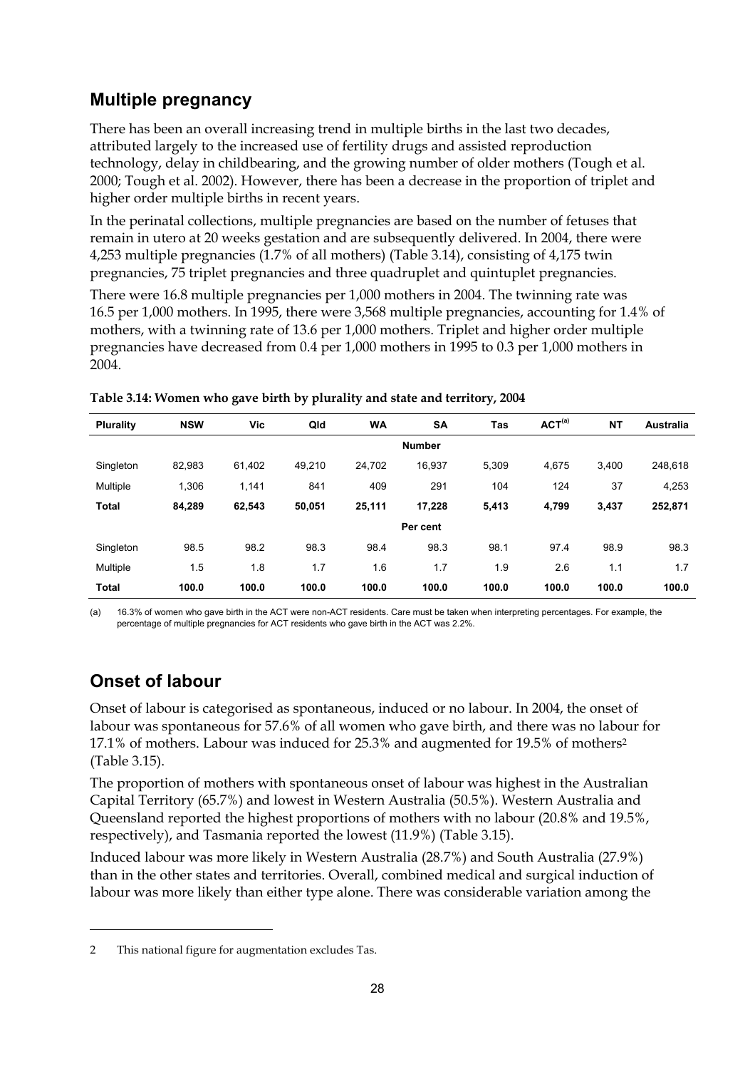## Multiple pregnancy

There has been an overall increasing trend in multiple births in the last two decades, attributed largely to the increased use of fertility drugs and assisted reproduction technology, delay in childbearing, and the growing number of older mothers (Tough et al. 2000; Tough et al. 2002). However, there has been a decrease in the proportion of triplet and higher order multiple births in recent years.

In the perinatal collections, multiple pregnancies are based on the number of fetuses that remain in utero at 20 weeks gestation and are subsequently delivered. In 2004, there were 4,253 multiple pregnancies (1.7% of all mothers) (Table 3.14), consisting of 4,175 twin pregnancies, 75 triplet pregnancies and three quadruplet and quintuplet pregnancies.

There were 16.8 multiple pregnancies per 1,000 mothers in 2004. The twinning rate was 16.5 per 1,000 mothers. In 1995, there were 3,568 multiple pregnancies, accounting for 1.4% of mothers, with a twinning rate of 13.6 per 1,000 mothers. Triplet and higher order multiple pregnancies have decreased from 0.4 per 1,000 mothers in 1995 to 0.3 per 1,000 mothers in 2004.

**Table 3.14: Women who gave birth by plurality and state and territory, 2004**

| Plurality | NSW | Vic | Qld | WA | SA | Tas | ACT[(a)] | NT | Australia |
|---|---|---|---|---|---|---|---|---|---|
| | | | | | **Number** | | | | |
| Singleton | 82,983 | 61,402 | 49,210 | 24,702 | 16,937 | 5,309 | 4,675 | 3,400 | 248,618 |
| Multiple | 1,306 | 1,141 | 841 | 409 | 291 | 104 | 124 | 37 | 4,253 |
| **Total** | **84,289** | **62,543** | **50,051** | **25,111** | **17,228** | **5,413** | **4,799** | **3,437** | **252,871** |
| | | | | | **Per cent** | | | | |
| Singleton | 98.5 | 98.2 | 98.3 | 98.4 | 98.3 | 98.1 | 97.4 | 98.9 | 98.3 |
| Multiple | 1.5 | 1.8 | 1.7 | 1.6 | 1.7 | 1.9 | 2.6 | 1.1 | 1.7 |
| **Total** | **100.0** | **100.0** | **100.0** | **100.0** | **100.0** | **100.0** | **100.0** | **100.0** | **100.0** |

(a) 16.3% of women who gave birth in the ACT were non-ACT residents. Care must be taken when interpreting percentages. For example, the percentage of multiple pregnancies for ACT residents who gave birth in the ACT was 2.2%.

## Onset of labour

Onset of labour is categorised as spontaneous, induced or no labour. In 2004, the onset of labour was spontaneous for 57.6% of all women who gave birth, and there was no labour for 17.1% of mothers. Labour was induced for 25.3% and augmented for 19.5% of mothers[2] (Table 3.15).

The proportion of mothers with spontaneous onset of labour was highest in the Australian Capital Territory (65.7%) and lowest in Western Australia (50.5%). Western Australia and Queensland reported the highest proportions of mothers with no labour (20.8% and 19.5%, respectively), and Tasmania reported the lowest (11.9%) (Table 3.15).

Induced labour was more likely in Western Australia (28.7%) and South Australia (27.9%) than in the other states and territories. Overall, combined medical and surgical induction of labour was more likely than either type alone. There was considerable variation among the

2 This national figure for augmentation excludes Tas.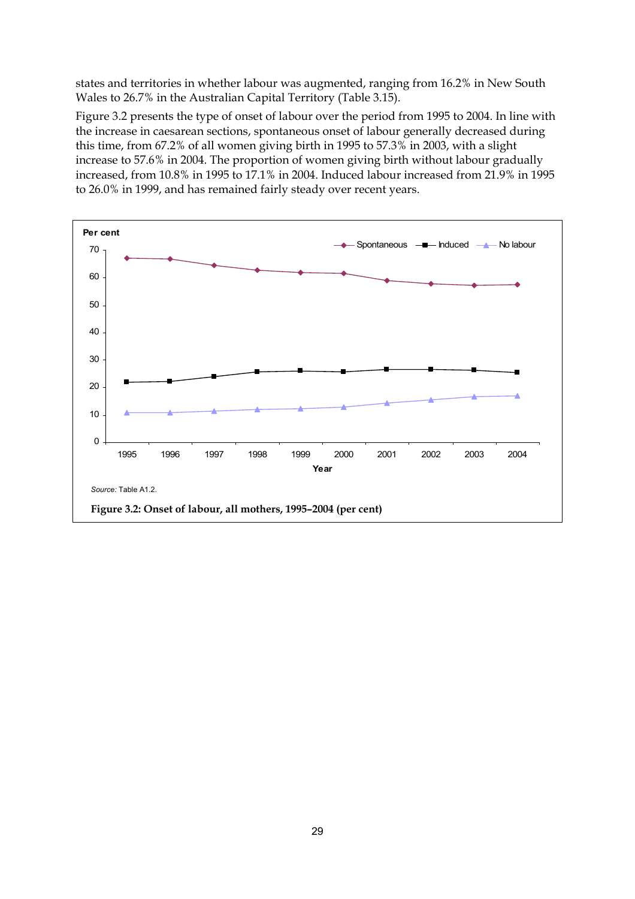states and territories in whether labour was augmented, ranging from 16.2% in New South Wales to 26.7% in the Australian Capital Territory (Table 3.15).

Figure 3.2 presents the type of onset of labour over the period from 1995 to 2004. In line with the increase in caesarean sections, spontaneous onset of labour generally decreased during this time, from 67.2% of all women giving birth in 1995 to 57.3% in 2003, with a slight increase to 57.6% in 2004. The proportion of women giving birth without labour gradually increased, from 10.8% in 1995 to 17.1% in 2004. Induced labour increased from 21.9% in 1995 to 26.0% in 1999, and has remained fairly steady over recent years.

*Source:* Table A1.2.

**Figure 3.2: Onset of labour, all mothers, 1995–2004 (per cent)**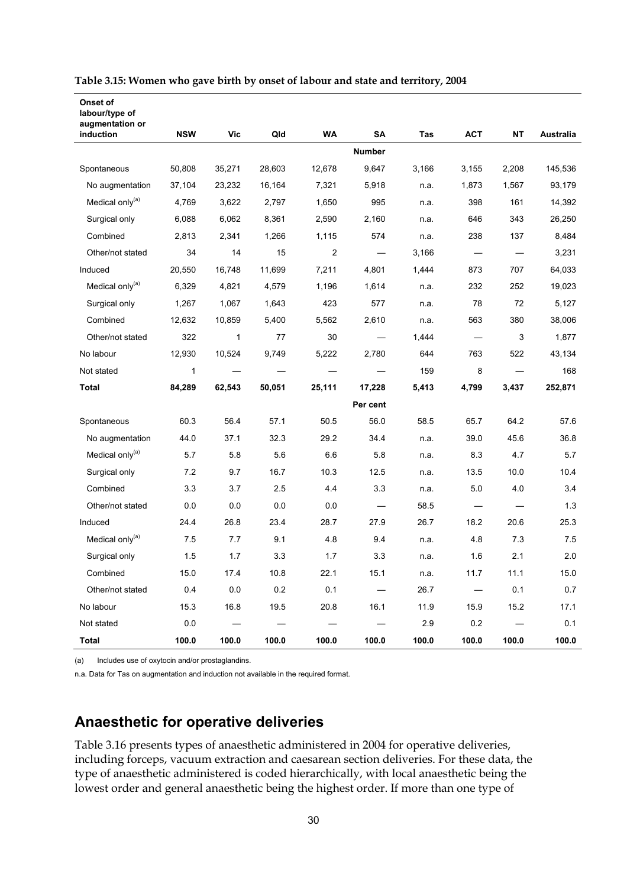**Table 3.15: Women who gave birth by onset of labour and state and territory, 2004**

| Onset of labour/type of augmentation or induction | NSW | Vic | Qld | WA | SA | Tas | ACT | NT | Australia |
|---|---|---|---|---|---|---|---|---|---|
| | | | | | **Number** | | | | |
| Spontaneous | 50,808 | 35,271 | 28,603 | 12,678 | 9,647 | 3,166 | 3,155 | 2,208 | 145,536 |
| No augmentation | 37,104 | 23,232 | 16,164 | 7,321 | 5,918 | n.a. | 1,873 | 1,567 | 93,179 |
| Medical only[(a)] | 4,769 | 3,622 | 2,797 | 1,650 | 995 | n.a. | 398 | 161 | 14,392 |
| Surgical only | 6,088 | 6,062 | 8,361 | 2,590 | 2,160 | n.a. | 646 | 343 | 26,250 |
| Combined | 2,813 | 2,341 | 1,266 | 1,115 | 574 | n.a. | 238 | 137 | 8,484 |
| Other/not stated | 34 | 14 | 15 | 2 | — | 3,166 | — | — | 3,231 |
| Induced | 20,550 | 16,748 | 11,699 | 7,211 | 4,801 | 1,444 | 873 | 707 | 64,033 |
| Medical only[(a)] | 6,329 | 4,821 | 4,579 | 1,196 | 1,614 | n.a. | 232 | 252 | 19,023 |
| Surgical only | 1,267 | 1,067 | 1,643 | 423 | 577 | n.a. | 78 | 72 | 5,127 |
| Combined | 12,632 | 10,859 | 5,400 | 5,562 | 2,610 | n.a. | 563 | 380 | 38,006 |
| Other/not stated | 322 | 1 | 77 | 30 | — | 1,444 | — | 3 | 1,877 |
| No labour | 12,930 | 10,524 | 9,749 | 5,222 | 2,780 | 644 | 763 | 522 | 43,134 |
| Not stated | 1 | — | — | — | — | 159 | 8 | — | 168 |
| **Total** | **84,289** | **62,543** | **50,051** | **25,111** | **17,228** | **5,413** | **4,799** | **3,437** | **252,871** |
| | | | | | **Per cent** | | | | |
| Spontaneous | 60.3 | 56.4 | 57.1 | 50.5 | 56.0 | 58.5 | 65.7 | 64.2 | 57.6 |
| No augmentation | 44.0 | 37.1 | 32.3 | 29.2 | 34.4 | n.a. | 39.0 | 45.6 | 36.8 |
| Medical only[(a)] | 5.7 | 5.8 | 5.6 | 6.6 | 5.8 | n.a. | 8.3 | 4.7 | 5.7 |
| Surgical only | 7.2 | 9.7 | 16.7 | 10.3 | 12.5 | n.a. | 13.5 | 10.0 | 10.4 |
| Combined | 3.3 | 3.7 | 2.5 | 4.4 | 3.3 | n.a. | 5.0 | 4.0 | 3.4 |
| Other/not stated | 0.0 | 0.0 | 0.0 | 0.0 | — | 58.5 | — | — | 1.3 |
| Induced | 24.4 | 26.8 | 23.4 | 28.7 | 27.9 | 26.7 | 18.2 | 20.6 | 25.3 |
| Medical only[(a)] | 7.5 | 7.7 | 9.1 | 4.8 | 9.4 | n.a. | 4.8 | 7.3 | 7.5 |
| Surgical only | 1.5 | 1.7 | 3.3 | 1.7 | 3.3 | n.a. | 1.6 | 2.1 | 2.0 |
| Combined | 15.0 | 17.4 | 10.8 | 22.1 | 15.1 | n.a. | 11.7 | 11.1 | 15.0 |
| Other/not stated | 0.4 | 0.0 | 0.2 | 0.1 | — | 26.7 | — | 0.1 | 0.7 |
| No labour | 15.3 | 16.8 | 19.5 | 20.8 | 16.1 | 11.9 | 15.9 | 15.2 | 17.1 |
| Not stated | 0.0 | — | — | — | — | 2.9 | 0.2 | — | 0.1 |
| **Total** | **100.0** | **100.0** | **100.0** | **100.0** | **100.0** | **100.0** | **100.0** | **100.0** | **100.0** |

(a) Includes use of oxytocin and/or prostaglandins.

n.a. Data for Tas on augmentation and induction not available in the required format.

## Anaesthetic for operative deliveries

Table 3.16 presents types of anaesthetic administered in 2004 for operative deliveries, including forceps, vacuum extraction and caesarean section deliveries. For these data, the type of anaesthetic administered is coded hierarchically, with local anaesthetic being the lowest order and general anaesthetic being the highest order. If more than one type of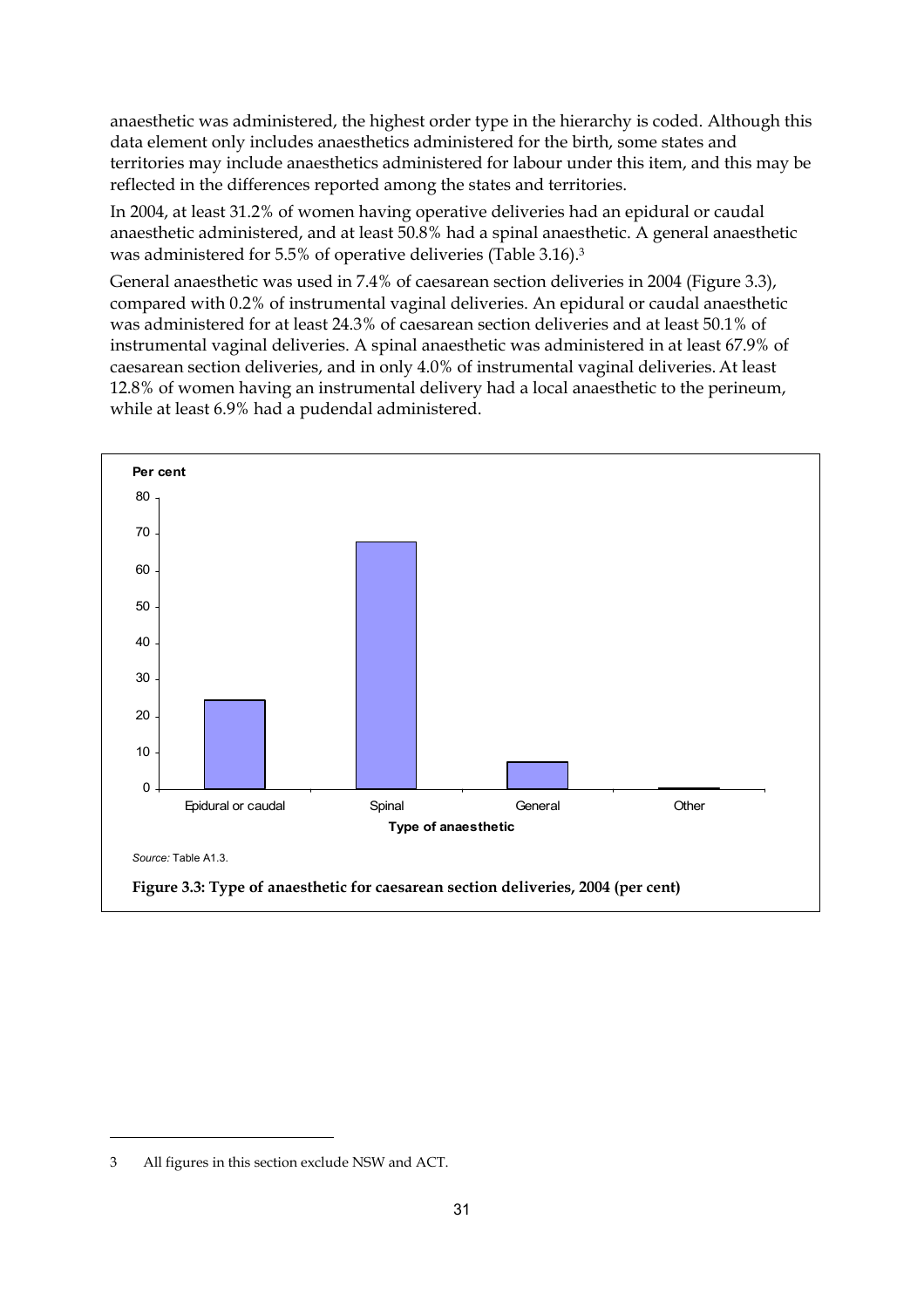anaesthetic was administered, the highest order type in the hierarchy is coded. Although this data element only includes anaesthetics administered for the birth, some states and territories may include anaesthetics administered for labour under this item, and this may be reflected in the differences reported among the states and territories.

In 2004, at least 31.2% of women having operative deliveries had an epidural or caudal anaesthetic administered, and at least 50.8% had a spinal anaesthetic. A general anaesthetic was administered for 5.5% of operative deliveries (Table 3.16).[3]

General anaesthetic was used in 7.4% of caesarean section deliveries in 2004 (Figure 3.3), compared with 0.2% of instrumental vaginal deliveries. An epidural or caudal anaesthetic was administered for at least 24.3% of caesarean section deliveries and at least 50.1% of instrumental vaginal deliveries. A spinal anaesthetic was administered in at least 67.9% of caesarean section deliveries, and in only 4.0% of instrumental vaginal deliveries. At least 12.8% of women having an instrumental delivery had a local anaesthetic to the perineum, while at least 6.9% had a pudendal administered.

*Source:* Table A1.3.

**Figure 3.3: Type of anaesthetic for caesarean section deliveries, 2004 (per cent)**

---

3 All figures in this section exclude NSW and ACT.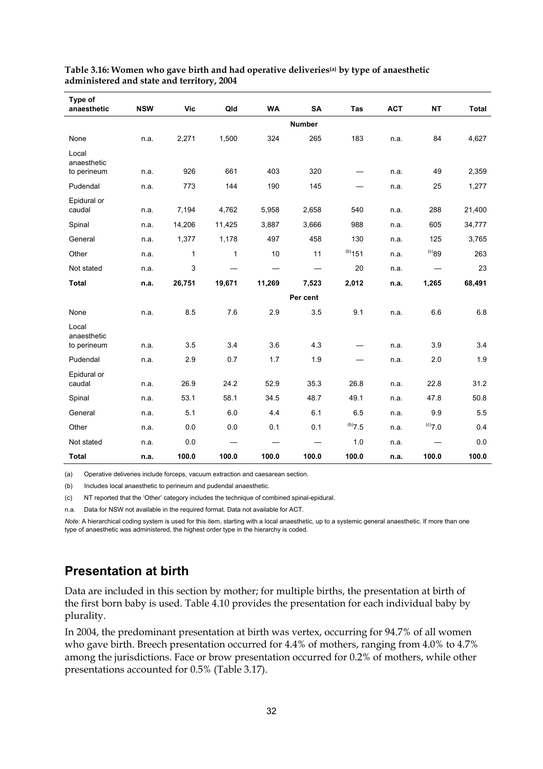**Table 3.16: Women who gave birth and had operative deliveries(a) by type of anaesthetic administered and state and territory, 2004**

| Type of anaesthetic | NSW | Vic | Qld | WA | SA | Tas | ACT | NT | Total |
|---|---|---|---|---|---|---|---|---|---|
| | | | | | **Number** | | | | |
| None | n.a. | 2,271 | 1,500 | 324 | 265 | 183 | n.a. | 84 | 4,627 |
| Local anaesthetic to perineum | n.a. | 926 | 661 | 403 | 320 | — | n.a. | 49 | 2,359 |
| Pudendal | n.a. | 773 | 144 | 190 | 145 | — | n.a. | 25 | 1,277 |
| Epidural or caudal | n.a. | 7,194 | 4,762 | 5,958 | 2,658 | 540 | n.a. | 288 | 21,400 |
| Spinal | n.a. | 14,206 | 11,425 | 3,887 | 3,666 | 988 | n.a. | 605 | 34,777 |
| General | n.a. | 1,377 | 1,178 | 497 | 458 | 130 | n.a. | 125 | 3,765 |
| Other | n.a. | 1 | 1 | 10 | 11 | (b)151 | n.a. | (c)89 | 263 |
| Not stated | n.a. | 3 | — | — | — | 20 | n.a. | — | 23 |
| **Total** | **n.a.** | **26,751** | **19,671** | **11,269** | **7,523** | **2,012** | **n.a.** | **1,265** | **68,491** |
| | | | | | **Per cent** | | | | |
| None | n.a. | 8.5 | 7.6 | 2.9 | 3.5 | 9.1 | n.a. | 6.6 | 6.8 |
| Local anaesthetic to perineum | n.a. | 3.5 | 3.4 | 3.6 | 4.3 | — | n.a. | 3.9 | 3.4 |
| Pudendal | n.a. | 2.9 | 0.7 | 1.7 | 1.9 | — | n.a. | 2.0 | 1.9 |
| Epidural or caudal | n.a. | 26.9 | 24.2 | 52.9 | 35.3 | 26.8 | n.a. | 22.8 | 31.2 |
| Spinal | n.a. | 53.1 | 58.1 | 34.5 | 48.7 | 49.1 | n.a. | 47.8 | 50.8 |
| General | n.a. | 5.1 | 6.0 | 4.4 | 6.1 | 6.5 | n.a. | 9.9 | 5.5 |
| Other | n.a. | 0.0 | 0.0 | 0.1 | 0.1 | (b)7.5 | n.a. | (c)7.0 | 0.4 |
| Not stated | n.a. | 0.0 | — | — | — | 1.0 | n.a. | — | 0.0 |
| **Total** | **n.a.** | **100.0** | **100.0** | **100.0** | **100.0** | **100.0** | **n.a.** | **100.0** | **100.0** |

(a) Operative deliveries include forceps, vacuum extraction and caesarean section.

(b) Includes local anaesthetic to perineum and pudendal anaesthetic.

(c) NT reported that the 'Other' category includes the technique of combined spinal-epidural.

n.a. Data for NSW not available in the required format. Data not available for ACT.

*Note:* A hierarchical coding system is used for this item, starting with a local anaesthetic, up to a systemic general anaesthetic. If more than one type of anaesthetic was administered, the highest order type in the hierarchy is coded.

## Presentation at birth

Data are included in this section by mother; for multiple births, the presentation at birth of the first born baby is used. Table 4.10 provides the presentation for each individual baby by plurality.

In 2004, the predominant presentation at birth was vertex, occurring for 94.7% of all women who gave birth. Breech presentation occurred for 4.4% of mothers, ranging from 4.0% to 4.7% among the jurisdictions. Face or brow presentation occurred for 0.2% of mothers, while other presentations accounted for 0.5% (Table 3.17).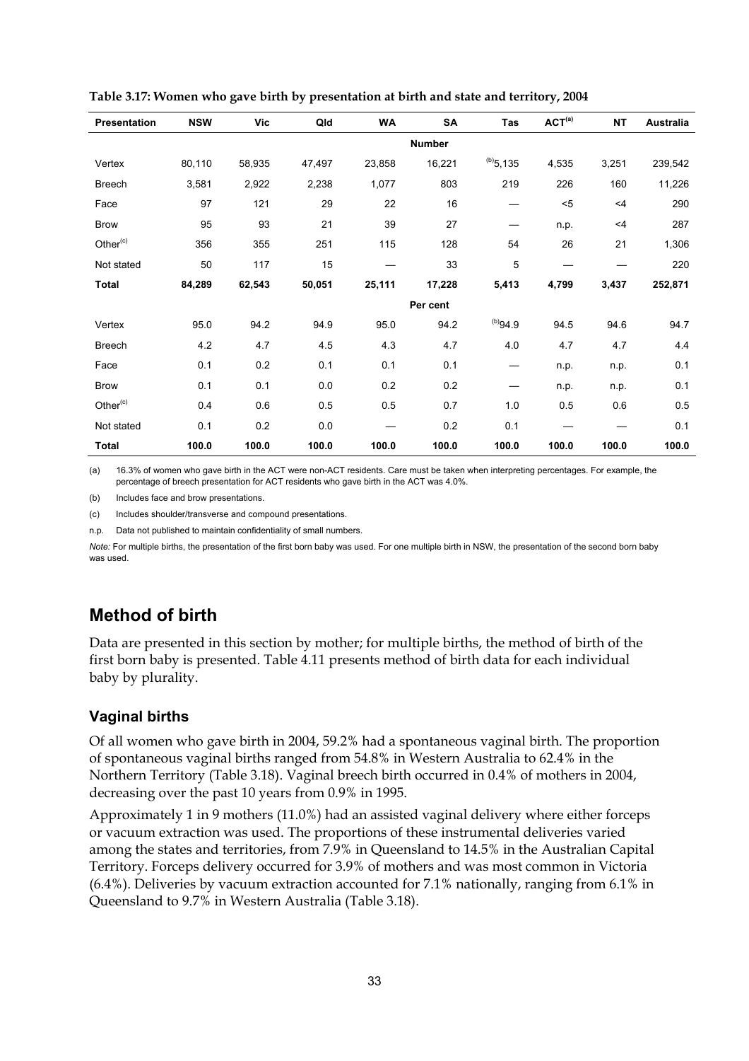**Table 3.17: Women who gave birth by presentation at birth and state and territory, 2004**

| Presentation | NSW | Vic | Qld | WA | SA | Tas | ACT[(a)] | NT | Australia |
|---|---|---|---|---|---|---|---|---|---|
| | | | | | **Number** | | | | |
| Vertex | 80,110 | 58,935 | 47,497 | 23,858 | 16,221 | [(b)]5,135 | 4,535 | 3,251 | 239,542 |
| Breech | 3,581 | 2,922 | 2,238 | 1,077 | 803 | 219 | 226 | 160 | 11,226 |
| Face | 97 | 121 | 29 | 22 | 16 | — | <5 | <4 | 290 |
| Brow | 95 | 93 | 21 | 39 | 27 | — | n.p. | <4 | 287 |
| Other[(c)] | 356 | 355 | 251 | 115 | 128 | 54 | 26 | 21 | 1,306 |
| Not stated | 50 | 117 | 15 | — | 33 | 5 | — | — | 220 |
| **Total** | **84,289** | **62,543** | **50,051** | **25,111** | **17,228** | **5,413** | **4,799** | **3,437** | **252,871** |
| | | | | | **Per cent** | | | | |
| Vertex | 95.0 | 94.2 | 94.9 | 95.0 | 94.2 | [(b)]94.9 | 94.5 | 94.6 | 94.7 |
| Breech | 4.2 | 4.7 | 4.5 | 4.3 | 4.7 | 4.0 | 4.7 | 4.7 | 4.4 |
| Face | 0.1 | 0.2 | 0.1 | 0.1 | 0.1 | — | n.p. | n.p. | 0.1 |
| Brow | 0.1 | 0.1 | 0.0 | 0.2 | 0.2 | — | n.p. | n.p. | 0.1 |
| Other[(c)] | 0.4 | 0.6 | 0.5 | 0.5 | 0.7 | 1.0 | 0.5 | 0.6 | 0.5 |
| Not stated | 0.1 | 0.2 | 0.0 | — | 0.2 | 0.1 | — | — | 0.1 |
| **Total** | **100.0** | **100.0** | **100.0** | **100.0** | **100.0** | **100.0** | **100.0** | **100.0** | **100.0** |

(a) 16.3% of women who gave birth in the ACT were non-ACT residents. Care must be taken when interpreting percentages. For example, the percentage of breech presentation for ACT residents who gave birth in the ACT was 4.0%.

(b) Includes face and brow presentations.

(c) Includes shoulder/transverse and compound presentations.

n.p. Data not published to maintain confidentiality of small numbers.

*Note:* For multiple births, the presentation of the first born baby was used. For one multiple birth in NSW, the presentation of the second born baby was used.

## Method of birth

Data are presented in this section by mother; for multiple births, the method of birth of the first born baby is presented. Table 4.11 presents method of birth data for each individual baby by plurality.

### Vaginal births

Of all women who gave birth in 2004, 59.2% had a spontaneous vaginal birth. The proportion of spontaneous vaginal births ranged from 54.8% in Western Australia to 62.4% in the Northern Territory (Table 3.18). Vaginal breech birth occurred in 0.4% of mothers in 2004, decreasing over the past 10 years from 0.9% in 1995.

Approximately 1 in 9 mothers (11.0%) had an assisted vaginal delivery where either forceps or vacuum extraction was used. The proportions of these instrumental deliveries varied among the states and territories, from 7.9% in Queensland to 14.5% in the Australian Capital Territory. Forceps delivery occurred for 3.9% of mothers and was most common in Victoria (6.4%). Deliveries by vacuum extraction accounted for 7.1% nationally, ranging from 6.1% in Queensland to 9.7% in Western Australia (Table 3.18).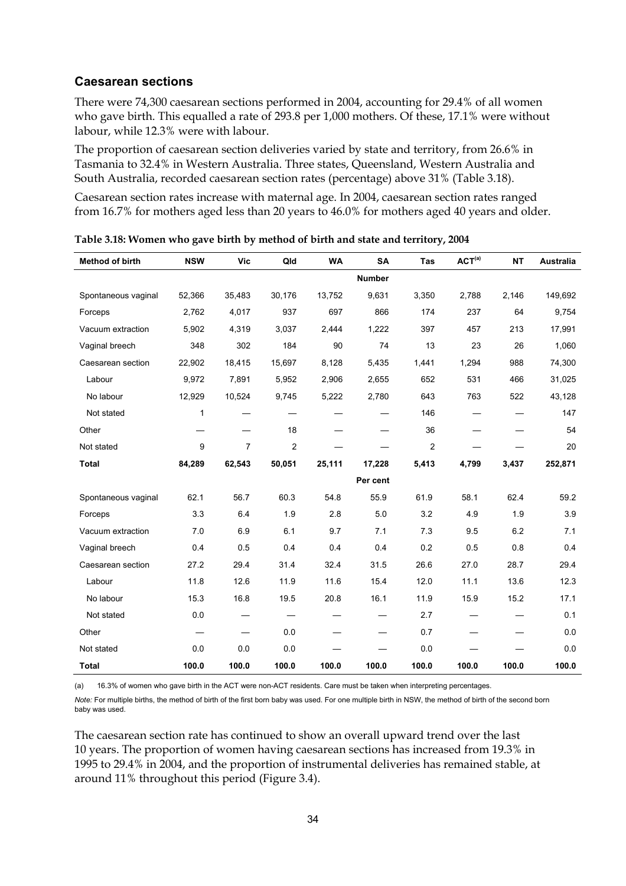## Caesarean sections

There were 74,300 caesarean sections performed in 2004, accounting for 29.4% of all women who gave birth. This equalled a rate of 293.8 per 1,000 mothers. Of these, 17.1% were without labour, while 12.3% were with labour.

The proportion of caesarean section deliveries varied by state and territory, from 26.6% in Tasmania to 32.4% in Western Australia. Three states, Queensland, Western Australia and South Australia, recorded caesarean section rates (percentage) above 31% (Table 3.18).

Caesarean section rates increase with maternal age. In 2004, caesarean section rates ranged from 16.7% for mothers aged less than 20 years to 46.0% for mothers aged 40 years and older.

**Table 3.18: Women who gave birth by method of birth and state and territory, 2004**

| Method of birth | NSW | Vic | Qld | WA | SA | Tas | ACT[(a)] | NT | Australia |
|---|---|---|---|---|---|---|---|---|---|
| | | | | | **Number** | | | | |
| Spontaneous vaginal | 52,366 | 35,483 | 30,176 | 13,752 | 9,631 | 3,350 | 2,788 | 2,146 | 149,692 |
| Forceps | 2,762 | 4,017 | 937 | 697 | 866 | 174 | 237 | 64 | 9,754 |
| Vacuum extraction | 5,902 | 4,319 | 3,037 | 2,444 | 1,222 | 397 | 457 | 213 | 17,991 |
| Vaginal breech | 348 | 302 | 184 | 90 | 74 | 13 | 23 | 26 | 1,060 |
| Caesarean section | 22,902 | 18,415 | 15,697 | 8,128 | 5,435 | 1,441 | 1,294 | 988 | 74,300 |
| Labour | 9,972 | 7,891 | 5,952 | 2,906 | 2,655 | 652 | 531 | 466 | 31,025 |
| No labour | 12,929 | 10,524 | 9,745 | 5,222 | 2,780 | 643 | 763 | 522 | 43,128 |
| Not stated | 1 | — | — | — | — | 146 | — | — | 147 |
| Other | — | — | 18 | — | — | 36 | — | — | 54 |
| Not stated | 9 | 7 | 2 | — | — | 2 | — | — | 20 |
| **Total** | **84,289** | **62,543** | **50,051** | **25,111** | **17,228** | **5,413** | **4,799** | **3,437** | **252,871** |
| | | | | | **Per cent** | | | | |
| Spontaneous vaginal | 62.1 | 56.7 | 60.3 | 54.8 | 55.9 | 61.9 | 58.1 | 62.4 | 59.2 |
| Forceps | 3.3 | 6.4 | 1.9 | 2.8 | 5.0 | 3.2 | 4.9 | 1.9 | 3.9 |
| Vacuum extraction | 7.0 | 6.9 | 6.1 | 9.7 | 7.1 | 7.3 | 9.5 | 6.2 | 7.1 |
| Vaginal breech | 0.4 | 0.5 | 0.4 | 0.4 | 0.4 | 0.2 | 0.5 | 0.8 | 0.4 |
| Caesarean section | 27.2 | 29.4 | 31.4 | 32.4 | 31.5 | 26.6 | 27.0 | 28.7 | 29.4 |
| Labour | 11.8 | 12.6 | 11.9 | 11.6 | 15.4 | 12.0 | 11.1 | 13.6 | 12.3 |
| No labour | 15.3 | 16.8 | 19.5 | 20.8 | 16.1 | 11.9 | 15.9 | 15.2 | 17.1 |
| Not stated | 0.0 | — | — | — | — | 2.7 | — | — | 0.1 |
| Other | — | — | 0.0 | — | — | 0.7 | — | — | 0.0 |
| Not stated | 0.0 | 0.0 | 0.0 | — | — | 0.0 | — | — | 0.0 |
| **Total** | **100.0** | **100.0** | **100.0** | **100.0** | **100.0** | **100.0** | **100.0** | **100.0** | **100.0** |

(a) 16.3% of women who gave birth in the ACT were non-ACT residents. Care must be taken when interpreting percentages.

*Note:* For multiple births, the method of birth of the first born baby was used. For one multiple birth in NSW, the method of birth of the second born baby was used.

The caesarean section rate has continued to show an overall upward trend over the last 10 years. The proportion of women having caesarean sections has increased from 19.3% in 1995 to 29.4% in 2004, and the proportion of instrumental deliveries has remained stable, at around 11% throughout this period (Figure 3.4).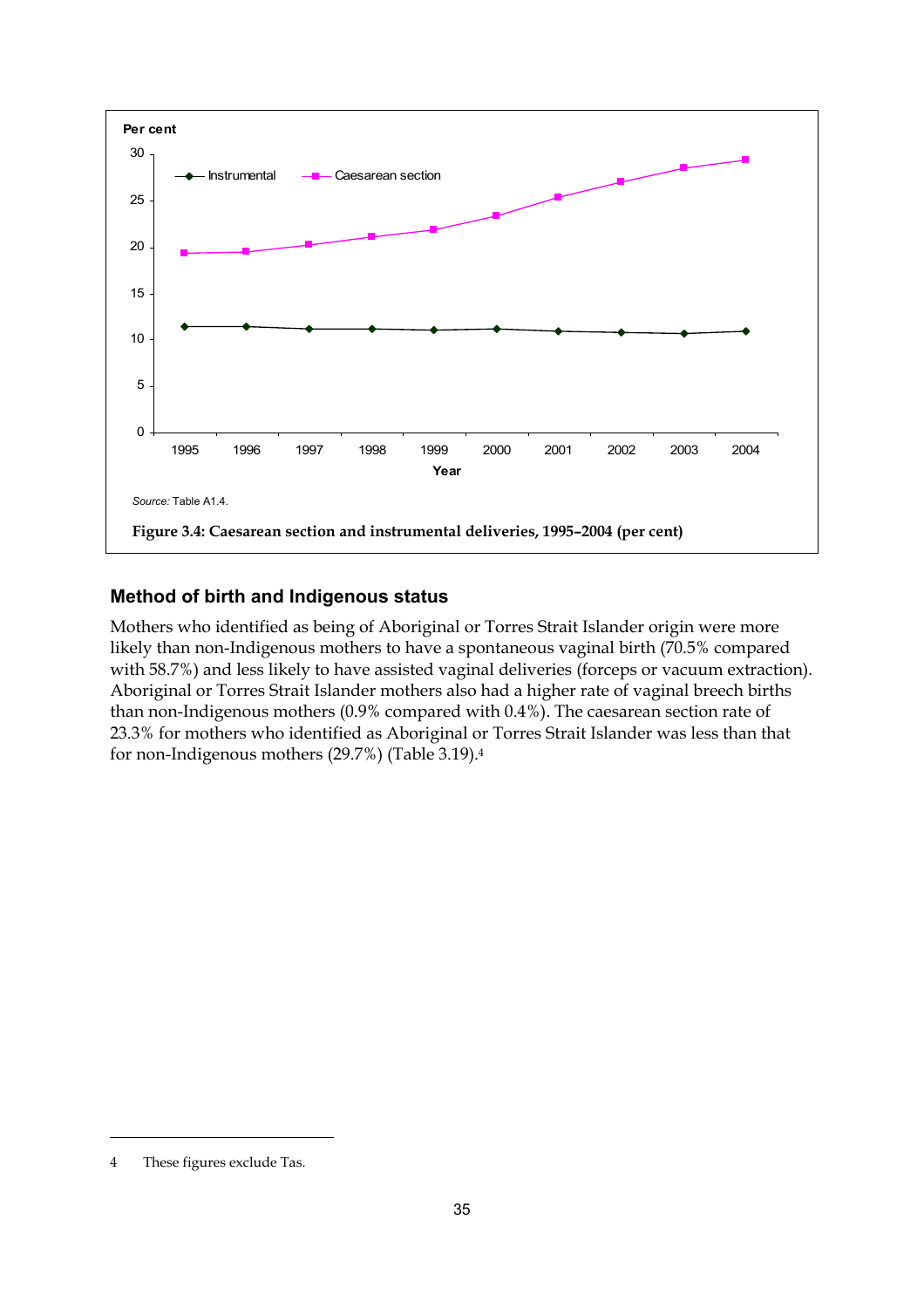Source: Table A1.4.

**Figure 3.4: Caesarean section and instrumental deliveries, 1995–2004 (per cent)**

## Method of birth and Indigenous status

Mothers who identified as being of Aboriginal or Torres Strait Islander origin were more likely than non-Indigenous mothers to have a spontaneous vaginal birth (70.5% compared with 58.7%) and less likely to have assisted vaginal deliveries (forceps or vacuum extraction). Aboriginal or Torres Strait Islander mothers also had a higher rate of vaginal breech births than non-Indigenous mothers (0.9% compared with 0.4%). The caesarean section rate of 23.3% for mothers who identified as Aboriginal or Torres Strait Islander was less than that for non-Indigenous mothers (29.7%) (Table 3.19).[4]

---

4 These figures exclude Tas.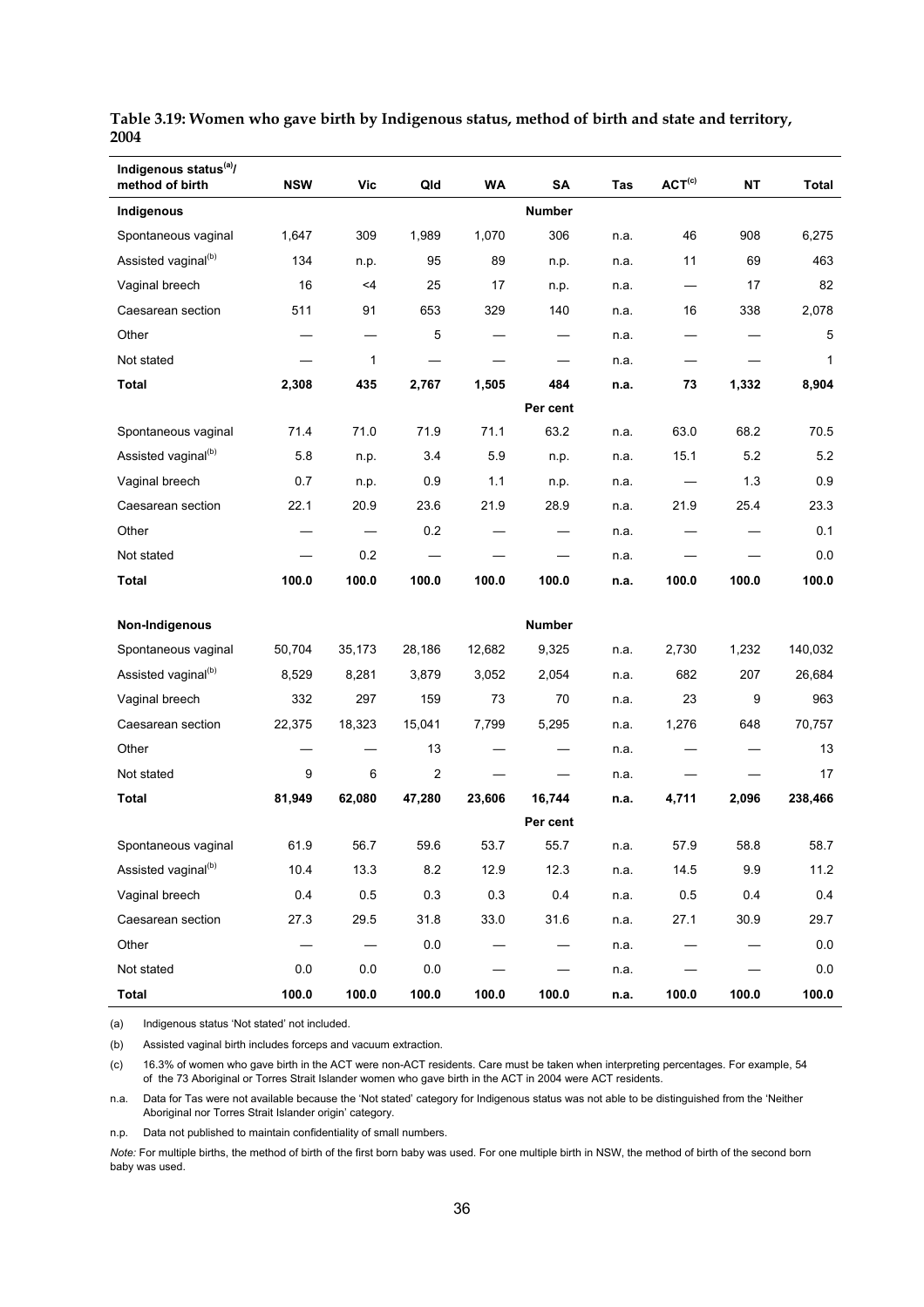**Table 3.19: Women who gave birth by Indigenous status, method of birth and state and territory, 2004**

| Indigenous status[(a)]/ method of birth | NSW | Vic | Qld | WA | SA | Tas | ACT[(c)] | NT | Total |
|---|---|---|---|---|---|---|---|---|---|
| **Indigenous** | | | | | **Number** | | | | |
| Spontaneous vaginal | 1,647 | 309 | 1,989 | 1,070 | 306 | n.a. | 46 | 908 | 6,275 |
| Assisted vaginal[(b)] | 134 | n.p. | 95 | 89 | n.p. | n.a. | 11 | 69 | 463 |
| Vaginal breech | 16 | <4 | 25 | 17 | n.p. | n.a. | — | 17 | 82 |
| Caesarean section | 511 | 91 | 653 | 329 | 140 | n.a. | 16 | 338 | 2,078 |
| Other | — | — | 5 | — | — | n.a. | — | — | 5 |
| Not stated | — | 1 | — | — | — | n.a. | — | — | 1 |
| **Total** | **2,308** | **435** | **2,767** | **1,505** | **484** | **n.a.** | **73** | **1,332** | **8,904** |
| | | | | | **Per cent** | | | | |
| Spontaneous vaginal | 71.4 | 71.0 | 71.9 | 71.1 | 63.2 | n.a. | 63.0 | 68.2 | 70.5 |
| Assisted vaginal[(b)] | 5.8 | n.p. | 3.4 | 5.9 | n.p. | n.a. | 15.1 | 5.2 | 5.2 |
| Vaginal breech | 0.7 | n.p. | 0.9 | 1.1 | n.p. | n.a. | — | 1.3 | 0.9 |
| Caesarean section | 22.1 | 20.9 | 23.6 | 21.9 | 28.9 | n.a. | 21.9 | 25.4 | 23.3 |
| Other | — | — | 0.2 | — | — | n.a. | — | — | 0.1 |
| Not stated | — | 0.2 | — | — | — | n.a. | — | — | 0.0 |
| **Total** | **100.0** | **100.0** | **100.0** | **100.0** | **100.0** | **n.a.** | **100.0** | **100.0** | **100.0** |
| **Non-Indigenous** | | | | | **Number** | | | | |
| Spontaneous vaginal | 50,704 | 35,173 | 28,186 | 12,682 | 9,325 | n.a. | 2,730 | 1,232 | 140,032 |
| Assisted vaginal[(b)] | 8,529 | 8,281 | 3,879 | 3,052 | 2,054 | n.a. | 682 | 207 | 26,684 |
| Vaginal breech | 332 | 297 | 159 | 73 | 70 | n.a. | 23 | 9 | 963 |
| Caesarean section | 22,375 | 18,323 | 15,041 | 7,799 | 5,295 | n.a. | 1,276 | 648 | 70,757 |
| Other | — | — | 13 | — | — | n.a. | — | — | 13 |
| Not stated | 9 | 6 | 2 | — | — | n.a. | — | — | 17 |
| **Total** | **81,949** | **62,080** | **47,280** | **23,606** | **16,744** | **n.a.** | **4,711** | **2,096** | **238,466** |
| | | | | | **Per cent** | | | | |
| Spontaneous vaginal | 61.9 | 56.7 | 59.6 | 53.7 | 55.7 | n.a. | 57.9 | 58.8 | 58.7 |
| Assisted vaginal[(b)] | 10.4 | 13.3 | 8.2 | 12.9 | 12.3 | n.a. | 14.5 | 9.9 | 11.2 |
| Vaginal breech | 0.4 | 0.5 | 0.3 | 0.3 | 0.4 | n.a. | 0.5 | 0.4 | 0.4 |
| Caesarean section | 27.3 | 29.5 | 31.8 | 33.0 | 31.6 | n.a. | 27.1 | 30.9 | 29.7 |
| Other | — | — | 0.0 | — | — | n.a. | — | — | 0.0 |
| Not stated | 0.0 | 0.0 | 0.0 | — | — | n.a. | — | — | 0.0 |
| **Total** | **100.0** | **100.0** | **100.0** | **100.0** | **100.0** | **n.a.** | **100.0** | **100.0** | **100.0** |

(a) Indigenous status 'Not stated' not included.

(b) Assisted vaginal birth includes forceps and vacuum extraction.

(c) 16.3% of women who gave birth in the ACT were non-ACT residents. Care must be taken when interpreting percentages. For example, 54 of the 73 Aboriginal or Torres Strait Islander women who gave birth in the ACT in 2004 were ACT residents.

n.a. Data for Tas were not available because the 'Not stated' category for Indigenous status was not able to be distinguished from the 'Neither Aboriginal nor Torres Strait Islander origin' category.

n.p. Data not published to maintain confidentiality of small numbers.

*Note:* For multiple births, the method of birth of the first born baby was used. For one multiple birth in NSW, the method of birth of the second born baby was used.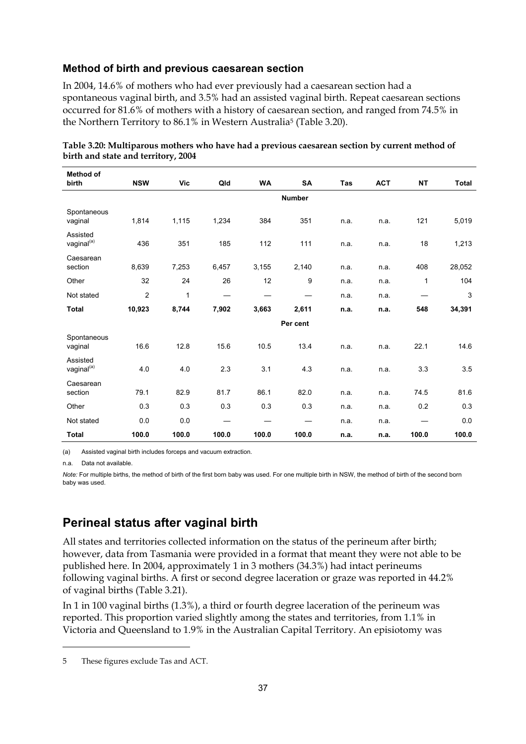### Method of birth and previous caesarean section

In 2004, 14.6% of mothers who had ever previously had a caesarean section had a spontaneous vaginal birth, and 3.5% had an assisted vaginal birth. Repeat caesarean sections occurred for 81.6% of mothers with a history of caesarean section, and ranged from 74.5% in the Northern Territory to 86.1% in Western Australia[5] (Table 3.20).

**Table 3.20: Multiparous mothers who have had a previous caesarean section by current method of birth and state and territory, 2004**

| Method of birth | NSW | Vic | Qld | WA | SA | Tas | ACT | NT | Total |
|---|---|---|---|---|---|---|---|---|---|
| | | | | | **Number** | | | | |
| Spontaneous vaginal | 1,814 | 1,115 | 1,234 | 384 | 351 | n.a. | n.a. | 121 | 5,019 |
| Assisted vaginal[(a)] | 436 | 351 | 185 | 112 | 111 | n.a. | n.a. | 18 | 1,213 |
| Caesarean section | 8,639 | 7,253 | 6,457 | 3,155 | 2,140 | n.a. | n.a. | 408 | 28,052 |
| Other | 32 | 24 | 26 | 12 | 9 | n.a. | n.a. | 1 | 104 |
| Not stated | 2 | 1 | — | — | — | n.a. | n.a. | — | 3 |
| **Total** | **10,923** | **8,744** | **7,902** | **3,663** | **2,611** | **n.a.** | **n.a.** | **548** | **34,391** |
| | | | | | **Per cent** | | | | |
| Spontaneous vaginal | 16.6 | 12.8 | 15.6 | 10.5 | 13.4 | n.a. | n.a. | 22.1 | 14.6 |
| Assisted vaginal[(a)] | 4.0 | 4.0 | 2.3 | 3.1 | 4.3 | n.a. | n.a. | 3.3 | 3.5 |
| Caesarean section | 79.1 | 82.9 | 81.7 | 86.1 | 82.0 | n.a. | n.a. | 74.5 | 81.6 |
| Other | 0.3 | 0.3 | 0.3 | 0.3 | 0.3 | n.a. | n.a. | 0.2 | 0.3 |
| Not stated | 0.0 | 0.0 | — | — | — | n.a. | n.a. | — | 0.0 |
| **Total** | **100.0** | **100.0** | **100.0** | **100.0** | **100.0** | **n.a.** | **n.a.** | **100.0** | **100.0** |

(a) Assisted vaginal birth includes forceps and vacuum extraction.

n.a. Data not available.

*Note:* For multiple births, the method of birth of the first born baby was used. For one multiple birth in NSW, the method of birth of the second born baby was used.

## Perineal status after vaginal birth

All states and territories collected information on the status of the perineum after birth; however, data from Tasmania were provided in a format that meant they were not able to be published here. In 2004, approximately 1 in 3 mothers (34.3%) had intact perineums following vaginal births. A first or second degree laceration or graze was reported in 44.2% of vaginal births (Table 3.21).

In 1 in 100 vaginal births (1.3%), a third or fourth degree laceration of the perineum was reported. This proportion varied slightly among the states and territories, from 1.1% in Victoria and Queensland to 1.9% in the Australian Capital Territory. An episiotomy was

5 These figures exclude Tas and ACT.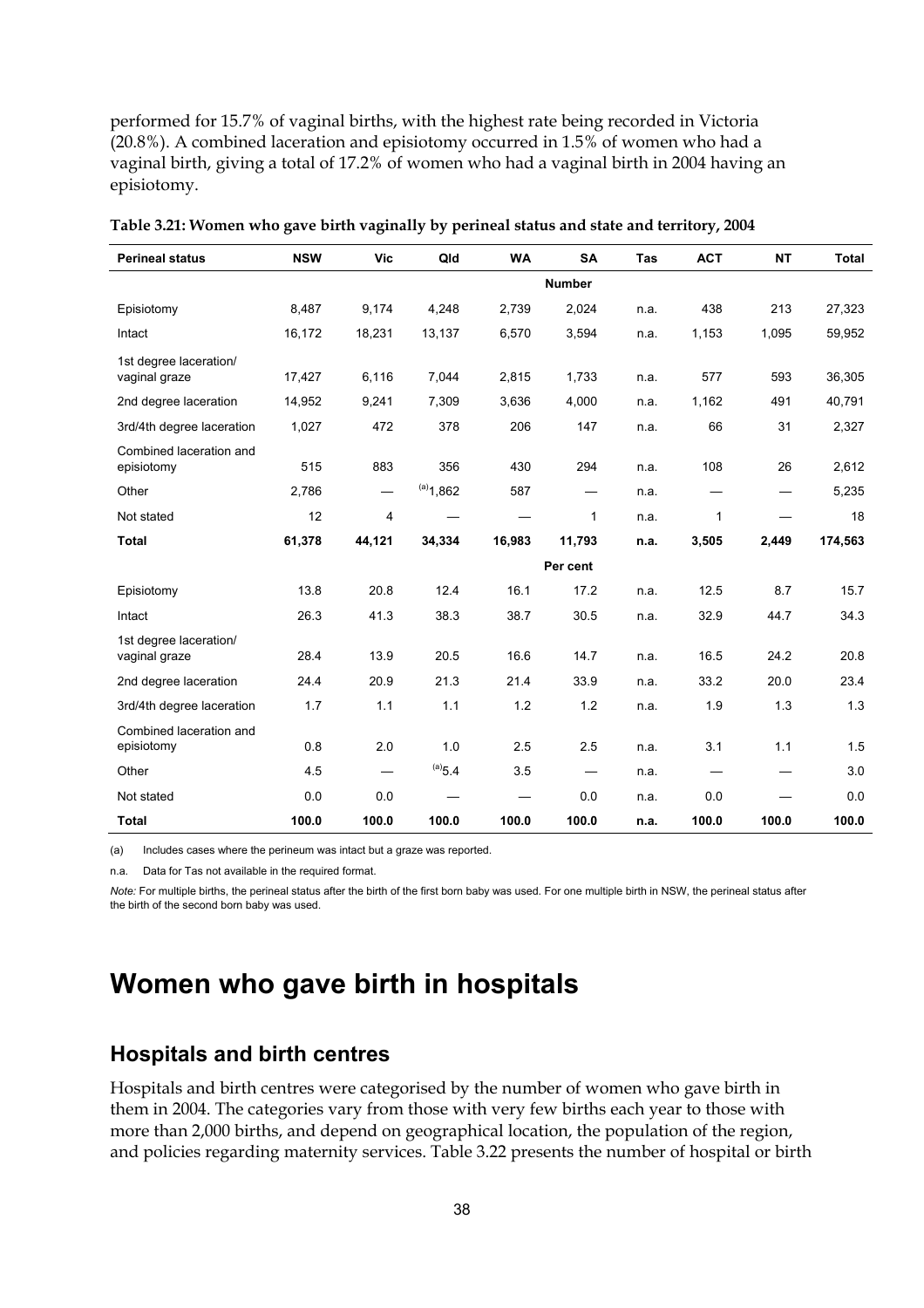performed for 15.7% of vaginal births, with the highest rate being recorded in Victoria (20.8%). A combined laceration and episiotomy occurred in 1.5% of women who had a vaginal birth, giving a total of 17.2% of women who had a vaginal birth in 2004 having an episiotomy.

**Table 3.21: Women who gave birth vaginally by perineal status and state and territory, 2004**

| Perineal status | NSW | Vic | Qld | WA | SA | Tas | ACT | NT | Total |
|---|---|---|---|---|---|---|---|---|---|
| | | | | | **Number** | | | | |
| Episiotomy | 8,487 | 9,174 | 4,248 | 2,739 | 2,024 | n.a. | 438 | 213 | 27,323 |
| Intact | 16,172 | 18,231 | 13,137 | 6,570 | 3,594 | n.a. | 1,153 | 1,095 | 59,952 |
| 1st degree laceration/ vaginal graze | 17,427 | 6,116 | 7,044 | 2,815 | 1,733 | n.a. | 577 | 593 | 36,305 |
| 2nd degree laceration | 14,952 | 9,241 | 7,309 | 3,636 | 4,000 | n.a. | 1,162 | 491 | 40,791 |
| 3rd/4th degree laceration | 1,027 | 472 | 378 | 206 | 147 | n.a. | 66 | 31 | 2,327 |
| Combined laceration and episiotomy | 515 | 883 | 356 | 430 | 294 | n.a. | 108 | 26 | 2,612 |
| Other | 2,786 | — | (a)1,862 | 587 | — | n.a. | — | — | 5,235 |
| Not stated | 12 | 4 | — | — | 1 | n.a. | 1 | — | 18 |
| **Total** | **61,378** | **44,121** | **34,334** | **16,983** | **11,793** | **n.a.** | **3,505** | **2,449** | **174,563** |
| | | | | | **Per cent** | | | | |
| Episiotomy | 13.8 | 20.8 | 12.4 | 16.1 | 17.2 | n.a. | 12.5 | 8.7 | 15.7 |
| Intact | 26.3 | 41.3 | 38.3 | 38.7 | 30.5 | n.a. | 32.9 | 44.7 | 34.3 |
| 1st degree laceration/ vaginal graze | 28.4 | 13.9 | 20.5 | 16.6 | 14.7 | n.a. | 16.5 | 24.2 | 20.8 |
| 2nd degree laceration | 24.4 | 20.9 | 21.3 | 21.4 | 33.9 | n.a. | 33.2 | 20.0 | 23.4 |
| 3rd/4th degree laceration | 1.7 | 1.1 | 1.1 | 1.2 | 1.2 | n.a. | 1.9 | 1.3 | 1.3 |
| Combined laceration and episiotomy | 0.8 | 2.0 | 1.0 | 2.5 | 2.5 | n.a. | 3.1 | 1.1 | 1.5 |
| Other | 4.5 | — | (a)5.4 | 3.5 | — | n.a. | — | — | 3.0 |
| Not stated | 0.0 | 0.0 | — | — | 0.0 | n.a. | 0.0 | — | 0.0 |
| **Total** | **100.0** | **100.0** | **100.0** | **100.0** | **100.0** | **n.a.** | **100.0** | **100.0** | **100.0** |

(a) Includes cases where the perineum was intact but a graze was reported.

n.a. Data for Tas not available in the required format.

*Note:* For multiple births, the perineal status after the birth of the first born baby was used. For one multiple birth in NSW, the perineal status after the birth of the second born baby was used.

# Women who gave birth in hospitals

## Hospitals and birth centres

Hospitals and birth centres were categorised by the number of women who gave birth in them in 2004. The categories vary from those with very few births each year to those with more than 2,000 births, and depend on geographical location, the population of the region, and policies regarding maternity services. Table 3.22 presents the number of hospital or birth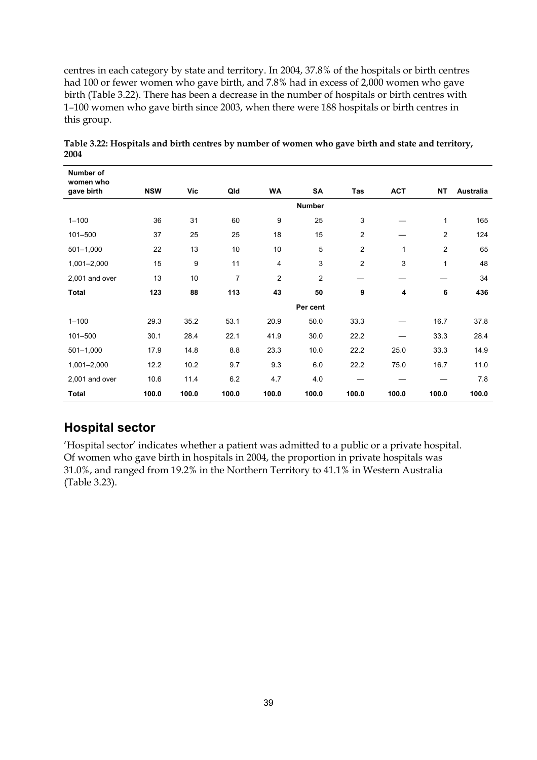centres in each category by state and territory. In 2004, 37.8% of the hospitals or birth centres had 100 or fewer women who gave birth, and 7.8% had in excess of 2,000 women who gave birth (Table 3.22). There has been a decrease in the number of hospitals or birth centres with 1–100 women who gave birth since 2003, when there were 188 hospitals or birth centres in this group.

**Table 3.22: Hospitals and birth centres by number of women who gave birth and state and territory, 2004**

| Number of women who gave birth | NSW | Vic | Qld | WA | SA | Tas | ACT | NT | Australia |
|---|---|---|---|---|---|---|---|---|---|
| | | | | | **Number** | | | | |
| 1–100 | 36 | 31 | 60 | 9 | 25 | 3 | — | 1 | 165 |
| 101–500 | 37 | 25 | 25 | 18 | 15 | 2 | — | 2 | 124 |
| 501–1,000 | 22 | 13 | 10 | 10 | 5 | 2 | 1 | 2 | 65 |
| 1,001–2,000 | 15 | 9 | 11 | 4 | 3 | 2 | 3 | 1 | 48 |
| 2,001 and over | 13 | 10 | 7 | 2 | 2 | — | — | — | 34 |
| **Total** | **123** | **88** | **113** | **43** | **50** | **9** | **4** | **6** | **436** |
| | | | | | **Per cent** | | | | |
| 1–100 | 29.3 | 35.2 | 53.1 | 20.9 | 50.0 | 33.3 | — | 16.7 | 37.8 |
| 101–500 | 30.1 | 28.4 | 22.1 | 41.9 | 30.0 | 22.2 | — | 33.3 | 28.4 |
| 501–1,000 | 17.9 | 14.8 | 8.8 | 23.3 | 10.0 | 22.2 | 25.0 | 33.3 | 14.9 |
| 1,001–2,000 | 12.2 | 10.2 | 9.7 | 9.3 | 6.0 | 22.2 | 75.0 | 16.7 | 11.0 |
| 2,001 and over | 10.6 | 11.4 | 6.2 | 4.7 | 4.0 | — | — | — | 7.8 |
| **Total** | **100.0** | **100.0** | **100.0** | **100.0** | **100.0** | **100.0** | **100.0** | **100.0** | **100.0** |

## Hospital sector

'Hospital sector' indicates whether a patient was admitted to a public or a private hospital. Of women who gave birth in hospitals in 2004, the proportion in private hospitals was 31.0%, and ranged from 19.2% in the Northern Territory to 41.1% in Western Australia (Table 3.23).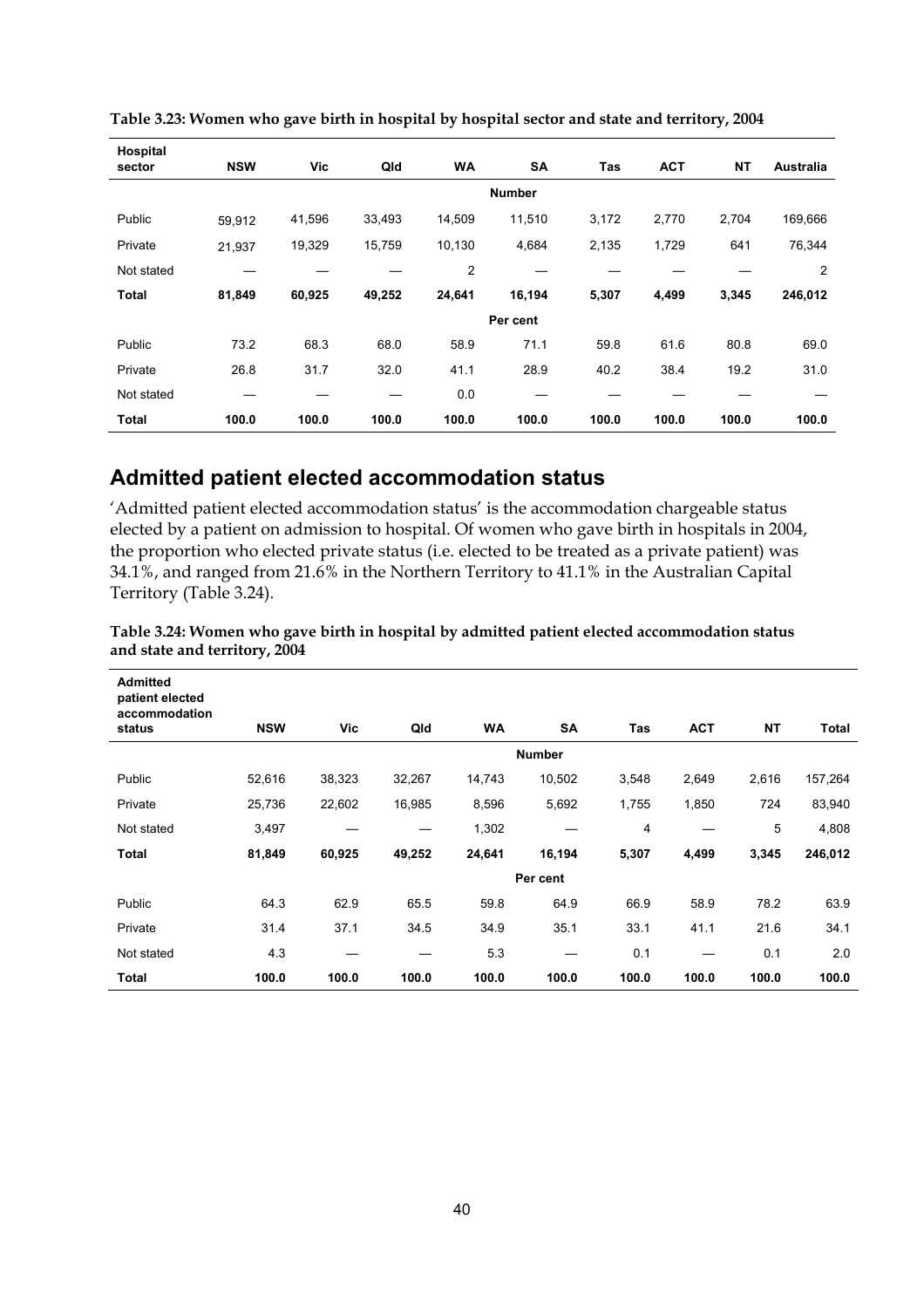**Table 3.23: Women who gave birth in hospital by hospital sector and state and territory, 2004**

| Hospital sector | NSW | Vic | Qld | WA | SA | Tas | ACT | NT | Australia |
|---|---|---|---|---|---|---|---|---|---|
| | | | | | **Number** | | | | |
| Public | 59,912 | 41,596 | 33,493 | 14,509 | 11,510 | 3,172 | 2,770 | 2,704 | 169,666 |
| Private | 21,937 | 19,329 | 15,759 | 10,130 | 4,684 | 2,135 | 1,729 | 641 | 76,344 |
| Not stated | — | — | — | 2 | — | — | — | — | 2 |
| **Total** | **81,849** | **60,925** | **49,252** | **24,641** | **16,194** | **5,307** | **4,499** | **3,345** | **246,012** |
| | | | | | **Per cent** | | | | |
| Public | 73.2 | 68.3 | 68.0 | 58.9 | 71.1 | 59.8 | 61.6 | 80.8 | 69.0 |
| Private | 26.8 | 31.7 | 32.0 | 41.1 | 28.9 | 40.2 | 38.4 | 19.2 | 31.0 |
| Not stated | — | — | — | 0.0 | — | — | — | — | — |
| **Total** | **100.0** | **100.0** | **100.0** | **100.0** | **100.0** | **100.0** | **100.0** | **100.0** | **100.0** |

## Admitted patient elected accommodation status

'Admitted patient elected accommodation status' is the accommodation chargeable status elected by a patient on admission to hospital. Of women who gave birth in hospitals in 2004, the proportion who elected private status (i.e. elected to be treated as a private patient) was 34.1%, and ranged from 21.6% in the Northern Territory to 41.1% in the Australian Capital Territory (Table 3.24).

**Table 3.24: Women who gave birth in hospital by admitted patient elected accommodation status and state and territory, 2004**

| Admitted patient elected accommodation status | NSW | Vic | Qld | WA | SA | Tas | ACT | NT | Total |
|---|---|---|---|---|---|---|---|---|---|
| | | | | | **Number** | | | | |
| Public | 52,616 | 38,323 | 32,267 | 14,743 | 10,502 | 3,548 | 2,649 | 2,616 | 157,264 |
| Private | 25,736 | 22,602 | 16,985 | 8,596 | 5,692 | 1,755 | 1,850 | 724 | 83,940 |
| Not stated | 3,497 | — | — | 1,302 | — | 4 | — | 5 | 4,808 |
| **Total** | **81,849** | **60,925** | **49,252** | **24,641** | **16,194** | **5,307** | **4,499** | **3,345** | **246,012** |
| | | | | | **Per cent** | | | | |
| Public | 64.3 | 62.9 | 65.5 | 59.8 | 64.9 | 66.9 | 58.9 | 78.2 | 63.9 |
| Private | 31.4 | 37.1 | 34.5 | 34.9 | 35.1 | 33.1 | 41.1 | 21.6 | 34.1 |
| Not stated | 4.3 | — | — | 5.3 | — | 0.1 | — | 0.1 | 2.0 |
| **Total** | **100.0** | **100.0** | **100.0** | **100.0** | **100.0** | **100.0** | **100.0** | **100.0** | **100.0** |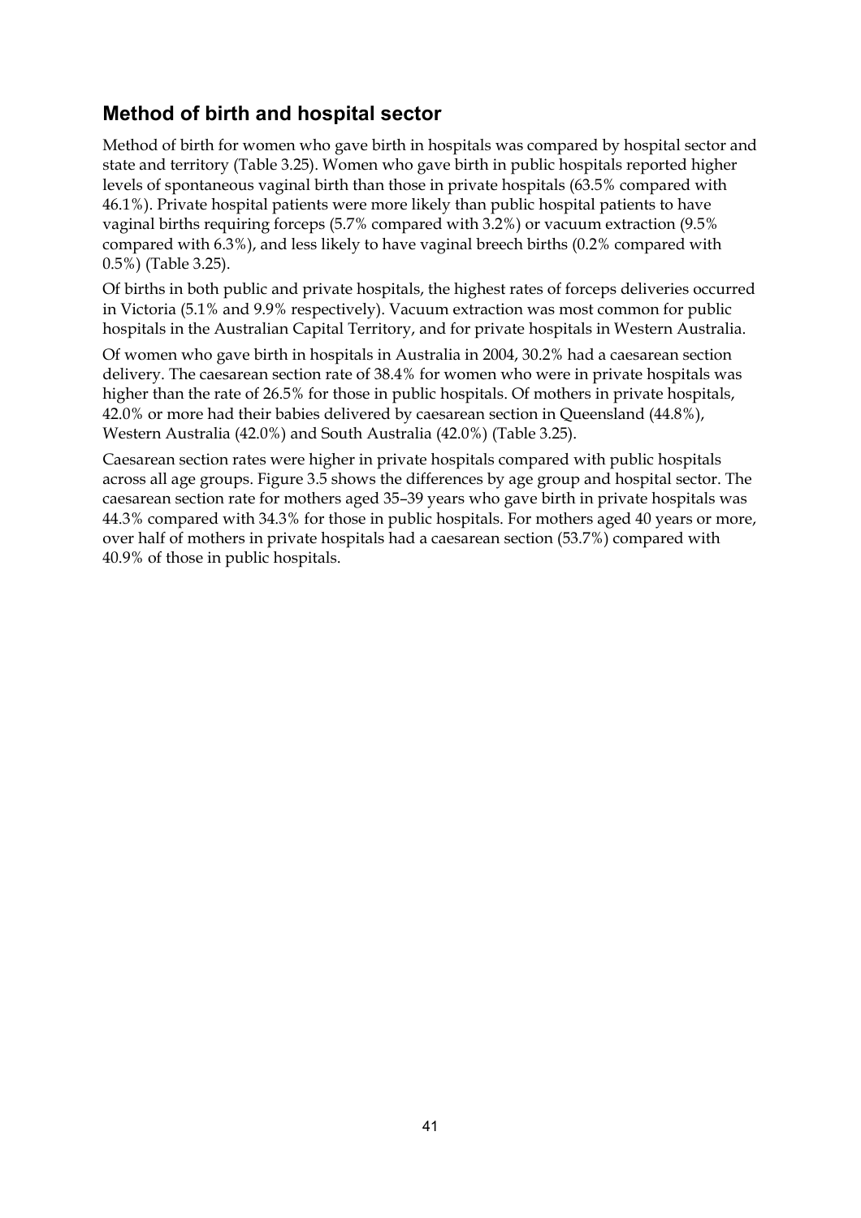## Method of birth and hospital sector

Method of birth for women who gave birth in hospitals was compared by hospital sector and state and territory (Table 3.25). Women who gave birth in public hospitals reported higher levels of spontaneous vaginal birth than those in private hospitals (63.5% compared with 46.1%). Private hospital patients were more likely than public hospital patients to have vaginal births requiring forceps (5.7% compared with 3.2%) or vacuum extraction (9.5% compared with 6.3%), and less likely to have vaginal breech births (0.2% compared with 0.5%) (Table 3.25).

Of births in both public and private hospitals, the highest rates of forceps deliveries occurred in Victoria (5.1% and 9.9% respectively). Vacuum extraction was most common for public hospitals in the Australian Capital Territory, and for private hospitals in Western Australia.

Of women who gave birth in hospitals in Australia in 2004, 30.2% had a caesarean section delivery. The caesarean section rate of 38.4% for women who were in private hospitals was higher than the rate of 26.5% for those in public hospitals. Of mothers in private hospitals, 42.0% or more had their babies delivered by caesarean section in Queensland (44.8%), Western Australia (42.0%) and South Australia (42.0%) (Table 3.25).

Caesarean section rates were higher in private hospitals compared with public hospitals across all age groups. Figure 3.5 shows the differences by age group and hospital sector. The caesarean section rate for mothers aged 35–39 years who gave birth in private hospitals was 44.3% compared with 34.3% for those in public hospitals. For mothers aged 40 years or more, over half of mothers in private hospitals had a caesarean section (53.7%) compared with 40.9% of those in public hospitals.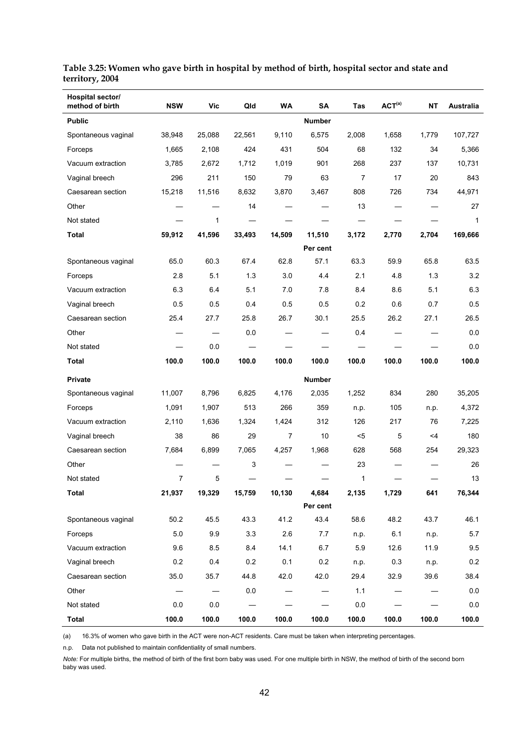**Table 3.25: Women who gave birth in hospital by method of birth, hospital sector and state and territory, 2004**

| Hospital sector/ method of birth | NSW | Vic | Qld | WA | SA | Tas | ACT[(a)] | NT | Australia |
|---|---|---|---|---|---|---|---|---|---|
| **Public** | | | | | **Number** | | | | |
| Spontaneous vaginal | 38,948 | 25,088 | 22,561 | 9,110 | 6,575 | 2,008 | 1,658 | 1,779 | 107,727 |
| Forceps | 1,665 | 2,108 | 424 | 431 | 504 | 68 | 132 | 34 | 5,366 |
| Vacuum extraction | 3,785 | 2,672 | 1,712 | 1,019 | 901 | 268 | 237 | 137 | 10,731 |
| Vaginal breech | 296 | 211 | 150 | 79 | 63 | 7 | 17 | 20 | 843 |
| Caesarean section | 15,218 | 11,516 | 8,632 | 3,870 | 3,467 | 808 | 726 | 734 | 44,971 |
| Other | — | — | 14 | — | — | 13 | — | — | 27 |
| Not stated | — | 1 | — | — | — | — | — | — | 1 |
| **Total** | **59,912** | **41,596** | **33,493** | **14,509** | **11,510** | **3,172** | **2,770** | **2,704** | **169,666** |
| | | | | | **Per cent** | | | | |
| Spontaneous vaginal | 65.0 | 60.3 | 67.4 | 62.8 | 57.1 | 63.3 | 59.9 | 65.8 | 63.5 |
| Forceps | 2.8 | 5.1 | 1.3 | 3.0 | 4.4 | 2.1 | 4.8 | 1.3 | 3.2 |
| Vacuum extraction | 6.3 | 6.4 | 5.1 | 7.0 | 7.8 | 8.4 | 8.6 | 5.1 | 6.3 |
| Vaginal breech | 0.5 | 0.5 | 0.4 | 0.5 | 0.5 | 0.2 | 0.6 | 0.7 | 0.5 |
| Caesarean section | 25.4 | 27.7 | 25.8 | 26.7 | 30.1 | 25.5 | 26.2 | 27.1 | 26.5 |
| Other | — | — | 0.0 | — | — | 0.4 | — | — | 0.0 |
| Not stated | — | 0.0 | — | — | — | — | — | — | 0.0 |
| **Total** | **100.0** | **100.0** | **100.0** | **100.0** | **100.0** | **100.0** | **100.0** | **100.0** | **100.0** |
| **Private** | | | | | **Number** | | | | |
| Spontaneous vaginal | 11,007 | 8,796 | 6,825 | 4,176 | 2,035 | 1,252 | 834 | 280 | 35,205 |
| Forceps | 1,091 | 1,907 | 513 | 266 | 359 | n.p. | 105 | n.p. | 4,372 |
| Vacuum extraction | 2,110 | 1,636 | 1,324 | 1,424 | 312 | 126 | 217 | 76 | 7,225 |
| Vaginal breech | 38 | 86 | 29 | 7 | 10 | <5 | 5 | <4 | 180 |
| Caesarean section | 7,684 | 6,899 | 7,065 | 4,257 | 1,968 | 628 | 568 | 254 | 29,323 |
| Other | — | — | 3 | — | — | 23 | — | — | 26 |
| Not stated | 7 | 5 | — | — | — | 1 | — | — | 13 |
| **Total** | **21,937** | **19,329** | **15,759** | **10,130** | **4,684** | **2,135** | **1,729** | **641** | **76,344** |
| | | | | | **Per cent** | | | | |
| Spontaneous vaginal | 50.2 | 45.5 | 43.3 | 41.2 | 43.4 | 58.6 | 48.2 | 43.7 | 46.1 |
| Forceps | 5.0 | 9.9 | 3.3 | 2.6 | 7.7 | n.p. | 6.1 | n.p. | 5.7 |
| Vacuum extraction | 9.6 | 8.5 | 8.4 | 14.1 | 6.7 | 5.9 | 12.6 | 11.9 | 9.5 |
| Vaginal breech | 0.2 | 0.4 | 0.2 | 0.1 | 0.2 | n.p. | 0.3 | n.p. | 0.2 |
| Caesarean section | 35.0 | 35.7 | 44.8 | 42.0 | 42.0 | 29.4 | 32.9 | 39.6 | 38.4 |
| Other | — | — | 0.0 | — | — | 1.1 | — | — | 0.0 |
| Not stated | 0.0 | 0.0 | — | — | — | 0.0 | — | — | 0.0 |
| **Total** | **100.0** | **100.0** | **100.0** | **100.0** | **100.0** | **100.0** | **100.0** | **100.0** | **100.0** |

(a) 16.3% of women who gave birth in the ACT were non-ACT residents. Care must be taken when interpreting percentages.

n.p. Data not published to maintain confidentiality of small numbers.

*Note:* For multiple births, the method of birth of the first born baby was used. For one multiple birth in NSW, the method of birth of the second born baby was used.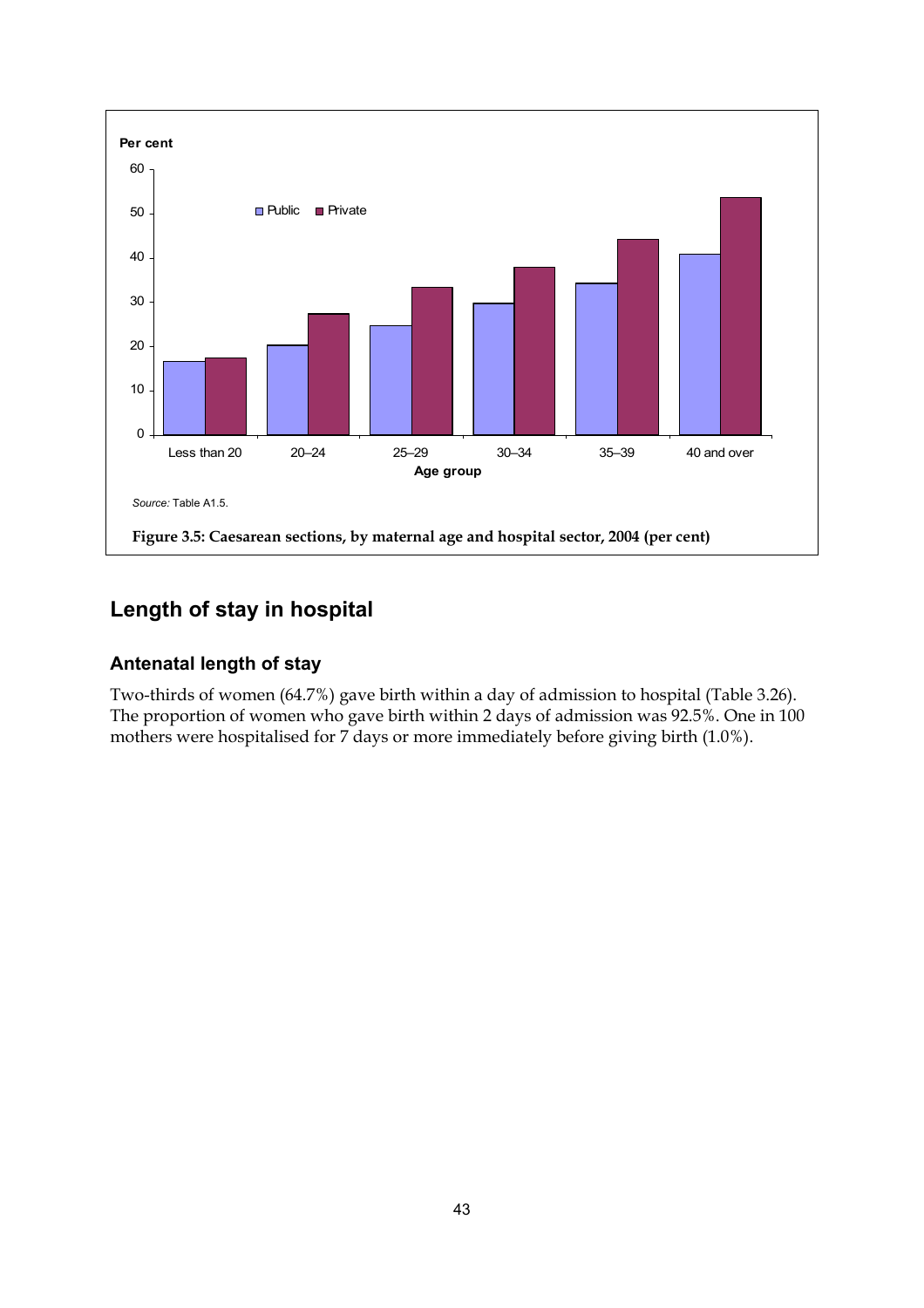Source: Table A1.5.

Figure 3.5: Caesarean sections, by maternal age and hospital sector, 2004 (per cent)

## Length of stay in hospital

### Antenatal length of stay

Two-thirds of women (64.7%) gave birth within a day of admission to hospital (Table 3.26). The proportion of women who gave birth within 2 days of admission was 92.5%. One in 100 mothers were hospitalised for 7 days or more immediately before giving birth (1.0%).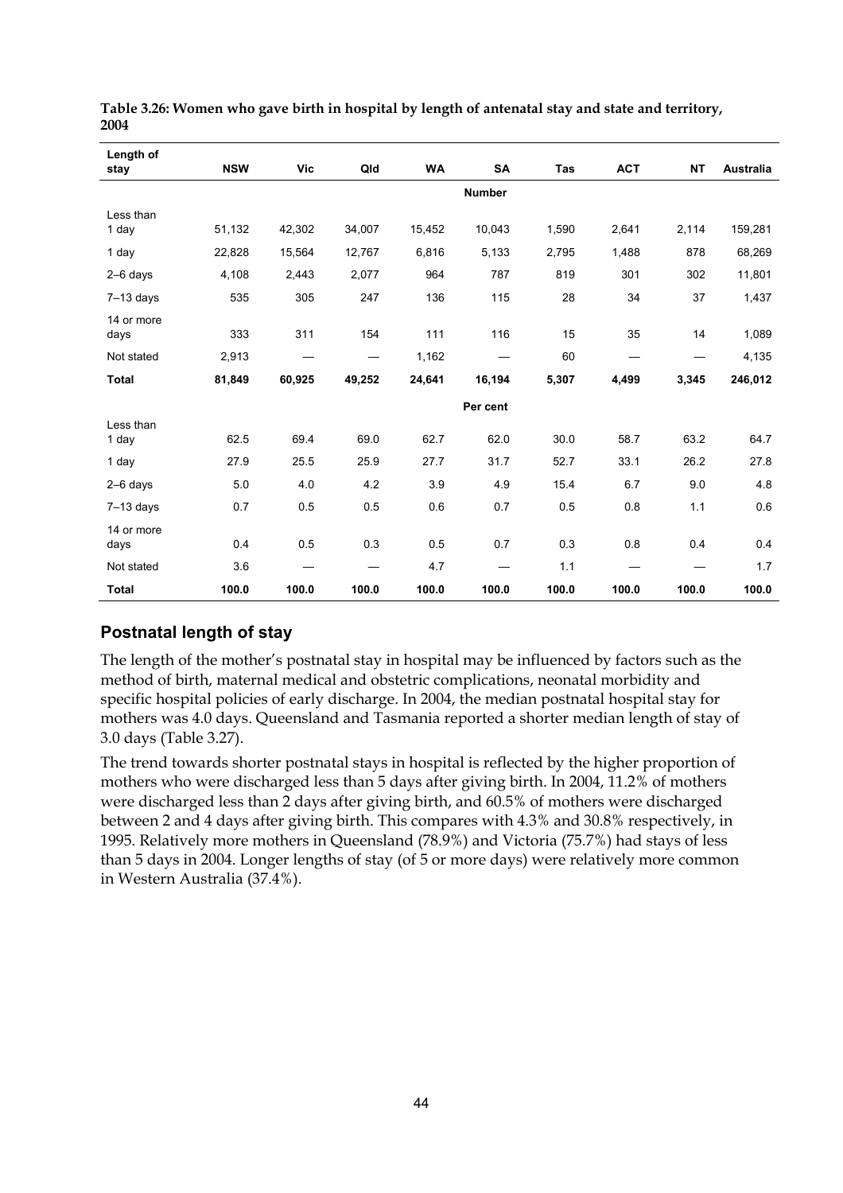**Table 3.26: Women who gave birth in hospital by length of antenatal stay and state and territory, 2004**

| Length of stay | NSW | Vic | Qld | WA | SA | Tas | ACT | NT | Australia |
|---|---|---|---|---|---|---|---|---|---|
| | | | | | **Number** | | | | |
| Less than 1 day | 51,132 | 42,302 | 34,007 | 15,452 | 10,043 | 1,590 | 2,641 | 2,114 | 159,281 |
| 1 day | 22,828 | 15,564 | 12,767 | 6,816 | 5,133 | 2,795 | 1,488 | 878 | 68,269 |
| 2–6 days | 4,108 | 2,443 | 2,077 | 964 | 787 | 819 | 301 | 302 | 11,801 |
| 7–13 days | 535 | 305 | 247 | 136 | 115 | 28 | 34 | 37 | 1,437 |
| 14 or more days | 333 | 311 | 154 | 111 | 116 | 15 | 35 | 14 | 1,089 |
| Not stated | 2,913 | — | — | 1,162 | — | 60 | — | — | 4,135 |
| **Total** | **81,849** | **60,925** | **49,252** | **24,641** | **16,194** | **5,307** | **4,499** | **3,345** | **246,012** |
| | | | | | **Per cent** | | | | |
| Less than 1 day | 62.5 | 69.4 | 69.0 | 62.7 | 62.0 | 30.0 | 58.7 | 63.2 | 64.7 |
| 1 day | 27.9 | 25.5 | 25.9 | 27.7 | 31.7 | 52.7 | 33.1 | 26.2 | 27.8 |
| 2–6 days | 5.0 | 4.0 | 4.2 | 3.9 | 4.9 | 15.4 | 6.7 | 9.0 | 4.8 |
| 7–13 days | 0.7 | 0.5 | 0.5 | 0.6 | 0.7 | 0.5 | 0.8 | 1.1 | 0.6 |
| 14 or more days | 0.4 | 0.5 | 0.3 | 0.5 | 0.7 | 0.3 | 0.8 | 0.4 | 0.4 |
| Not stated | 3.6 | — | — | 4.7 | — | 1.1 | — | — | 1.7 |
| **Total** | **100.0** | **100.0** | **100.0** | **100.0** | **100.0** | **100.0** | **100.0** | **100.0** | **100.0** |

## Postnatal length of stay

The length of the mother's postnatal stay in hospital may be influenced by factors such as the method of birth, maternal medical and obstetric complications, neonatal morbidity and specific hospital policies of early discharge. In 2004, the median postnatal hospital stay for mothers was 4.0 days. Queensland and Tasmania reported a shorter median length of stay of 3.0 days (Table 3.27).

The trend towards shorter postnatal stays in hospital is reflected by the higher proportion of mothers who were discharged less than 5 days after giving birth. In 2004, 11.2% of mothers were discharged less than 2 days after giving birth, and 60.5% of mothers were discharged between 2 and 4 days after giving birth. This compares with 4.3% and 30.8% respectively, in 1995. Relatively more mothers in Queensland (78.9%) and Victoria (75.7%) had stays of less than 5 days in 2004. Longer lengths of stay (of 5 or more days) were relatively more common in Western Australia (37.4%).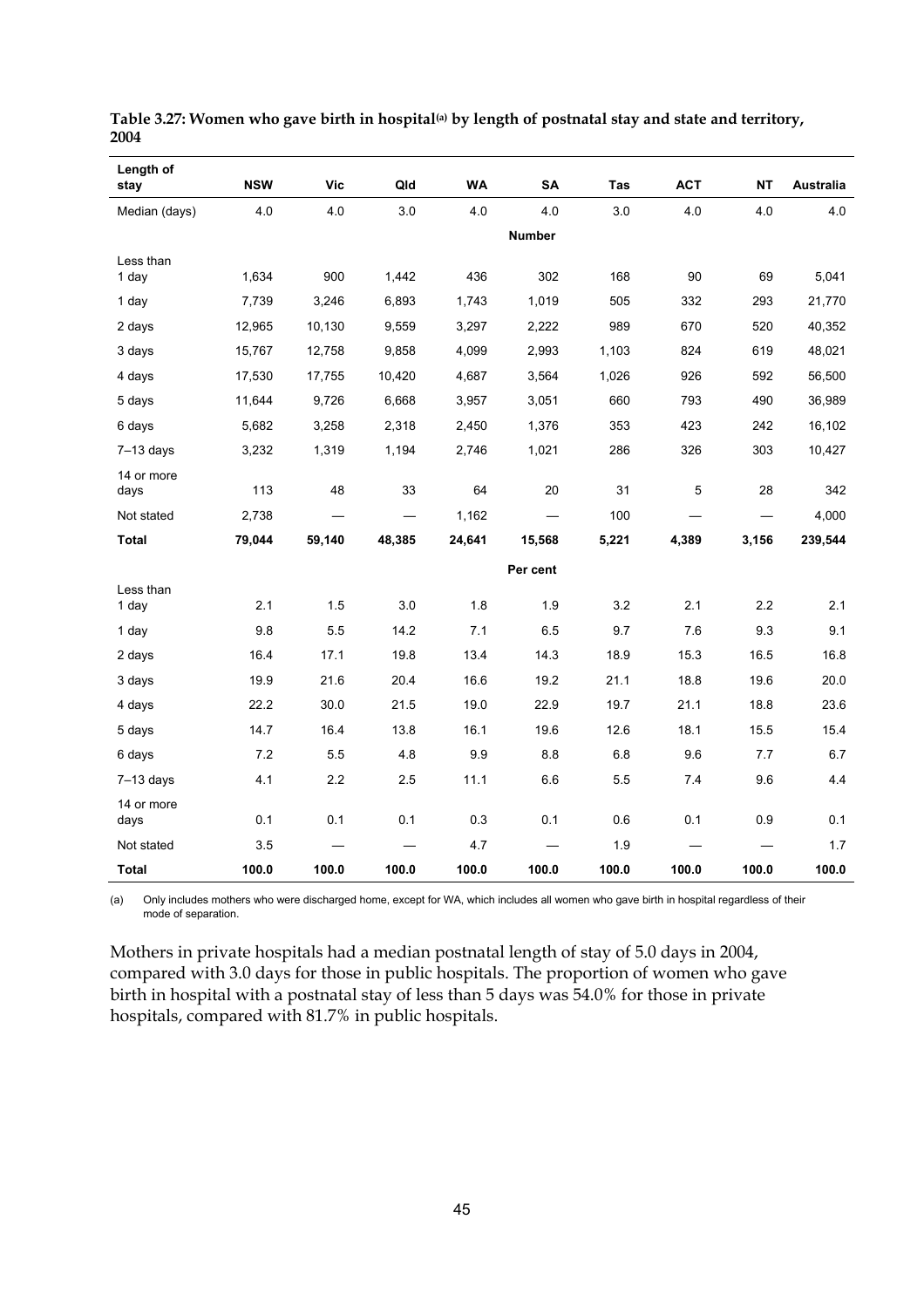**Table 3.27: Women who gave birth in hospital[(a)] by length of postnatal stay and state and territory, 2004**

| Length of stay | NSW | Vic | Qld | WA | SA | Tas | ACT | NT | Australia |
|---|---|---|---|---|---|---|---|---|---|
| Median (days) | 4.0 | 4.0 | 3.0 | 4.0 | 4.0 | 3.0 | 4.0 | 4.0 | 4.0 |
| | | | | | **Number** | | | | |
| Less than 1 day | 1,634 | 900 | 1,442 | 436 | 302 | 168 | 90 | 69 | 5,041 |
| 1 day | 7,739 | 3,246 | 6,893 | 1,743 | 1,019 | 505 | 332 | 293 | 21,770 |
| 2 days | 12,965 | 10,130 | 9,559 | 3,297 | 2,222 | 989 | 670 | 520 | 40,352 |
| 3 days | 15,767 | 12,758 | 9,858 | 4,099 | 2,993 | 1,103 | 824 | 619 | 48,021 |
| 4 days | 17,530 | 17,755 | 10,420 | 4,687 | 3,564 | 1,026 | 926 | 592 | 56,500 |
| 5 days | 11,644 | 9,726 | 6,668 | 3,957 | 3,051 | 660 | 793 | 490 | 36,989 |
| 6 days | 5,682 | 3,258 | 2,318 | 2,450 | 1,376 | 353 | 423 | 242 | 16,102 |
| 7–13 days | 3,232 | 1,319 | 1,194 | 2,746 | 1,021 | 286 | 326 | 303 | 10,427 |
| 14 or more days | 113 | 48 | 33 | 64 | 20 | 31 | 5 | 28 | 342 |
| Not stated | 2,738 | — | — | 1,162 | — | 100 | — | — | 4,000 |
| **Total** | **79,044** | **59,140** | **48,385** | **24,641** | **15,568** | **5,221** | **4,389** | **3,156** | **239,544** |
| | | | | | **Per cent** | | | | |
| Less than 1 day | 2.1 | 1.5 | 3.0 | 1.8 | 1.9 | 3.2 | 2.1 | 2.2 | 2.1 |
| 1 day | 9.8 | 5.5 | 14.2 | 7.1 | 6.5 | 9.7 | 7.6 | 9.3 | 9.1 |
| 2 days | 16.4 | 17.1 | 19.8 | 13.4 | 14.3 | 18.9 | 15.3 | 16.5 | 16.8 |
| 3 days | 19.9 | 21.6 | 20.4 | 16.6 | 19.2 | 21.1 | 18.8 | 19.6 | 20.0 |
| 4 days | 22.2 | 30.0 | 21.5 | 19.0 | 22.9 | 19.7 | 21.1 | 18.8 | 23.6 |
| 5 days | 14.7 | 16.4 | 13.8 | 16.1 | 19.6 | 12.6 | 18.1 | 15.5 | 15.4 |
| 6 days | 7.2 | 5.5 | 4.8 | 9.9 | 8.8 | 6.8 | 9.6 | 7.7 | 6.7 |
| 7–13 days | 4.1 | 2.2 | 2.5 | 11.1 | 6.6 | 5.5 | 7.4 | 9.6 | 4.4 |
| 14 or more days | 0.1 | 0.1 | 0.1 | 0.3 | 0.1 | 0.6 | 0.1 | 0.9 | 0.1 |
| Not stated | 3.5 | — | — | 4.7 | — | 1.9 | — | — | 1.7 |
| **Total** | **100.0** | **100.0** | **100.0** | **100.0** | **100.0** | **100.0** | **100.0** | **100.0** | **100.0** |

(a) Only includes mothers who were discharged home, except for WA, which includes all women who gave birth in hospital regardless of their mode of separation.

Mothers in private hospitals had a median postnatal length of stay of 5.0 days in 2004, compared with 3.0 days for those in public hospitals. The proportion of women who gave birth in hospital with a postnatal stay of less than 5 days was 54.0% for those in private hospitals, compared with 81.7% in public hospitals.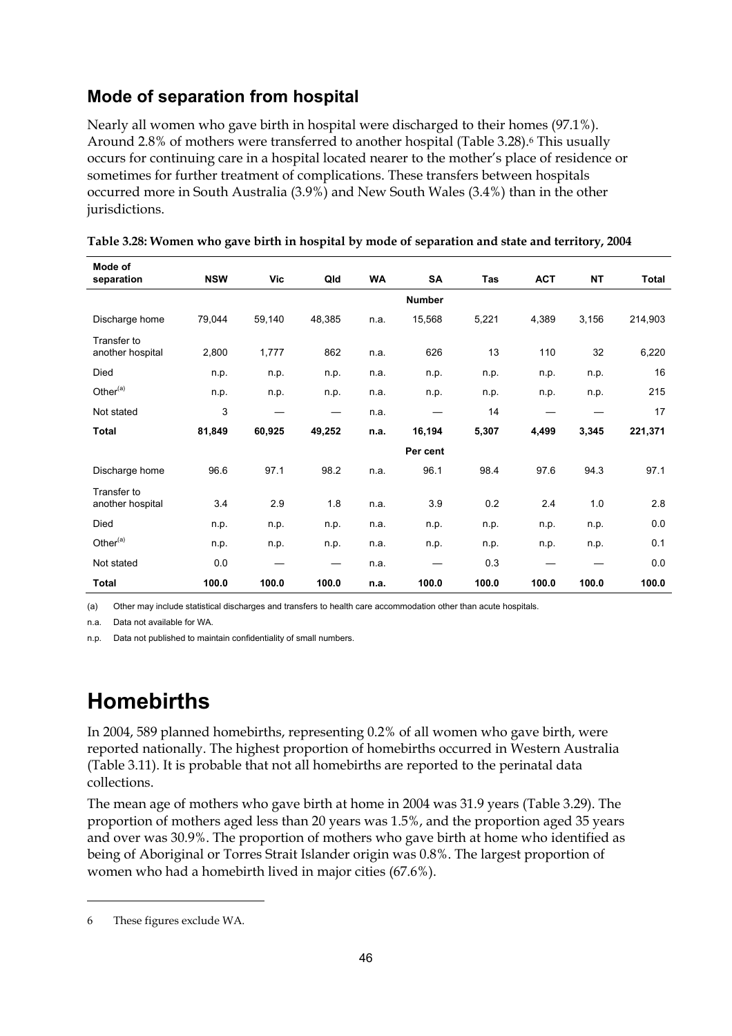## Mode of separation from hospital

Nearly all women who gave birth in hospital were discharged to their homes (97.1%). Around 2.8% of mothers were transferred to another hospital (Table 3.28).[6] This usually occurs for continuing care in a hospital located nearer to the mother's place of residence or sometimes for further treatment of complications. These transfers between hospitals occurred more in South Australia (3.9%) and New South Wales (3.4%) than in the other jurisdictions.

**Table 3.28: Women who gave birth in hospital by mode of separation and state and territory, 2004**

| Mode of separation | NSW | Vic | Qld | WA | SA | Tas | ACT | NT | Total |
|---|---|---|---|---|---|---|---|---|---|
| | | | | | **Number** | | | | |
| Discharge home | 79,044 | 59,140 | 48,385 | n.a. | 15,568 | 5,221 | 4,389 | 3,156 | 214,903 |
| Transfer to another hospital | 2,800 | 1,777 | 862 | n.a. | 626 | 13 | 110 | 32 | 6,220 |
| Died | n.p. | n.p. | n.p. | n.a. | n.p. | n.p. | n.p. | n.p. | 16 |
| Other[(a)] | n.p. | n.p. | n.p. | n.a. | n.p. | n.p. | n.p. | n.p. | 215 |
| Not stated | 3 | — | — | n.a. | — | 14 | — | — | 17 |
| **Total** | **81,849** | **60,925** | **49,252** | **n.a.** | **16,194** | **5,307** | **4,499** | **3,345** | **221,371** |
| | | | | | **Per cent** | | | | |
| Discharge home | 96.6 | 97.1 | 98.2 | n.a. | 96.1 | 98.4 | 97.6 | 94.3 | 97.1 |
| Transfer to another hospital | 3.4 | 2.9 | 1.8 | n.a. | 3.9 | 0.2 | 2.4 | 1.0 | 2.8 |
| Died | n.p. | n.p. | n.p. | n.a. | n.p. | n.p. | n.p. | n.p. | 0.0 |
| Other[(a)] | n.p. | n.p. | n.p. | n.a. | n.p. | n.p. | n.p. | n.p. | 0.1 |
| Not stated | 0.0 | — | — | n.a. | — | 0.3 | — | — | 0.0 |
| **Total** | **100.0** | **100.0** | **100.0** | **n.a.** | **100.0** | **100.0** | **100.0** | **100.0** | **100.0** |

(a) Other may include statistical discharges and transfers to health care accommodation other than acute hospitals.

n.a. Data not available for WA.

n.p. Data not published to maintain confidentiality of small numbers.

# Homebirths

In 2004, 589 planned homebirths, representing 0.2% of all women who gave birth, were reported nationally. The highest proportion of homebirths occurred in Western Australia (Table 3.11). It is probable that not all homebirths are reported to the perinatal data collections.

The mean age of mothers who gave birth at home in 2004 was 31.9 years (Table 3.29). The proportion of mothers aged less than 20 years was 1.5%, and the proportion aged 35 years and over was 30.9%. The proportion of mothers who gave birth at home who identified as being of Aboriginal or Torres Strait Islander origin was 0.8%. The largest proportion of women who had a homebirth lived in major cities (67.6%).

---

6 These figures exclude WA.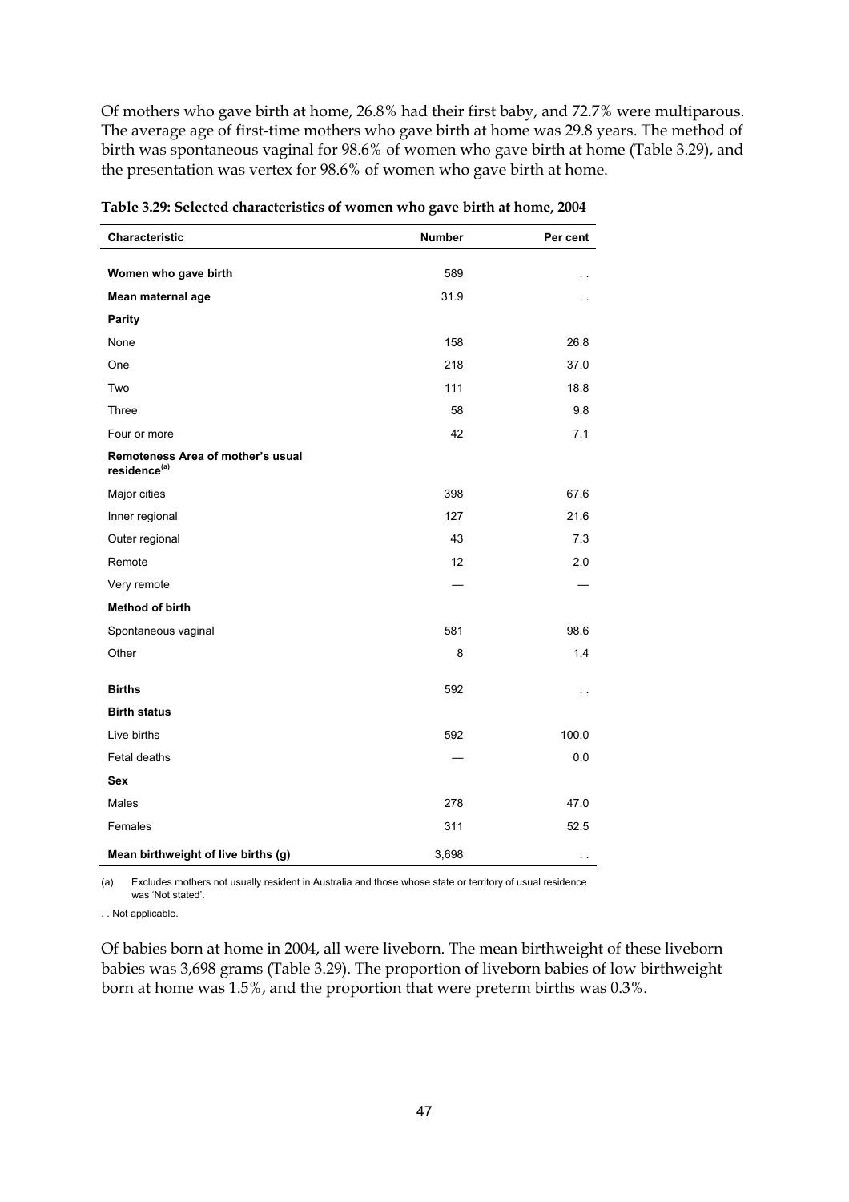Of mothers who gave birth at home, 26.8% had their first baby, and 72.7% were multiparous. The average age of first-time mothers who gave birth at home was 29.8 years. The method of birth was spontaneous vaginal for 98.6% of women who gave birth at home (Table 3.29), and the presentation was vertex for 98.6% of women who gave birth at home.

**Table 3.29: Selected characteristics of women who gave birth at home, 2004**

| Characteristic | Number | Per cent |
|---|---|---|
| **Women who gave birth** | 589 | . . |
| **Mean maternal age** | 31.9 | . . |
| **Parity** | | |
| None | 158 | 26.8 |
| One | 218 | 37.0 |
| Two | 111 | 18.8 |
| Three | 58 | 9.8 |
| Four or more | 42 | 7.1 |
| **Remoteness Area of mother's usual residence[(a)]** | | |
| Major cities | 398 | 67.6 |
| Inner regional | 127 | 21.6 |
| Outer regional | 43 | 7.3 |
| Remote | 12 | 2.0 |
| Very remote | — | — |
| **Method of birth** | | |
| Spontaneous vaginal | 581 | 98.6 |
| Other | 8 | 1.4 |
| **Births** | 592 | . . |
| **Birth status** | | |
| Live births | 592 | 100.0 |
| Fetal deaths | — | 0.0 |
| **Sex** | | |
| Males | 278 | 47.0 |
| Females | 311 | 52.5 |
| **Mean birthweight of live births (g)** | 3,698 | . . |

(a) Excludes mothers not usually resident in Australia and those whose state or territory of usual residence was 'Not stated'.

. . Not applicable.

Of babies born at home in 2004, all were liveborn. The mean birthweight of these liveborn babies was 3,698 grams (Table 3.29). The proportion of liveborn babies of low birthweight born at home was 1.5%, and the proportion that were preterm births was 0.3%.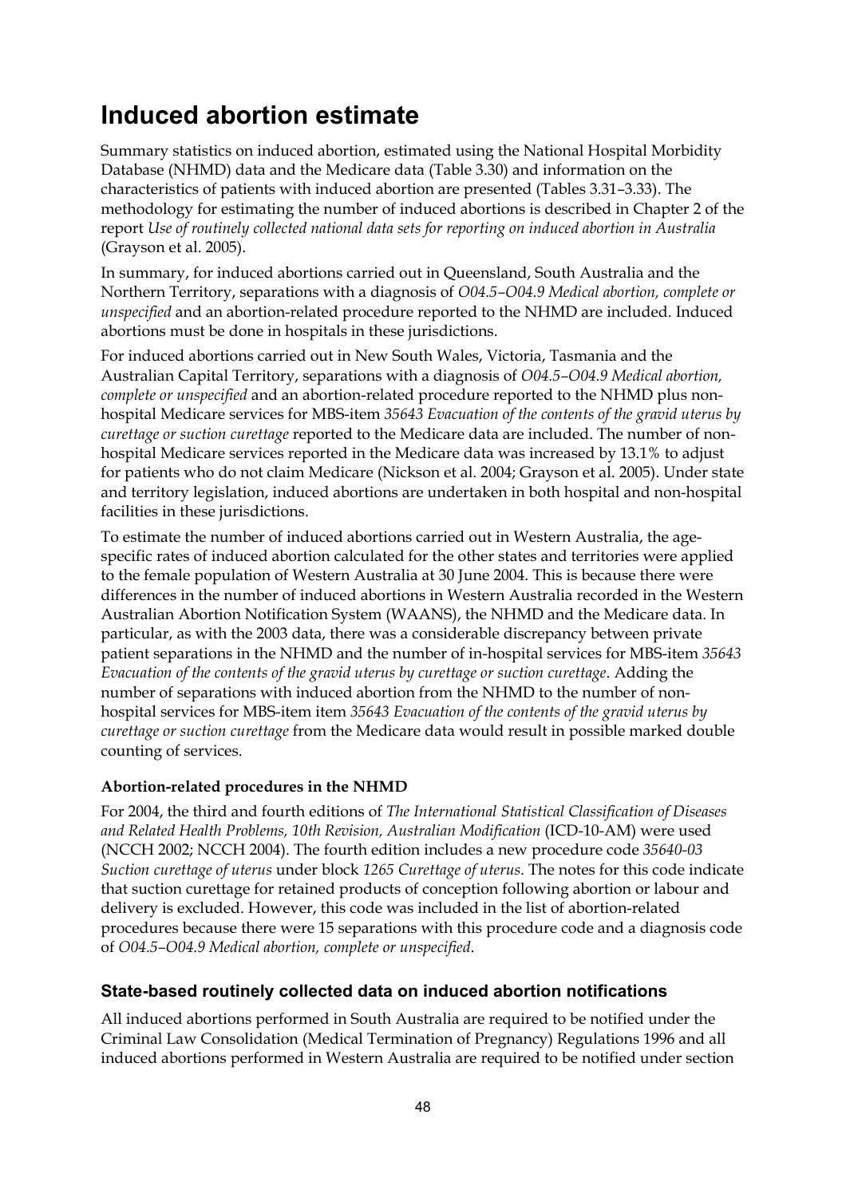# Induced abortion estimate

Summary statistics on induced abortion, estimated using the National Hospital Morbidity Database (NHMD) data and the Medicare data (Table 3.30) and information on the characteristics of patients with induced abortion are presented (Tables 3.31–3.33). The methodology for estimating the number of induced abortions is described in Chapter 2 of the report *Use of routinely collected national data sets for reporting on induced abortion in Australia* (Grayson et al. 2005).

In summary, for induced abortions carried out in Queensland, South Australia and the Northern Territory, separations with a diagnosis of *O04.5–O04.9 Medical abortion, complete or unspecified* and an abortion-related procedure reported to the NHMD are included. Induced abortions must be done in hospitals in these jurisdictions.

For induced abortions carried out in New South Wales, Victoria, Tasmania and the Australian Capital Territory, separations with a diagnosis of *O04.5–O04.9 Medical abortion, complete or unspecified* and an abortion-related procedure reported to the NHMD plus non-hospital Medicare services for MBS-item *35643 Evacuation of the contents of the gravid uterus by curettage or suction curettage* reported to the Medicare data are included. The number of non-hospital Medicare services reported in the Medicare data was increased by 13.1% to adjust for patients who do not claim Medicare (Nickson et al. 2004; Grayson et al. 2005). Under state and territory legislation, induced abortions are undertaken in both hospital and non-hospital facilities in these jurisdictions.

To estimate the number of induced abortions carried out in Western Australia, the age-specific rates of induced abortion calculated for the other states and territories were applied to the female population of Western Australia at 30 June 2004. This is because there were differences in the number of induced abortions in Western Australia recorded in the Western Australian Abortion Notification System (WAANS), the NHMD and the Medicare data. In particular, as with the 2003 data, there was a considerable discrepancy between private patient separations in the NHMD and the number of in-hospital services for MBS-item *35643 Evacuation of the contents of the gravid uterus by curettage or suction curettage*. Adding the number of separations with induced abortion from the NHMD to the number of non-hospital services for MBS-item item *35643 Evacuation of the contents of the gravid uterus by curettage or suction curettage* from the Medicare data would result in possible marked double counting of services.

**Abortion-related procedures in the NHMD**

For 2004, the third and fourth editions of *The International Statistical Classification of Diseases and Related Health Problems, 10th Revision, Australian Modification* (ICD-10-AM) were used (NCCH 2002; NCCH 2004). The fourth edition includes a new procedure code *35640-03 Suction curettage of uterus* under block *1265 Curettage of uterus*. The notes for this code indicate that suction curettage for retained products of conception following abortion or labour and delivery is excluded. However, this code was included in the list of abortion-related procedures because there were 15 separations with this procedure code and a diagnosis code of *O04.5–O04.9 Medical abortion, complete or unspecified*.

## State-based routinely collected data on induced abortion notifications

All induced abortions performed in South Australia are required to be notified under the Criminal Law Consolidation (Medical Termination of Pregnancy) Regulations 1996 and all induced abortions performed in Western Australia are required to be notified under section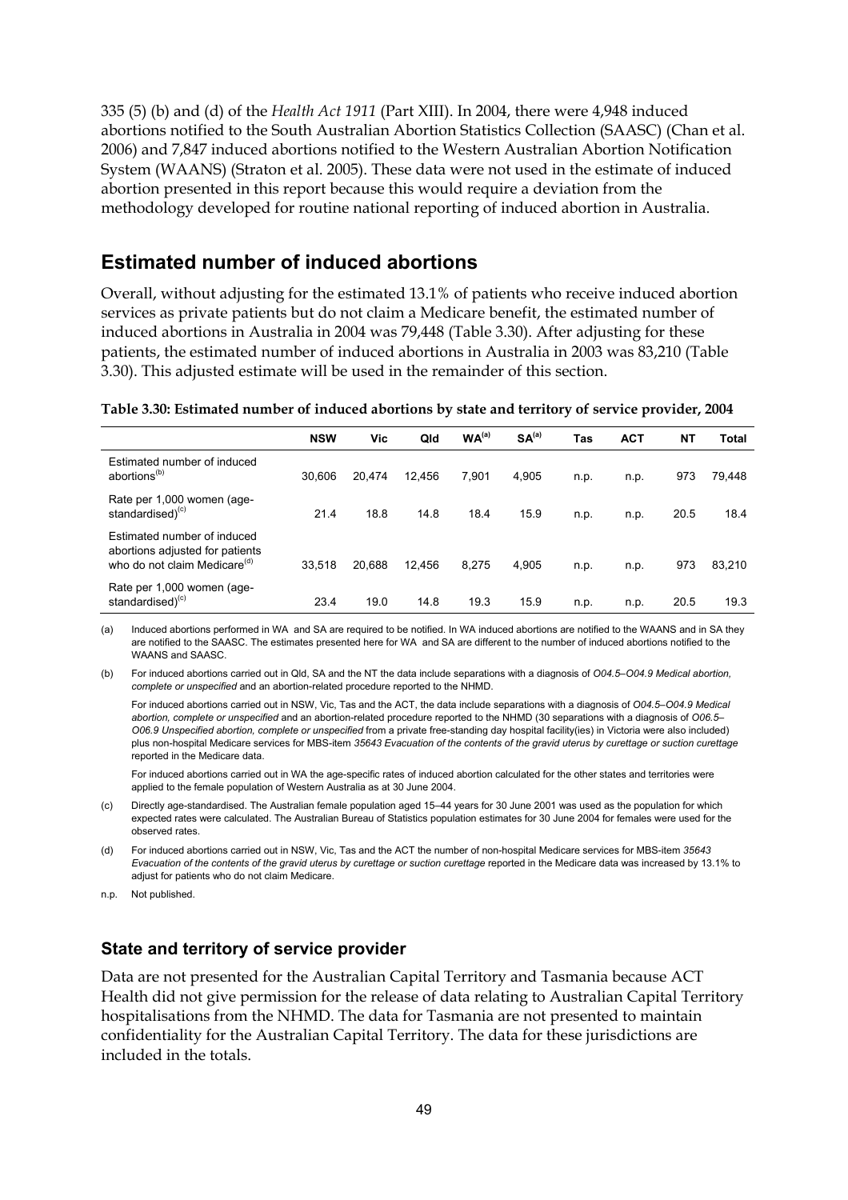335 (5) (b) and (d) of the *Health Act 1911* (Part XIII). In 2004, there were 4,948 induced abortions notified to the South Australian Abortion Statistics Collection (SAASC) (Chan et al. 2006) and 7,847 induced abortions notified to the Western Australian Abortion Notification System (WAANS) (Straton et al. 2005). These data were not used in the estimate of induced abortion presented in this report because this would require a deviation from the methodology developed for routine national reporting of induced abortion in Australia.

## Estimated number of induced abortions

Overall, without adjusting for the estimated 13.1% of patients who receive induced abortion services as private patients but do not claim a Medicare benefit, the estimated number of induced abortions in Australia in 2004 was 79,448 (Table 3.30). After adjusting for these patients, the estimated number of induced abortions in Australia in 2003 was 83,210 (Table 3.30). This adjusted estimate will be used in the remainder of this section.

**Table 3.30: Estimated number of induced abortions by state and territory of service provider, 2004**

| | NSW | Vic | Qld | WA[(a)] | SA[(a)] | Tas | ACT | NT | Total |
|---|---|---|---|---|---|---|---|---|---|
| Estimated number of induced abortions[(b)] | 30,606 | 20,474 | 12,456 | 7,901 | 4,905 | n.p. | n.p. | 973 | 79,448 |
| Rate per 1,000 women (age-standardised)[(c)] | 21.4 | 18.8 | 14.8 | 18.4 | 15.9 | n.p. | n.p. | 20.5 | 18.4 |
| Estimated number of induced abortions adjusted for patients who do not claim Medicare[(d)] | 33,518 | 20,688 | 12,456 | 8,275 | 4,905 | n.p. | n.p. | 973 | 83,210 |
| Rate per 1,000 women (age-standardised)[(c)] | 23.4 | 19.0 | 14.8 | 19.3 | 15.9 | n.p. | n.p. | 20.5 | 19.3 |

(a) Induced abortions performed in WA and SA are required to be notified. In WA induced abortions are notified to the WAANS and in SA they are notified to the SAASC. The estimates presented here for WA and SA are different to the number of induced abortions notified to the WAANS and SAASC.

(b) For induced abortions carried out in Qld, SA and the NT the data include separations with a diagnosis of *O04.5–O04.9 Medical abortion, complete or unspecified* and an abortion-related procedure reported to the NHMD.

For induced abortions carried out in NSW, Vic, Tas and the ACT, the data include separations with a diagnosis of *O04.5–O04.9 Medical abortion, complete or unspecified* and an abortion-related procedure reported to the NHMD (30 separations with a diagnosis of *O06.5–O06.9 Unspecified abortion, complete or unspecified* from a private free-standing day hospital facility(ies) in Victoria were also included) plus non-hospital Medicare services for MBS-item *35643 Evacuation of the contents of the gravid uterus by curettage or suction curettage* reported in the Medicare data.

For induced abortions carried out in WA the age-specific rates of induced abortion calculated for the other states and territories were applied to the female population of Western Australia as at 30 June 2004.

(c) Directly age-standardised. The Australian female population aged 15–44 years for 30 June 2001 was used as the population for which expected rates were calculated. The Australian Bureau of Statistics population estimates for 30 June 2004 for females were used for the observed rates.

(d) For induced abortions carried out in NSW, Vic, Tas and the ACT the number of non-hospital Medicare services for MBS-item *35643 Evacuation of the contents of the gravid uterus by curettage or suction curettage* reported in the Medicare data was increased by 13.1% to adjust for patients who do not claim Medicare.

n.p. Not published.

### State and territory of service provider

Data are not presented for the Australian Capital Territory and Tasmania because ACT Health did not give permission for the release of data relating to Australian Capital Territory hospitalisations from the NHMD. The data for Tasmania are not presented to maintain confidentiality for the Australian Capital Territory. The data for these jurisdictions are included in the totals.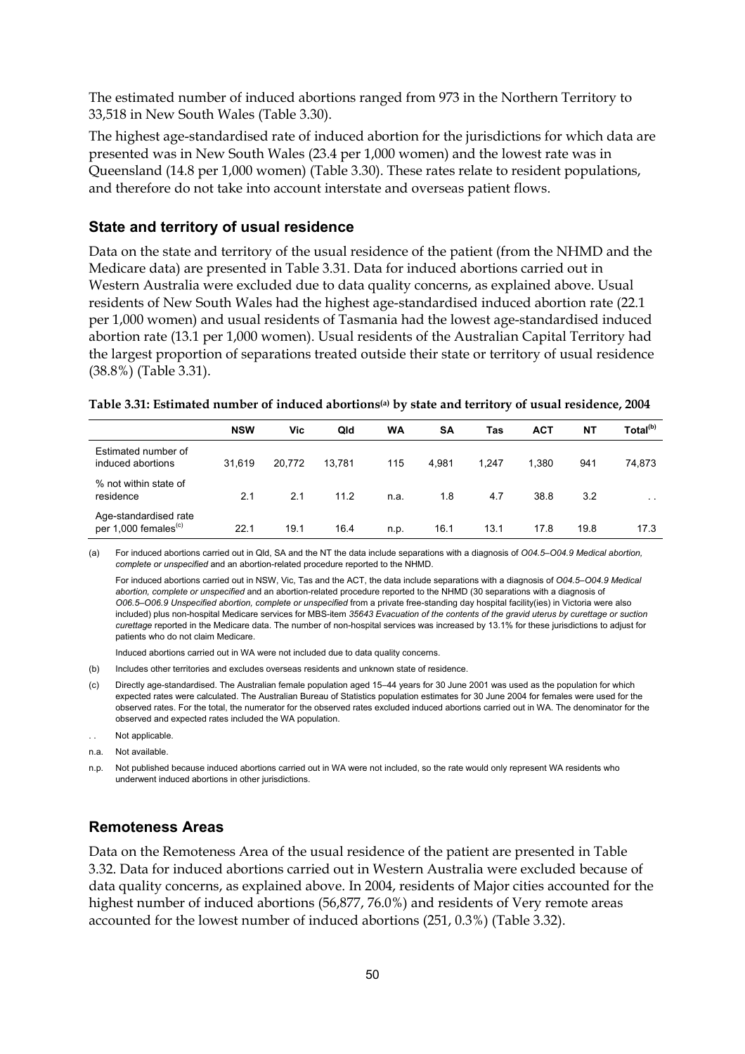The estimated number of induced abortions ranged from 973 in the Northern Territory to 33,518 in New South Wales (Table 3.30).

The highest age-standardised rate of induced abortion for the jurisdictions for which data are presented was in New South Wales (23.4 per 1,000 women) and the lowest rate was in Queensland (14.8 per 1,000 women) (Table 3.30). These rates relate to resident populations, and therefore do not take into account interstate and overseas patient flows.

### State and territory of usual residence

Data on the state and territory of the usual residence of the patient (from the NHMD and the Medicare data) are presented in Table 3.31. Data for induced abortions carried out in Western Australia were excluded due to data quality concerns, as explained above. Usual residents of New South Wales had the highest age-standardised induced abortion rate (22.1 per 1,000 women) and usual residents of Tasmania had the lowest age-standardised induced abortion rate (13.1 per 1,000 women). Usual residents of the Australian Capital Territory had the largest proportion of separations treated outside their state or territory of usual residence (38.8%) (Table 3.31).

**Table 3.31: Estimated number of induced abortions[(a)] by state and territory of usual residence, 2004**

| | NSW | Vic | Qld | WA | SA | Tas | ACT | NT | Total[(b)] |
|---|---|---|---|---|---|---|---|---|---|
| Estimated number of induced abortions | 31,619 | 20,772 | 13,781 | 115 | 4,981 | 1,247 | 1,380 | 941 | 74,873 |
| % not within state of residence | 2.1 | 2.1 | 11.2 | n.a. | 1.8 | 4.7 | 38.8 | 3.2 | . . |
| Age-standardised rate per 1,000 females[(c)] | 22.1 | 19.1 | 16.4 | n.p. | 16.1 | 13.1 | 17.8 | 19.8 | 17.3 |

(a) For induced abortions carried out in Qld, SA and the NT the data include separations with a diagnosis of *O04.5–O04.9 Medical abortion, complete or unspecified* and an abortion-related procedure reported to the NHMD.

For induced abortions carried out in NSW, Vic, Tas and the ACT, the data include separations with a diagnosis of *O04.5–O04.9 Medical abortion, complete or unspecified* and an abortion-related procedure reported to the NHMD (30 separations with a diagnosis of *O06.5–O06.9 Unspecified abortion, complete or unspecified* from a private free-standing day hospital facility(ies) in Victoria were also included) plus non-hospital Medicare services for MBS-item *35643 Evacuation of the contents of the gravid uterus by curettage or suction curettage* reported in the Medicare data. The number of non-hospital services was increased by 13.1% for these jurisdictions to adjust for patients who do not claim Medicare.

Induced abortions carried out in WA were not included due to data quality concerns.

(b) Includes other territories and excludes overseas residents and unknown state of residence.

(c) Directly age-standardised. The Australian female population aged 15–44 years for 30 June 2001 was used as the population for which expected rates were calculated. The Australian Bureau of Statistics population estimates for 30 June 2004 for females were used for the observed rates. For the total, the numerator for the observed rates excluded induced abortions carried out in WA. The denominator for the observed and expected rates included the WA population.

. . Not applicable.

n.a. Not available.

n.p. Not published because induced abortions carried out in WA were not included, so the rate would only represent WA residents who underwent induced abortions in other jurisdictions.

### Remoteness Areas

Data on the Remoteness Area of the usual residence of the patient are presented in Table 3.32. Data for induced abortions carried out in Western Australia were excluded because of data quality concerns, as explained above. In 2004, residents of Major cities accounted for the highest number of induced abortions (56,877, 76.0%) and residents of Very remote areas accounted for the lowest number of induced abortions (251, 0.3%) (Table 3.32).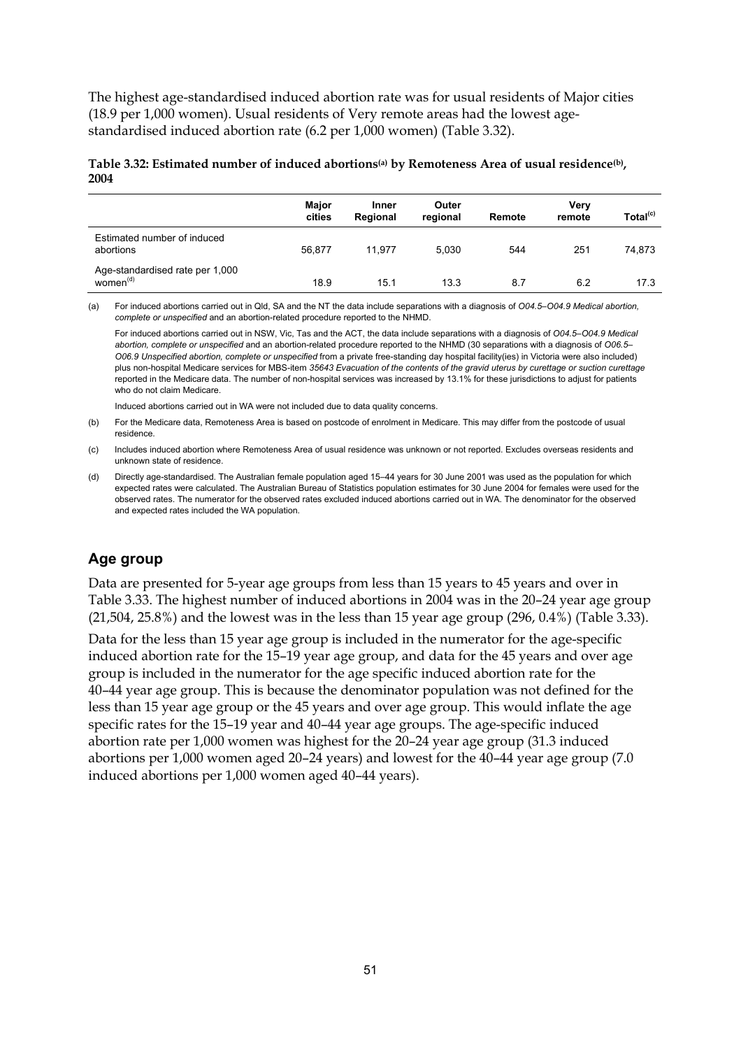The highest age-standardised induced abortion rate was for usual residents of Major cities (18.9 per 1,000 women). Usual residents of Very remote areas had the lowest age-standardised induced abortion rate (6.2 per 1,000 women) (Table 3.32).

**Table 3.32: Estimated number of induced abortions[(a)] by Remoteness Area of usual residence[(b)], 2004**

| | Major cities | Inner Regional | Outer regional | Remote | Very remote | Total[(c)] |
|---|---|---|---|---|---|---|
| Estimated number of induced abortions | 56,877 | 11,977 | 5,030 | 544 | 251 | 74,873 |
| Age-standardised rate per 1,000 women[(d)] | 18.9 | 15.1 | 13.3 | 8.7 | 6.2 | 17.3 |

(a) For induced abortions carried out in Qld, SA and the NT the data include separations with a diagnosis of *O04.5–O04.9 Medical abortion, complete or unspecified* and an abortion-related procedure reported to the NHMD.

For induced abortions carried out in NSW, Vic, Tas and the ACT, the data include separations with a diagnosis of *O04.5–O04.9 Medical abortion, complete or unspecified* and an abortion-related procedure reported to the NHMD (30 separations with a diagnosis of *O06.5–O06.9 Unspecified abortion, complete or unspecified* from a private free-standing day hospital facility(ies) in Victoria were also included) plus non-hospital Medicare services for MBS-item *35643 Evacuation of the contents of the gravid uterus by curettage or suction curettage* reported in the Medicare data. The number of non-hospital services was increased by 13.1% for these jurisdictions to adjust for patients who do not claim Medicare.

Induced abortions carried out in WA were not included due to data quality concerns.

(b) For the Medicare data, Remoteness Area is based on postcode of enrolment in Medicare. This may differ from the postcode of usual residence.

(c) Includes induced abortion where Remoteness Area of usual residence was unknown or not reported. Excludes overseas residents and unknown state of residence.

(d) Directly age-standardised. The Australian female population aged 15–44 years for 30 June 2001 was used as the population for which expected rates were calculated. The Australian Bureau of Statistics population estimates for 30 June 2004 for females were used for the observed rates. The numerator for the observed rates excluded induced abortions carried out in WA. The denominator for the observed and expected rates included the WA population.

## Age group

Data are presented for 5-year age groups from less than 15 years to 45 years and over in Table 3.33. The highest number of induced abortions in 2004 was in the 20–24 year age group (21,504, 25.8%) and the lowest was in the less than 15 year age group (296, 0.4%) (Table 3.33).

Data for the less than 15 year age group is included in the numerator for the age-specific induced abortion rate for the 15–19 year age group, and data for the 45 years and over age group is included in the numerator for the age specific induced abortion rate for the 40–44 year age group. This is because the denominator population was not defined for the less than 15 year age group or the 45 years and over age group. This would inflate the age specific rates for the 15–19 year and 40–44 year age groups. The age-specific induced abortion rate per 1,000 women was highest for the 20–24 year age group (31.3 induced abortions per 1,000 women aged 20–24 years) and lowest for the 40–44 year age group (7.0 induced abortions per 1,000 women aged 40–44 years).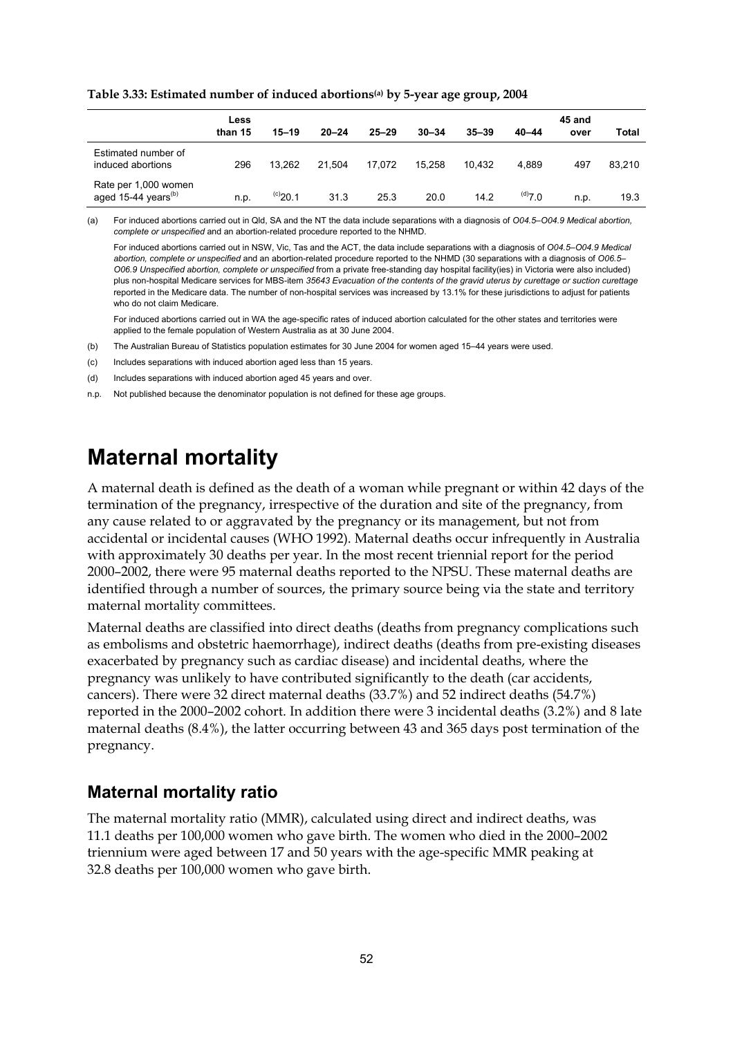**Table 3.33: Estimated number of induced abortions[(a)] by 5-year age group, 2004**

| | Less than 15 | 15–19 | 20–24 | 25–29 | 30–34 | 35–39 | 40–44 | 45 and over | Total |
|---|---|---|---|---|---|---|---|---|---|
| Estimated number of induced abortions | 296 | 13,262 | 21,504 | 17,072 | 15,258 | 10,432 | 4,889 | 497 | 83,210 |
| Rate per 1,000 women aged 15-44 years[(b)] | n.p. | [(c)]20.1 | 31.3 | 25.3 | 20.0 | 14.2 | [(d)]7.0 | n.p. | 19.3 |

(a) For induced abortions carried out in Qld, SA and the NT the data include separations with a diagnosis of *O04.5–O04.9 Medical abortion, complete or unspecified* and an abortion-related procedure reported to the NHMD.

For induced abortions carried out in NSW, Vic, Tas and the ACT, the data include separations with a diagnosis of *O04.5–O04.9 Medical abortion, complete or unspecified* and an abortion-related procedure reported to the NHMD (30 separations with a diagnosis of *O06.5–O06.9 Unspecified abortion, complete or unspecified* from a private free-standing day hospital facility(ies) in Victoria were also included) plus non-hospital Medicare services for MBS-item *35643 Evacuation of the contents of the gravid uterus by curettage or suction curettage* reported in the Medicare data. The number of non-hospital services was increased by 13.1% for these jurisdictions to adjust for patients who do not claim Medicare.

For induced abortions carried out in WA the age-specific rates of induced abortion calculated for the other states and territories were applied to the female population of Western Australia as at 30 June 2004.

(b) The Australian Bureau of Statistics population estimates for 30 June 2004 for women aged 15–44 years were used.

(c) Includes separations with induced abortion aged less than 15 years.

(d) Includes separations with induced abortion aged 45 years and over.

n.p. Not published because the denominator population is not defined for these age groups.

# Maternal mortality

A maternal death is defined as the death of a woman while pregnant or within 42 days of the termination of the pregnancy, irrespective of the duration and site of the pregnancy, from any cause related to or aggravated by the pregnancy or its management, but not from accidental or incidental causes (WHO 1992). Maternal deaths occur infrequently in Australia with approximately 30 deaths per year. In the most recent triennial report for the period 2000–2002, there were 95 maternal deaths reported to the NPSU. These maternal deaths are identified through a number of sources, the primary source being via the state and territory maternal mortality committees.

Maternal deaths are classified into direct deaths (deaths from pregnancy complications such as embolisms and obstetric haemorrhage), indirect deaths (deaths from pre-existing diseases exacerbated by pregnancy such as cardiac disease) and incidental deaths, where the pregnancy was unlikely to have contributed significantly to the death (car accidents, cancers). There were 32 direct maternal deaths (33.7%) and 52 indirect deaths (54.7%) reported in the 2000–2002 cohort. In addition there were 3 incidental deaths (3.2%) and 8 late maternal deaths (8.4%), the latter occurring between 43 and 365 days post termination of the pregnancy.

## Maternal mortality ratio

The maternal mortality ratio (MMR), calculated using direct and indirect deaths, was 11.1 deaths per 100,000 women who gave birth. The women who died in the 2000–2002 triennium were aged between 17 and 50 years with the age-specific MMR peaking at 32.8 deaths per 100,000 women who gave birth.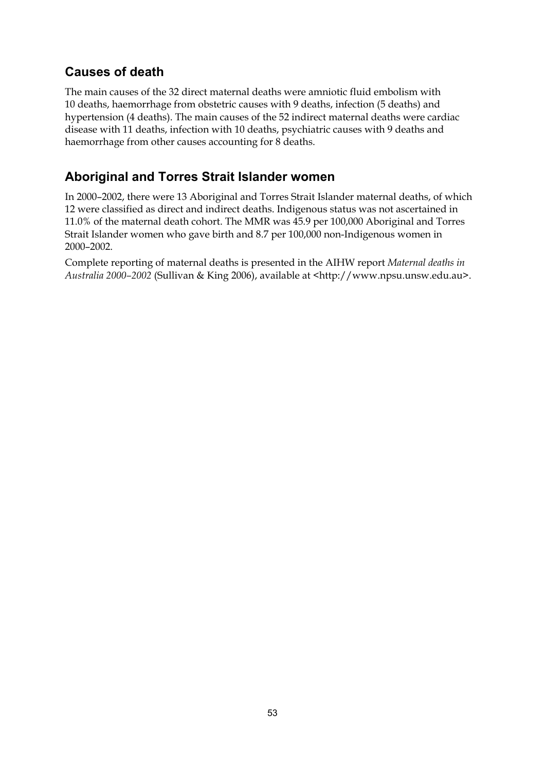## Causes of death

The main causes of the 32 direct maternal deaths were amniotic fluid embolism with 10 deaths, haemorrhage from obstetric causes with 9 deaths, infection (5 deaths) and hypertension (4 deaths). The main causes of the 52 indirect maternal deaths were cardiac disease with 11 deaths, infection with 10 deaths, psychiatric causes with 9 deaths and haemorrhage from other causes accounting for 8 deaths.

## Aboriginal and Torres Strait Islander women

In 2000–2002, there were 13 Aboriginal and Torres Strait Islander maternal deaths, of which 12 were classified as direct and indirect deaths. Indigenous status was not ascertained in 11.0% of the maternal death cohort. The MMR was 45.9 per 100,000 Aboriginal and Torres Strait Islander women who gave birth and 8.7 per 100,000 non-Indigenous women in 2000–2002.

Complete reporting of maternal deaths is presented in the AIHW report *Maternal deaths in Australia 2000–2002* (Sullivan & King 2006), available at <http://www.npsu.unsw.edu.au>.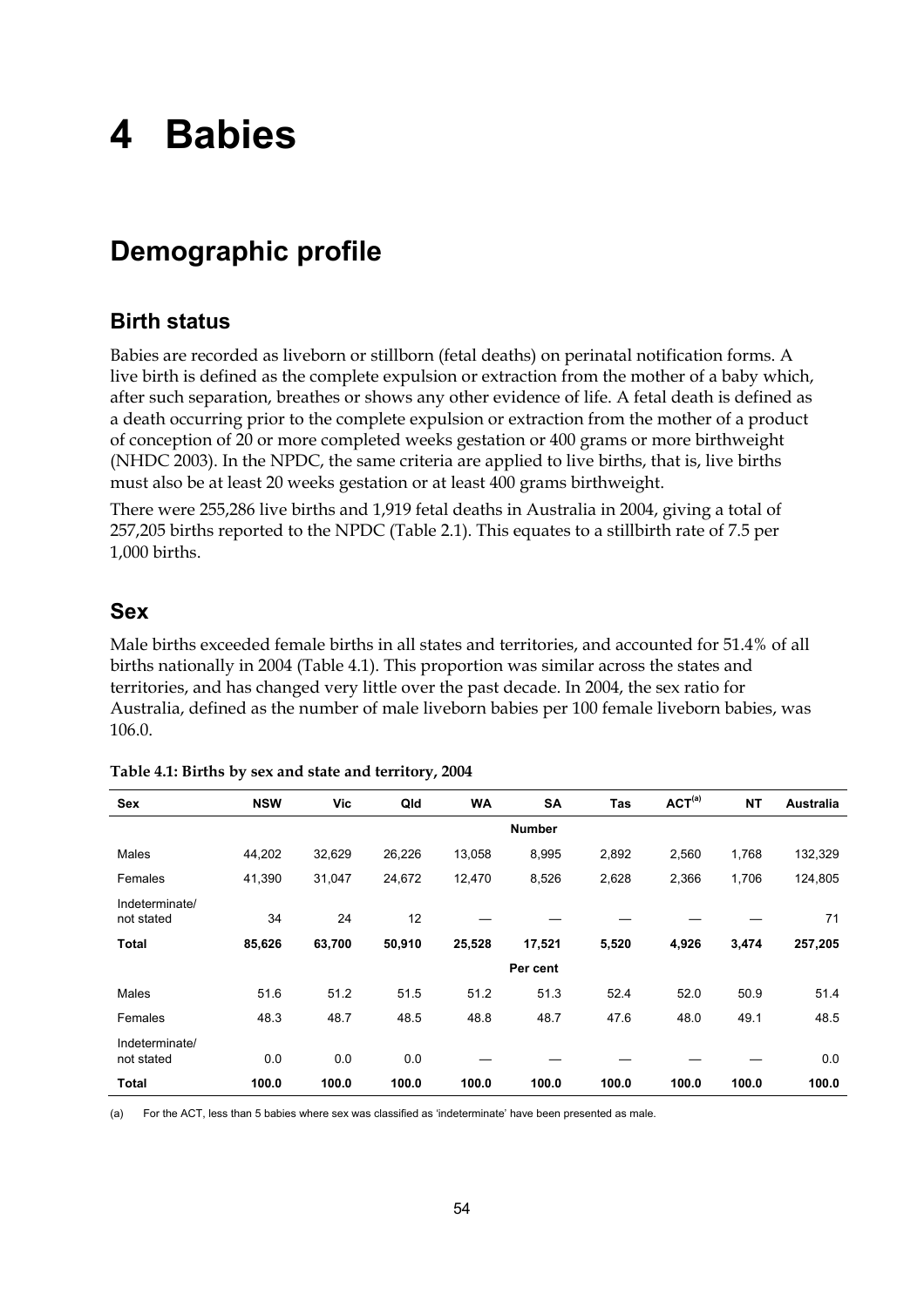# 4 Babies

## Demographic profile

### Birth status

Babies are recorded as liveborn or stillborn (fetal deaths) on perinatal notification forms. A live birth is defined as the complete expulsion or extraction from the mother of a baby which, after such separation, breathes or shows any other evidence of life. A fetal death is defined as a death occurring prior to the complete expulsion or extraction from the mother of a product of conception of 20 or more completed weeks gestation or 400 grams or more birthweight (NHDC 2003). In the NPDC, the same criteria are applied to live births, that is, live births must also be at least 20 weeks gestation or at least 400 grams birthweight.

There were 255,286 live births and 1,919 fetal deaths in Australia in 2004, giving a total of 257,205 births reported to the NPDC (Table 2.1). This equates to a stillbirth rate of 7.5 per 1,000 births.

### Sex

Male births exceeded female births in all states and territories, and accounted for 51.4% of all births nationally in 2004 (Table 4.1). This proportion was similar across the states and territories, and has changed very little over the past decade. In 2004, the sex ratio for Australia, defined as the number of male liveborn babies per 100 female liveborn babies, was 106.0.

**Table 4.1: Births by sex and state and territory, 2004**

| Sex | NSW | Vic | Qld | WA | SA | Tas | ACT[(a)] | NT | Australia |
|---|---|---|---|---|---|---|---|---|---|
| | | | | | **Number** | | | | |
| Males | 44,202 | 32,629 | 26,226 | 13,058 | 8,995 | 2,892 | 2,560 | 1,768 | 132,329 |
| Females | 41,390 | 31,047 | 24,672 | 12,470 | 8,526 | 2,628 | 2,366 | 1,706 | 124,805 |
| Indeterminate/ not stated | 34 | 24 | 12 | — | — | — | — | — | 71 |
| **Total** | **85,626** | **63,700** | **50,910** | **25,528** | **17,521** | **5,520** | **4,926** | **3,474** | **257,205** |
| | | | | | **Per cent** | | | | |
| Males | 51.6 | 51.2 | 51.5 | 51.2 | 51.3 | 52.4 | 52.0 | 50.9 | 51.4 |
| Females | 48.3 | 48.7 | 48.5 | 48.8 | 48.7 | 47.6 | 48.0 | 49.1 | 48.5 |
| Indeterminate/ not stated | 0.0 | 0.0 | 0.0 | — | — | — | — | — | 0.0 |
| **Total** | **100.0** | **100.0** | **100.0** | **100.0** | **100.0** | **100.0** | **100.0** | **100.0** | **100.0** |

(a) For the ACT, less than 5 babies where sex was classified as 'indeterminate' have been presented as male.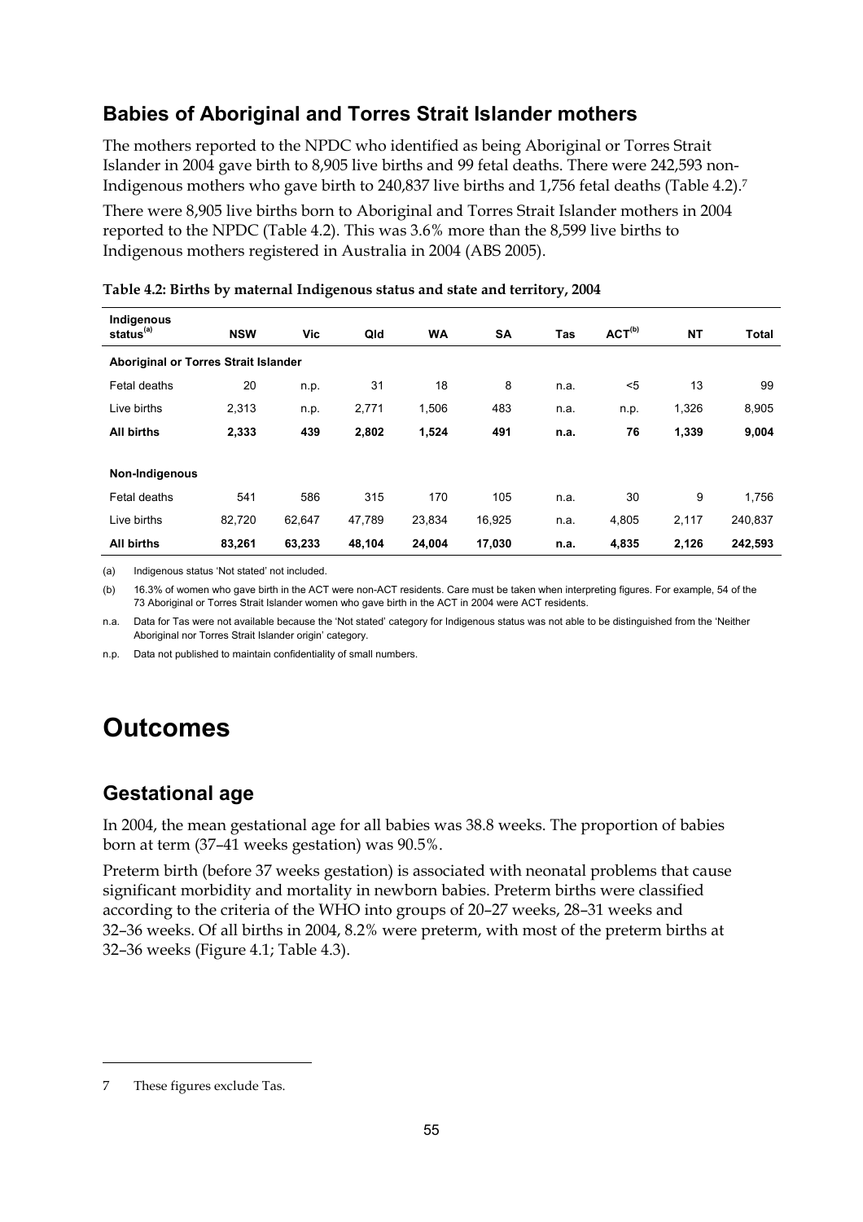## Babies of Aboriginal and Torres Strait Islander mothers

The mothers reported to the NPDC who identified as being Aboriginal or Torres Strait Islander in 2004 gave birth to 8,905 live births and 99 fetal deaths. There were 242,593 non-Indigenous mothers who gave birth to 240,837 live births and 1,756 fetal deaths (Table 4.2).[7]

There were 8,905 live births born to Aboriginal and Torres Strait Islander mothers in 2004 reported to the NPDC (Table 4.2). This was 3.6% more than the 8,599 live births to Indigenous mothers registered in Australia in 2004 (ABS 2005).

**Table 4.2: Births by maternal Indigenous status and state and territory, 2004**

| Indigenous status[(a)] | NSW | Vic | Qld | WA | SA | Tas | ACT[(b)] | NT | Total |
|---|---|---|---|---|---|---|---|---|---|
| **Aboriginal or Torres Strait Islander** | | | | | | | | | |
| Fetal deaths | 20 | n.p. | 31 | 18 | 8 | n.a. | <5 | 13 | 99 |
| Live births | 2,313 | n.p. | 2,771 | 1,506 | 483 | n.a. | n.p. | 1,326 | 8,905 |
| **All births** | **2,333** | **439** | **2,802** | **1,524** | **491** | **n.a.** | **76** | **1,339** | **9,004** |
| **Non-Indigenous** | | | | | | | | | |
| Fetal deaths | 541 | 586 | 315 | 170 | 105 | n.a. | 30 | 9 | 1,756 |
| Live births | 82,720 | 62,647 | 47,789 | 23,834 | 16,925 | n.a. | 4,805 | 2,117 | 240,837 |
| **All births** | **83,261** | **63,233** | **48,104** | **24,004** | **17,030** | **n.a.** | **4,835** | **2,126** | **242,593** |

(a) Indigenous status 'Not stated' not included.

(b) 16.3% of women who gave birth in the ACT were non-ACT residents. Care must be taken when interpreting figures. For example, 54 of the 73 Aboriginal or Torres Strait Islander women who gave birth in the ACT in 2004 were ACT residents.

n.a. Data for Tas were not available because the 'Not stated' category for Indigenous status was not able to be distinguished from the 'Neither Aboriginal nor Torres Strait Islander origin' category.

n.p. Data not published to maintain confidentiality of small numbers.

# Outcomes

## Gestational age

In 2004, the mean gestational age for all babies was 38.8 weeks. The proportion of babies born at term (37–41 weeks gestation) was 90.5%.

Preterm birth (before 37 weeks gestation) is associated with neonatal problems that cause significant morbidity and mortality in newborn babies. Preterm births were classified according to the criteria of the WHO into groups of 20–27 weeks, 28–31 weeks and 32–36 weeks. Of all births in 2004, 8.2% were preterm, with most of the preterm births at 32–36 weeks (Figure 4.1; Table 4.3).

7 These figures exclude Tas.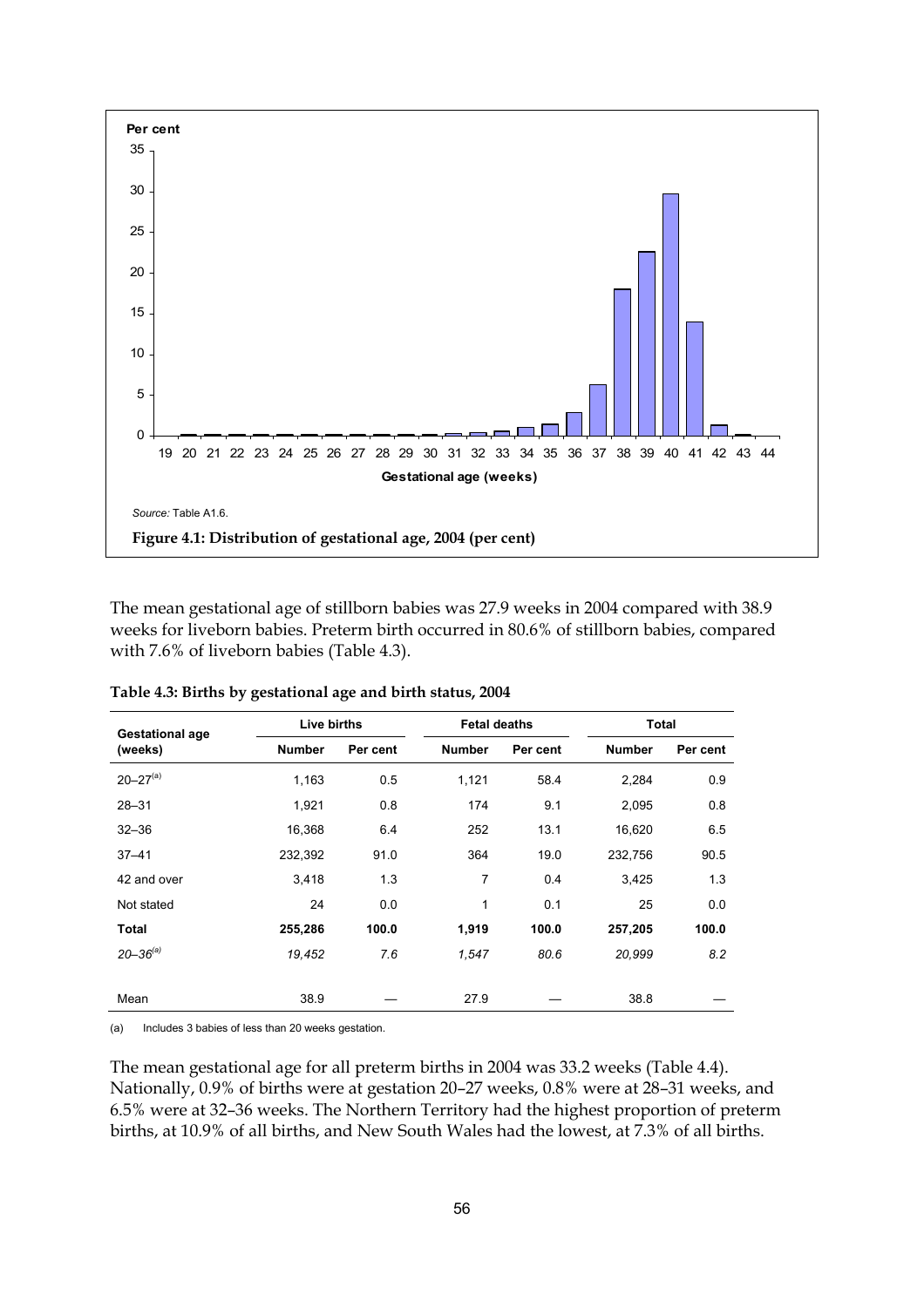Source: Table A1.6.

**Figure 4.1: Distribution of gestational age, 2004 (per cent)**

The mean gestational age of stillborn babies was 27.9 weeks in 2004 compared with 38.9 weeks for liveborn babies. Preterm birth occurred in 80.6% of stillborn babies, compared with 7.6% of liveborn babies (Table 4.3).

**Table 4.3: Births by gestational age and birth status, 2004**

| Gestational age (weeks) | Live births | | Fetal deaths | | Total | |
|---|---|---|---|---|---|---|
| | Number | Per cent | Number | Per cent | Number | Per cent |
| 20–27[(a)] | 1,163 | 0.5 | 1,121 | 58.4 | 2,284 | 0.9 |
| 28–31 | 1,921 | 0.8 | 174 | 9.1 | 2,095 | 0.8 |
| 32–36 | 16,368 | 6.4 | 252 | 13.1 | 16,620 | 6.5 |
| 37–41 | 232,392 | 91.0 | 364 | 19.0 | 232,756 | 90.5 |
| 42 and over | 3,418 | 1.3 | 7 | 0.4 | 3,425 | 1.3 |
| Not stated | 24 | 0.0 | 1 | 0.1 | 25 | 0.0 |
| **Total** | **255,286** | **100.0** | **1,919** | **100.0** | **257,205** | **100.0** |
| *20–36[(a)]* | *19,452* | *7.6* | *1,547* | *80.6* | *20,999* | *8.2* |
| Mean | 38.9 | — | 27.9 | — | 38.8 | — |

(a) Includes 3 babies of less than 20 weeks gestation.

The mean gestational age for all preterm births in 2004 was 33.2 weeks (Table 4.4). Nationally, 0.9% of births were at gestation 20–27 weeks, 0.8% were at 28–31 weeks, and 6.5% were at 32–36 weeks. The Northern Territory had the highest proportion of preterm births, at 10.9% of all births, and New South Wales had the lowest, at 7.3% of all births.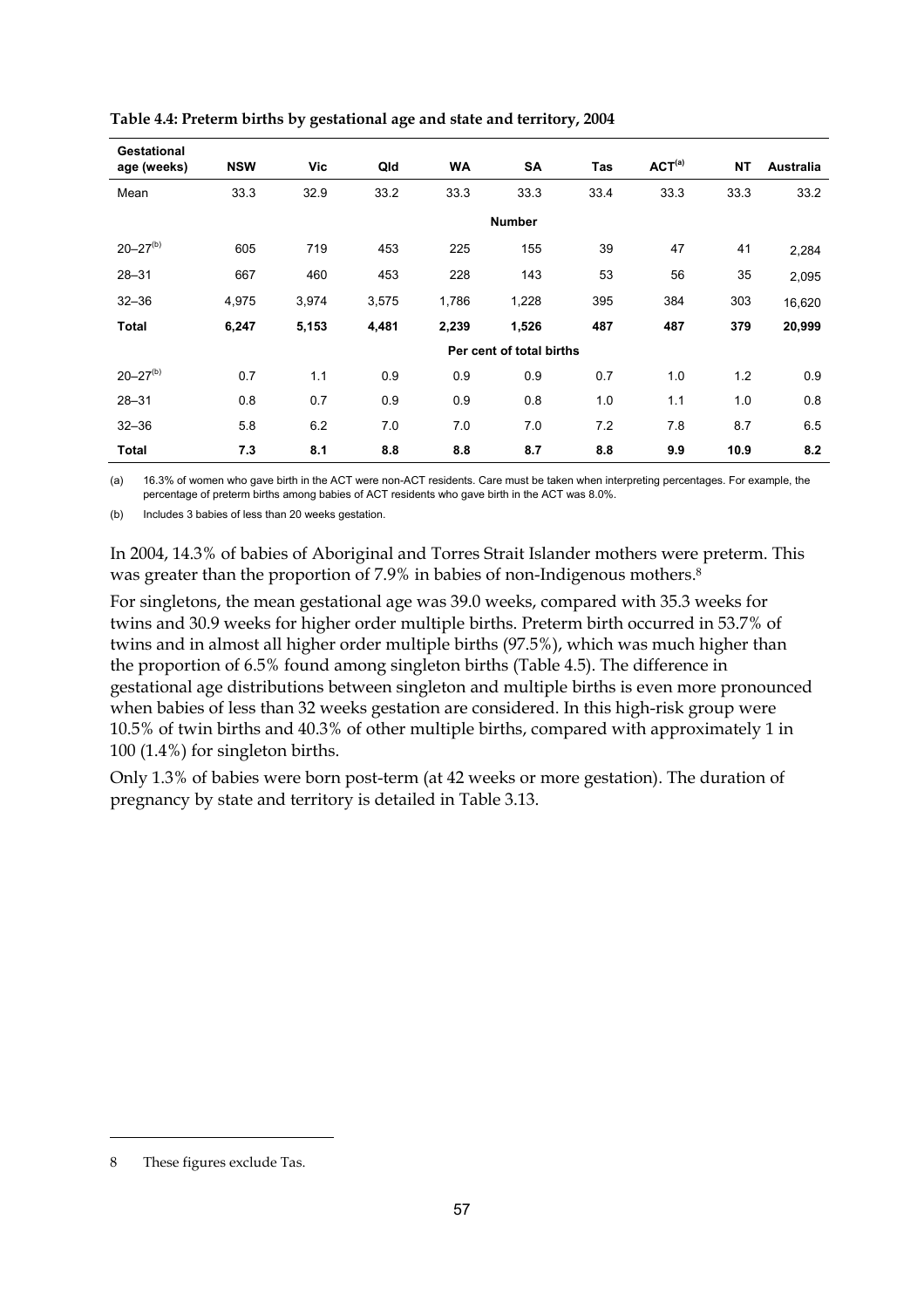**Table 4.4: Preterm births by gestational age and state and territory, 2004**

| Gestational age (weeks) | NSW | Vic | Qld | WA | SA | Tas | ACT[(a)] | NT | Australia |
|---|---|---|---|---|---|---|---|---|---|
| Mean | 33.3 | 32.9 | 33.2 | 33.3 | 33.3 | 33.4 | 33.3 | 33.3 | 33.2 |
| | | | | | **Number** | | | | |
| 20–27[(b)] | 605 | 719 | 453 | 225 | 155 | 39 | 47 | 41 | 2,284 |
| 28–31 | 667 | 460 | 453 | 228 | 143 | 53 | 56 | 35 | 2,095 |
| 32–36 | 4,975 | 3,974 | 3,575 | 1,786 | 1,228 | 395 | 384 | 303 | 16,620 |
| **Total** | **6,247** | **5,153** | **4,481** | **2,239** | **1,526** | **487** | **487** | **379** | **20,999** |
| | | | | | **Per cent of total births** | | | | |
| 20–27[(b)] | 0.7 | 1.1 | 0.9 | 0.9 | 0.9 | 0.7 | 1.0 | 1.2 | 0.9 |
| 28–31 | 0.8 | 0.7 | 0.9 | 0.9 | 0.8 | 1.0 | 1.1 | 1.0 | 0.8 |
| 32–36 | 5.8 | 6.2 | 7.0 | 7.0 | 7.0 | 7.2 | 7.8 | 8.7 | 6.5 |
| **Total** | **7.3** | **8.1** | **8.8** | **8.8** | **8.7** | **8.8** | **9.9** | **10.9** | **8.2** |

(a) 16.3% of women who gave birth in the ACT were non-ACT residents. Care must be taken when interpreting percentages. For example, the percentage of preterm births among babies of ACT residents who gave birth in the ACT was 8.0%.

(b) Includes 3 babies of less than 20 weeks gestation.

In 2004, 14.3% of babies of Aboriginal and Torres Strait Islander mothers were preterm. This was greater than the proportion of 7.9% in babies of non-Indigenous mothers.[8]

For singletons, the mean gestational age was 39.0 weeks, compared with 35.3 weeks for twins and 30.9 weeks for higher order multiple births. Preterm birth occurred in 53.7% of twins and in almost all higher order multiple births (97.5%), which was much higher than the proportion of 6.5% found among singleton births (Table 4.5). The difference in gestational age distributions between singleton and multiple births is even more pronounced when babies of less than 32 weeks gestation are considered. In this high-risk group were 10.5% of twin births and 40.3% of other multiple births, compared with approximately 1 in 100 (1.4%) for singleton births.

Only 1.3% of babies were born post-term (at 42 weeks or more gestation). The duration of pregnancy by state and territory is detailed in Table 3.13.

8 These figures exclude Tas.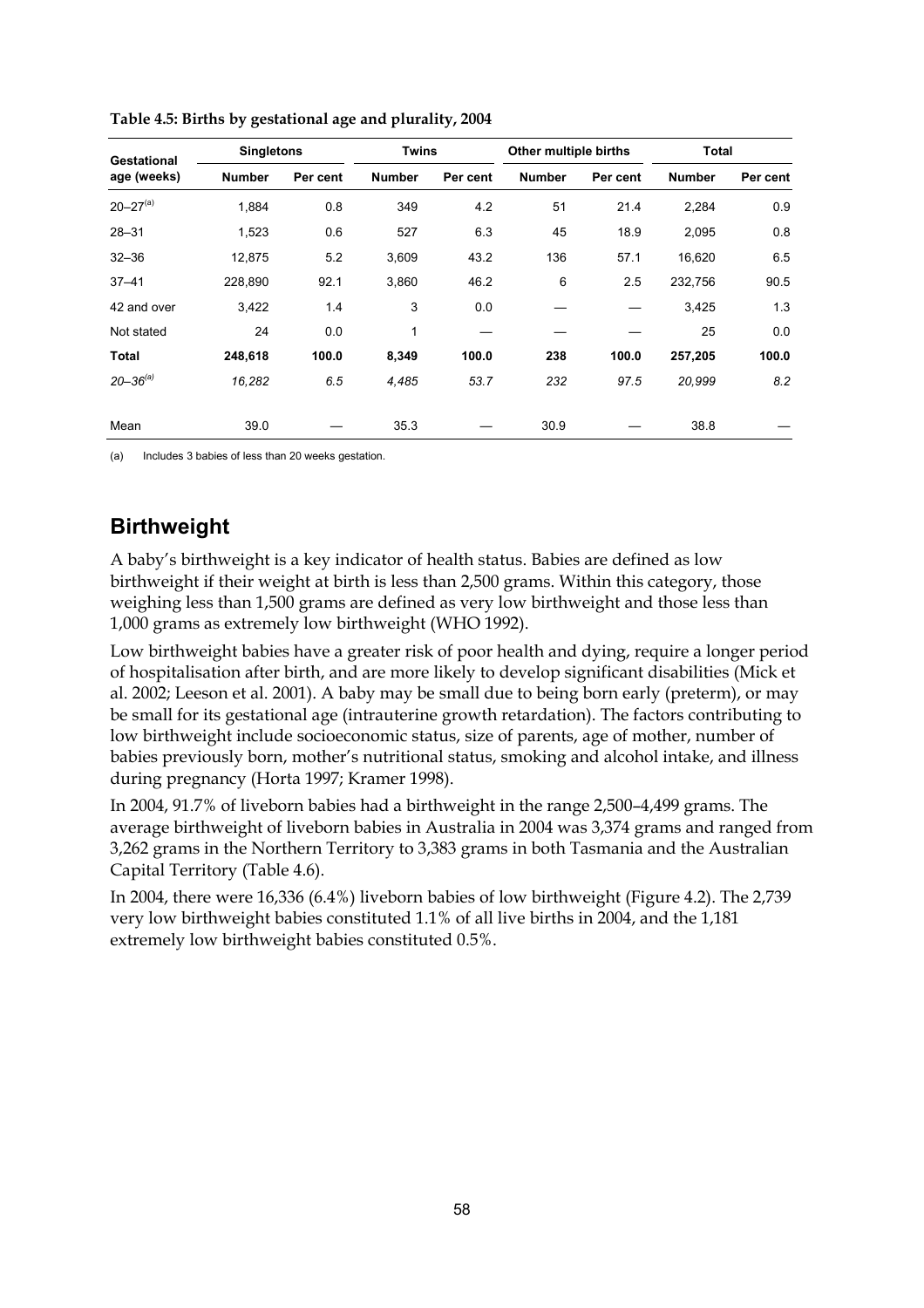**Table 4.5: Births by gestational age and plurality, 2004**

| Gestational age (weeks) | Singletons | | Twins | | Other multiple births | | Total | |
|---|---|---|---|---|---|---|---|---|
| | Number | Per cent | Number | Per cent | Number | Per cent | Number | Per cent |
| 20–27[(a)] | 1,884 | 0.8 | 349 | 4.2 | 51 | 21.4 | 2,284 | 0.9 |
| 28–31 | 1,523 | 0.6 | 527 | 6.3 | 45 | 18.9 | 2,095 | 0.8 |
| 32–36 | 12,875 | 5.2 | 3,609 | 43.2 | 136 | 57.1 | 16,620 | 6.5 |
| 37–41 | 228,890 | 92.1 | 3,860 | 46.2 | 6 | 2.5 | 232,756 | 90.5 |
| 42 and over | 3,422 | 1.4 | 3 | 0.0 | — | — | 3,425 | 1.3 |
| Not stated | 24 | 0.0 | 1 | — | — | — | 25 | 0.0 |
| **Total** | **248,618** | **100.0** | **8,349** | **100.0** | **238** | **100.0** | **257,205** | **100.0** |
| *20–36[(a)]* | *16,282* | *6.5* | *4,485* | *53.7* | *232* | *97.5* | *20,999* | *8.2* |
| Mean | 39.0 | — | 35.3 | — | 30.9 | — | 38.8 | — |

(a) Includes 3 babies of less than 20 weeks gestation.

## Birthweight

A baby's birthweight is a key indicator of health status. Babies are defined as low birthweight if their weight at birth is less than 2,500 grams. Within this category, those weighing less than 1,500 grams are defined as very low birthweight and those less than 1,000 grams as extremely low birthweight (WHO 1992).

Low birthweight babies have a greater risk of poor health and dying, require a longer period of hospitalisation after birth, and are more likely to develop significant disabilities (Mick et al. 2002; Leeson et al. 2001). A baby may be small due to being born early (preterm), or may be small for its gestational age (intrauterine growth retardation). The factors contributing to low birthweight include socioeconomic status, size of parents, age of mother, number of babies previously born, mother's nutritional status, smoking and alcohol intake, and illness during pregnancy (Horta 1997; Kramer 1998).

In 2004, 91.7% of liveborn babies had a birthweight in the range 2,500–4,499 grams. The average birthweight of liveborn babies in Australia in 2004 was 3,374 grams and ranged from 3,262 grams in the Northern Territory to 3,383 grams in both Tasmania and the Australian Capital Territory (Table 4.6).

In 2004, there were 16,336 (6.4%) liveborn babies of low birthweight (Figure 4.2). The 2,739 very low birthweight babies constituted 1.1% of all live births in 2004, and the 1,181 extremely low birthweight babies constituted 0.5%.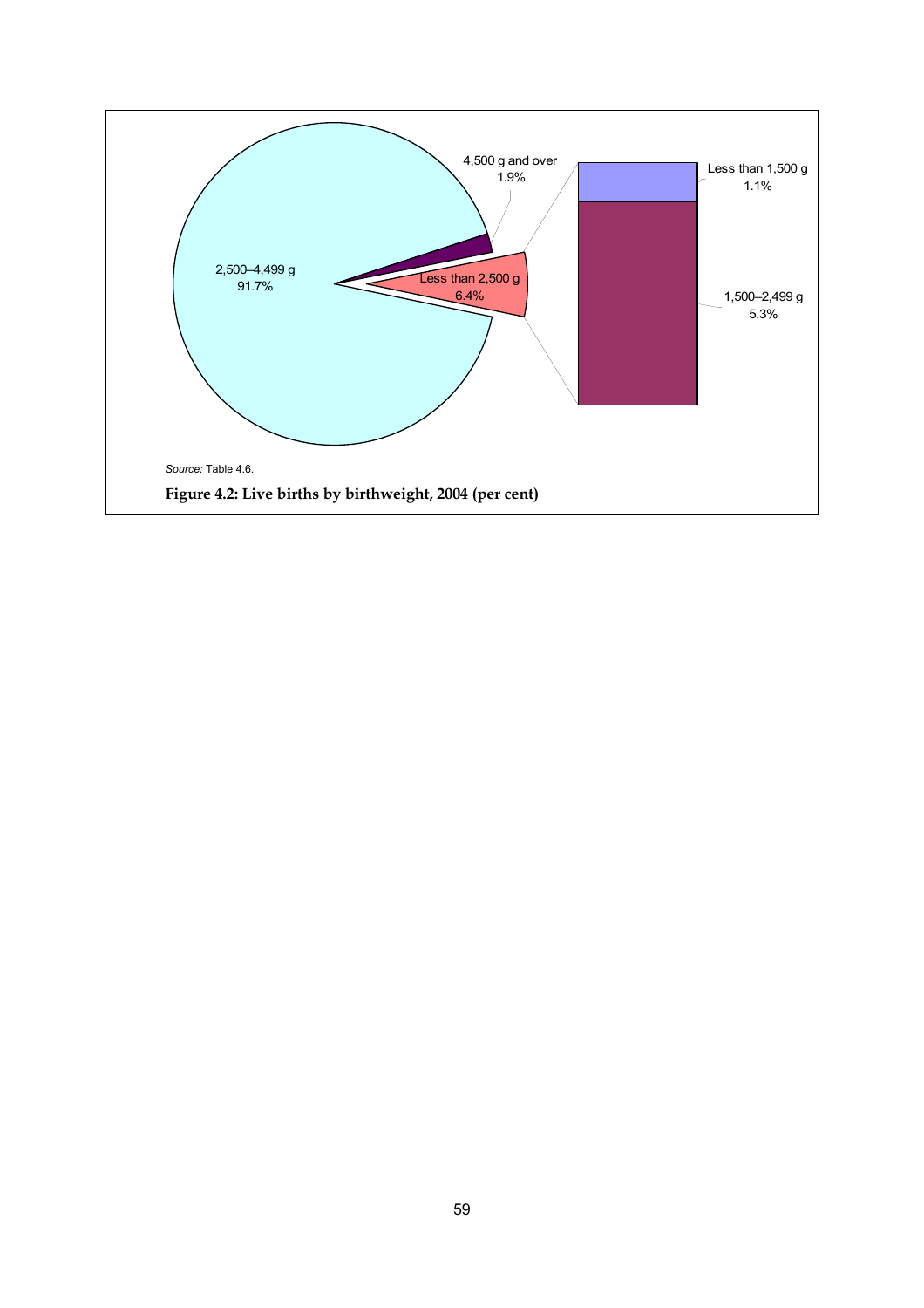*Source:* Table 4.6.

**Figure 4.2: Live births by birthweight, 2004 (per cent)**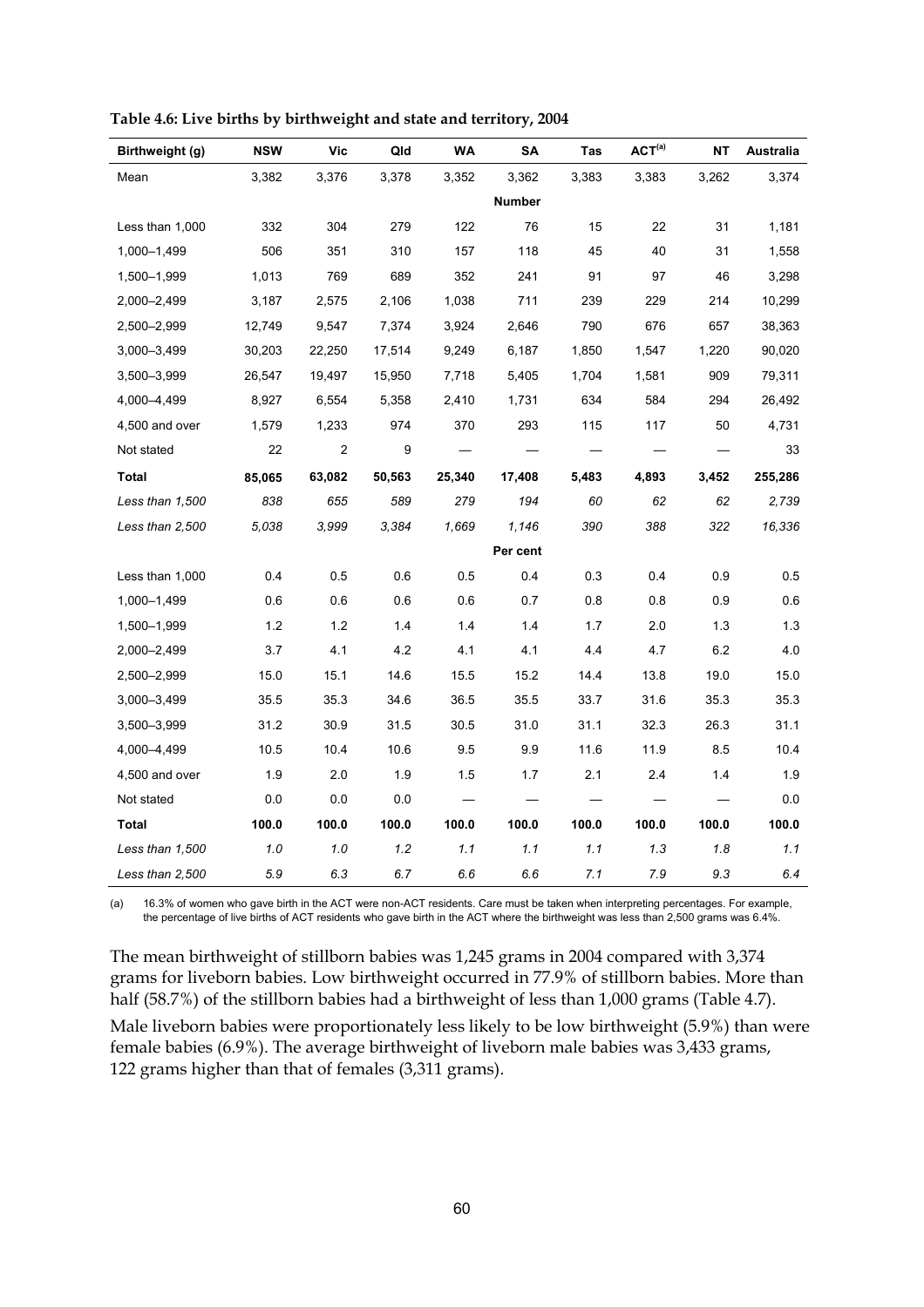**Table 4.6: Live births by birthweight and state and territory, 2004**

| Birthweight (g) | NSW | Vic | Qld | WA | SA | Tas | ACT[(a)] | NT | Australia |
|---|---|---|---|---|---|---|---|---|---|
| Mean | 3,382 | 3,376 | 3,378 | 3,352 | 3,362 | 3,383 | 3,383 | 3,262 | 3,374 |
| | | | | | **Number** | | | | |
| Less than 1,000 | 332 | 304 | 279 | 122 | 76 | 15 | 22 | 31 | 1,181 |
| 1,000–1,499 | 506 | 351 | 310 | 157 | 118 | 45 | 40 | 31 | 1,558 |
| 1,500–1,999 | 1,013 | 769 | 689 | 352 | 241 | 91 | 97 | 46 | 3,298 |
| 2,000–2,499 | 3,187 | 2,575 | 2,106 | 1,038 | 711 | 239 | 229 | 214 | 10,299 |
| 2,500–2,999 | 12,749 | 9,547 | 7,374 | 3,924 | 2,646 | 790 | 676 | 657 | 38,363 |
| 3,000–3,499 | 30,203 | 22,250 | 17,514 | 9,249 | 6,187 | 1,850 | 1,547 | 1,220 | 90,020 |
| 3,500–3,999 | 26,547 | 19,497 | 15,950 | 7,718 | 5,405 | 1,704 | 1,581 | 909 | 79,311 |
| 4,000–4,499 | 8,927 | 6,554 | 5,358 | 2,410 | 1,731 | 634 | 584 | 294 | 26,492 |
| 4,500 and over | 1,579 | 1,233 | 974 | 370 | 293 | 115 | 117 | 50 | 4,731 |
| Not stated | 22 | 2 | 9 | — | — | — | — | — | 33 |
| **Total** | **85,065** | **63,082** | **50,563** | **25,340** | **17,408** | **5,483** | **4,893** | **3,452** | **255,286** |
| *Less than 1,500* | *838* | *655* | *589* | *279* | *194* | *60* | *62* | *62* | *2,739* |
| *Less than 2,500* | *5,038* | *3,999* | *3,384* | *1,669* | *1,146* | *390* | *388* | *322* | *16,336* |
| | | | | | **Per cent** | | | | |
| Less than 1,000 | 0.4 | 0.5 | 0.6 | 0.5 | 0.4 | 0.3 | 0.4 | 0.9 | 0.5 |
| 1,000–1,499 | 0.6 | 0.6 | 0.6 | 0.6 | 0.7 | 0.8 | 0.8 | 0.9 | 0.6 |
| 1,500–1,999 | 1.2 | 1.2 | 1.4 | 1.4 | 1.4 | 1.7 | 2.0 | 1.3 | 1.3 |
| 2,000–2,499 | 3.7 | 4.1 | 4.2 | 4.1 | 4.1 | 4.4 | 4.7 | 6.2 | 4.0 |
| 2,500–2,999 | 15.0 | 15.1 | 14.6 | 15.5 | 15.2 | 14.4 | 13.8 | 19.0 | 15.0 |
| 3,000–3,499 | 35.5 | 35.3 | 34.6 | 36.5 | 35.5 | 33.7 | 31.6 | 35.3 | 35.3 |
| 3,500–3,999 | 31.2 | 30.9 | 31.5 | 30.5 | 31.0 | 31.1 | 32.3 | 26.3 | 31.1 |
| 4,000–4,499 | 10.5 | 10.4 | 10.6 | 9.5 | 9.9 | 11.6 | 11.9 | 8.5 | 10.4 |
| 4,500 and over | 1.9 | 2.0 | 1.9 | 1.5 | 1.7 | 2.1 | 2.4 | 1.4 | 1.9 |
| Not stated | 0.0 | 0.0 | 0.0 | — | — | — | — | — | 0.0 |
| **Total** | **100.0** | **100.0** | **100.0** | **100.0** | **100.0** | **100.0** | **100.0** | **100.0** | **100.0** |
| *Less than 1,500* | *1.0* | *1.0* | *1.2* | *1.1* | *1.1* | *1.1* | *1.3* | *1.8* | *1.1* |
| *Less than 2,500* | *5.9* | *6.3* | *6.7* | *6.6* | *6.6* | *7.1* | *7.9* | *9.3* | *6.4* |

(a) 16.3% of women who gave birth in the ACT were non-ACT residents. Care must be taken when interpreting percentages. For example, the percentage of live births of ACT residents who gave birth in the ACT where the birthweight was less than 2,500 grams was 6.4%.

The mean birthweight of stillborn babies was 1,245 grams in 2004 compared with 3,374 grams for liveborn babies. Low birthweight occurred in 77.9% of stillborn babies. More than half (58.7%) of the stillborn babies had a birthweight of less than 1,000 grams (Table 4.7).

Male liveborn babies were proportionately less likely to be low birthweight (5.9%) than were female babies (6.9%). The average birthweight of liveborn male babies was 3,433 grams, 122 grams higher than that of females (3,311 grams).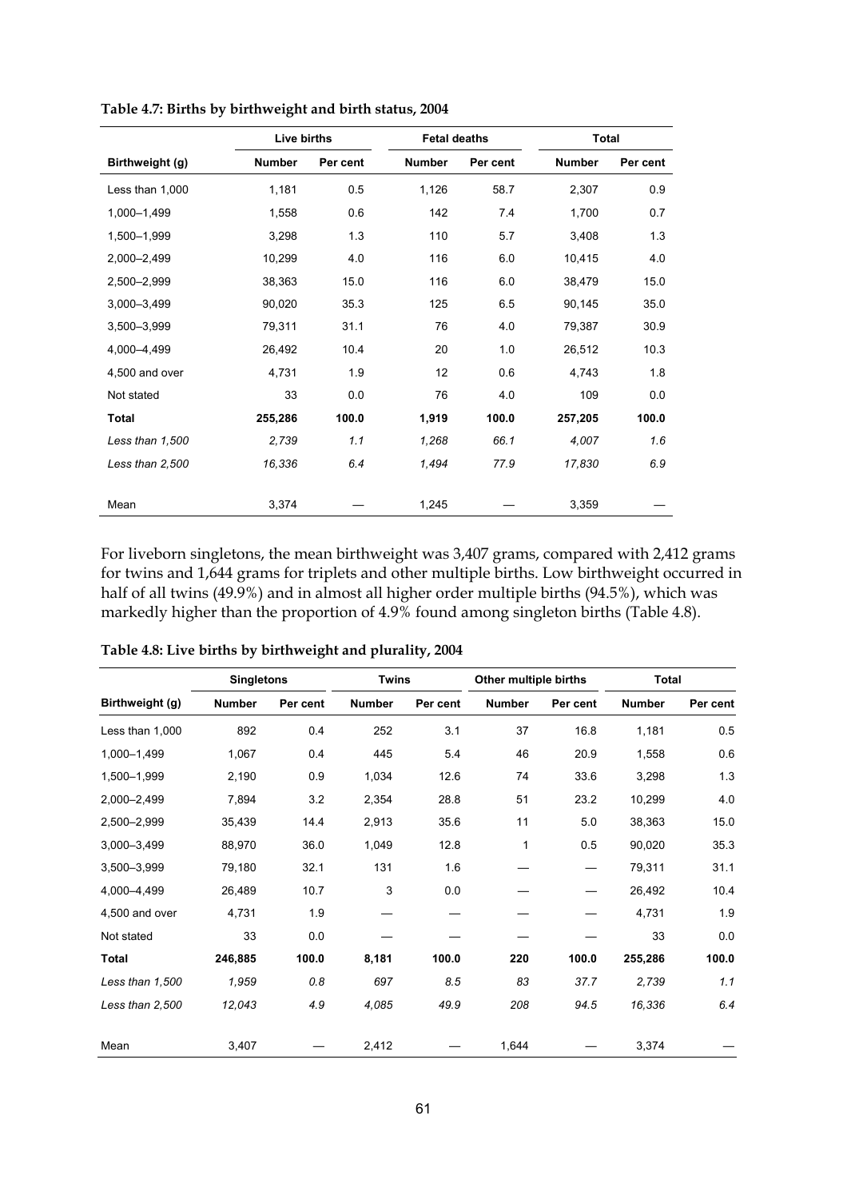**Table 4.7: Births by birthweight and birth status, 2004**

| | Live births | | Fetal deaths | | Total | |
|---|---|---|---|---|---|---|
| **Birthweight (g)** | **Number** | **Per cent** | **Number** | **Per cent** | **Number** | **Per cent** |
| Less than 1,000 | 1,181 | 0.5 | 1,126 | 58.7 | 2,307 | 0.9 |
| 1,000–1,499 | 1,558 | 0.6 | 142 | 7.4 | 1,700 | 0.7 |
| 1,500–1,999 | 3,298 | 1.3 | 110 | 5.7 | 3,408 | 1.3 |
| 2,000–2,499 | 10,299 | 4.0 | 116 | 6.0 | 10,415 | 4.0 |
| 2,500–2,999 | 38,363 | 15.0 | 116 | 6.0 | 38,479 | 15.0 |
| 3,000–3,499 | 90,020 | 35.3 | 125 | 6.5 | 90,145 | 35.0 |
| 3,500–3,999 | 79,311 | 31.1 | 76 | 4.0 | 79,387 | 30.9 |
| 4,000–4,499 | 26,492 | 10.4 | 20 | 1.0 | 26,512 | 10.3 |
| 4,500 and over | 4,731 | 1.9 | 12 | 0.6 | 4,743 | 1.8 |
| Not stated | 33 | 0.0 | 76 | 4.0 | 109 | 0.0 |
| **Total** | **255,286** | **100.0** | **1,919** | **100.0** | **257,205** | **100.0** |
| *Less than 1,500* | *2,739* | *1.1* | *1,268* | *66.1* | *4,007* | *1.6* |
| *Less than 2,500* | *16,336* | *6.4* | *1,494* | *77.9* | *17,830* | *6.9* |
| Mean | 3,374 | — | 1,245 | — | 3,359 | — |

For liveborn singletons, the mean birthweight was 3,407 grams, compared with 2,412 grams for twins and 1,644 grams for triplets and other multiple births. Low birthweight occurred in half of all twins (49.9%) and in almost all higher order multiple births (94.5%), which was markedly higher than the proportion of 4.9% found among singleton births (Table 4.8).

**Table 4.8: Live births by birthweight and plurality, 2004**

| | Singletons | | Twins | | Other multiple births | | Total | |
|---|---|---|---|---|---|---|---|---|
| **Birthweight (g)** | **Number** | **Per cent** | **Number** | **Per cent** | **Number** | **Per cent** | **Number** | **Per cent** |
| Less than 1,000 | 892 | 0.4 | 252 | 3.1 | 37 | 16.8 | 1,181 | 0.5 |
| 1,000–1,499 | 1,067 | 0.4 | 445 | 5.4 | 46 | 20.9 | 1,558 | 0.6 |
| 1,500–1,999 | 2,190 | 0.9 | 1,034 | 12.6 | 74 | 33.6 | 3,298 | 1.3 |
| 2,000–2,499 | 7,894 | 3.2 | 2,354 | 28.8 | 51 | 23.2 | 10,299 | 4.0 |
| 2,500–2,999 | 35,439 | 14.4 | 2,913 | 35.6 | 11 | 5.0 | 38,363 | 15.0 |
| 3,000–3,499 | 88,970 | 36.0 | 1,049 | 12.8 | 1 | 0.5 | 90,020 | 35.3 |
| 3,500–3,999 | 79,180 | 32.1 | 131 | 1.6 | — | — | 79,311 | 31.1 |
| 4,000–4,499 | 26,489 | 10.7 | 3 | 0.0 | — | — | 26,492 | 10.4 |
| 4,500 and over | 4,731 | 1.9 | — | — | — | — | 4,731 | 1.9 |
| Not stated | 33 | 0.0 | — | — | — | — | 33 | 0.0 |
| **Total** | **246,885** | **100.0** | **8,181** | **100.0** | **220** | **100.0** | **255,286** | **100.0** |
| *Less than 1,500* | *1,959* | *0.8* | *697* | *8.5* | *83* | *37.7* | *2,739* | *1.1* |
| *Less than 2,500* | *12,043* | *4.9* | *4,085* | *49.9* | *208* | *94.5* | *16,336* | *6.4* |
| Mean | 3,407 | — | 2,412 | — | 1,644 | — | 3,374 | — |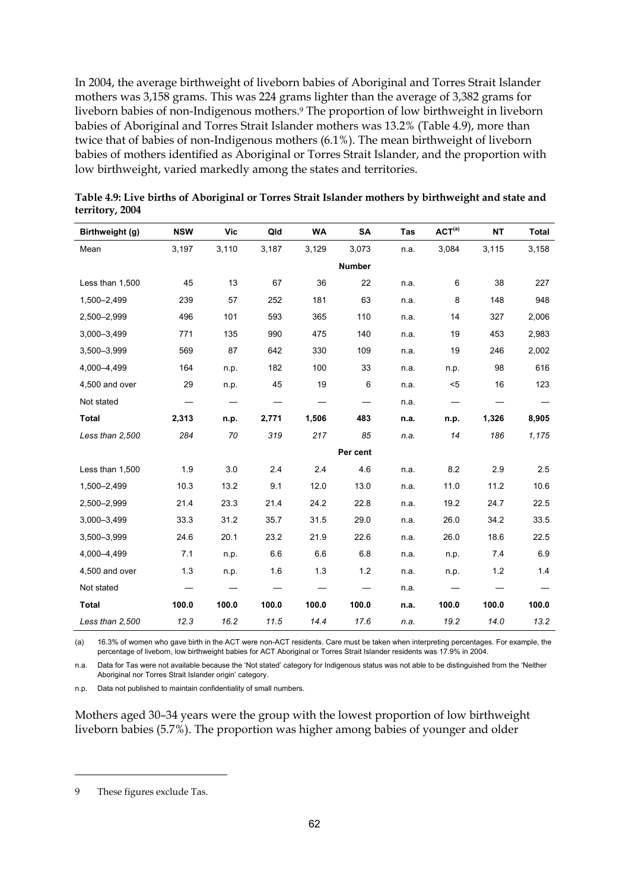In 2004, the average birthweight of liveborn babies of Aboriginal and Torres Strait Islander mothers was 3,158 grams. This was 224 grams lighter than the average of 3,382 grams for liveborn babies of non-Indigenous mothers.[9] The proportion of low birthweight in liveborn babies of Aboriginal and Torres Strait Islander mothers was 13.2% (Table 4.9), more than twice that of babies of non-Indigenous mothers (6.1%). The mean birthweight of liveborn babies of mothers identified as Aboriginal or Torres Strait Islander, and the proportion with low birthweight, varied markedly among the states and territories.

**Table 4.9: Live births of Aboriginal or Torres Strait Islander mothers by birthweight and state and territory, 2004**

| Birthweight (g) | NSW | Vic | Qld | WA | SA | Tas | ACT[(a)] | NT | Total |
|---|---|---|---|---|---|---|---|---|---|
| Mean | 3,197 | 3,110 | 3,187 | 3,129 | 3,073 | n.a. | 3,084 | 3,115 | 3,158 |
| | | | | | **Number** | | | | |
| Less than 1,500 | 45 | 13 | 67 | 36 | 22 | n.a. | 6 | 38 | 227 |
| 1,500–2,499 | 239 | 57 | 252 | 181 | 63 | n.a. | 8 | 148 | 948 |
| 2,500–2,999 | 496 | 101 | 593 | 365 | 110 | n.a. | 14 | 327 | 2,006 |
| 3,000–3,499 | 771 | 135 | 990 | 475 | 140 | n.a. | 19 | 453 | 2,983 |
| 3,500–3,999 | 569 | 87 | 642 | 330 | 109 | n.a. | 19 | 246 | 2,002 |
| 4,000–4,499 | 164 | n.p. | 182 | 100 | 33 | n.a. | n.p. | 98 | 616 |
| 4,500 and over | 29 | n.p. | 45 | 19 | 6 | n.a. | <5 | 16 | 123 |
| Not stated | — | — | — | — | — | n.a. | — | — | — |
| **Total** | **2,313** | **n.p.** | **2,771** | **1,506** | **483** | **n.a.** | **n.p.** | **1,326** | **8,905** |
| *Less than 2,500* | *284* | *70* | *319* | *217* | *85* | *n.a.* | *14* | *186* | *1,175* |
| | | | | | **Per cent** | | | | |
| Less than 1,500 | 1.9 | 3.0 | 2.4 | 2.4 | 4.6 | n.a. | 8.2 | 2.9 | 2.5 |
| 1,500–2,499 | 10.3 | 13.2 | 9.1 | 12.0 | 13.0 | n.a. | 11.0 | 11.2 | 10.6 |
| 2,500–2,999 | 21.4 | 23.3 | 21.4 | 24.2 | 22.8 | n.a. | 19.2 | 24.7 | 22.5 |
| 3,000–3,499 | 33.3 | 31.2 | 35.7 | 31.5 | 29.0 | n.a. | 26.0 | 34.2 | 33.5 |
| 3,500–3,999 | 24.6 | 20.1 | 23.2 | 21.9 | 22.6 | n.a. | 26.0 | 18.6 | 22.5 |
| 4,000–4,499 | 7.1 | n.p. | 6.6 | 6.6 | 6.8 | n.a. | n.p. | 7.4 | 6.9 |
| 4,500 and over | 1.3 | n.p. | 1.6 | 1.3 | 1.2 | n.a. | n.p. | 1.2 | 1.4 |
| Not stated | — | — | — | — | — | n.a. | — | — | — |
| **Total** | **100.0** | **100.0** | **100.0** | **100.0** | **100.0** | **n.a.** | **100.0** | **100.0** | **100.0** |
| *Less than 2,500* | *12.3* | *16.2* | *11.5* | *14.4* | *17.6* | *n.a.* | *19.2* | *14.0* | *13.2* |

(a) 16.3% of women who gave birth in the ACT were non-ACT residents. Care must be taken when interpreting percentages. For example, the percentage of liveborn, low birthweight babies for ACT Aboriginal or Torres Strait Islander residents was 17.9% in 2004.

n.a. Data for Tas were not available because the 'Not stated' category for Indigenous status was not able to be distinguished from the 'Neither Aboriginal nor Torres Strait Islander origin' category.

n.p. Data not published to maintain confidentiality of small numbers.

Mothers aged 30–34 years were the group with the lowest proportion of low birthweight liveborn babies (5.7%). The proportion was higher among babies of younger and older

9 These figures exclude Tas.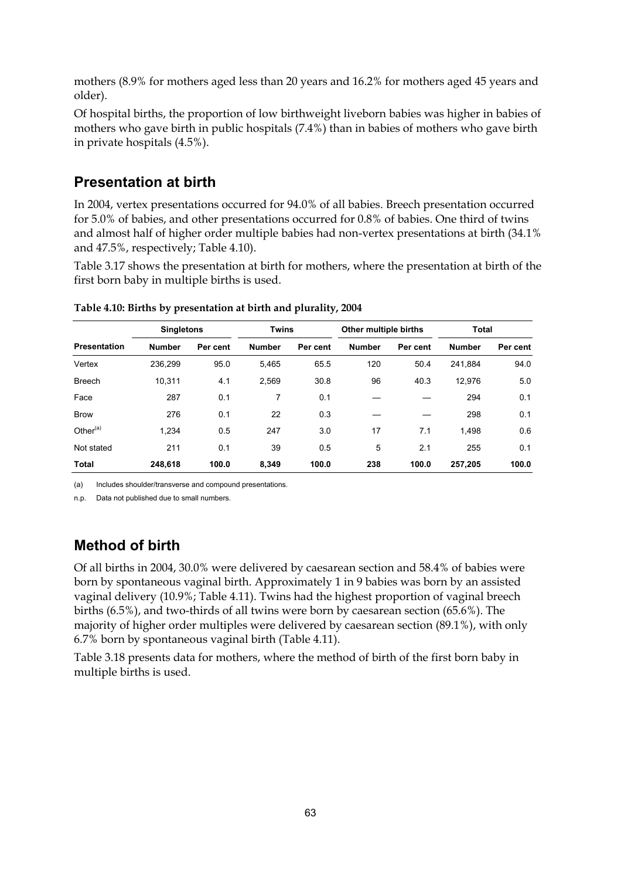mothers (8.9% for mothers aged less than 20 years and 16.2% for mothers aged 45 years and older).

Of hospital births, the proportion of low birthweight liveborn babies was higher in babies of mothers who gave birth in public hospitals (7.4%) than in babies of mothers who gave birth in private hospitals (4.5%).

## Presentation at birth

In 2004, vertex presentations occurred for 94.0% of all babies. Breech presentation occurred for 5.0% of babies, and other presentations occurred for 0.8% of babies. One third of twins and almost half of higher order multiple babies had non-vertex presentations at birth (34.1% and 47.5%, respectively; Table 4.10).

Table 3.17 shows the presentation at birth for mothers, where the presentation at birth of the first born baby in multiple births is used.

**Table 4.10: Births by presentation at birth and plurality, 2004**

| | Singletons | | Twins | | Other multiple births | | Total | |
|---|---|---|---|---|---|---|---|---|
| **Presentation** | **Number** | **Per cent** | **Number** | **Per cent** | **Number** | **Per cent** | **Number** | **Per cent** |
| Vertex | 236,299 | 95.0 | 5,465 | 65.5 | 120 | 50.4 | 241,884 | 94.0 |
| Breech | 10,311 | 4.1 | 2,569 | 30.8 | 96 | 40.3 | 12,976 | 5.0 |
| Face | 287 | 0.1 | 7 | 0.1 | — | — | 294 | 0.1 |
| Brow | 276 | 0.1 | 22 | 0.3 | — | — | 298 | 0.1 |
| Other[(a)] | 1,234 | 0.5 | 247 | 3.0 | 17 | 7.1 | 1,498 | 0.6 |
| Not stated | 211 | 0.1 | 39 | 0.5 | 5 | 2.1 | 255 | 0.1 |
| **Total** | **248,618** | **100.0** | **8,349** | **100.0** | **238** | **100.0** | **257,205** | **100.0** |

(a) Includes shoulder/transverse and compound presentations.

n.p. Data not published due to small numbers.

## Method of birth

Of all births in 2004, 30.0% were delivered by caesarean section and 58.4% of babies were born by spontaneous vaginal birth. Approximately 1 in 9 babies was born by an assisted vaginal delivery (10.9%; Table 4.11). Twins had the highest proportion of vaginal breech births (6.5%), and two-thirds of all twins were born by caesarean section (65.6%). The majority of higher order multiples were delivered by caesarean section (89.1%), with only 6.7% born by spontaneous vaginal birth (Table 4.11).

Table 3.18 presents data for mothers, where the method of birth of the first born baby in multiple births is used.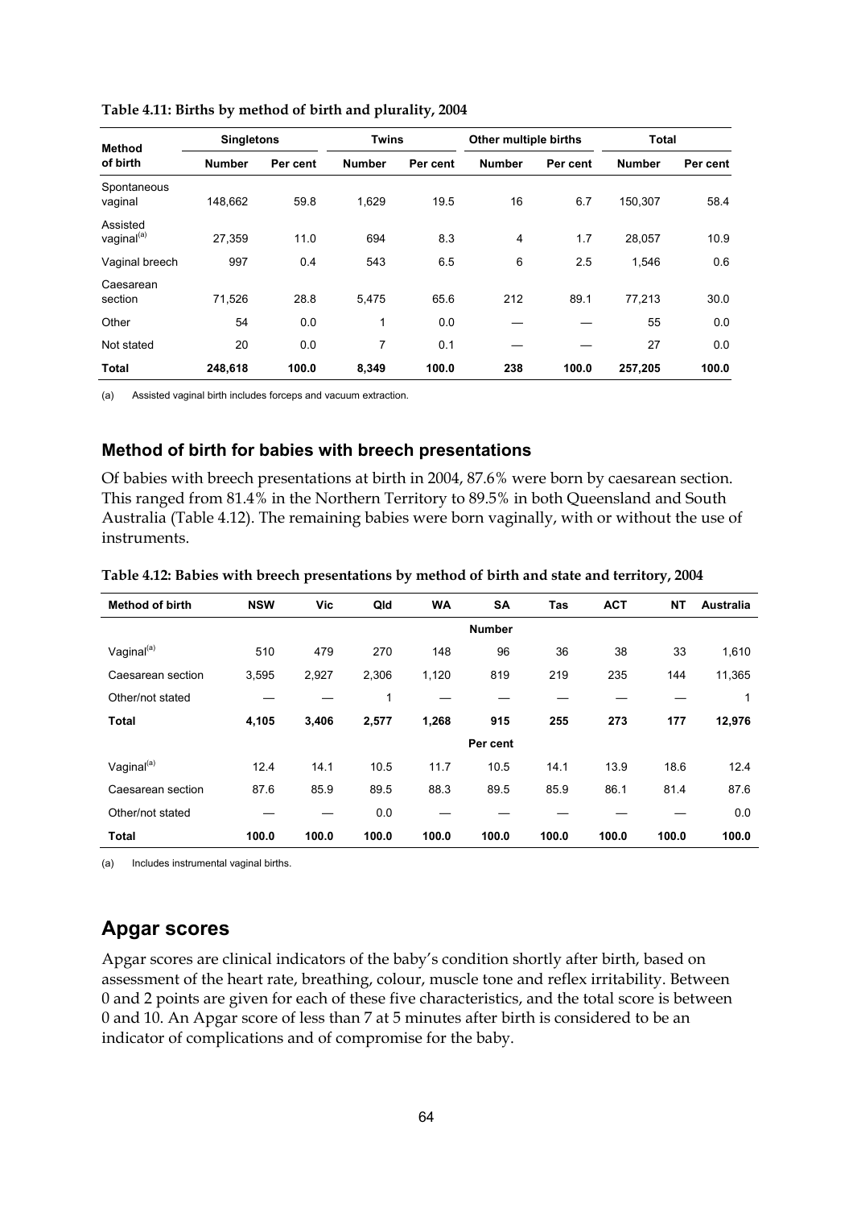**Table 4.11: Births by method of birth and plurality, 2004**

| Method of birth | Singletons | | Twins | | Other multiple births | | Total | |
|---|---|---|---|---|---|---|---|---|
| | Number | Per cent | Number | Per cent | Number | Per cent | Number | Per cent |
| Spontaneous vaginal | 148,662 | 59.8 | 1,629 | 19.5 | 16 | 6.7 | 150,307 | 58.4 |
| Assisted vaginal[(a)] | 27,359 | 11.0 | 694 | 8.3 | 4 | 1.7 | 28,057 | 10.9 |
| Vaginal breech | 997 | 0.4 | 543 | 6.5 | 6 | 2.5 | 1,546 | 0.6 |
| Caesarean section | 71,526 | 28.8 | 5,475 | 65.6 | 212 | 89.1 | 77,213 | 30.0 |
| Other | 54 | 0.0 | 1 | 0.0 | — | — | 55 | 0.0 |
| Not stated | 20 | 0.0 | 7 | 0.1 | — | — | 27 | 0.0 |
| **Total** | **248,618** | **100.0** | **8,349** | **100.0** | **238** | **100.0** | **257,205** | **100.0** |

(a) Assisted vaginal birth includes forceps and vacuum extraction.

### Method of birth for babies with breech presentations

Of babies with breech presentations at birth in 2004, 87.6% were born by caesarean section. This ranged from 81.4% in the Northern Territory to 89.5% in both Queensland and South Australia (Table 4.12). The remaining babies were born vaginally, with or without the use of instruments.

**Table 4.12: Babies with breech presentations by method of birth and state and territory, 2004**

| Method of birth | NSW | Vic | Qld | WA | SA | Tas | ACT | NT | Australia |
|---|---|---|---|---|---|---|---|---|---|
| | | | | | **Number** | | | | |
| Vaginal[(a)] | 510 | 479 | 270 | 148 | 96 | 36 | 38 | 33 | 1,610 |
| Caesarean section | 3,595 | 2,927 | 2,306 | 1,120 | 819 | 219 | 235 | 144 | 11,365 |
| Other/not stated | — | — | 1 | — | — | — | — | — | 1 |
| **Total** | **4,105** | **3,406** | **2,577** | **1,268** | **915** | **255** | **273** | **177** | **12,976** |
| | | | | | **Per cent** | | | | |
| Vaginal[(a)] | 12.4 | 14.1 | 10.5 | 11.7 | 10.5 | 14.1 | 13.9 | 18.6 | 12.4 |
| Caesarean section | 87.6 | 85.9 | 89.5 | 88.3 | 89.5 | 85.9 | 86.1 | 81.4 | 87.6 |
| Other/not stated | — | — | 0.0 | — | — | — | — | — | 0.0 |
| **Total** | **100.0** | **100.0** | **100.0** | **100.0** | **100.0** | **100.0** | **100.0** | **100.0** | **100.0** |

(a) Includes instrumental vaginal births.

## Apgar scores

Apgar scores are clinical indicators of the baby's condition shortly after birth, based on assessment of the heart rate, breathing, colour, muscle tone and reflex irritability. Between 0 and 2 points are given for each of these five characteristics, and the total score is between 0 and 10. An Apgar score of less than 7 at 5 minutes after birth is considered to be an indicator of complications and of compromise for the baby.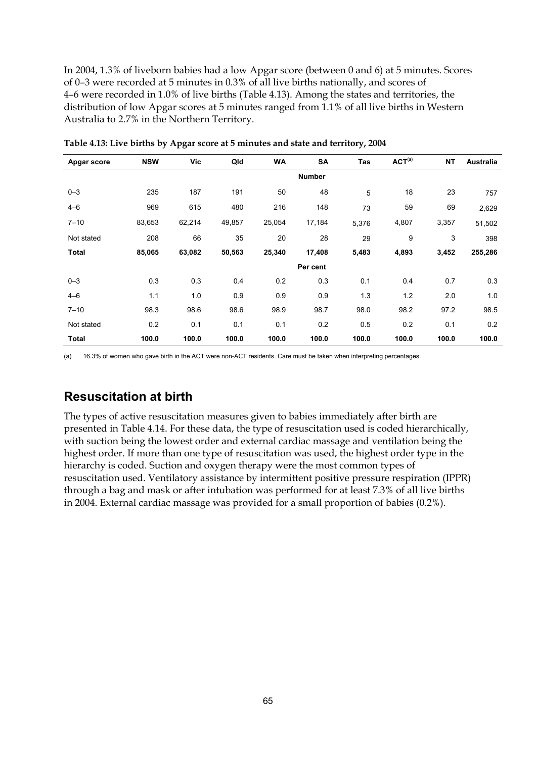In 2004, 1.3% of liveborn babies had a low Apgar score (between 0 and 6) at 5 minutes. Scores of 0–3 were recorded at 5 minutes in 0.3% of all live births nationally, and scores of 4–6 were recorded in 1.0% of live births (Table 4.13). Among the states and territories, the distribution of low Apgar scores at 5 minutes ranged from 1.1% of all live births in Western Australia to 2.7% in the Northern Territory.

**Table 4.13: Live births by Apgar score at 5 minutes and state and territory, 2004**

| Apgar score | NSW | Vic | Qld | WA | SA | Tas | ACT[(a)] | NT | Australia |
|---|---|---|---|---|---|---|---|---|---|
| | | | | | **Number** | | | | |
| 0–3 | 235 | 187 | 191 | 50 | 48 | 5 | 18 | 23 | 757 |
| 4–6 | 969 | 615 | 480 | 216 | 148 | 73 | 59 | 69 | 2,629 |
| 7–10 | 83,653 | 62,214 | 49,857 | 25,054 | 17,184 | 5,376 | 4,807 | 3,357 | 51,502 |
| Not stated | 208 | 66 | 35 | 20 | 28 | 29 | 9 | 3 | 398 |
| **Total** | **85,065** | **63,082** | **50,563** | **25,340** | **17,408** | **5,483** | **4,893** | **3,452** | **255,286** |
| | | | | | **Per cent** | | | | |
| 0–3 | 0.3 | 0.3 | 0.4 | 0.2 | 0.3 | 0.1 | 0.4 | 0.7 | 0.3 |
| 4–6 | 1.1 | 1.0 | 0.9 | 0.9 | 0.9 | 1.3 | 1.2 | 2.0 | 1.0 |
| 7–10 | 98.3 | 98.6 | 98.6 | 98.9 | 98.7 | 98.0 | 98.2 | 97.2 | 98.5 |
| Not stated | 0.2 | 0.1 | 0.1 | 0.1 | 0.2 | 0.5 | 0.2 | 0.1 | 0.2 |
| **Total** | **100.0** | **100.0** | **100.0** | **100.0** | **100.0** | **100.0** | **100.0** | **100.0** | **100.0** |

(a) 16.3% of women who gave birth in the ACT were non-ACT residents. Care must be taken when interpreting percentages.

## Resuscitation at birth

The types of active resuscitation measures given to babies immediately after birth are presented in Table 4.14. For these data, the type of resuscitation used is coded hierarchically, with suction being the lowest order and external cardiac massage and ventilation being the highest order. If more than one type of resuscitation was used, the highest order type in the hierarchy is coded. Suction and oxygen therapy were the most common types of resuscitation used. Ventilatory assistance by intermittent positive pressure respiration (IPPR) through a bag and mask or after intubation was performed for at least 7.3% of all live births in 2004. External cardiac massage was provided for a small proportion of babies (0.2%).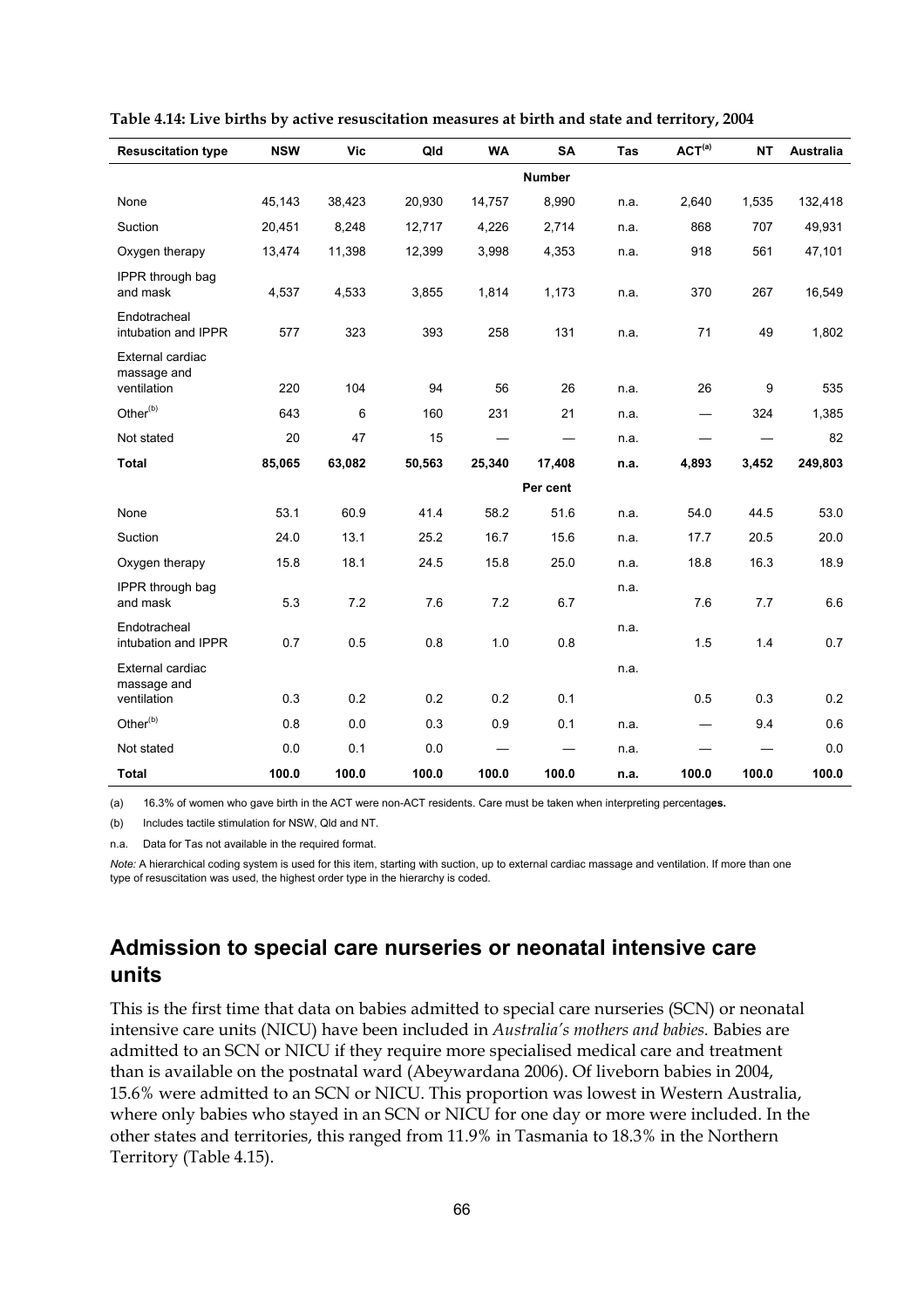**Table 4.14: Live births by active resuscitation measures at birth and state and territory, 2004**

| Resuscitation type | NSW | Vic | Qld | WA | SA | Tas | ACT[(a)] | NT | Australia |
|---|---|---|---|---|---|---|---|---|---|
| | | | | | **Number** | | | | |
| None | 45,143 | 38,423 | 20,930 | 14,757 | 8,990 | n.a. | 2,640 | 1,535 | 132,418 |
| Suction | 20,451 | 8,248 | 12,717 | 4,226 | 2,714 | n.a. | 868 | 707 | 49,931 |
| Oxygen therapy | 13,474 | 11,398 | 12,399 | 3,998 | 4,353 | n.a. | 918 | 561 | 47,101 |
| IPPR through bag and mask | 4,537 | 4,533 | 3,855 | 1,814 | 1,173 | n.a. | 370 | 267 | 16,549 |
| Endotracheal intubation and IPPR | 577 | 323 | 393 | 258 | 131 | n.a. | 71 | 49 | 1,802 |
| External cardiac massage and ventilation | 220 | 104 | 94 | 56 | 26 | n.a. | 26 | 9 | 535 |
| Other[(b)] | 643 | 6 | 160 | 231 | 21 | n.a. | — | 324 | 1,385 |
| Not stated | 20 | 47 | 15 | — | — | n.a. | — | — | 82 |
| **Total** | **85,065** | **63,082** | **50,563** | **25,340** | **17,408** | **n.a.** | **4,893** | **3,452** | **249,803** |
| | | | | | **Per cent** | | | | |
| None | 53.1 | 60.9 | 41.4 | 58.2 | 51.6 | n.a. | 54.0 | 44.5 | 53.0 |
| Suction | 24.0 | 13.1 | 25.2 | 16.7 | 15.6 | n.a. | 17.7 | 20.5 | 20.0 |
| Oxygen therapy | 15.8 | 18.1 | 24.5 | 15.8 | 25.0 | n.a. | 18.8 | 16.3 | 18.9 |
| IPPR through bag and mask | 5.3 | 7.2 | 7.6 | 7.2 | 6.7 | n.a. | 7.6 | 7.7 | 6.6 |
| Endotracheal intubation and IPPR | 0.7 | 0.5 | 0.8 | 1.0 | 0.8 | n.a. | 1.5 | 1.4 | 0.7 |
| External cardiac massage and ventilation | 0.3 | 0.2 | 0.2 | 0.2 | 0.1 | n.a. | 0.5 | 0.3 | 0.2 |
| Other[(b)] | 0.8 | 0.0 | 0.3 | 0.9 | 0.1 | n.a. | — | 9.4 | 0.6 |
| Not stated | 0.0 | 0.1 | 0.0 | — | — | n.a. | — | — | 0.0 |
| **Total** | **100.0** | **100.0** | **100.0** | **100.0** | **100.0** | **n.a.** | **100.0** | **100.0** | **100.0** |

(a) 16.3% of women who gave birth in the ACT were non-ACT residents. Care must be taken when interpreting percentages.

(b) Includes tactile stimulation for NSW, Qld and NT.

n.a. Data for Tas not available in the required format.

*Note:* A hierarchical coding system is used for this item, starting with suction, up to external cardiac massage and ventilation. If more than one type of resuscitation was used, the highest order type in the hierarchy is coded.

## Admission to special care nurseries or neonatal intensive care units

This is the first time that data on babies admitted to special care nurseries (SCN) or neonatal intensive care units (NICU) have been included in *Australia's mothers and babies*. Babies are admitted to an SCN or NICU if they require more specialised medical care and treatment than is available on the postnatal ward (Abeywardana 2006). Of liveborn babies in 2004, 15.6% were admitted to an SCN or NICU. This proportion was lowest in Western Australia, where only babies who stayed in an SCN or NICU for one day or more were included. In the other states and territories, this ranged from 11.9% in Tasmania to 18.3% in the Northern Territory (Table 4.15).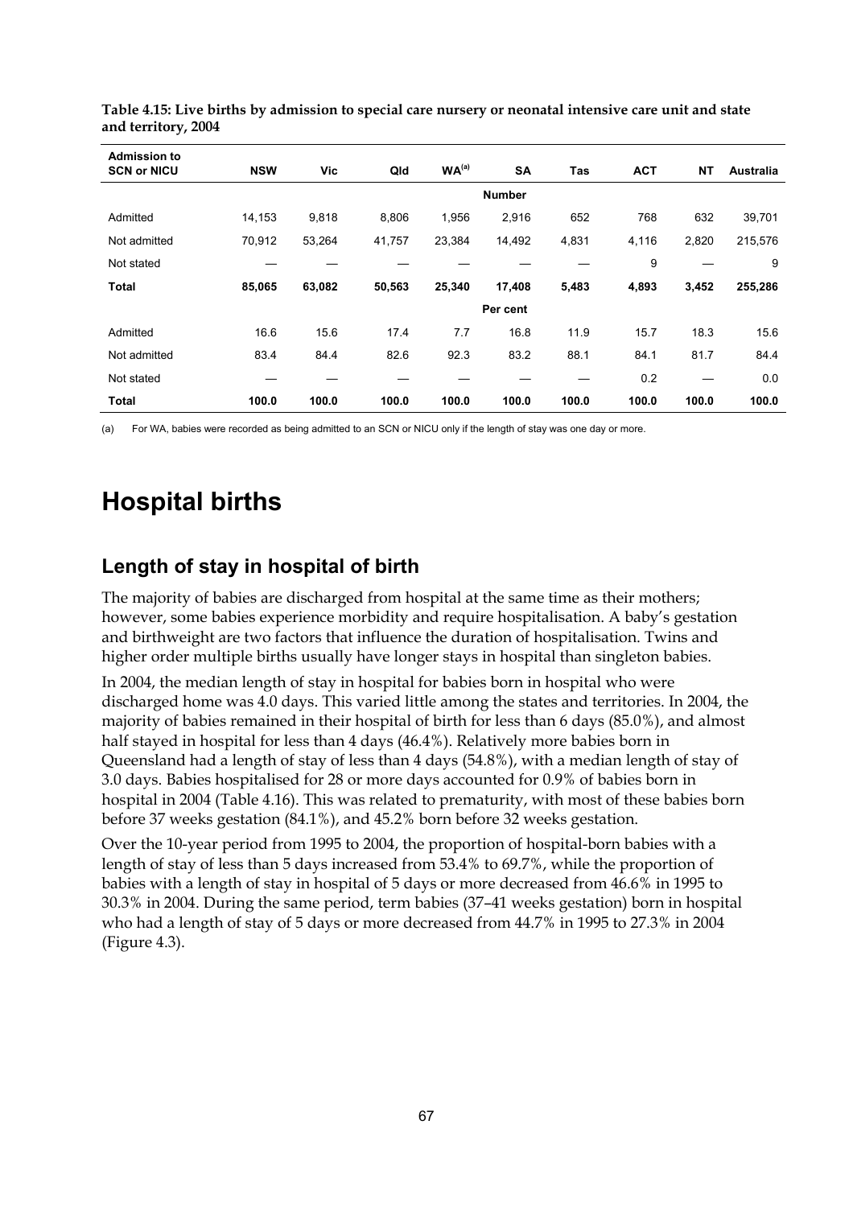**Table 4.15: Live births by admission to special care nursery or neonatal intensive care unit and state and territory, 2004**

| Admission to SCN or NICU | NSW | Vic | Qld | WA[(a)] | SA | Tas | ACT | NT | Australia |
|---|---|---|---|---|---|---|---|---|---|
| | | | | | **Number** | | | | |
| Admitted | 14,153 | 9,818 | 8,806 | 1,956 | 2,916 | 652 | 768 | 632 | 39,701 |
| Not admitted | 70,912 | 53,264 | 41,757 | 23,384 | 14,492 | 4,831 | 4,116 | 2,820 | 215,576 |
| Not stated | — | — | — | — | — | — | 9 | — | 9 |
| **Total** | **85,065** | **63,082** | **50,563** | **25,340** | **17,408** | **5,483** | **4,893** | **3,452** | **255,286** |
| | | | | | **Per cent** | | | | |
| Admitted | 16.6 | 15.6 | 17.4 | 7.7 | 16.8 | 11.9 | 15.7 | 18.3 | 15.6 |
| Not admitted | 83.4 | 84.4 | 82.6 | 92.3 | 83.2 | 88.1 | 84.1 | 81.7 | 84.4 |
| Not stated | — | — | — | — | — | — | 0.2 | — | 0.0 |
| **Total** | **100.0** | **100.0** | **100.0** | **100.0** | **100.0** | **100.0** | **100.0** | **100.0** | **100.0** |

(a) For WA, babies were recorded as being admitted to an SCN or NICU only if the length of stay was one day or more.

# Hospital births

## Length of stay in hospital of birth

The majority of babies are discharged from hospital at the same time as their mothers; however, some babies experience morbidity and require hospitalisation. A baby's gestation and birthweight are two factors that influence the duration of hospitalisation. Twins and higher order multiple births usually have longer stays in hospital than singleton babies.

In 2004, the median length of stay in hospital for babies born in hospital who were discharged home was 4.0 days. This varied little among the states and territories. In 2004, the majority of babies remained in their hospital of birth for less than 6 days (85.0%), and almost half stayed in hospital for less than 4 days (46.4%). Relatively more babies born in Queensland had a length of stay of less than 4 days (54.8%), with a median length of stay of 3.0 days. Babies hospitalised for 28 or more days accounted for 0.9% of babies born in hospital in 2004 (Table 4.16). This was related to prematurity, with most of these babies born before 37 weeks gestation (84.1%), and 45.2% born before 32 weeks gestation.

Over the 10-year period from 1995 to 2004, the proportion of hospital-born babies with a length of stay of less than 5 days increased from 53.4% to 69.7%, while the proportion of babies with a length of stay in hospital of 5 days or more decreased from 46.6% in 1995 to 30.3% in 2004. During the same period, term babies (37–41 weeks gestation) born in hospital who had a length of stay of 5 days or more decreased from 44.7% in 1995 to 27.3% in 2004 (Figure 4.3).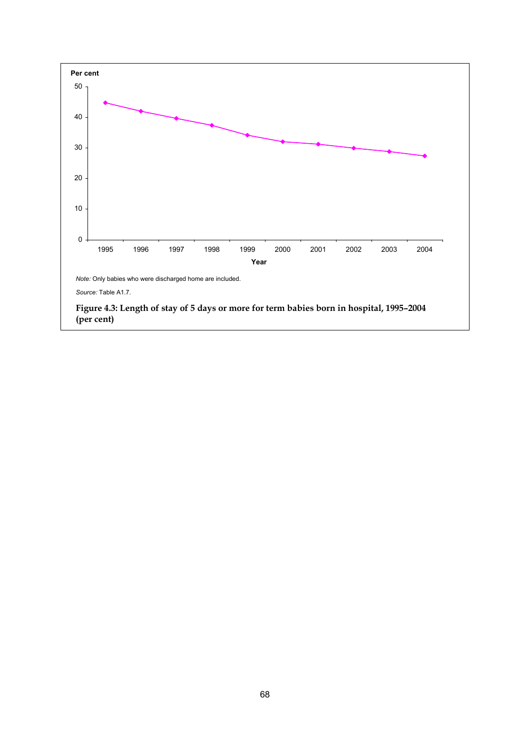Note: Only babies who were discharged home are included.

Source: Table A1.7.

**Figure 4.3: Length of stay of 5 days or more for term babies born in hospital, 1995–2004 (per cent)**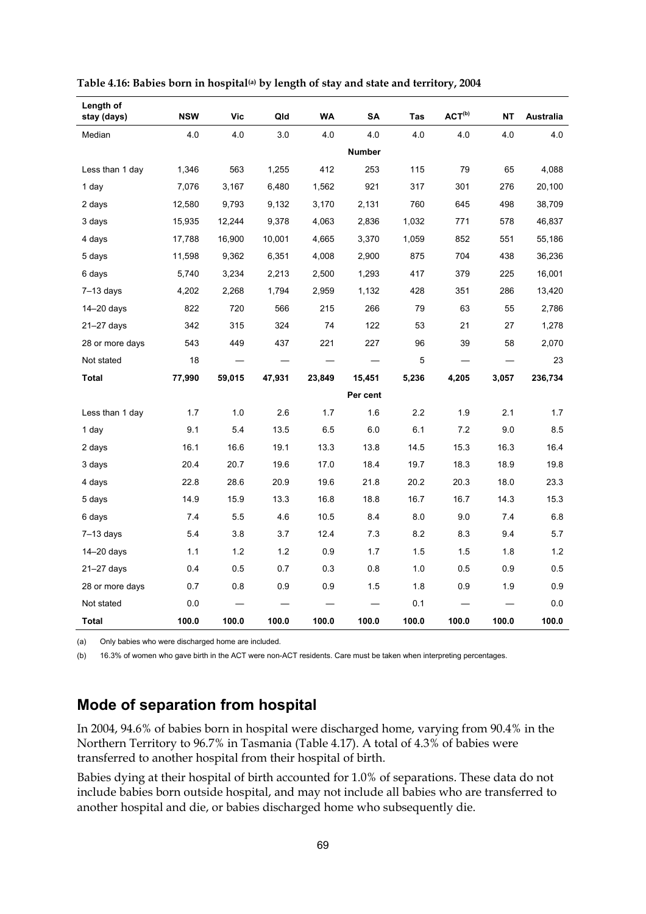**Table 4.16: Babies born in hospital(a) by length of stay and state and territory, 2004**

| Length of stay (days) | NSW | Vic | Qld | WA | SA | Tas | ACT(b) | NT | Australia |
|---|---|---|---|---|---|---|---|---|---|
| Median | 4.0 | 4.0 | 3.0 | 4.0 | 4.0 | 4.0 | 4.0 | 4.0 | 4.0 |
| | | | | | **Number** | | | | |
| Less than 1 day | 1,346 | 563 | 1,255 | 412 | 253 | 115 | 79 | 65 | 4,088 |
| 1 day | 7,076 | 3,167 | 6,480 | 1,562 | 921 | 317 | 301 | 276 | 20,100 |
| 2 days | 12,580 | 9,793 | 9,132 | 3,170 | 2,131 | 760 | 645 | 498 | 38,709 |
| 3 days | 15,935 | 12,244 | 9,378 | 4,063 | 2,836 | 1,032 | 771 | 578 | 46,837 |
| 4 days | 17,788 | 16,900 | 10,001 | 4,665 | 3,370 | 1,059 | 852 | 551 | 55,186 |
| 5 days | 11,598 | 9,362 | 6,351 | 4,008 | 2,900 | 875 | 704 | 438 | 36,236 |
| 6 days | 5,740 | 3,234 | 2,213 | 2,500 | 1,293 | 417 | 379 | 225 | 16,001 |
| 7–13 days | 4,202 | 2,268 | 1,794 | 2,959 | 1,132 | 428 | 351 | 286 | 13,420 |
| 14–20 days | 822 | 720 | 566 | 215 | 266 | 79 | 63 | 55 | 2,786 |
| 21–27 days | 342 | 315 | 324 | 74 | 122 | 53 | 21 | 27 | 1,278 |
| 28 or more days | 543 | 449 | 437 | 221 | 227 | 96 | 39 | 58 | 2,070 |
| Not stated | 18 | — | — | — | — | 5 | — | — | 23 |
| **Total** | **77,990** | **59,015** | **47,931** | **23,849** | **15,451** | **5,236** | **4,205** | **3,057** | **236,734** |
| | | | | | **Per cent** | | | | |
| Less than 1 day | 1.7 | 1.0 | 2.6 | 1.7 | 1.6 | 2.2 | 1.9 | 2.1 | 1.7 |
| 1 day | 9.1 | 5.4 | 13.5 | 6.5 | 6.0 | 6.1 | 7.2 | 9.0 | 8.5 |
| 2 days | 16.1 | 16.6 | 19.1 | 13.3 | 13.8 | 14.5 | 15.3 | 16.3 | 16.4 |
| 3 days | 20.4 | 20.7 | 19.6 | 17.0 | 18.4 | 19.7 | 18.3 | 18.9 | 19.8 |
| 4 days | 22.8 | 28.6 | 20.9 | 19.6 | 21.8 | 20.2 | 20.3 | 18.0 | 23.3 |
| 5 days | 14.9 | 15.9 | 13.3 | 16.8 | 18.8 | 16.7 | 16.7 | 14.3 | 15.3 |
| 6 days | 7.4 | 5.5 | 4.6 | 10.5 | 8.4 | 8.0 | 9.0 | 7.4 | 6.8 |
| 7–13 days | 5.4 | 3.8 | 3.7 | 12.4 | 7.3 | 8.2 | 8.3 | 9.4 | 5.7 |
| 14–20 days | 1.1 | 1.2 | 1.2 | 0.9 | 1.7 | 1.5 | 1.5 | 1.8 | 1.2 |
| 21–27 days | 0.4 | 0.5 | 0.7 | 0.3 | 0.8 | 1.0 | 0.5 | 0.9 | 0.5 |
| 28 or more days | 0.7 | 0.8 | 0.9 | 0.9 | 1.5 | 1.8 | 0.9 | 1.9 | 0.9 |
| Not stated | 0.0 | — | — | — | — | 0.1 | — | — | 0.0 |
| **Total** | **100.0** | **100.0** | **100.0** | **100.0** | **100.0** | **100.0** | **100.0** | **100.0** | **100.0** |

(a) Only babies who were discharged home are included.

(b) 16.3% of women who gave birth in the ACT were non-ACT residents. Care must be taken when interpreting percentages.

## Mode of separation from hospital

In 2004, 94.6% of babies born in hospital were discharged home, varying from 90.4% in the Northern Territory to 96.7% in Tasmania (Table 4.17). A total of 4.3% of babies were transferred to another hospital from their hospital of birth.

Babies dying at their hospital of birth accounted for 1.0% of separations. These data do not include babies born outside hospital, and may not include all babies who are transferred to another hospital and die, or babies discharged home who subsequently die.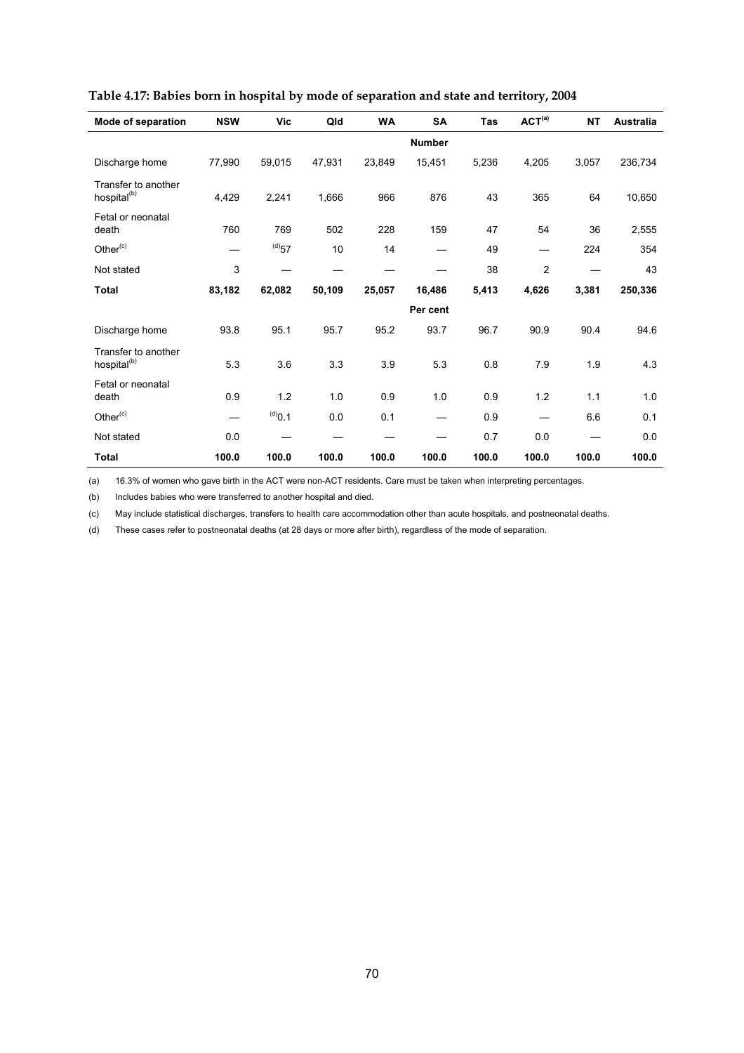**Table 4.17: Babies born in hospital by mode of separation and state and territory, 2004**

| Mode of separation | NSW | Vic | Qld | WA | SA | Tas | ACT[(a)] | NT | Australia |
|---|---|---|---|---|---|---|---|---|---|
| | | | | | **Number** | | | | |
| Discharge home | 77,990 | 59,015 | 47,931 | 23,849 | 15,451 | 5,236 | 4,205 | 3,057 | 236,734 |
| Transfer to another hospital[(b)] | 4,429 | 2,241 | 1,666 | 966 | 876 | 43 | 365 | 64 | 10,650 |
| Fetal or neonatal death | 760 | 769 | 502 | 228 | 159 | 47 | 54 | 36 | 2,555 |
| Other[(c)] | — | [(d)]57 | 10 | 14 | — | 49 | — | 224 | 354 |
| Not stated | 3 | — | — | — | — | 38 | 2 | — | 43 |
| **Total** | **83,182** | **62,082** | **50,109** | **25,057** | **16,486** | **5,413** | **4,626** | **3,381** | **250,336** |
| | | | | | **Per cent** | | | | |
| Discharge home | 93.8 | 95.1 | 95.7 | 95.2 | 93.7 | 96.7 | 90.9 | 90.4 | 94.6 |
| Transfer to another hospital[(b)] | 5.3 | 3.6 | 3.3 | 3.9 | 5.3 | 0.8 | 7.9 | 1.9 | 4.3 |
| Fetal or neonatal death | 0.9 | 1.2 | 1.0 | 0.9 | 1.0 | 0.9 | 1.2 | 1.1 | 1.0 |
| Other[(c)] | — | [(d)]0.1 | 0.0 | 0.1 | — | 0.9 | — | 6.6 | 0.1 |
| Not stated | 0.0 | — | — | — | — | 0.7 | 0.0 | — | 0.0 |
| **Total** | **100.0** | **100.0** | **100.0** | **100.0** | **100.0** | **100.0** | **100.0** | **100.0** | **100.0** |

(a) 16.3% of women who gave birth in the ACT were non-ACT residents. Care must be taken when interpreting percentages.

(b) Includes babies who were transferred to another hospital and died.

(c) May include statistical discharges, transfers to health care accommodation other than acute hospitals, and postneonatal deaths.

(d) These cases refer to postneonatal deaths (at 28 days or more after birth), regardless of the mode of separation.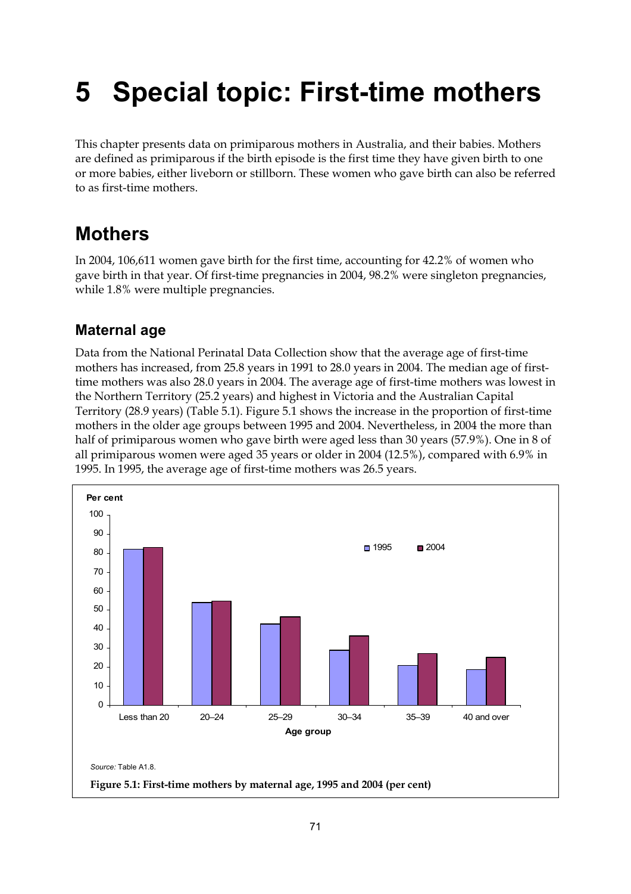# 5 Special topic: First-time mothers

This chapter presents data on primiparous mothers in Australia, and their babies. Mothers are defined as primiparous if the birth episode is the first time they have given birth to one or more babies, either liveborn or stillborn. These women who gave birth can also be referred to as first-time mothers.

## Mothers

In 2004, 106,611 women gave birth for the first time, accounting for 42.2% of women who gave birth in that year. Of first-time pregnancies in 2004, 98.2% were singleton pregnancies, while 1.8% were multiple pregnancies.

### Maternal age

Data from the National Perinatal Data Collection show that the average age of first-time mothers has increased, from 25.8 years in 1991 to 28.0 years in 2004. The median age of first-time mothers was also 28.0 years in 2004. The average age of first-time mothers was lowest in the Northern Territory (25.2 years) and highest in Victoria and the Australian Capital Territory (28.9 years) (Table 5.1). Figure 5.1 shows the increase in the proportion of first-time mothers in the older age groups between 1995 and 2004. Nevertheless, in 2004 the more than half of primiparous women who gave birth were aged less than 30 years (57.9%). One in 8 of all primiparous women were aged 35 years or older in 2004 (12.5%), compared with 6.9% in 1995. In 1995, the average age of first-time mothers was 26.5 years.

*Source:* Table A1.8.

**Figure 5.1: First-time mothers by maternal age, 1995 and 2004 (per cent)**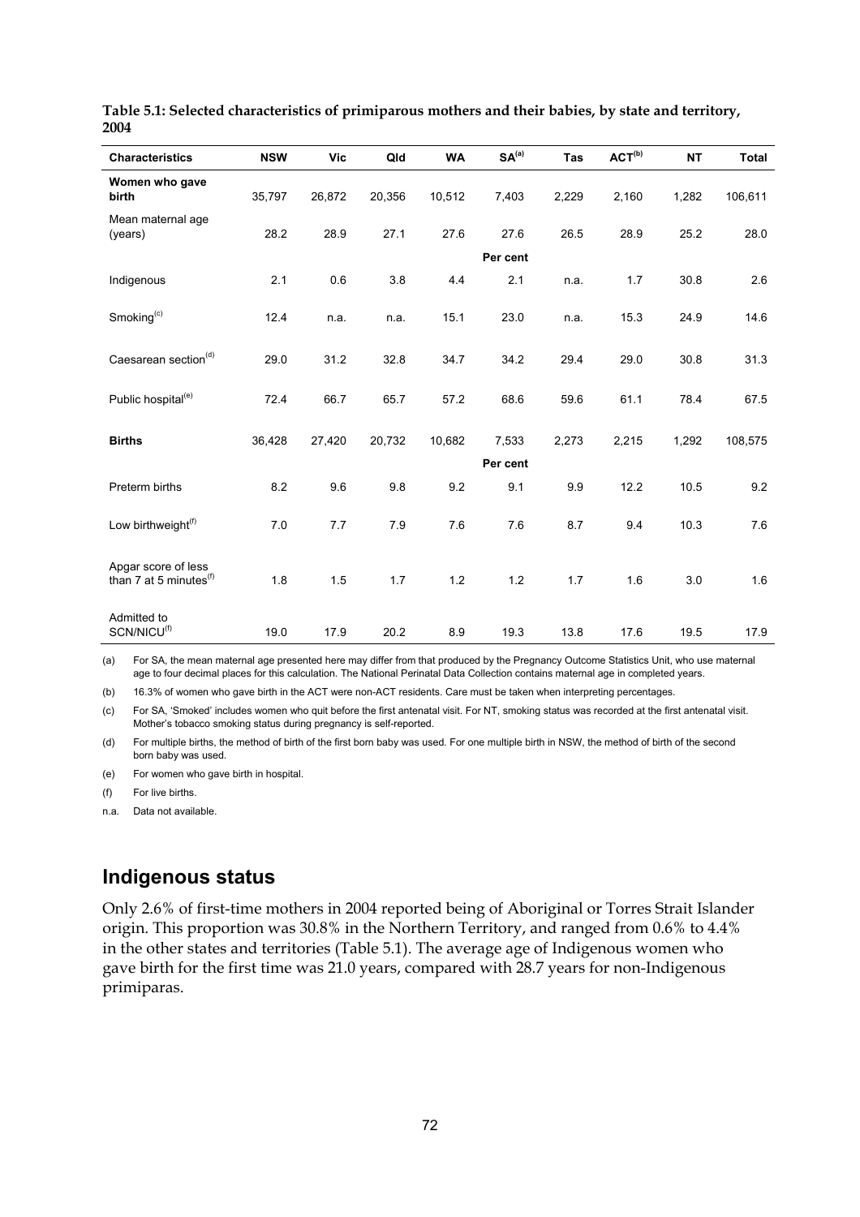**Table 5.1: Selected characteristics of primiparous mothers and their babies, by state and territory, 2004**

| Characteristics | NSW | Vic | Qld | WA | SA[(a)] | Tas | ACT[(b)] | NT | Total |
|---|---|---|---|---|---|---|---|---|---|
| **Women who gave birth** | 35,797 | 26,872 | 20,356 | 10,512 | 7,403 | 2,229 | 2,160 | 1,282 | 106,611 |
| Mean maternal age (years) | 28.2 | 28.9 | 27.1 | 27.6 | 27.6 | 26.5 | 28.9 | 25.2 | 28.0 |
| | | | | | Per cent | | | | |
| Indigenous | 2.1 | 0.6 | 3.8 | 4.4 | 2.1 | n.a. | 1.7 | 30.8 | 2.6 |
| Smoking[(c)] | 12.4 | n.a. | n.a. | 15.1 | 23.0 | n.a. | 15.3 | 24.9 | 14.6 |
| Caesarean section[(d)] | 29.0 | 31.2 | 32.8 | 34.7 | 34.2 | 29.4 | 29.0 | 30.8 | 31.3 |
| Public hospital[(e)] | 72.4 | 66.7 | 65.7 | 57.2 | 68.6 | 59.6 | 61.1 | 78.4 | 67.5 |
| **Births** | 36,428 | 27,420 | 20,732 | 10,682 | 7,533 | 2,273 | 2,215 | 1,292 | 108,575 |
| | | | | | Per cent | | | | |
| Preterm births | 8.2 | 9.6 | 9.8 | 9.2 | 9.1 | 9.9 | 12.2 | 10.5 | 9.2 |
| Low birthweight[(f)] | 7.0 | 7.7 | 7.9 | 7.6 | 7.6 | 8.7 | 9.4 | 10.3 | 7.6 |
| Apgar score of less than 7 at 5 minutes[(f)] | 1.8 | 1.5 | 1.7 | 1.2 | 1.2 | 1.7 | 1.6 | 3.0 | 1.6 |
| Admitted to SCN/NICU[(f)] | 19.0 | 17.9 | 20.2 | 8.9 | 19.3 | 13.8 | 17.6 | 19.5 | 17.9 |

(a) For SA, the mean maternal age presented here may differ from that produced by the Pregnancy Outcome Statistics Unit, who use maternal age to four decimal places for this calculation. The National Perinatal Data Collection contains maternal age in completed years.

(b) 16.3% of women who gave birth in the ACT were non-ACT residents. Care must be taken when interpreting percentages.

(c) For SA, 'Smoked' includes women who quit before the first antenatal visit. For NT, smoking status was recorded at the first antenatal visit. Mother's tobacco smoking status during pregnancy is self-reported.

(d) For multiple births, the method of birth of the first born baby was used. For one multiple birth in NSW, the method of birth of the second born baby was used.

(e) For women who gave birth in hospital.

(f) For live births.

n.a. Data not available.

## Indigenous status

Only 2.6% of first-time mothers in 2004 reported being of Aboriginal or Torres Strait Islander origin. This proportion was 30.8% in the Northern Territory, and ranged from 0.6% to 4.4% in the other states and territories (Table 5.1). The average age of Indigenous women who gave birth for the first time was 21.0 years, compared with 28.7 years for non-Indigenous primiparas.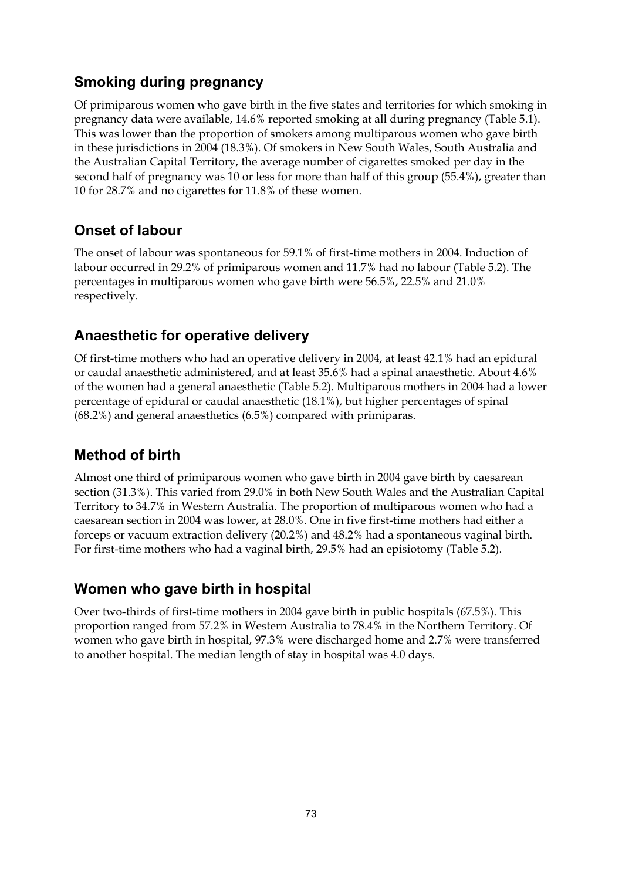## Smoking during pregnancy

Of primiparous women who gave birth in the five states and territories for which smoking in pregnancy data were available, 14.6% reported smoking at all during pregnancy (Table 5.1). This was lower than the proportion of smokers among multiparous women who gave birth in these jurisdictions in 2004 (18.3%). Of smokers in New South Wales, South Australia and the Australian Capital Territory, the average number of cigarettes smoked per day in the second half of pregnancy was 10 or less for more than half of this group (55.4%), greater than 10 for 28.7% and no cigarettes for 11.8% of these women.

## Onset of labour

The onset of labour was spontaneous for 59.1% of first-time mothers in 2004. Induction of labour occurred in 29.2% of primiparous women and 11.7% had no labour (Table 5.2). The percentages in multiparous women who gave birth were 56.5%, 22.5% and 21.0% respectively.

## Anaesthetic for operative delivery

Of first-time mothers who had an operative delivery in 2004, at least 42.1% had an epidural or caudal anaesthetic administered, and at least 35.6% had a spinal anaesthetic. About 4.6% of the women had a general anaesthetic (Table 5.2). Multiparous mothers in 2004 had a lower percentage of epidural or caudal anaesthetic (18.1%), but higher percentages of spinal (68.2%) and general anaesthetics (6.5%) compared with primiparas.

## Method of birth

Almost one third of primiparous women who gave birth in 2004 gave birth by caesarean section (31.3%). This varied from 29.0% in both New South Wales and the Australian Capital Territory to 34.7% in Western Australia. The proportion of multiparous women who had a caesarean section in 2004 was lower, at 28.0%. One in five first-time mothers had either a forceps or vacuum extraction delivery (20.2%) and 48.2% had a spontaneous vaginal birth. For first-time mothers who had a vaginal birth, 29.5% had an episiotomy (Table 5.2).

## Women who gave birth in hospital

Over two-thirds of first-time mothers in 2004 gave birth in public hospitals (67.5%). This proportion ranged from 57.2% in Western Australia to 78.4% in the Northern Territory. Of women who gave birth in hospital, 97.3% were discharged home and 2.7% were transferred to another hospital. The median length of stay in hospital was 4.0 days.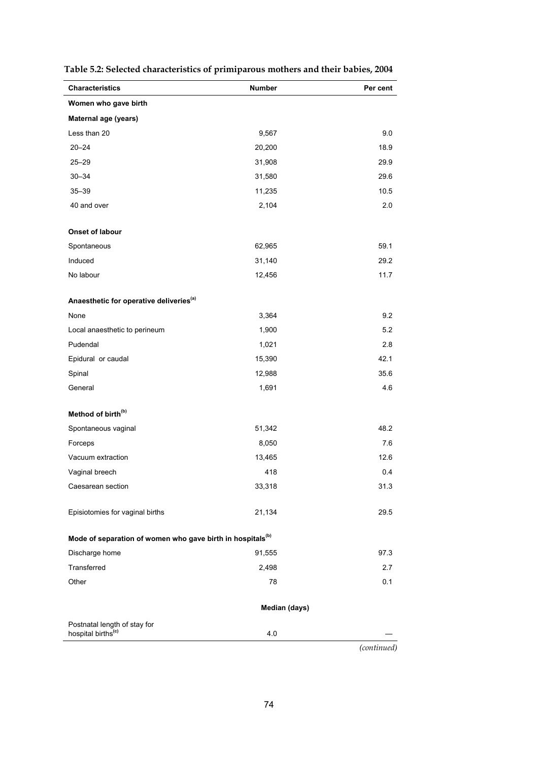**Table 5.2: Selected characteristics of primiparous mothers and their babies, 2004**

| Characteristics | Number | Per cent |
|---|---|---|
| **Women who gave birth** | | |
| **Maternal age (years)** | | |
| Less than 20 | 9,567 | 9.0 |
| 20–24 | 20,200 | 18.9 |
| 25–29 | 31,908 | 29.9 |
| 30–34 | 31,580 | 29.6 |
| 35–39 | 11,235 | 10.5 |
| 40 and over | 2,104 | 2.0 |
| **Onset of labour** | | |
| Spontaneous | 62,965 | 59.1 |
| Induced | 31,140 | 29.2 |
| No labour | 12,456 | 11.7 |
| **Anaesthetic for operative deliveries[(a)]** | | |
| None | 3,364 | 9.2 |
| Local anaesthetic to perineum | 1,900 | 5.2 |
| Pudendal | 1,021 | 2.8 |
| Epidural or caudal | 15,390 | 42.1 |
| Spinal | 12,988 | 35.6 |
| General | 1,691 | 4.6 |
| **Method of birth[(b)]** | | |
| Spontaneous vaginal | 51,342 | 48.2 |
| Forceps | 8,050 | 7.6 |
| Vacuum extraction | 13,465 | 12.6 |
| Vaginal breech | 418 | 0.4 |
| Caesarean section | 33,318 | 31.3 |
| Episiotomies for vaginal births | 21,134 | 29.5 |
| **Mode of separation of women who gave birth in hospitals[(b)]** | | |
| Discharge home | 91,555 | 97.3 |
| Transferred | 2,498 | 2.7 |
| Other | 78 | 0.1 |
| | **Median (days)** | |
| Postnatal length of stay for hospital births[(c)] | 4.0 | — |

*(continued)*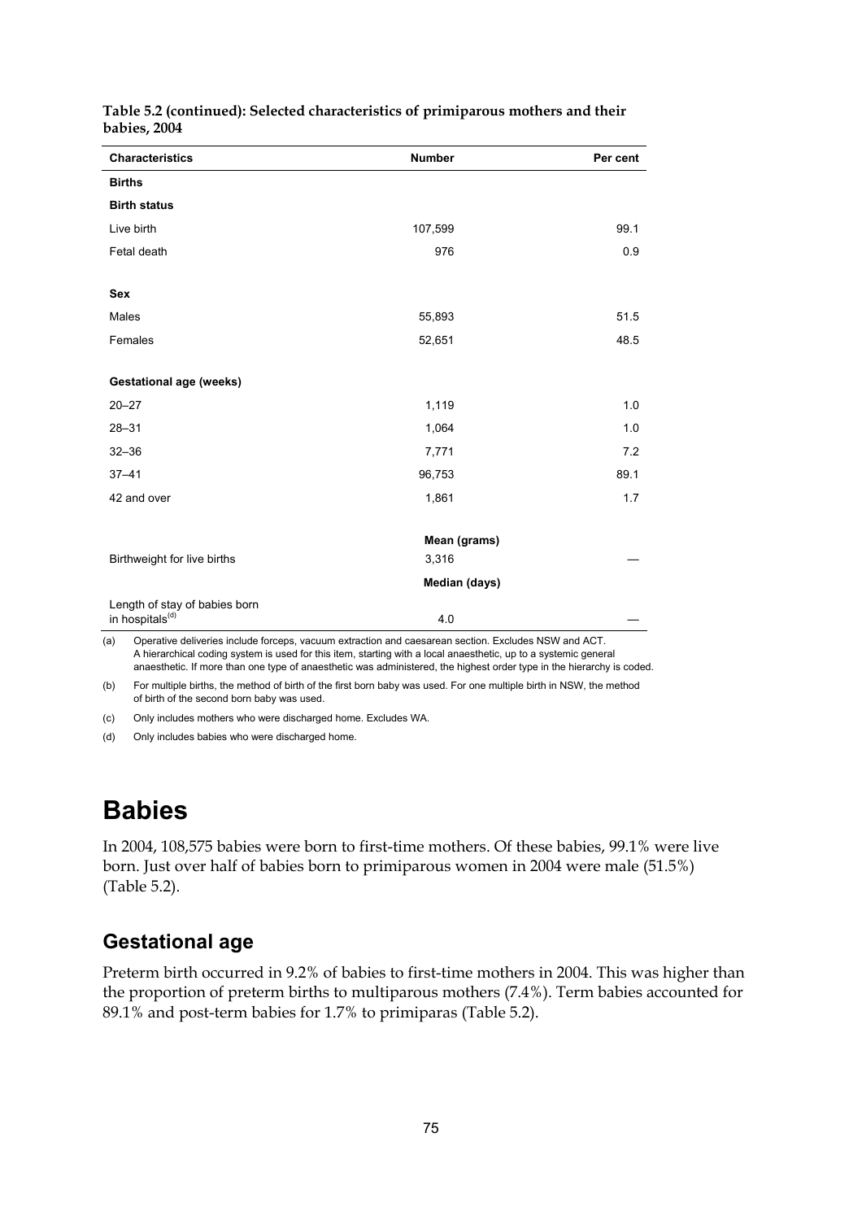**Table 5.2 (continued): Selected characteristics of primiparous mothers and their babies, 2004**

| Characteristics | Number | Per cent |
| --- | --- | --- |
| **Births** | | |
| **Birth status** | | |
| Live birth | 107,599 | 99.1 |
| Fetal death | 976 | 0.9 |
| | | |
| **Sex** | | |
| Males | 55,893 | 51.5 |
| Females | 52,651 | 48.5 |
| | | |
| **Gestational age (weeks)** | | |
| 20–27 | 1,119 | 1.0 |
| 28–31 | 1,064 | 1.0 |
| 32–36 | 7,771 | 7.2 |
| 37–41 | 96,753 | 89.1 |
| 42 and over | 1,861 | 1.7 |
| | | |
| | **Mean (grams)** | |
| Birthweight for live births | 3,316 | — |
| | **Median (days)** | |
| Length of stay of babies born in hospitals[(d)] | 4.0 | — |

(a) Operative deliveries include forceps, vacuum extraction and caesarean section. Excludes NSW and ACT. A hierarchical coding system is used for this item, starting with a local anaesthetic, up to a systemic general anaesthetic. If more than one type of anaesthetic was administered, the highest order type in the hierarchy is coded.

(b) For multiple births, the method of birth of the first born baby was used. For one multiple birth in NSW, the method of birth of the second born baby was used.

(c) Only includes mothers who were discharged home. Excludes WA.

(d) Only includes babies who were discharged home.

# Babies

In 2004, 108,575 babies were born to first-time mothers. Of these babies, 99.1% were live born. Just over half of babies born to primiparous women in 2004 were male (51.5%) (Table 5.2).

## Gestational age

Preterm birth occurred in 9.2% of babies to first-time mothers in 2004. This was higher than the proportion of preterm births to multiparous mothers (7.4%). Term babies accounted for 89.1% and post-term babies for 1.7% to primiparas (Table 5.2).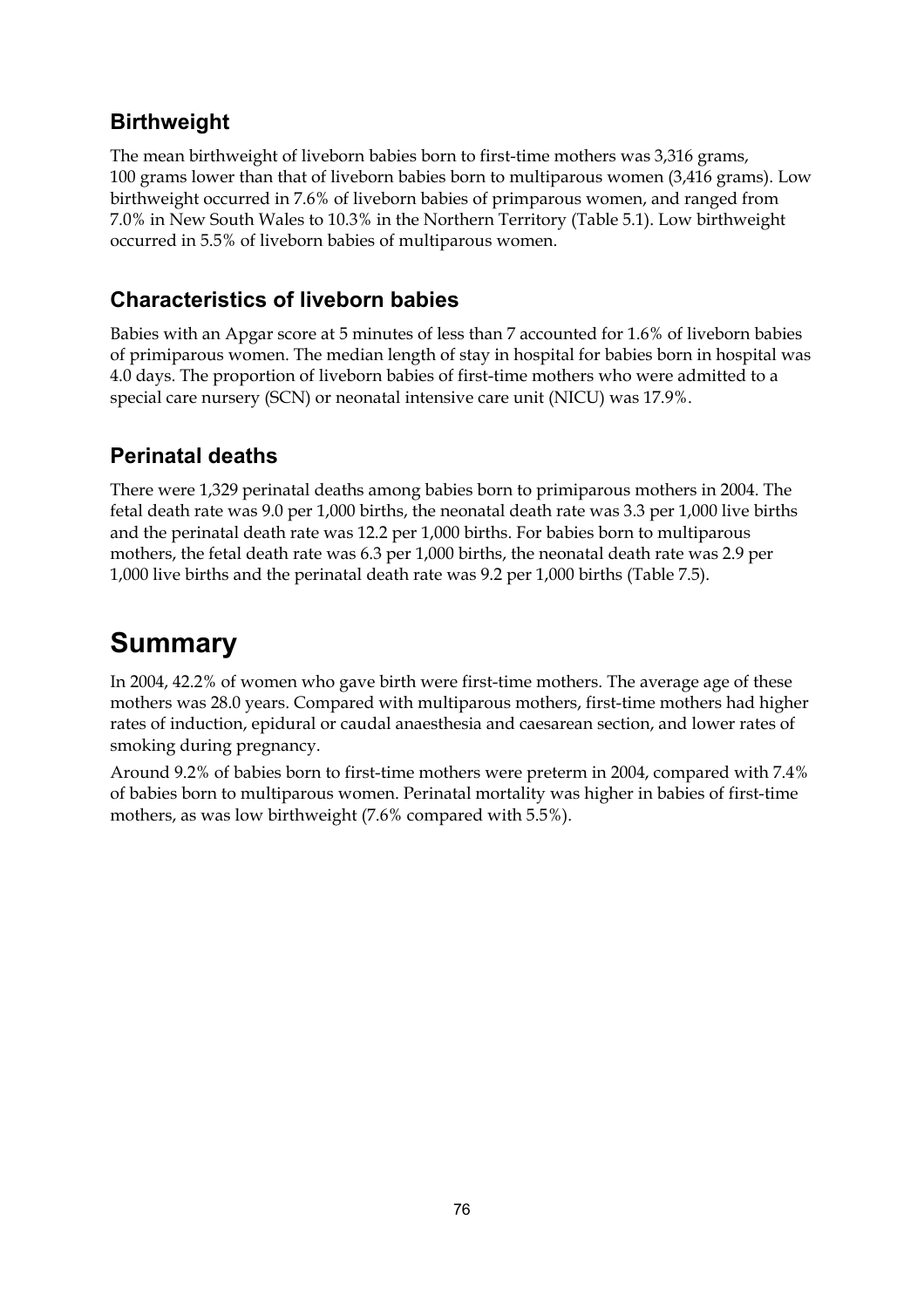### Birthweight

The mean birthweight of liveborn babies born to first-time mothers was 3,316 grams, 100 grams lower than that of liveborn babies born to multiparous women (3,416 grams). Low birthweight occurred in 7.6% of liveborn babies of primparous women, and ranged from 7.0% in New South Wales to 10.3% in the Northern Territory (Table 5.1). Low birthweight occurred in 5.5% of liveborn babies of multiparous women.

### Characteristics of liveborn babies

Babies with an Apgar score at 5 minutes of less than 7 accounted for 1.6% of liveborn babies of primiparous women. The median length of stay in hospital for babies born in hospital was 4.0 days. The proportion of liveborn babies of first-time mothers who were admitted to a special care nursery (SCN) or neonatal intensive care unit (NICU) was 17.9%.

### Perinatal deaths

There were 1,329 perinatal deaths among babies born to primiparous mothers in 2004. The fetal death rate was 9.0 per 1,000 births, the neonatal death rate was 3.3 per 1,000 live births and the perinatal death rate was 12.2 per 1,000 births. For babies born to multiparous mothers, the fetal death rate was 6.3 per 1,000 births, the neonatal death rate was 2.9 per 1,000 live births and the perinatal death rate was 9.2 per 1,000 births (Table 7.5).

## Summary

In 2004, 42.2% of women who gave birth were first-time mothers. The average age of these mothers was 28.0 years. Compared with multiparous mothers, first-time mothers had higher rates of induction, epidural or caudal anaesthesia and caesarean section, and lower rates of smoking during pregnancy.

Around 9.2% of babies born to first-time mothers were preterm in 2004, compared with 7.4% of babies born to multiparous women. Perinatal mortality was higher in babies of first-time mothers, as was low birthweight (7.6% compared with 5.5%).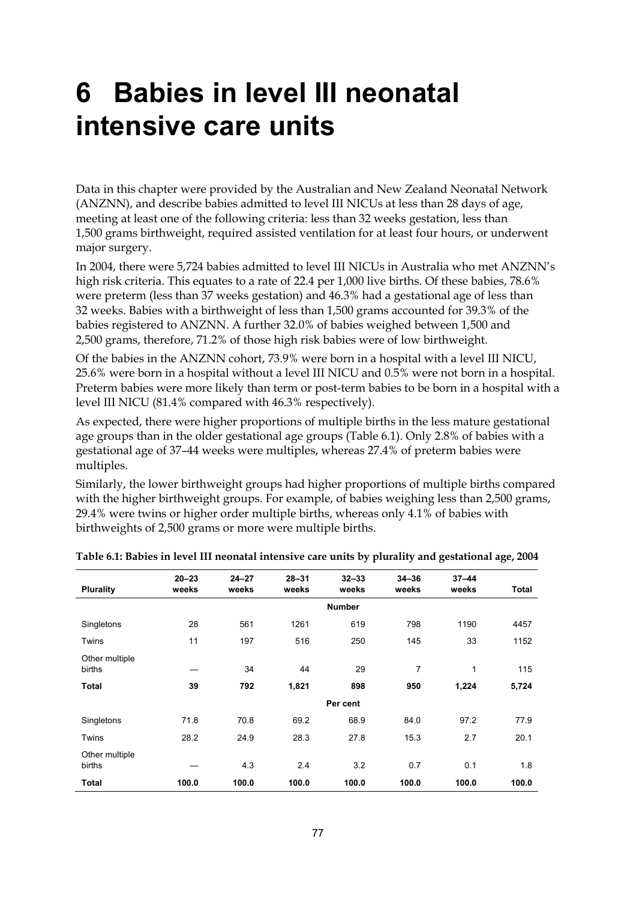# 6 Babies in level III neonatal intensive care units

Data in this chapter were provided by the Australian and New Zealand Neonatal Network (ANZNN), and describe babies admitted to level III NICUs at less than 28 days of age, meeting at least one of the following criteria: less than 32 weeks gestation, less than 1,500 grams birthweight, required assisted ventilation for at least four hours, or underwent major surgery.

In 2004, there were 5,724 babies admitted to level III NICUs in Australia who met ANZNN's high risk criteria. This equates to a rate of 22.4 per 1,000 live births. Of these babies, 78.6% were preterm (less than 37 weeks gestation) and 46.3% had a gestational age of less than 32 weeks. Babies with a birthweight of less than 1,500 grams accounted for 39.3% of the babies registered to ANZNN. A further 32.0% of babies weighed between 1,500 and 2,500 grams, therefore, 71.2% of those high risk babies were of low birthweight.

Of the babies in the ANZNN cohort, 73.9% were born in a hospital with a level III NICU, 25.6% were born in a hospital without a level III NICU and 0.5% were not born in a hospital. Preterm babies were more likely than term or post-term babies to be born in a hospital with a level III NICU (81.4% compared with 46.3% respectively).

As expected, there were higher proportions of multiple births in the less mature gestational age groups than in the older gestational age groups (Table 6.1). Only 2.8% of babies with a gestational age of 37–44 weeks were multiples, whereas 27.4% of preterm babies were multiples.

Similarly, the lower birthweight groups had higher proportions of multiple births compared with the higher birthweight groups. For example, of babies weighing less than 2,500 grams, 29.4% were twins or higher order multiple births, whereas only 4.1% of babies with birthweights of 2,500 grams or more were multiple births.

**Table 6.1: Babies in level III neonatal intensive care units by plurality and gestational age, 2004**

| Plurality | 20–23 weeks | 24–27 weeks | 28–31 weeks | 32–33 weeks | 34–36 weeks | 37–44 weeks | Total |
|---|---|---|---|---|---|---|---|
| | | | | **Number** | | | |
| Singletons | 28 | 561 | 1261 | 619 | 798 | 1190 | 4457 |
| Twins | 11 | 197 | 516 | 250 | 145 | 33 | 1152 |
| Other multiple births | — | 34 | 44 | 29 | 7 | 1 | 115 |
| **Total** | **39** | **792** | **1,821** | **898** | **950** | **1,224** | **5,724** |
| | | | | **Per cent** | | | |
| Singletons | 71.8 | 70.8 | 69.2 | 68.9 | 84.0 | 97.2 | 77.9 |
| Twins | 28.2 | 24.9 | 28.3 | 27.8 | 15.3 | 2.7 | 20.1 |
| Other multiple births | — | 4.3 | 2.4 | 3.2 | 0.7 | 0.1 | 1.8 |
| **Total** | **100.0** | **100.0** | **100.0** | **100.0** | **100.0** | **100.0** | **100.0** |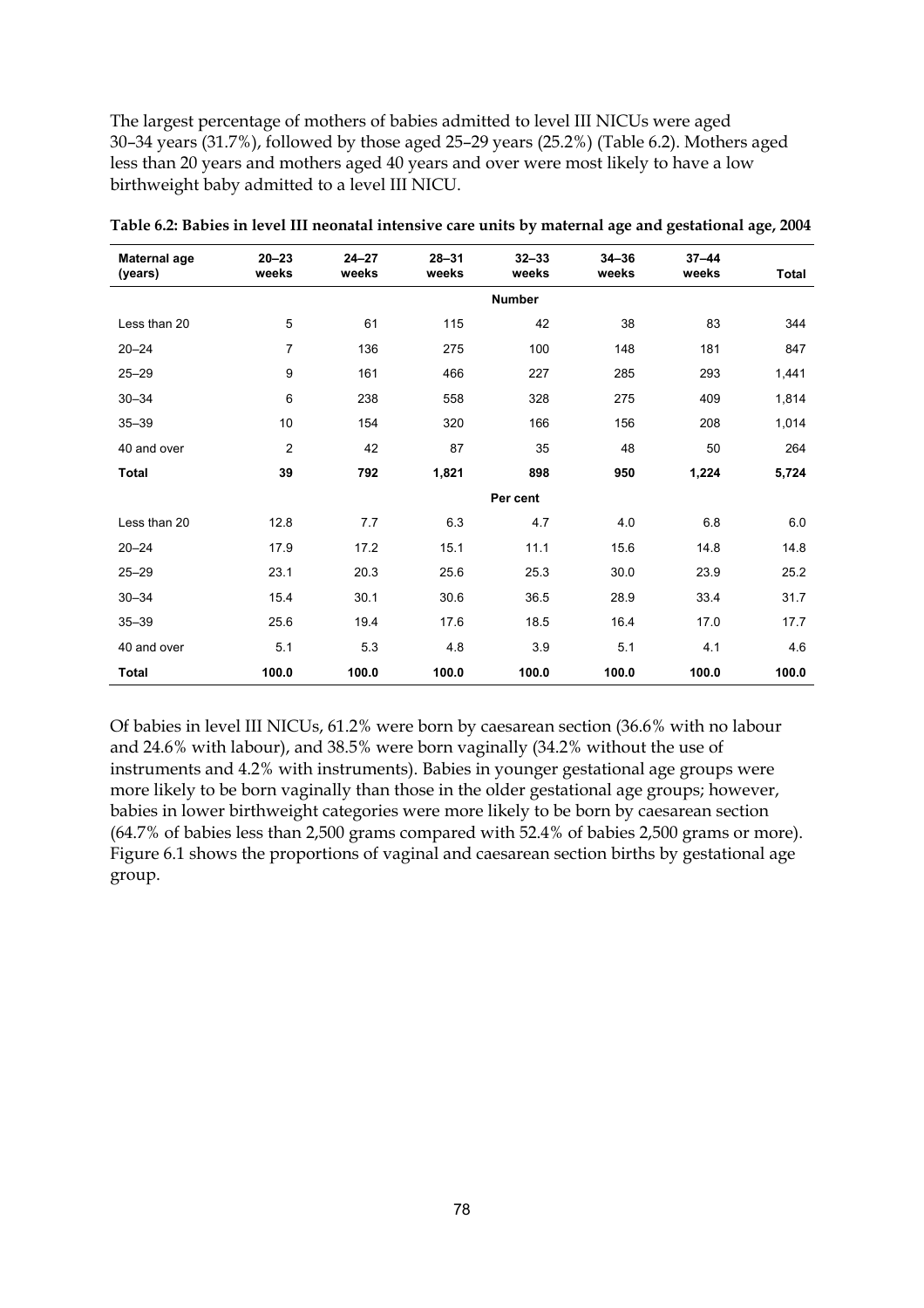The largest percentage of mothers of babies admitted to level III NICUs were aged 30–34 years (31.7%), followed by those aged 25–29 years (25.2%) (Table 6.2). Mothers aged less than 20 years and mothers aged 40 years and over were most likely to have a low birthweight baby admitted to a level III NICU.

**Table 6.2: Babies in level III neonatal intensive care units by maternal age and gestational age, 2004**

| Maternal age (years) | 20–23 weeks | 24–27 weeks | 28–31 weeks | 32–33 weeks | 34–36 weeks | 37–44 weeks | Total |
|---|---|---|---|---|---|---|---|
| | | | | **Number** | | | |
| Less than 20 | 5 | 61 | 115 | 42 | 38 | 83 | 344 |
| 20–24 | 7 | 136 | 275 | 100 | 148 | 181 | 847 |
| 25–29 | 9 | 161 | 466 | 227 | 285 | 293 | 1,441 |
| 30–34 | 6 | 238 | 558 | 328 | 275 | 409 | 1,814 |
| 35–39 | 10 | 154 | 320 | 166 | 156 | 208 | 1,014 |
| 40 and over | 2 | 42 | 87 | 35 | 48 | 50 | 264 |
| **Total** | **39** | **792** | **1,821** | **898** | **950** | **1,224** | **5,724** |
| | | | | **Per cent** | | | |
| Less than 20 | 12.8 | 7.7 | 6.3 | 4.7 | 4.0 | 6.8 | 6.0 |
| 20–24 | 17.9 | 17.2 | 15.1 | 11.1 | 15.6 | 14.8 | 14.8 |
| 25–29 | 23.1 | 20.3 | 25.6 | 25.3 | 30.0 | 23.9 | 25.2 |
| 30–34 | 15.4 | 30.1 | 30.6 | 36.5 | 28.9 | 33.4 | 31.7 |
| 35–39 | 25.6 | 19.4 | 17.6 | 18.5 | 16.4 | 17.0 | 17.7 |
| 40 and over | 5.1 | 5.3 | 4.8 | 3.9 | 5.1 | 4.1 | 4.6 |
| **Total** | **100.0** | **100.0** | **100.0** | **100.0** | **100.0** | **100.0** | **100.0** |

Of babies in level III NICUs, 61.2% were born by caesarean section (36.6% with no labour and 24.6% with labour), and 38.5% were born vaginally (34.2% without the use of instruments and 4.2% with instruments). Babies in younger gestational age groups were more likely to be born vaginally than those in the older gestational age groups; however, babies in lower birthweight categories were more likely to be born by caesarean section (64.7% of babies less than 2,500 grams compared with 52.4% of babies 2,500 grams or more). Figure 6.1 shows the proportions of vaginal and caesarean section births by gestational age group.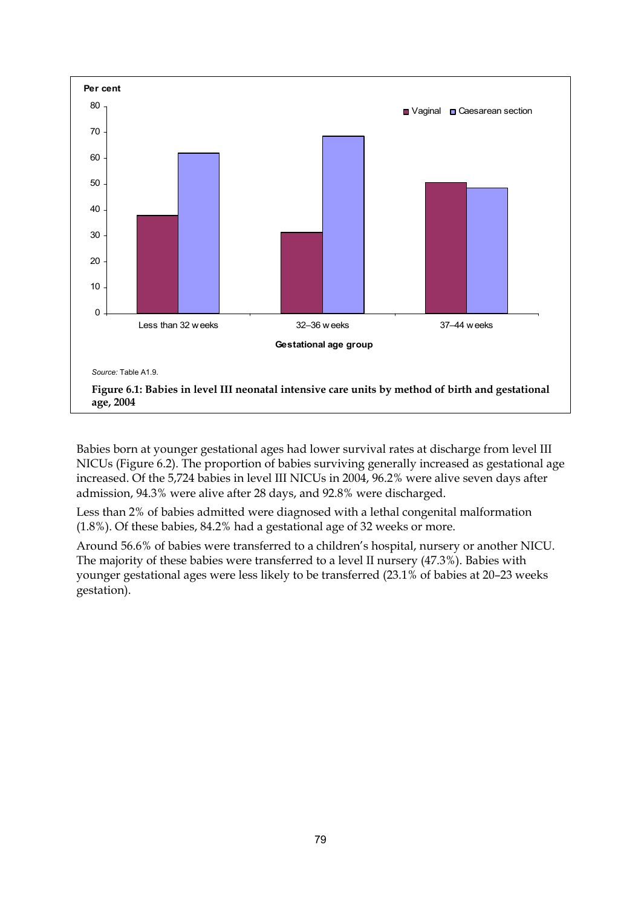Source: Table A1.9.

**Figure 6.1: Babies in level III neonatal intensive care units by method of birth and gestational age, 2004**

Babies born at younger gestational ages had lower survival rates at discharge from level III NICUs (Figure 6.2). The proportion of babies surviving generally increased as gestational age increased. Of the 5,724 babies in level III NICUs in 2004, 96.2% were alive seven days after admission, 94.3% were alive after 28 days, and 92.8% were discharged.

Less than 2% of babies admitted were diagnosed with a lethal congenital malformation (1.8%). Of these babies, 84.2% had a gestational age of 32 weeks or more.

Around 56.6% of babies were transferred to a children's hospital, nursery or another NICU. The majority of these babies were transferred to a level II nursery (47.3%). Babies with younger gestational ages were less likely to be transferred (23.1% of babies at 20–23 weeks gestation).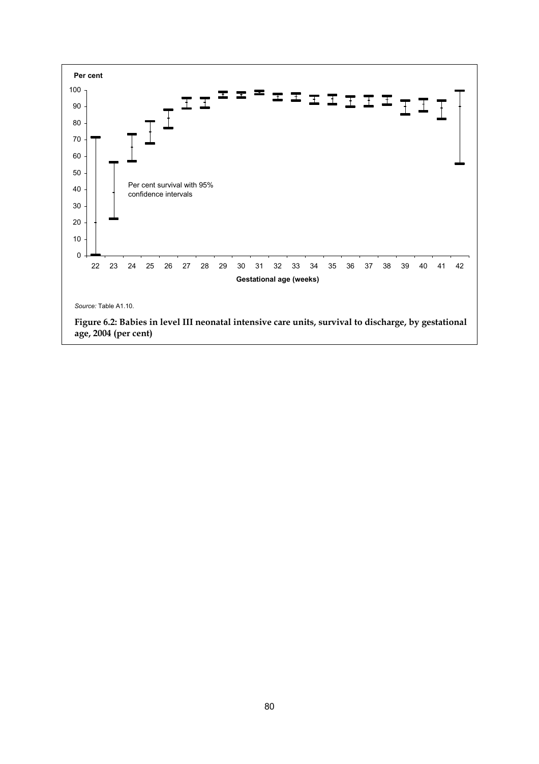Per cent

100
90
80
70
60
50
40
30
20
10
0

Per cent survival with 95% confidence intervals

22 23 24 25 26 27 28 29 30 31 32 33 34 35 36 37 38 39 40 41 42

Gestational age (weeks)

*Source:* Table A1.10.

**Figure 6.2: Babies in level III neonatal intensive care units, survival to discharge, by gestational age, 2004 (per cent)**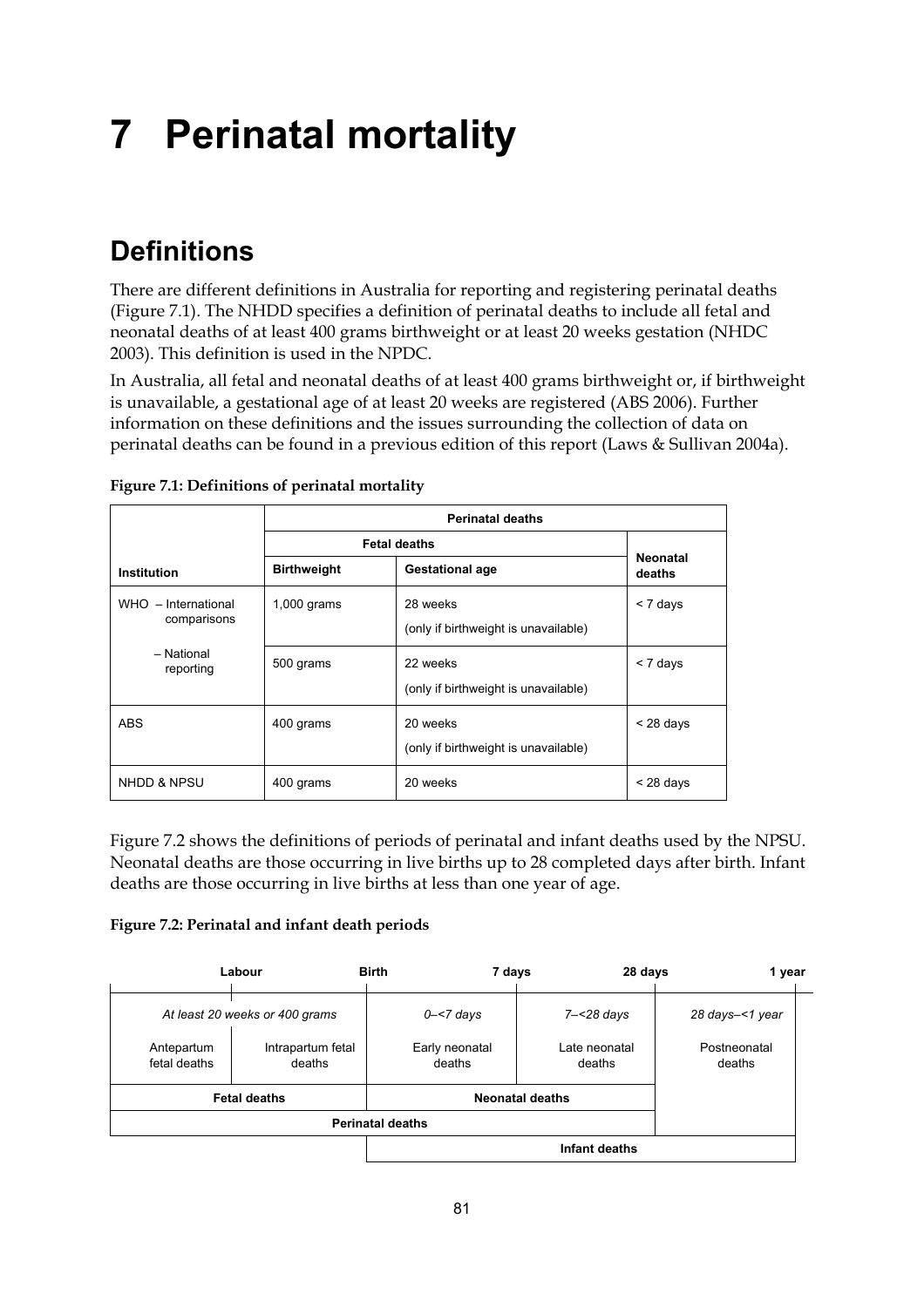# 7 Perinatal mortality

## Definitions

There are different definitions in Australia for reporting and registering perinatal deaths (Figure 7.1). The NHDD specifies a definition of perinatal deaths to include all fetal and neonatal deaths of at least 400 grams birthweight or at least 20 weeks gestation (NHDC 2003). This definition is used in the NPDC.

In Australia, all fetal and neonatal deaths of at least 400 grams birthweight or, if birthweight is unavailable, a gestational age of at least 20 weeks are registered (ABS 2006). Further information on these definitions and the issues surrounding the collection of data on perinatal deaths can be found in a previous edition of this report (Laws & Sullivan 2004a).

**Figure 7.1: Definitions of perinatal mortality**

| | Perinatal deaths | | |
|---|---|---|---|
| | Fetal deaths | | Neonatal deaths |
| Institution | Birthweight | Gestational age | |
| WHO – International comparisons | 1,000 grams | 28 weeks (only if birthweight is unavailable) | < 7 days |
| – National reporting | 500 grams | 22 weeks (only if birthweight is unavailable) | < 7 days |
| ABS | 400 grams | 20 weeks (only if birthweight is unavailable) | < 28 days |
| NHDD & NPSU | 400 grams | 20 weeks | < 28 days |

Figure 7.2 shows the definitions of periods of perinatal and infant deaths used by the NPSU. Neonatal deaths are those occurring in live births up to 28 completed days after birth. Infant deaths are those occurring in live births at less than one year of age.

**Figure 7.2: Perinatal and infant death periods**

| Labour | | Birth | 7 days | 28 days – 1 year |
|---|---|---|---|---|
| *At least 20 weeks or 400 grams* | | *0–<7 days* | *7–<28 days* | *28 days–<1 year* |
| Antepartum fetal deaths | Intrapartum fetal deaths | Early neonatal deaths | Late neonatal deaths | Postneonatal deaths |
| **Fetal deaths** | | **Neonatal deaths** | | |
| **Perinatal deaths** | | | | |
| | | **Infant deaths** | | |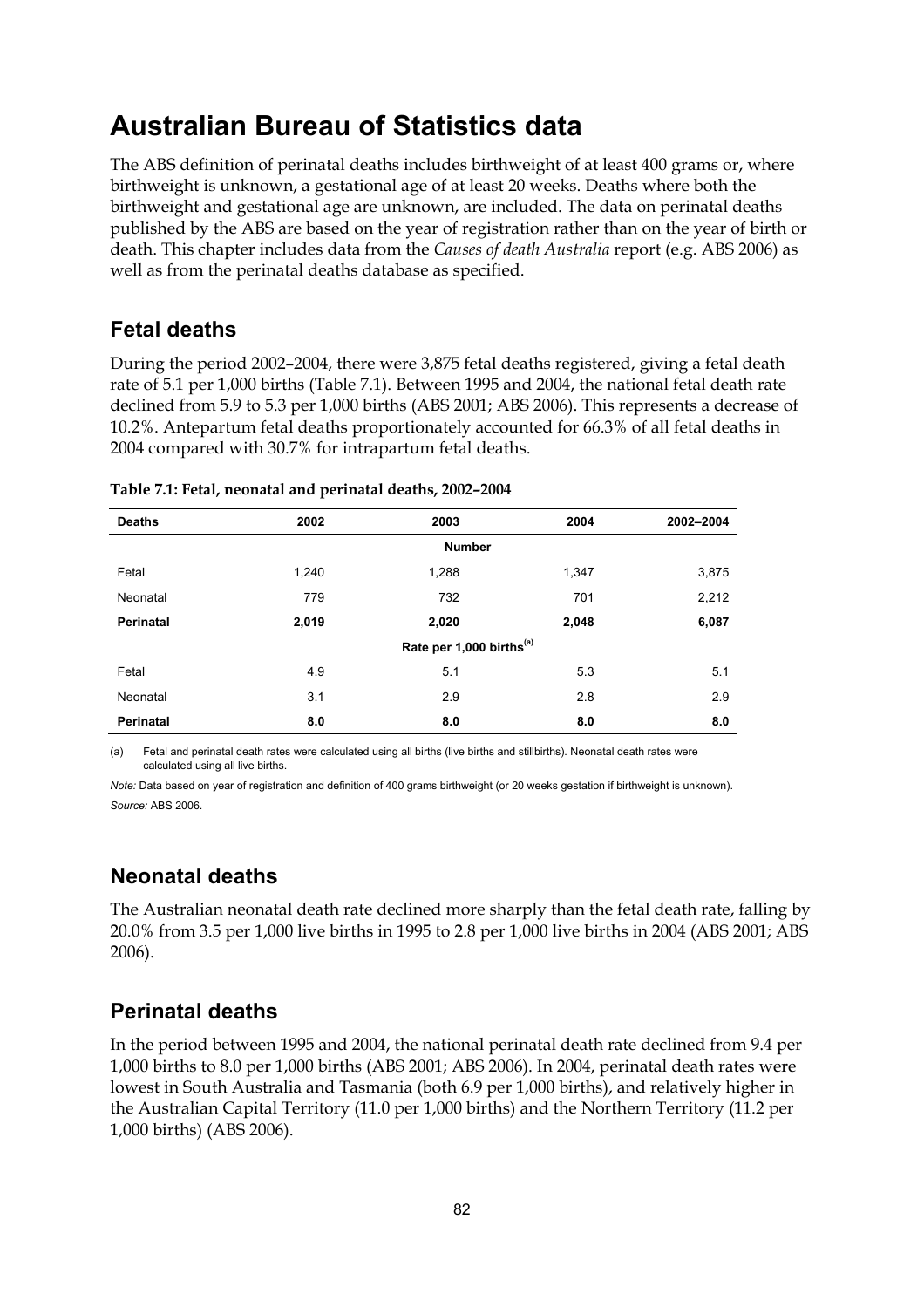# Australian Bureau of Statistics data

The ABS definition of perinatal deaths includes birthweight of at least 400 grams or, where birthweight is unknown, a gestational age of at least 20 weeks. Deaths where both the birthweight and gestational age are unknown, are included. The data on perinatal deaths published by the ABS are based on the year of registration rather than on the year of birth or death. This chapter includes data from the *Causes of death Australia* report (e.g. ABS 2006) as well as from the perinatal deaths database as specified.

## Fetal deaths

During the period 2002–2004, there were 3,875 fetal deaths registered, giving a fetal death rate of 5.1 per 1,000 births (Table 7.1). Between 1995 and 2004, the national fetal death rate declined from 5.9 to 5.3 per 1,000 births (ABS 2001; ABS 2006). This represents a decrease of 10.2%. Antepartum fetal deaths proportionately accounted for 66.3% of all fetal deaths in 2004 compared with 30.7% for intrapartum fetal deaths.

**Table 7.1: Fetal, neonatal and perinatal deaths, 2002–2004**

| Deaths | 2002 | 2003 | 2004 | 2002–2004 |
|---|---|---|---|---|
| | | **Number** | | |
| Fetal | 1,240 | 1,288 | 1,347 | 3,875 |
| Neonatal | 779 | 732 | 701 | 2,212 |
| **Perinatal** | **2,019** | **2,020** | **2,048** | **6,087** |
| | | **Rate per 1,000 births[(a)]** | | |
| Fetal | 4.9 | 5.1 | 5.3 | 5.1 |
| Neonatal | 3.1 | 2.9 | 2.8 | 2.9 |
| **Perinatal** | **8.0** | **8.0** | **8.0** | **8.0** |

(a) Fetal and perinatal death rates were calculated using all births (live births and stillbirths). Neonatal death rates were calculated using all live births.

*Note:* Data based on year of registration and definition of 400 grams birthweight (or 20 weeks gestation if birthweight is unknown).

*Source:* ABS 2006.

## Neonatal deaths

The Australian neonatal death rate declined more sharply than the fetal death rate, falling by 20.0% from 3.5 per 1,000 live births in 1995 to 2.8 per 1,000 live births in 2004 (ABS 2001; ABS 2006).

## Perinatal deaths

In the period between 1995 and 2004, the national perinatal death rate declined from 9.4 per 1,000 births to 8.0 per 1,000 births (ABS 2001; ABS 2006). In 2004, perinatal death rates were lowest in South Australia and Tasmania (both 6.9 per 1,000 births), and relatively higher in the Australian Capital Territory (11.0 per 1,000 births) and the Northern Territory (11.2 per 1,000 births) (ABS 2006).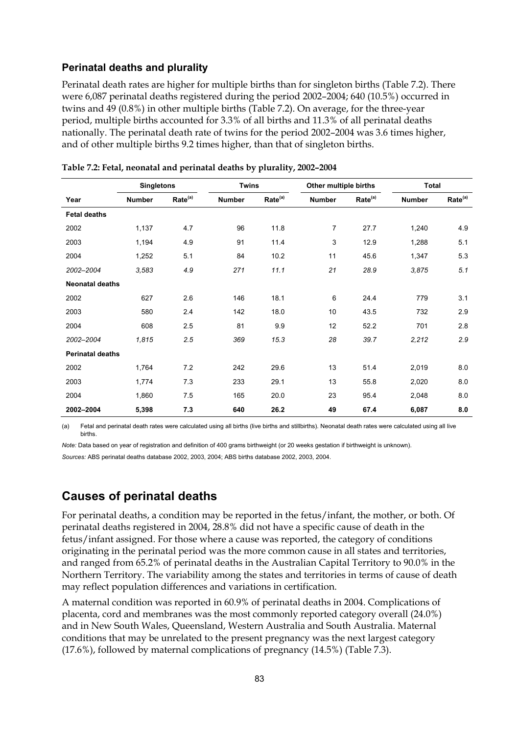### Perinatal deaths and plurality

Perinatal death rates are higher for multiple births than for singleton births (Table 7.2). There were 6,087 perinatal deaths registered during the period 2002–2004; 640 (10.5%) occurred in twins and 49 (0.8%) in other multiple births (Table 7.2). On average, for the three-year period, multiple births accounted for 3.3% of all births and 11.3% of all perinatal deaths nationally. The perinatal death rate of twins for the period 2002–2004 was 3.6 times higher, and of other multiple births 9.2 times higher, than that of singleton births.

**Table 7.2: Fetal, neonatal and perinatal deaths by plurality, 2002–2004**

| | Singletons | | Twins | | Other multiple births | | Total | |
|---|---|---|---|---|---|---|---|---|
| Year | Number | Rate[(a)] | Number | Rate[(a)] | Number | Rate[(a)] | Number | Rate[(a)] |
| **Fetal deaths** | | | | | | | | |
| 2002 | 1,137 | 4.7 | 96 | 11.8 | 7 | 27.7 | 1,240 | 4.9 |
| 2003 | 1,194 | 4.9 | 91 | 11.4 | 3 | 12.9 | 1,288 | 5.1 |
| 2004 | 1,252 | 5.1 | 84 | 10.2 | 11 | 45.6 | 1,347 | 5.3 |
| *2002–2004* | *3,583* | *4.9* | *271* | *11.1* | *21* | *28.9* | *3,875* | *5.1* |
| **Neonatal deaths** | | | | | | | | |
| 2002 | 627 | 2.6 | 146 | 18.1 | 6 | 24.4 | 779 | 3.1 |
| 2003 | 580 | 2.4 | 142 | 18.0 | 10 | 43.5 | 732 | 2.9 |
| 2004 | 608 | 2.5 | 81 | 9.9 | 12 | 52.2 | 701 | 2.8 |
| *2002–2004* | *1,815* | *2.5* | *369* | *15.3* | *28* | *39.7* | *2,212* | *2.9* |
| **Perinatal deaths** | | | | | | | | |
| 2002 | 1,764 | 7.2 | 242 | 29.6 | 13 | 51.4 | 2,019 | 8.0 |
| 2003 | 1,774 | 7.3 | 233 | 29.1 | 13 | 55.8 | 2,020 | 8.0 |
| 2004 | 1,860 | 7.5 | 165 | 20.0 | 23 | 95.4 | 2,048 | 8.0 |
| **2002–2004** | **5,398** | **7.3** | **640** | **26.2** | **49** | **67.4** | **6,087** | **8.0** |

(a) Fetal and perinatal death rates were calculated using all births (live births and stillbirths). Neonatal death rates were calculated using all live births.

*Note:* Data based on year of registration and definition of 400 grams birthweight (or 20 weeks gestation if birthweight is unknown).

*Sources:* ABS perinatal deaths database 2002, 2003, 2004; ABS births database 2002, 2003, 2004.

## Causes of perinatal deaths

For perinatal deaths, a condition may be reported in the fetus/infant, the mother, or both. Of perinatal deaths registered in 2004, 28.8% did not have a specific cause of death in the fetus/infant assigned. For those where a cause was reported, the category of conditions originating in the perinatal period was the more common cause in all states and territories, and ranged from 65.2% of perinatal deaths in the Australian Capital Territory to 90.0% in the Northern Territory. The variability among the states and territories in terms of cause of death may reflect population differences and variations in certification.

A maternal condition was reported in 60.9% of perinatal deaths in 2004. Complications of placenta, cord and membranes was the most commonly reported category overall (24.0%) and in New South Wales, Queensland, Western Australia and South Australia. Maternal conditions that may be unrelated to the present pregnancy was the next largest category (17.6%), followed by maternal complications of pregnancy (14.5%) (Table 7.3).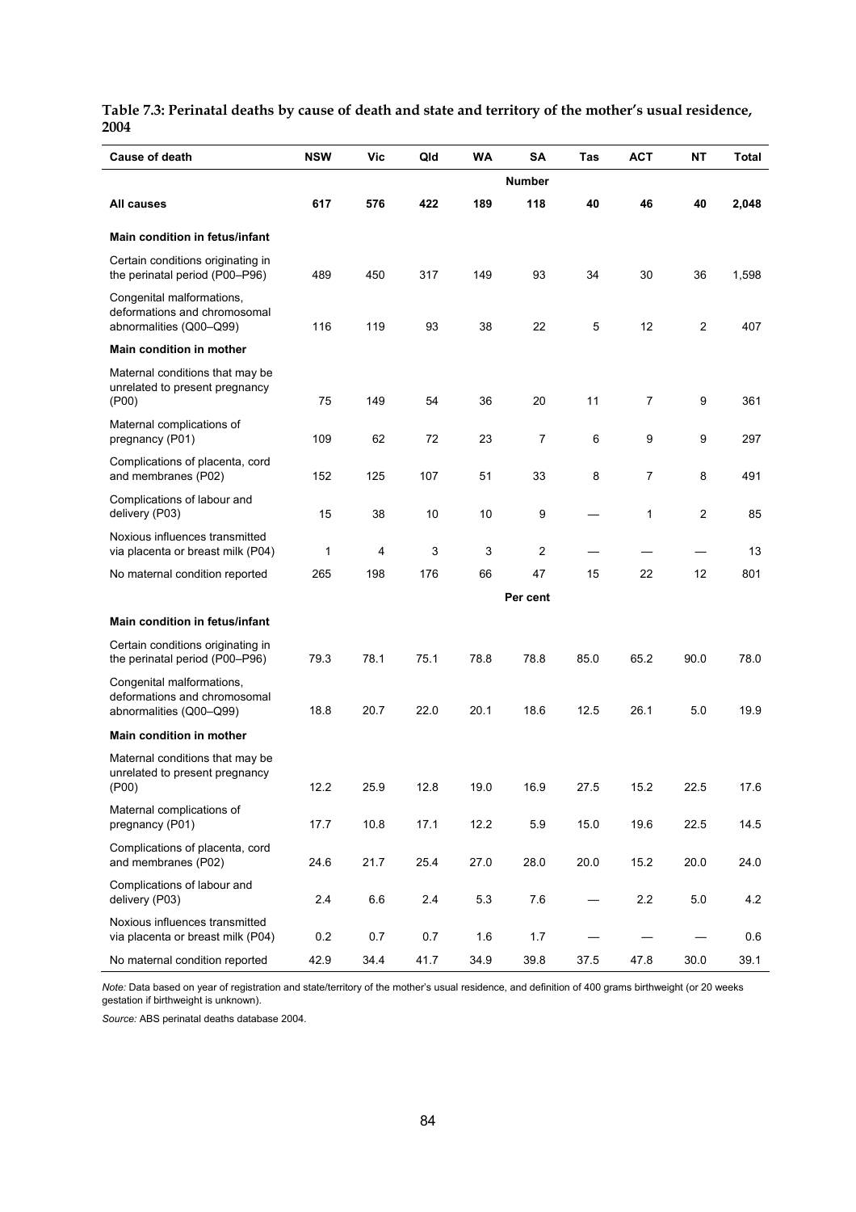**Table 7.3: Perinatal deaths by cause of death and state and territory of the mother's usual residence, 2004**

| Cause of death | NSW | Vic | Qld | WA | SA | Tas | ACT | NT | Total |
|---|---|---|---|---|---|---|---|---|---|
| | | | | | **Number** | | | | |
| **All causes** | **617** | **576** | **422** | **189** | **118** | **40** | **46** | **40** | **2,048** |
| **Main condition in fetus/infant** | | | | | | | | | |
| Certain conditions originating in the perinatal period (P00–P96) | 489 | 450 | 317 | 149 | 93 | 34 | 30 | 36 | 1,598 |
| Congenital malformations, deformations and chromosomal abnormalities (Q00–Q99) | 116 | 119 | 93 | 38 | 22 | 5 | 12 | 2 | 407 |
| **Main condition in mother** | | | | | | | | | |
| Maternal conditions that may be unrelated to present pregnancy (P00) | 75 | 149 | 54 | 36 | 20 | 11 | 7 | 9 | 361 |
| Maternal complications of pregnancy (P01) | 109 | 62 | 72 | 23 | 7 | 6 | 9 | 9 | 297 |
| Complications of placenta, cord and membranes (P02) | 152 | 125 | 107 | 51 | 33 | 8 | 7 | 8 | 491 |
| Complications of labour and delivery (P03) | 15 | 38 | 10 | 10 | 9 | — | 1 | 2 | 85 |
| Noxious influences transmitted via placenta or breast milk (P04) | 1 | 4 | 3 | 3 | 2 | — | — | — | 13 |
| No maternal condition reported | 265 | 198 | 176 | 66 | 47 | 15 | 22 | 12 | 801 |
| | | | | | **Per cent** | | | | |
| **Main condition in fetus/infant** | | | | | | | | | |
| Certain conditions originating in the perinatal period (P00–P96) | 79.3 | 78.1 | 75.1 | 78.8 | 78.8 | 85.0 | 65.2 | 90.0 | 78.0 |
| Congenital malformations, deformations and chromosomal abnormalities (Q00–Q99) | 18.8 | 20.7 | 22.0 | 20.1 | 18.6 | 12.5 | 26.1 | 5.0 | 19.9 |
| **Main condition in mother** | | | | | | | | | |
| Maternal conditions that may be unrelated to present pregnancy (P00) | 12.2 | 25.9 | 12.8 | 19.0 | 16.9 | 27.5 | 15.2 | 22.5 | 17.6 |
| Maternal complications of pregnancy (P01) | 17.7 | 10.8 | 17.1 | 12.2 | 5.9 | 15.0 | 19.6 | 22.5 | 14.5 |
| Complications of placenta, cord and membranes (P02) | 24.6 | 21.7 | 25.4 | 27.0 | 28.0 | 20.0 | 15.2 | 20.0 | 24.0 |
| Complications of labour and delivery (P03) | 2.4 | 6.6 | 2.4 | 5.3 | 7.6 | — | 2.2 | 5.0 | 4.2 |
| Noxious influences transmitted via placenta or breast milk (P04) | 0.2 | 0.7 | 0.7 | 1.6 | 1.7 | — | — | — | 0.6 |
| No maternal condition reported | 42.9 | 34.4 | 41.7 | 34.9 | 39.8 | 37.5 | 47.8 | 30.0 | 39.1 |

*Note:* Data based on year of registration and state/territory of the mother's usual residence, and definition of 400 grams birthweight (or 20 weeks gestation if birthweight is unknown).

*Source:* ABS perinatal deaths database 2004.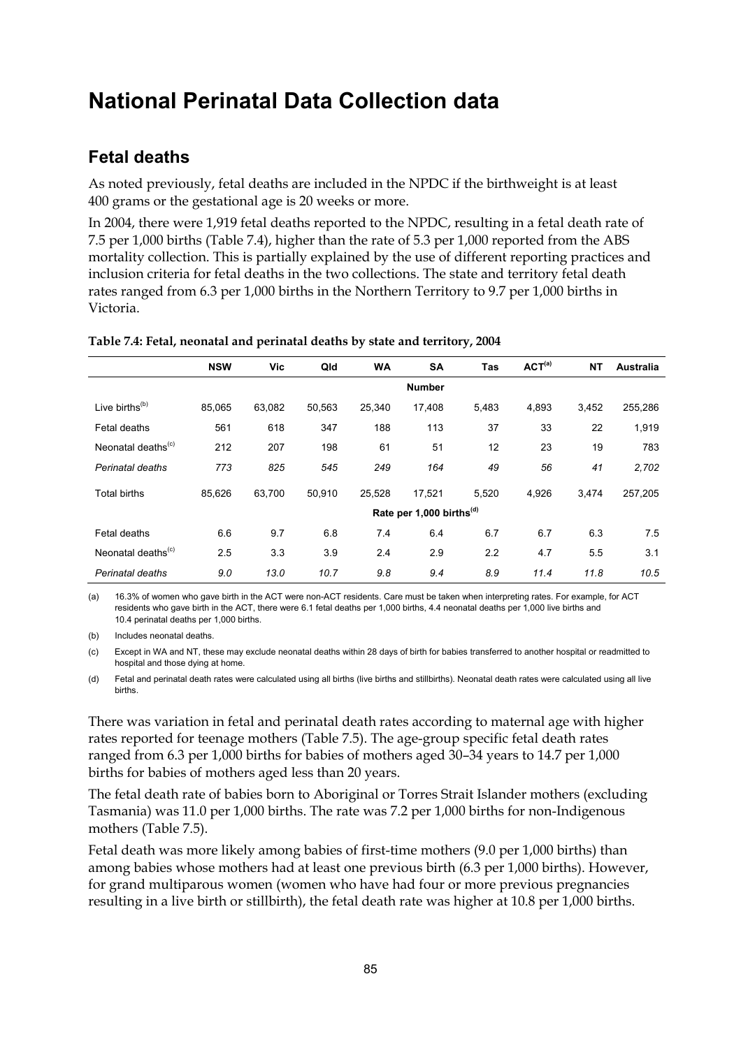# National Perinatal Data Collection data

## Fetal deaths

As noted previously, fetal deaths are included in the NPDC if the birthweight is at least 400 grams or the gestational age is 20 weeks or more.

In 2004, there were 1,919 fetal deaths reported to the NPDC, resulting in a fetal death rate of 7.5 per 1,000 births (Table 7.4), higher than the rate of 5.3 per 1,000 reported from the ABS mortality collection. This is partially explained by the use of different reporting practices and inclusion criteria for fetal deaths in the two collections. The state and territory fetal death rates ranged from 6.3 per 1,000 births in the Northern Territory to 9.7 per 1,000 births in Victoria.

**Table 7.4: Fetal, neonatal and perinatal deaths by state and territory, 2004**

| | NSW | Vic | Qld | WA | SA | Tas | ACT[(a)] | NT | Australia |
|---|---|---|---|---|---|---|---|---|---|
| | | | | | Number | | | | |
| Live births[(b)] | 85,065 | 63,082 | 50,563 | 25,340 | 17,408 | 5,483 | 4,893 | 3,452 | 255,286 |
| Fetal deaths | 561 | 618 | 347 | 188 | 113 | 37 | 33 | 22 | 1,919 |
| Neonatal deaths[(c)] | 212 | 207 | 198 | 61 | 51 | 12 | 23 | 19 | 783 |
| *Perinatal deaths* | *773* | *825* | *545* | *249* | *164* | *49* | *56* | *41* | *2,702* |
| Total births | 85,626 | 63,700 | 50,910 | 25,528 | 17,521 | 5,520 | 4,926 | 3,474 | 257,205 |
| | | | | | Rate per 1,000 births[(d)] | | | | |
| Fetal deaths | 6.6 | 9.7 | 6.8 | 7.4 | 6.4 | 6.7 | 6.7 | 6.3 | 7.5 |
| Neonatal deaths[(c)] | 2.5 | 3.3 | 3.9 | 2.4 | 2.9 | 2.2 | 4.7 | 5.5 | 3.1 |
| *Perinatal deaths* | *9.0* | *13.0* | *10.7* | *9.8* | *9.4* | *8.9* | *11.4* | *11.8* | *10.5* |

(a) 16.3% of women who gave birth in the ACT were non-ACT residents. Care must be taken when interpreting rates. For example, for ACT residents who gave birth in the ACT, there were 6.1 fetal deaths per 1,000 births, 4.4 neonatal deaths per 1,000 live births and 10.4 perinatal deaths per 1,000 births.

(b) Includes neonatal deaths.

(c) Except in WA and NT, these may exclude neonatal deaths within 28 days of birth for babies transferred to another hospital or readmitted to hospital and those dying at home.

(d) Fetal and perinatal death rates were calculated using all births (live births and stillbirths). Neonatal death rates were calculated using all live births.

There was variation in fetal and perinatal death rates according to maternal age with higher rates reported for teenage mothers (Table 7.5). The age-group specific fetal death rates ranged from 6.3 per 1,000 births for babies of mothers aged 30–34 years to 14.7 per 1,000 births for babies of mothers aged less than 20 years.

The fetal death rate of babies born to Aboriginal or Torres Strait Islander mothers (excluding Tasmania) was 11.0 per 1,000 births. The rate was 7.2 per 1,000 births for non-Indigenous mothers (Table 7.5).

Fetal death was more likely among babies of first-time mothers (9.0 per 1,000 births) than among babies whose mothers had at least one previous birth (6.3 per 1,000 births). However, for grand multiparous women (women who have had four or more previous pregnancies resulting in a live birth or stillbirth), the fetal death rate was higher at 10.8 per 1,000 births.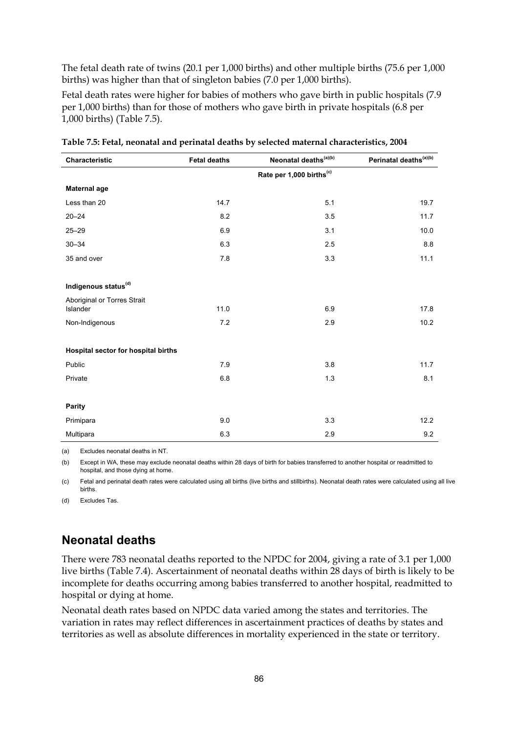The fetal death rate of twins (20.1 per 1,000 births) and other multiple births (75.6 per 1,000 births) was higher than that of singleton babies (7.0 per 1,000 births).

Fetal death rates were higher for babies of mothers who gave birth in public hospitals (7.9 per 1,000 births) than for those of mothers who gave birth in private hospitals (6.8 per 1,000 births) (Table 7.5).

**Table 7.5: Fetal, neonatal and perinatal deaths by selected maternal characteristics, 2004**

| Characteristic | Fetal deaths | Neonatal deaths[(a)(b)] | Perinatal deaths[(a)(b)] |
|---|---|---|---|
| | | Rate per 1,000 births[(c)] | |
| **Maternal age** | | | |
| Less than 20 | 14.7 | 5.1 | 19.7 |
| 20–24 | 8.2 | 3.5 | 11.7 |
| 25–29 | 6.9 | 3.1 | 10.0 |
| 30–34 | 6.3 | 2.5 | 8.8 |
| 35 and over | 7.8 | 3.3 | 11.1 |
| **Indigenous status[(d)]** | | | |
| Aboriginal or Torres Strait Islander | 11.0 | 6.9 | 17.8 |
| Non-Indigenous | 7.2 | 2.9 | 10.2 |
| **Hospital sector for hospital births** | | | |
| Public | 7.9 | 3.8 | 11.7 |
| Private | 6.8 | 1.3 | 8.1 |
| **Parity** | | | |
| Primipara | 9.0 | 3.3 | 12.2 |
| Multipara | 6.3 | 2.9 | 9.2 |

(a) Excludes neonatal deaths in NT.

(b) Except in WA, these may exclude neonatal deaths within 28 days of birth for babies transferred to another hospital or readmitted to hospital, and those dying at home.

(c) Fetal and perinatal death rates were calculated using all births (live births and stillbirths). Neonatal death rates were calculated using all live births.

(d) Excludes Tas.

## Neonatal deaths

There were 783 neonatal deaths reported to the NPDC for 2004, giving a rate of 3.1 per 1,000 live births (Table 7.4). Ascertainment of neonatal deaths within 28 days of birth is likely to be incomplete for deaths occurring among babies transferred to another hospital, readmitted to hospital or dying at home.

Neonatal death rates based on NPDC data varied among the states and territories. The variation in rates may reflect differences in ascertainment practices of deaths by states and territories as well as absolute differences in mortality experienced in the state or territory.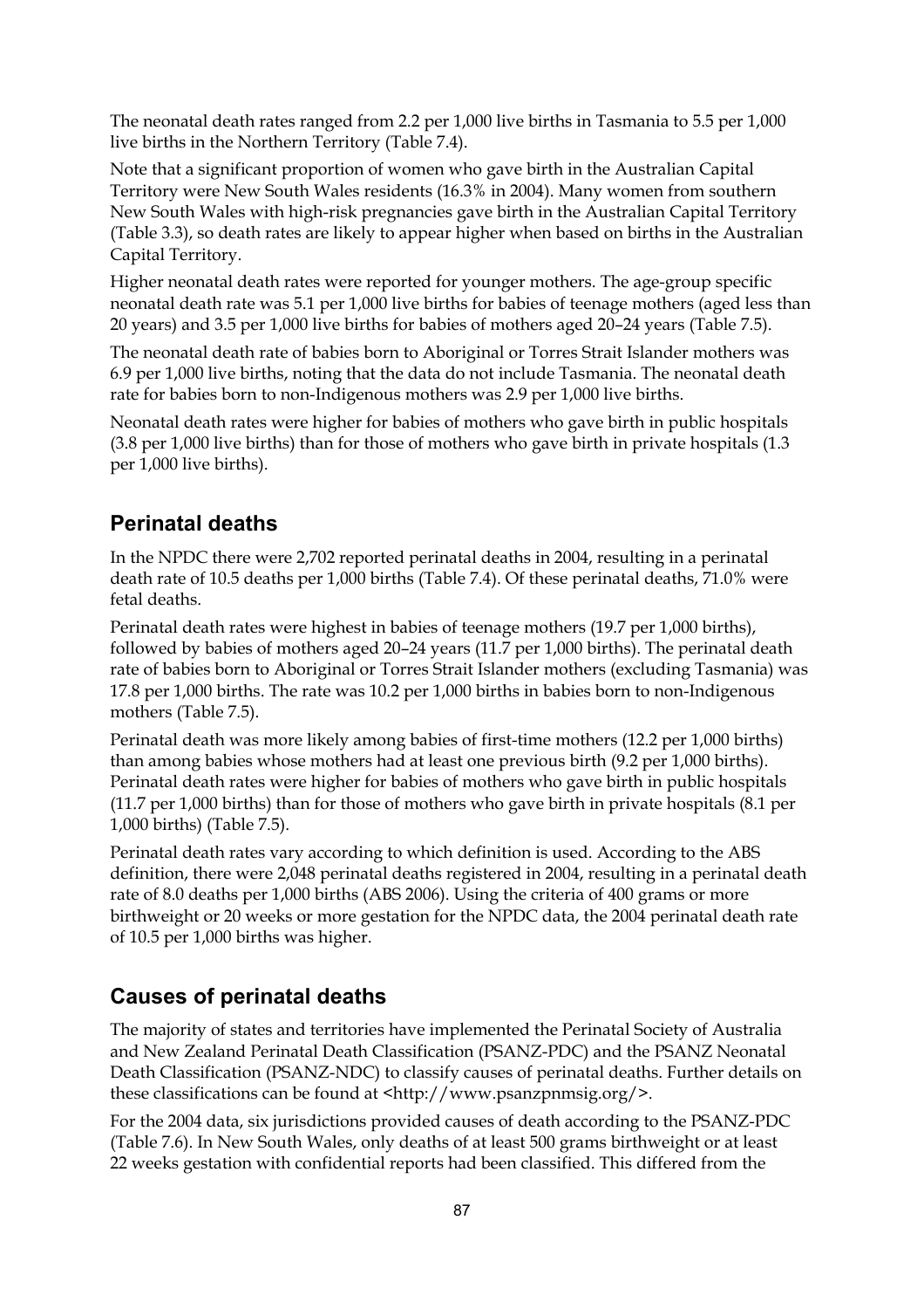The neonatal death rates ranged from 2.2 per 1,000 live births in Tasmania to 5.5 per 1,000 live births in the Northern Territory (Table 7.4).

Note that a significant proportion of women who gave birth in the Australian Capital Territory were New South Wales residents (16.3% in 2004). Many women from southern New South Wales with high-risk pregnancies gave birth in the Australian Capital Territory (Table 3.3), so death rates are likely to appear higher when based on births in the Australian Capital Territory.

Higher neonatal death rates were reported for younger mothers. The age-group specific neonatal death rate was 5.1 per 1,000 live births for babies of teenage mothers (aged less than 20 years) and 3.5 per 1,000 live births for babies of mothers aged 20–24 years (Table 7.5).

The neonatal death rate of babies born to Aboriginal or Torres Strait Islander mothers was 6.9 per 1,000 live births, noting that the data do not include Tasmania. The neonatal death rate for babies born to non-Indigenous mothers was 2.9 per 1,000 live births.

Neonatal death rates were higher for babies of mothers who gave birth in public hospitals (3.8 per 1,000 live births) than for those of mothers who gave birth in private hospitals (1.3 per 1,000 live births).

## Perinatal deaths

In the NPDC there were 2,702 reported perinatal deaths in 2004, resulting in a perinatal death rate of 10.5 deaths per 1,000 births (Table 7.4). Of these perinatal deaths, 71.0% were fetal deaths.

Perinatal death rates were highest in babies of teenage mothers (19.7 per 1,000 births), followed by babies of mothers aged 20–24 years (11.7 per 1,000 births). The perinatal death rate of babies born to Aboriginal or Torres Strait Islander mothers (excluding Tasmania) was 17.8 per 1,000 births. The rate was 10.2 per 1,000 births in babies born to non-Indigenous mothers (Table 7.5).

Perinatal death was more likely among babies of first-time mothers (12.2 per 1,000 births) than among babies whose mothers had at least one previous birth (9.2 per 1,000 births). Perinatal death rates were higher for babies of mothers who gave birth in public hospitals (11.7 per 1,000 births) than for those of mothers who gave birth in private hospitals (8.1 per 1,000 births) (Table 7.5).

Perinatal death rates vary according to which definition is used. According to the ABS definition, there were 2,048 perinatal deaths registered in 2004, resulting in a perinatal death rate of 8.0 deaths per 1,000 births (ABS 2006). Using the criteria of 400 grams or more birthweight or 20 weeks or more gestation for the NPDC data, the 2004 perinatal death rate of 10.5 per 1,000 births was higher.

## Causes of perinatal deaths

The majority of states and territories have implemented the Perinatal Society of Australia and New Zealand Perinatal Death Classification (PSANZ-PDC) and the PSANZ Neonatal Death Classification (PSANZ-NDC) to classify causes of perinatal deaths. Further details on these classifications can be found at <http://www.psanzpnmsig.org/>.

For the 2004 data, six jurisdictions provided causes of death according to the PSANZ-PDC (Table 7.6). In New South Wales, only deaths of at least 500 grams birthweight or at least 22 weeks gestation with confidential reports had been classified. This differed from the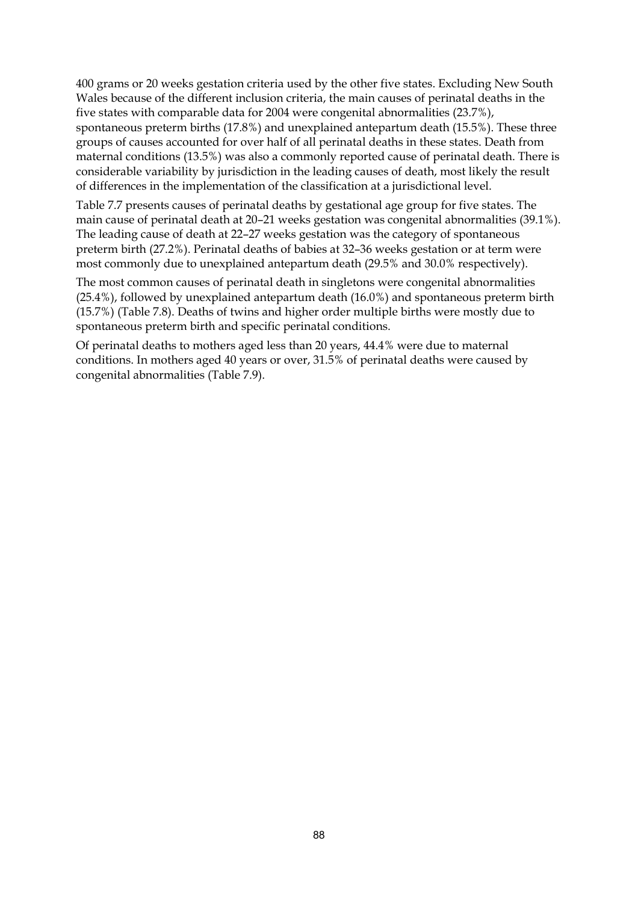400 grams or 20 weeks gestation criteria used by the other five states. Excluding New South Wales because of the different inclusion criteria, the main causes of perinatal deaths in the five states with comparable data for 2004 were congenital abnormalities (23.7%), spontaneous preterm births (17.8%) and unexplained antepartum death (15.5%). These three groups of causes accounted for over half of all perinatal deaths in these states. Death from maternal conditions (13.5%) was also a commonly reported cause of perinatal death. There is considerable variability by jurisdiction in the leading causes of death, most likely the result of differences in the implementation of the classification at a jurisdictional level.

Table 7.7 presents causes of perinatal deaths by gestational age group for five states. The main cause of perinatal death at 20–21 weeks gestation was congenital abnormalities (39.1%). The leading cause of death at 22–27 weeks gestation was the category of spontaneous preterm birth (27.2%). Perinatal deaths of babies at 32–36 weeks gestation or at term were most commonly due to unexplained antepartum death (29.5% and 30.0% respectively).

The most common causes of perinatal death in singletons were congenital abnormalities (25.4%), followed by unexplained antepartum death (16.0%) and spontaneous preterm birth (15.7%) (Table 7.8). Deaths of twins and higher order multiple births were mostly due to spontaneous preterm birth and specific perinatal conditions.

Of perinatal deaths to mothers aged less than 20 years, 44.4% were due to maternal conditions. In mothers aged 40 years or over, 31.5% of perinatal deaths were caused by congenital abnormalities (Table 7.9).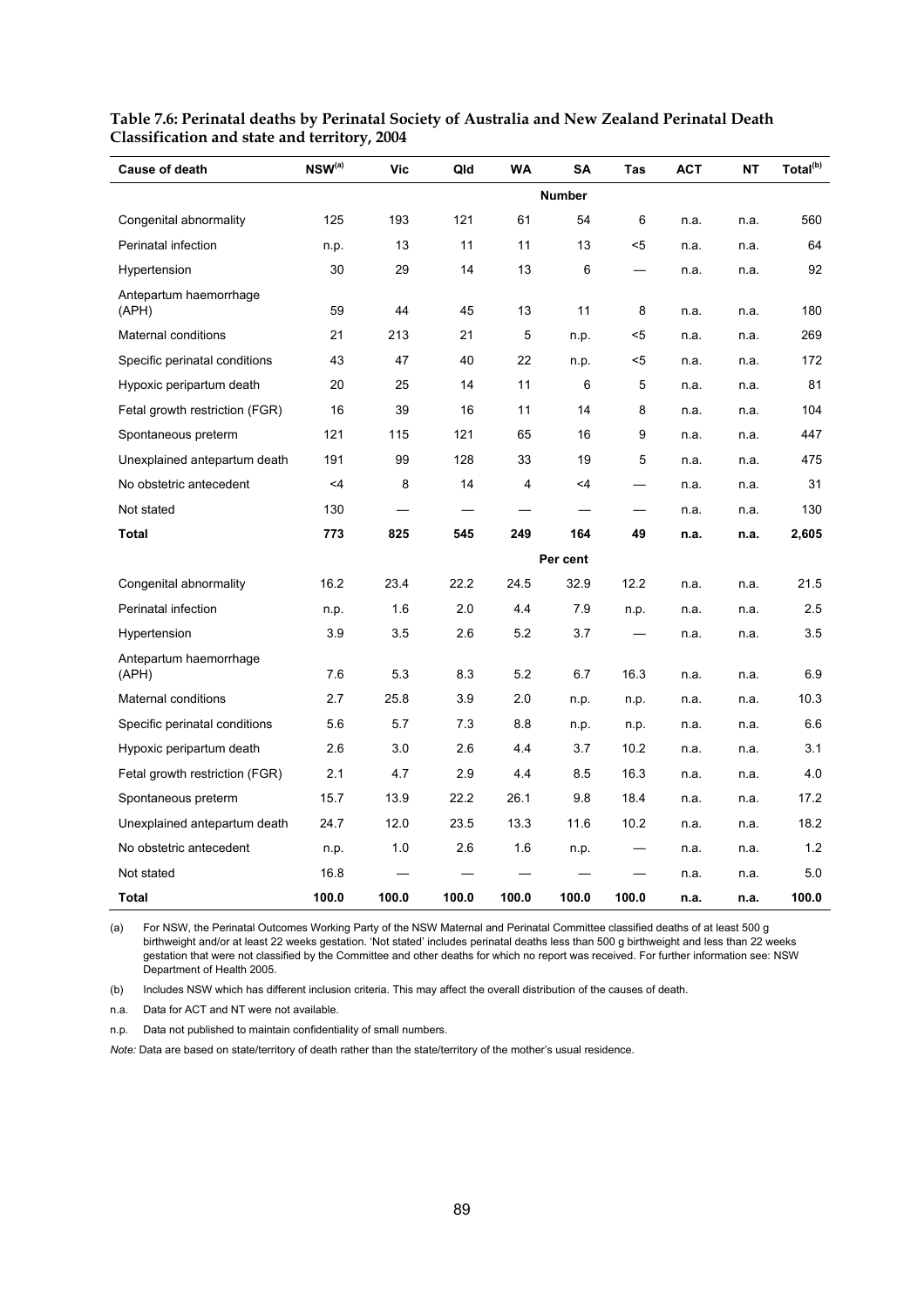**Table 7.6: Perinatal deaths by Perinatal Society of Australia and New Zealand Perinatal Death Classification and state and territory, 2004**

| Cause of death | NSW[(a)] | Vic | Qld | WA | SA | Tas | ACT | NT | Total[(b)] |
|---|---|---|---|---|---|---|---|---|---|
| | | | | | **Number** | | | | |
| Congenital abnormality | 125 | 193 | 121 | 61 | 54 | 6 | n.a. | n.a. | 560 |
| Perinatal infection | n.p. | 13 | 11 | 11 | 13 | <5 | n.a. | n.a. | 64 |
| Hypertension | 30 | 29 | 14 | 13 | 6 | — | n.a. | n.a. | 92 |
| Antepartum haemorrhage (APH) | 59 | 44 | 45 | 13 | 11 | 8 | n.a. | n.a. | 180 |
| Maternal conditions | 21 | 213 | 21 | 5 | n.p. | <5 | n.a. | n.a. | 269 |
| Specific perinatal conditions | 43 | 47 | 40 | 22 | n.p. | <5 | n.a. | n.a. | 172 |
| Hypoxic peripartum death | 20 | 25 | 14 | 11 | 6 | 5 | n.a. | n.a. | 81 |
| Fetal growth restriction (FGR) | 16 | 39 | 16 | 11 | 14 | 8 | n.a. | n.a. | 104 |
| Spontaneous preterm | 121 | 115 | 121 | 65 | 16 | 9 | n.a. | n.a. | 447 |
| Unexplained antepartum death | 191 | 99 | 128 | 33 | 19 | 5 | n.a. | n.a. | 475 |
| No obstetric antecedent | <4 | 8 | 14 | 4 | <4 | — | n.a. | n.a. | 31 |
| Not stated | 130 | — | — | — | — | — | n.a. | n.a. | 130 |
| **Total** | **773** | **825** | **545** | **249** | **164** | **49** | **n.a.** | **n.a.** | **2,605** |
| | | | | | **Per cent** | | | | |
| Congenital abnormality | 16.2 | 23.4 | 22.2 | 24.5 | 32.9 | 12.2 | n.a. | n.a. | 21.5 |
| Perinatal infection | n.p. | 1.6 | 2.0 | 4.4 | 7.9 | n.p. | n.a. | n.a. | 2.5 |
| Hypertension | 3.9 | 3.5 | 2.6 | 5.2 | 3.7 | — | n.a. | n.a. | 3.5 |
| Antepartum haemorrhage (APH) | 7.6 | 5.3 | 8.3 | 5.2 | 6.7 | 16.3 | n.a. | n.a. | 6.9 |
| Maternal conditions | 2.7 | 25.8 | 3.9 | 2.0 | n.p. | n.p. | n.a. | n.a. | 10.3 |
| Specific perinatal conditions | 5.6 | 5.7 | 7.3 | 8.8 | n.p. | n.p. | n.a. | n.a. | 6.6 |
| Hypoxic peripartum death | 2.6 | 3.0 | 2.6 | 4.4 | 3.7 | 10.2 | n.a. | n.a. | 3.1 |
| Fetal growth restriction (FGR) | 2.1 | 4.7 | 2.9 | 4.4 | 8.5 | 16.3 | n.a. | n.a. | 4.0 |
| Spontaneous preterm | 15.7 | 13.9 | 22.2 | 26.1 | 9.8 | 18.4 | n.a. | n.a. | 17.2 |
| Unexplained antepartum death | 24.7 | 12.0 | 23.5 | 13.3 | 11.6 | 10.2 | n.a. | n.a. | 18.2 |
| No obstetric antecedent | n.p. | 1.0 | 2.6 | 1.6 | n.p. | — | n.a. | n.a. | 1.2 |
| Not stated | 16.8 | — | — | — | — | — | n.a. | n.a. | 5.0 |
| **Total** | **100.0** | **100.0** | **100.0** | **100.0** | **100.0** | **100.0** | **n.a.** | **n.a.** | **100.0** |

(a) For NSW, the Perinatal Outcomes Working Party of the NSW Maternal and Perinatal Committee classified deaths of at least 500 g birthweight and/or at least 22 weeks gestation. 'Not stated' includes perinatal deaths less than 500 g birthweight and less than 22 weeks gestation that were not classified by the Committee and other deaths for which no report was received. For further information see: NSW Department of Health 2005.

(b) Includes NSW which has different inclusion criteria. This may affect the overall distribution of the causes of death.

n.a. Data for ACT and NT were not available.

n.p. Data not published to maintain confidentiality of small numbers.

*Note:* Data are based on state/territory of death rather than the state/territory of the mother's usual residence.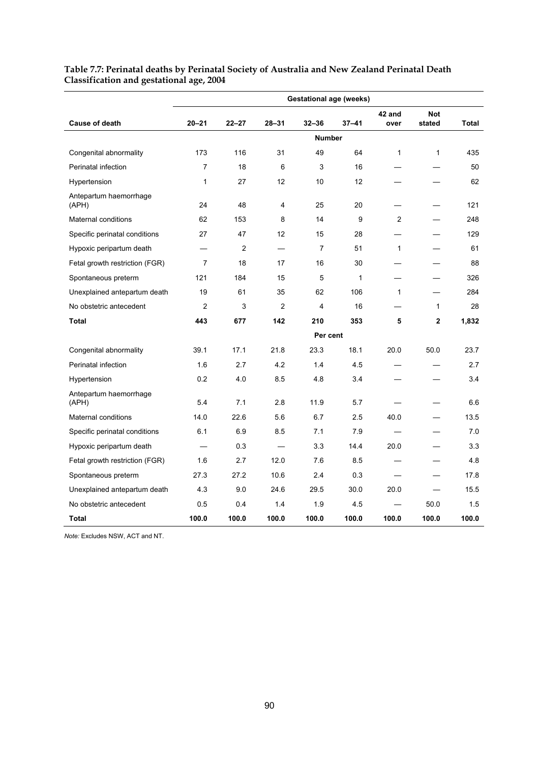**Table 7.7: Perinatal deaths by Perinatal Society of Australia and New Zealand Perinatal Death Classification and gestational age, 2004**

| | Gestational age (weeks) | | | | | | | |
|---|---|---|---|---|---|---|---|---|
| **Cause of death** | **20–21** | **22–27** | **28–31** | **32–36** | **37–41** | **42 and over** | **Not stated** | **Total** |
| | | | | **Number** | | | | |
| Congenital abnormality | 173 | 116 | 31 | 49 | 64 | 1 | 1 | 435 |
| Perinatal infection | 7 | 18 | 6 | 3 | 16 | — | — | 50 |
| Hypertension | 1 | 27 | 12 | 10 | 12 | — | — | 62 |
| Antepartum haemorrhage (APH) | 24 | 48 | 4 | 25 | 20 | — | — | 121 |
| Maternal conditions | 62 | 153 | 8 | 14 | 9 | 2 | — | 248 |
| Specific perinatal conditions | 27 | 47 | 12 | 15 | 28 | — | — | 129 |
| Hypoxic peripartum death | — | 2 | — | 7 | 51 | 1 | — | 61 |
| Fetal growth restriction (FGR) | 7 | 18 | 17 | 16 | 30 | — | — | 88 |
| Spontaneous preterm | 121 | 184 | 15 | 5 | 1 | — | — | 326 |
| Unexplained antepartum death | 19 | 61 | 35 | 62 | 106 | 1 | — | 284 |
| No obstetric antecedent | 2 | 3 | 2 | 4 | 16 | — | 1 | 28 |
| **Total** | **443** | **677** | **142** | **210** | **353** | **5** | **2** | **1,832** |
| | | | | **Per cent** | | | | |
| Congenital abnormality | 39.1 | 17.1 | 21.8 | 23.3 | 18.1 | 20.0 | 50.0 | 23.7 |
| Perinatal infection | 1.6 | 2.7 | 4.2 | 1.4 | 4.5 | — | — | 2.7 |
| Hypertension | 0.2 | 4.0 | 8.5 | 4.8 | 3.4 | — | — | 3.4 |
| Antepartum haemorrhage (APH) | 5.4 | 7.1 | 2.8 | 11.9 | 5.7 | — | — | 6.6 |
| Maternal conditions | 14.0 | 22.6 | 5.6 | 6.7 | 2.5 | 40.0 | — | 13.5 |
| Specific perinatal conditions | 6.1 | 6.9 | 8.5 | 7.1 | 7.9 | — | — | 7.0 |
| Hypoxic peripartum death | — | 0.3 | — | 3.3 | 14.4 | 20.0 | — | 3.3 |
| Fetal growth restriction (FGR) | 1.6 | 2.7 | 12.0 | 7.6 | 8.5 | — | — | 4.8 |
| Spontaneous preterm | 27.3 | 27.2 | 10.6 | 2.4 | 0.3 | — | — | 17.8 |
| Unexplained antepartum death | 4.3 | 9.0 | 24.6 | 29.5 | 30.0 | 20.0 | — | 15.5 |
| No obstetric antecedent | 0.5 | 0.4 | 1.4 | 1.9 | 4.5 | — | 50.0 | 1.5 |
| **Total** | **100.0** | **100.0** | **100.0** | **100.0** | **100.0** | **100.0** | **100.0** | **100.0** |

*Note:* Excludes NSW, ACT and NT.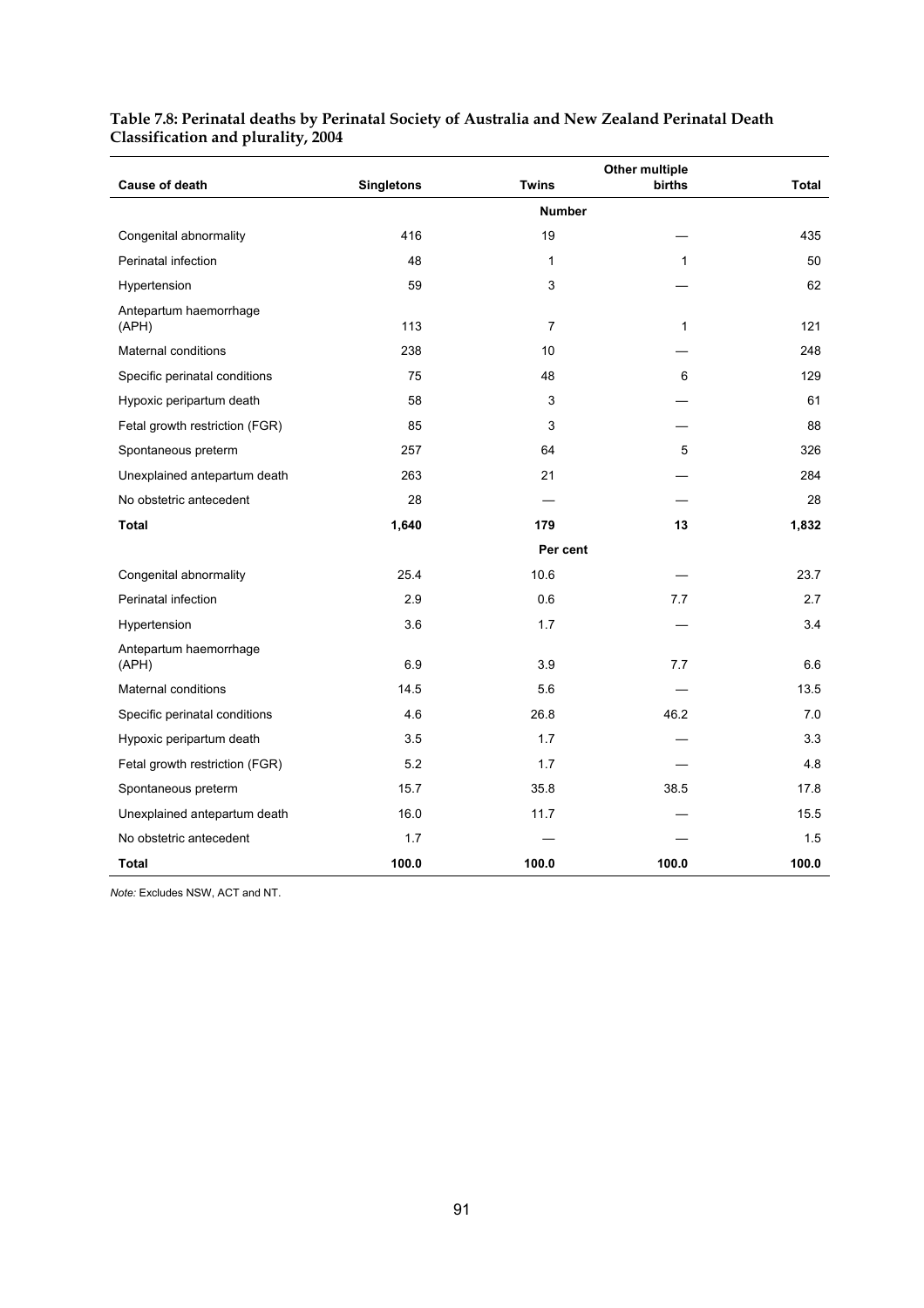**Table 7.8: Perinatal deaths by Perinatal Society of Australia and New Zealand Perinatal Death Classification and plurality, 2004**

| Cause of death | Singletons | Twins | Other multiple births | Total |
|---|---|---|---|---|
| | | **Number** | | |
| Congenital abnormality | 416 | 19 | — | 435 |
| Perinatal infection | 48 | 1 | 1 | 50 |
| Hypertension | 59 | 3 | — | 62 |
| Antepartum haemorrhage (APH) | 113 | 7 | 1 | 121 |
| Maternal conditions | 238 | 10 | — | 248 |
| Specific perinatal conditions | 75 | 48 | 6 | 129 |
| Hypoxic peripartum death | 58 | 3 | — | 61 |
| Fetal growth restriction (FGR) | 85 | 3 | — | 88 |
| Spontaneous preterm | 257 | 64 | 5 | 326 |
| Unexplained antepartum death | 263 | 21 | — | 284 |
| No obstetric antecedent | 28 | — | — | 28 |
| **Total** | **1,640** | **179** | **13** | **1,832** |
| | | **Per cent** | | |
| Congenital abnormality | 25.4 | 10.6 | — | 23.7 |
| Perinatal infection | 2.9 | 0.6 | 7.7 | 2.7 |
| Hypertension | 3.6 | 1.7 | — | 3.4 |
| Antepartum haemorrhage (APH) | 6.9 | 3.9 | 7.7 | 6.6 |
| Maternal conditions | 14.5 | 5.6 | — | 13.5 |
| Specific perinatal conditions | 4.6 | 26.8 | 46.2 | 7.0 |
| Hypoxic peripartum death | 3.5 | 1.7 | — | 3.3 |
| Fetal growth restriction (FGR) | 5.2 | 1.7 | — | 4.8 |
| Spontaneous preterm | 15.7 | 35.8 | 38.5 | 17.8 |
| Unexplained antepartum death | 16.0 | 11.7 | — | 15.5 |
| No obstetric antecedent | 1.7 | — | — | 1.5 |
| **Total** | **100.0** | **100.0** | **100.0** | **100.0** |

*Note:* Excludes NSW, ACT and NT.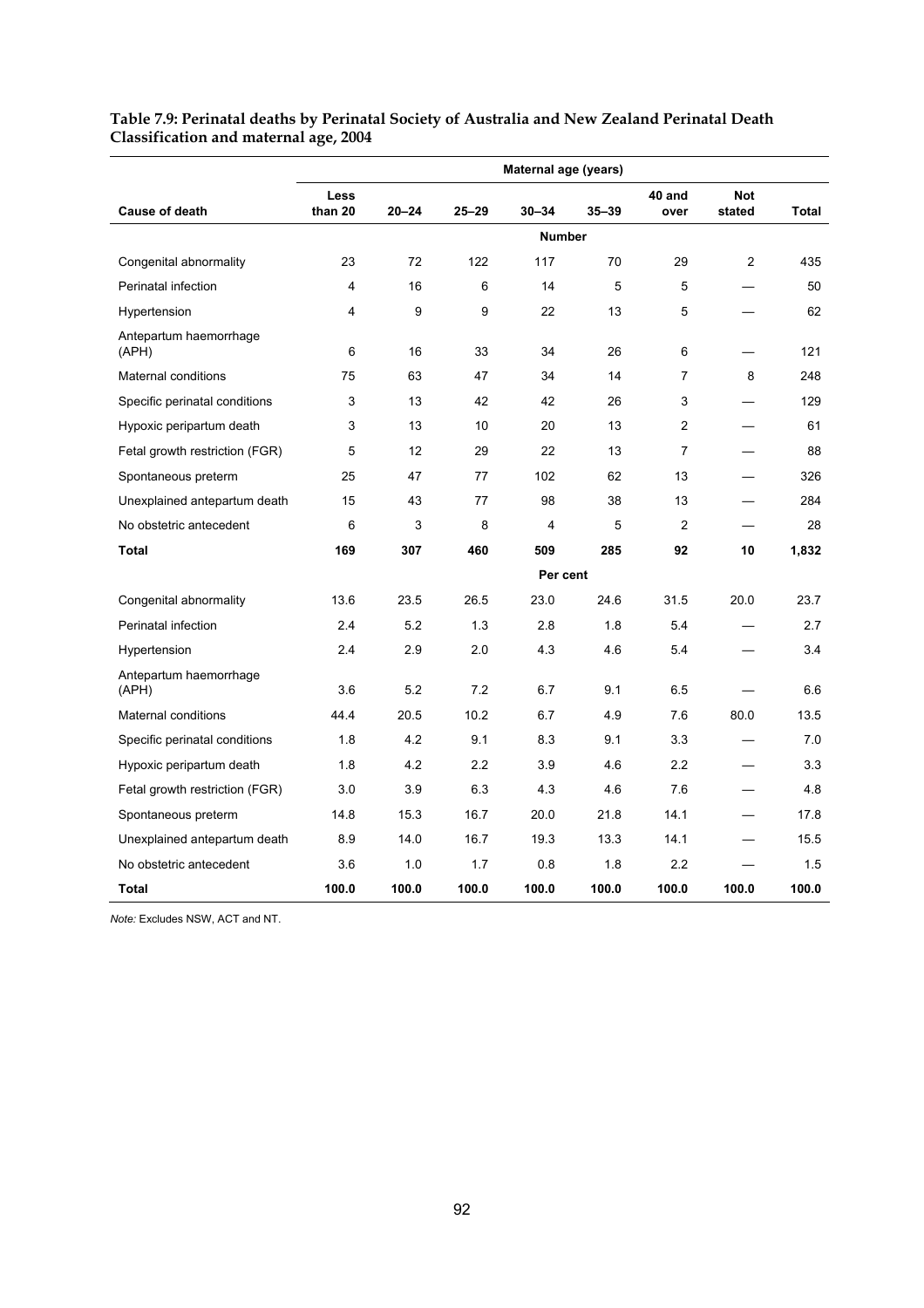**Table 7.9: Perinatal deaths by Perinatal Society of Australia and New Zealand Perinatal Death Classification and maternal age, 2004**

| | Maternal age (years) | | | | | | | |
|---|---|---|---|---|---|---|---|---|
| **Cause of death** | **Less than 20** | **20–24** | **25–29** | **30–34** | **35–39** | **40 and over** | **Not stated** | **Total** |
| | | | | **Number** | | | | |
| Congenital abnormality | 23 | 72 | 122 | 117 | 70 | 29 | 2 | 435 |
| Perinatal infection | 4 | 16 | 6 | 14 | 5 | 5 | — | 50 |
| Hypertension | 4 | 9 | 9 | 22 | 13 | 5 | — | 62 |
| Antepartum haemorrhage (APH) | 6 | 16 | 33 | 34 | 26 | 6 | — | 121 |
| Maternal conditions | 75 | 63 | 47 | 34 | 14 | 7 | 8 | 248 |
| Specific perinatal conditions | 3 | 13 | 42 | 42 | 26 | 3 | — | 129 |
| Hypoxic peripartum death | 3 | 13 | 10 | 20 | 13 | 2 | — | 61 |
| Fetal growth restriction (FGR) | 5 | 12 | 29 | 22 | 13 | 7 | — | 88 |
| Spontaneous preterm | 25 | 47 | 77 | 102 | 62 | 13 | — | 326 |
| Unexplained antepartum death | 15 | 43 | 77 | 98 | 38 | 13 | — | 284 |
| No obstetric antecedent | 6 | 3 | 8 | 4 | 5 | 2 | — | 28 |
| **Total** | **169** | **307** | **460** | **509** | **285** | **92** | **10** | **1,832** |
| | | | | **Per cent** | | | | |
| Congenital abnormality | 13.6 | 23.5 | 26.5 | 23.0 | 24.6 | 31.5 | 20.0 | 23.7 |
| Perinatal infection | 2.4 | 5.2 | 1.3 | 2.8 | 1.8 | 5.4 | — | 2.7 |
| Hypertension | 2.4 | 2.9 | 2.0 | 4.3 | 4.6 | 5.4 | — | 3.4 |
| Antepartum haemorrhage (APH) | 3.6 | 5.2 | 7.2 | 6.7 | 9.1 | 6.5 | — | 6.6 |
| Maternal conditions | 44.4 | 20.5 | 10.2 | 6.7 | 4.9 | 7.6 | 80.0 | 13.5 |
| Specific perinatal conditions | 1.8 | 4.2 | 9.1 | 8.3 | 9.1 | 3.3 | — | 7.0 |
| Hypoxic peripartum death | 1.8 | 4.2 | 2.2 | 3.9 | 4.6 | 2.2 | — | 3.3 |
| Fetal growth restriction (FGR) | 3.0 | 3.9 | 6.3 | 4.3 | 4.6 | 7.6 | — | 4.8 |
| Spontaneous preterm | 14.8 | 15.3 | 16.7 | 20.0 | 21.8 | 14.1 | — | 17.8 |
| Unexplained antepartum death | 8.9 | 14.0 | 16.7 | 19.3 | 13.3 | 14.1 | — | 15.5 |
| No obstetric antecedent | 3.6 | 1.0 | 1.7 | 0.8 | 1.8 | 2.2 | — | 1.5 |
| **Total** | **100.0** | **100.0** | **100.0** | **100.0** | **100.0** | **100.0** | **100.0** | **100.0** |

*Note:* Excludes NSW, ACT and NT.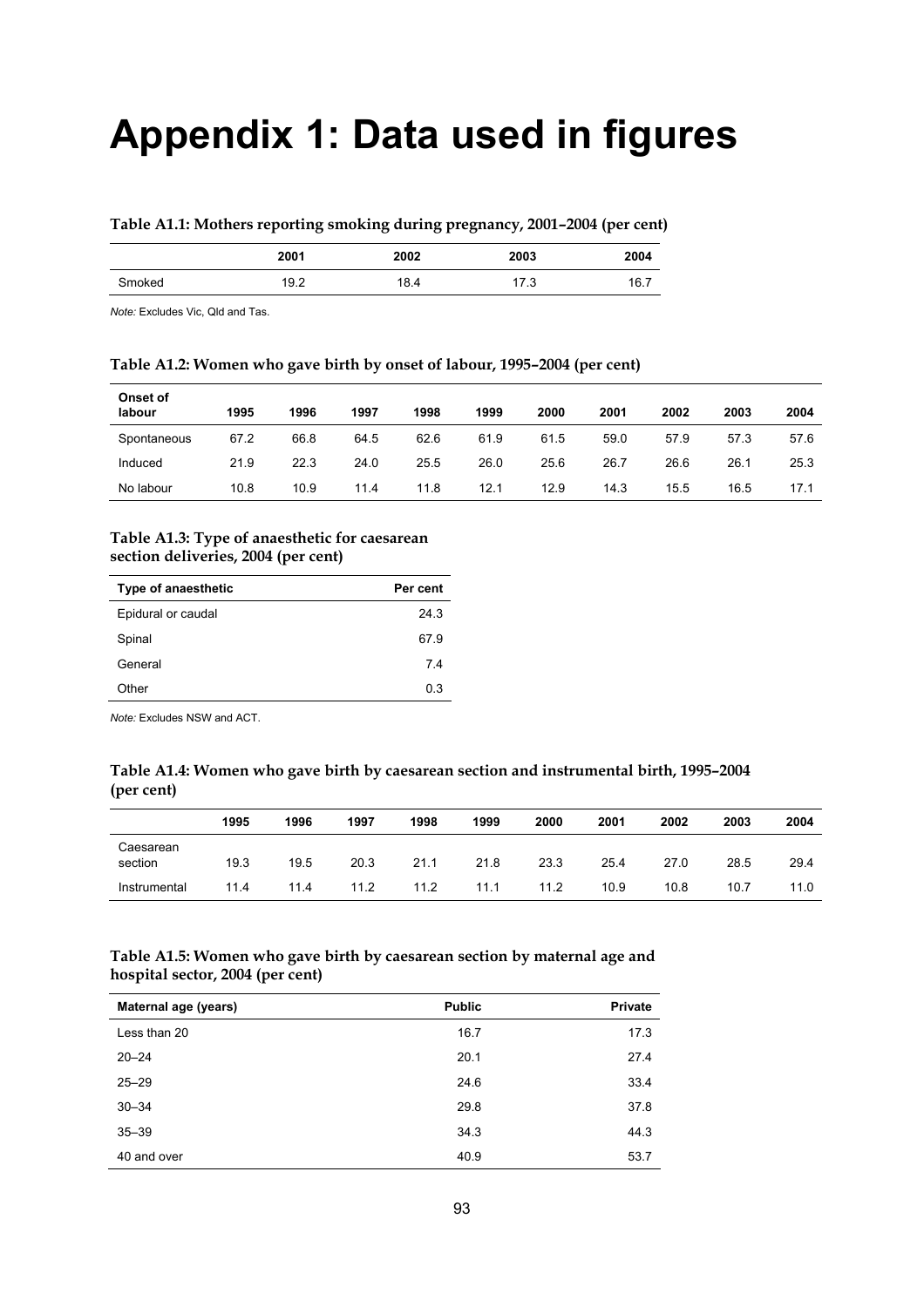# Appendix 1: Data used in figures

**Table A1.1: Mothers reporting smoking during pregnancy, 2001–2004 (per cent)**

| | 2001 | 2002 | 2003 | 2004 |
|---|---|---|---|---|
| Smoked | 19.2 | 18.4 | 17.3 | 16.7 |

*Note:* Excludes Vic, Qld and Tas.

**Table A1.2: Women who gave birth by onset of labour, 1995–2004 (per cent)**

| Onset of labour | 1995 | 1996 | 1997 | 1998 | 1999 | 2000 | 2001 | 2002 | 2003 | 2004 |
|---|---|---|---|---|---|---|---|---|---|---|
| Spontaneous | 67.2 | 66.8 | 64.5 | 62.6 | 61.9 | 61.5 | 59.0 | 57.9 | 57.3 | 57.6 |
| Induced | 21.9 | 22.3 | 24.0 | 25.5 | 26.0 | 25.6 | 26.7 | 26.6 | 26.1 | 25.3 |
| No labour | 10.8 | 10.9 | 11.4 | 11.8 | 12.1 | 12.9 | 14.3 | 15.5 | 16.5 | 17.1 |

**Table A1.3: Type of anaesthetic for caesarean section deliveries, 2004 (per cent)**

| Type of anaesthetic | Per cent |
|---|---|
| Epidural or caudal | 24.3 |
| Spinal | 67.9 |
| General | 7.4 |
| Other | 0.3 |

*Note:* Excludes NSW and ACT.

**Table A1.4: Women who gave birth by caesarean section and instrumental birth, 1995–2004 (per cent)**

| | 1995 | 1996 | 1997 | 1998 | 1999 | 2000 | 2001 | 2002 | 2003 | 2004 |
|---|---|---|---|---|---|---|---|---|---|---|
| Caesarean section | 19.3 | 19.5 | 20.3 | 21.1 | 21.8 | 23.3 | 25.4 | 27.0 | 28.5 | 29.4 |
| Instrumental | 11.4 | 11.4 | 11.2 | 11.2 | 11.1 | 11.2 | 10.9 | 10.8 | 10.7 | 11.0 |

**Table A1.5: Women who gave birth by caesarean section by maternal age and hospital sector, 2004 (per cent)**

| Maternal age (years) | Public | Private |
|---|---|---|
| Less than 20 | 16.7 | 17.3 |
| 20–24 | 20.1 | 27.4 |
| 25–29 | 24.6 | 33.4 |
| 30–34 | 29.8 | 37.8 |
| 35–39 | 34.3 | 44.3 |
| 40 and over | 40.9 | 53.7 |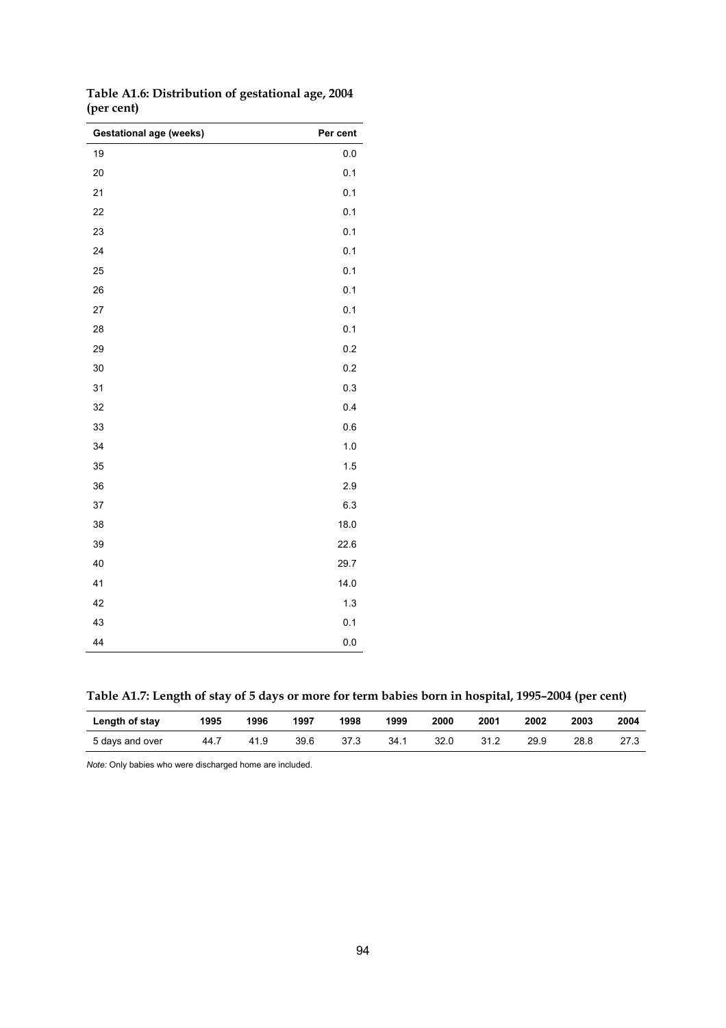**Table A1.6: Distribution of gestational age, 2004 (per cent)**

| Gestational age (weeks) | Per cent |
|---|---|
| 19 | 0.0 |
| 20 | 0.1 |
| 21 | 0.1 |
| 22 | 0.1 |
| 23 | 0.1 |
| 24 | 0.1 |
| 25 | 0.1 |
| 26 | 0.1 |
| 27 | 0.1 |
| 28 | 0.1 |
| 29 | 0.2 |
| 30 | 0.2 |
| 31 | 0.3 |
| 32 | 0.4 |
| 33 | 0.6 |
| 34 | 1.0 |
| 35 | 1.5 |
| 36 | 2.9 |
| 37 | 6.3 |
| 38 | 18.0 |
| 39 | 22.6 |
| 40 | 29.7 |
| 41 | 14.0 |
| 42 | 1.3 |
| 43 | 0.1 |
| 44 | 0.0 |

**Table A1.7: Length of stay of 5 days or more for term babies born in hospital, 1995–2004 (per cent)**

| Length of stay | 1995 | 1996 | 1997 | 1998 | 1999 | 2000 | 2001 | 2002 | 2003 | 2004 |
|---|---|---|---|---|---|---|---|---|---|---|
| 5 days and over | 44.7 | 41.9 | 39.6 | 37.3 | 34.1 | 32.0 | 31.2 | 29.9 | 28.8 | 27.3 |

*Note:* Only babies who were discharged home are included.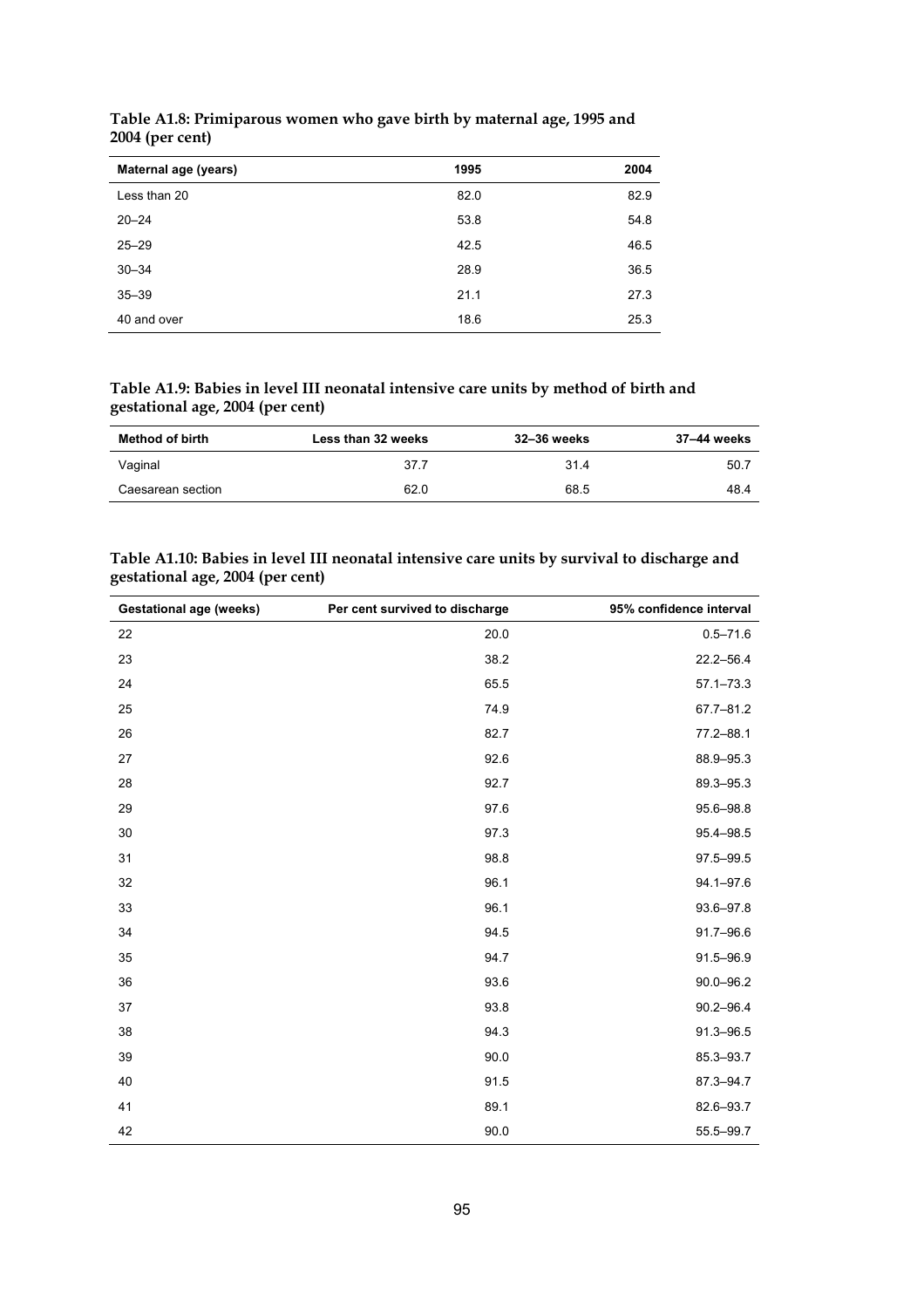**Table A1.8: Primiparous women who gave birth by maternal age, 1995 and 2004 (per cent)**

| Maternal age (years) | 1995 | 2004 |
|---|---|---|
| Less than 20 | 82.0 | 82.9 |
| 20–24 | 53.8 | 54.8 |
| 25–29 | 42.5 | 46.5 |
| 30–34 | 28.9 | 36.5 |
| 35–39 | 21.1 | 27.3 |
| 40 and over | 18.6 | 25.3 |

**Table A1.9: Babies in level III neonatal intensive care units by method of birth and gestational age, 2004 (per cent)**

| Method of birth | Less than 32 weeks | 32–36 weeks | 37–44 weeks |
|---|---|---|---|
| Vaginal | 37.7 | 31.4 | 50.7 |
| Caesarean section | 62.0 | 68.5 | 48.4 |

**Table A1.10: Babies in level III neonatal intensive care units by survival to discharge and gestational age, 2004 (per cent)**

| Gestational age (weeks) | Per cent survived to discharge | 95% confidence interval |
|---|---|---|
| 22 | 20.0 | 0.5–71.6 |
| 23 | 38.2 | 22.2–56.4 |
| 24 | 65.5 | 57.1–73.3 |
| 25 | 74.9 | 67.7–81.2 |
| 26 | 82.7 | 77.2–88.1 |
| 27 | 92.6 | 88.9–95.3 |
| 28 | 92.7 | 89.3–95.3 |
| 29 | 97.6 | 95.6–98.8 |
| 30 | 97.3 | 95.4–98.5 |
| 31 | 98.8 | 97.5–99.5 |
| 32 | 96.1 | 94.1–97.6 |
| 33 | 96.1 | 93.6–97.8 |
| 34 | 94.5 | 91.7–96.6 |
| 35 | 94.7 | 91.5–96.9 |
| 36 | 93.6 | 90.0–96.2 |
| 37 | 93.8 | 90.2–96.4 |
| 38 | 94.3 | 91.3–96.5 |
| 39 | 90.0 | 85.3–93.7 |
| 40 | 91.5 | 87.3–94.7 |
| 41 | 89.1 | 82.6–93.7 |
| 42 | 90.0 | 55.5–99.7 |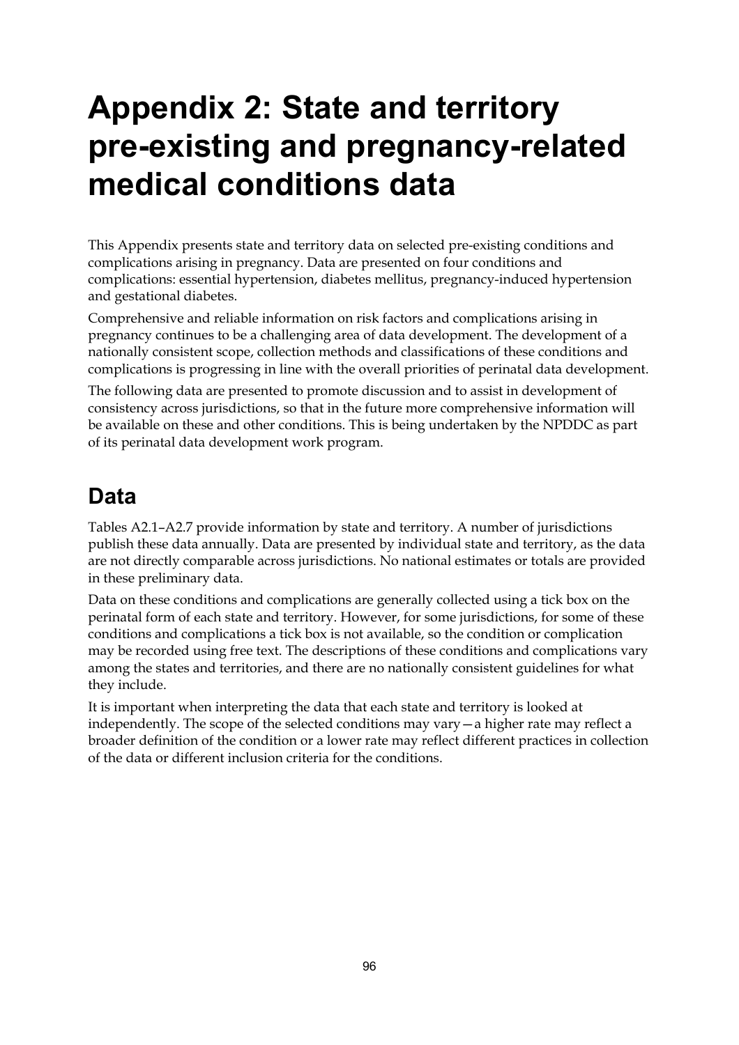# Appendix 2: State and territory pre-existing and pregnancy-related medical conditions data

This Appendix presents state and territory data on selected pre-existing conditions and complications arising in pregnancy. Data are presented on four conditions and complications: essential hypertension, diabetes mellitus, pregnancy-induced hypertension and gestational diabetes.

Comprehensive and reliable information on risk factors and complications arising in pregnancy continues to be a challenging area of data development. The development of a nationally consistent scope, collection methods and classifications of these conditions and complications is progressing in line with the overall priorities of perinatal data development.

The following data are presented to promote discussion and to assist in development of consistency across jurisdictions, so that in the future more comprehensive information will be available on these and other conditions. This is being undertaken by the NPDDC as part of its perinatal data development work program.

## Data

Tables A2.1–A2.7 provide information by state and territory. A number of jurisdictions publish these data annually. Data are presented by individual state and territory, as the data are not directly comparable across jurisdictions. No national estimates or totals are provided in these preliminary data.

Data on these conditions and complications are generally collected using a tick box on the perinatal form of each state and territory. However, for some jurisdictions, for some of these conditions and complications a tick box is not available, so the condition or complication may be recorded using free text. The descriptions of these conditions and complications vary among the states and territories, and there are no nationally consistent guidelines for what they include.

It is important when interpreting the data that each state and territory is looked at independently. The scope of the selected conditions may vary—a higher rate may reflect a broader definition of the condition or a lower rate may reflect different practices in collection of the data or different inclusion criteria for the conditions.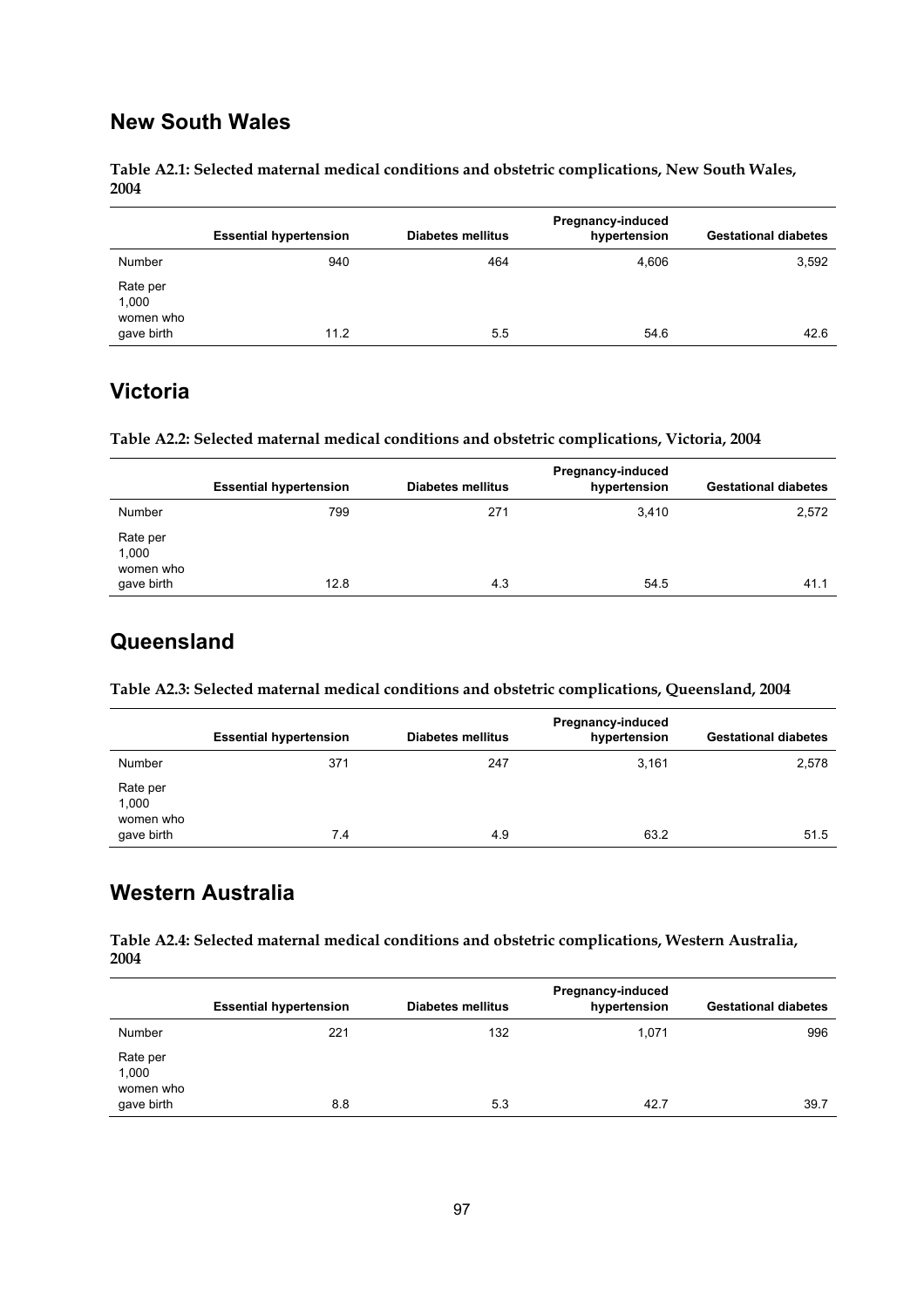## New South Wales

**Table A2.1: Selected maternal medical conditions and obstetric complications, New South Wales, 2004**

| | Essential hypertension | Diabetes mellitus | Pregnancy-induced hypertension | Gestational diabetes |
|---|---|---|---|---|
| Number | 940 | 464 | 4,606 | 3,592 |
| Rate per 1,000 women who gave birth | 11.2 | 5.5 | 54.6 | 42.6 |

## Victoria

**Table A2.2: Selected maternal medical conditions and obstetric complications, Victoria, 2004**

| | Essential hypertension | Diabetes mellitus | Pregnancy-induced hypertension | Gestational diabetes |
|---|---|---|---|---|
| Number | 799 | 271 | 3,410 | 2,572 |
| Rate per 1,000 women who gave birth | 12.8 | 4.3 | 54.5 | 41.1 |

## Queensland

**Table A2.3: Selected maternal medical conditions and obstetric complications, Queensland, 2004**

| | Essential hypertension | Diabetes mellitus | Pregnancy-induced hypertension | Gestational diabetes |
|---|---|---|---|---|
| Number | 371 | 247 | 3,161 | 2,578 |
| Rate per 1,000 women who gave birth | 7.4 | 4.9 | 63.2 | 51.5 |

## Western Australia

**Table A2.4: Selected maternal medical conditions and obstetric complications, Western Australia, 2004**

| | Essential hypertension | Diabetes mellitus | Pregnancy-induced hypertension | Gestational diabetes |
|---|---|---|---|---|
| Number | 221 | 132 | 1,071 | 996 |
| Rate per 1,000 women who gave birth | 8.8 | 5.3 | 42.7 | 39.7 |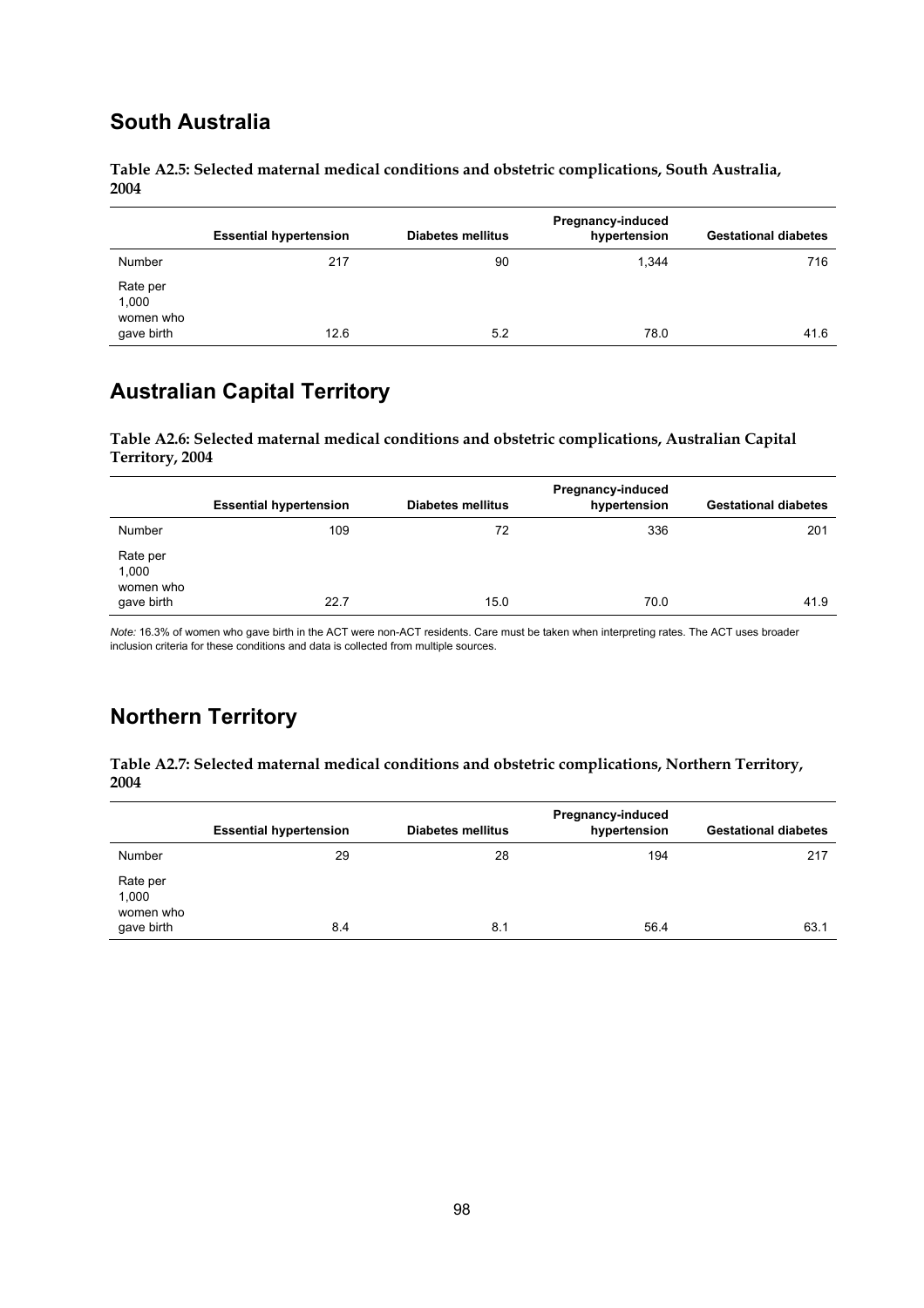## South Australia

**Table A2.5: Selected maternal medical conditions and obstetric complications, South Australia, 2004**

| | Essential hypertension | Diabetes mellitus | Pregnancy-induced hypertension | Gestational diabetes |
|---|---|---|---|---|
| Number | 217 | 90 | 1,344 | 716 |
| Rate per 1,000 women who gave birth | 12.6 | 5.2 | 78.0 | 41.6 |

## Australian Capital Territory

**Table A2.6: Selected maternal medical conditions and obstetric complications, Australian Capital Territory, 2004**

| | Essential hypertension | Diabetes mellitus | Pregnancy-induced hypertension | Gestational diabetes |
|---|---|---|---|---|
| Number | 109 | 72 | 336 | 201 |
| Rate per 1,000 women who gave birth | 22.7 | 15.0 | 70.0 | 41.9 |

*Note:* 16.3% of women who gave birth in the ACT were non-ACT residents. Care must be taken when interpreting rates. The ACT uses broader inclusion criteria for these conditions and data is collected from multiple sources.

## Northern Territory

**Table A2.7: Selected maternal medical conditions and obstetric complications, Northern Territory, 2004**

| | Essential hypertension | Diabetes mellitus | Pregnancy-induced hypertension | Gestational diabetes |
|---|---|---|---|---|
| Number | 29 | 28 | 194 | 217 |
| Rate per 1,000 women who gave birth | 8.4 | 8.1 | 56.4 | 63.1 |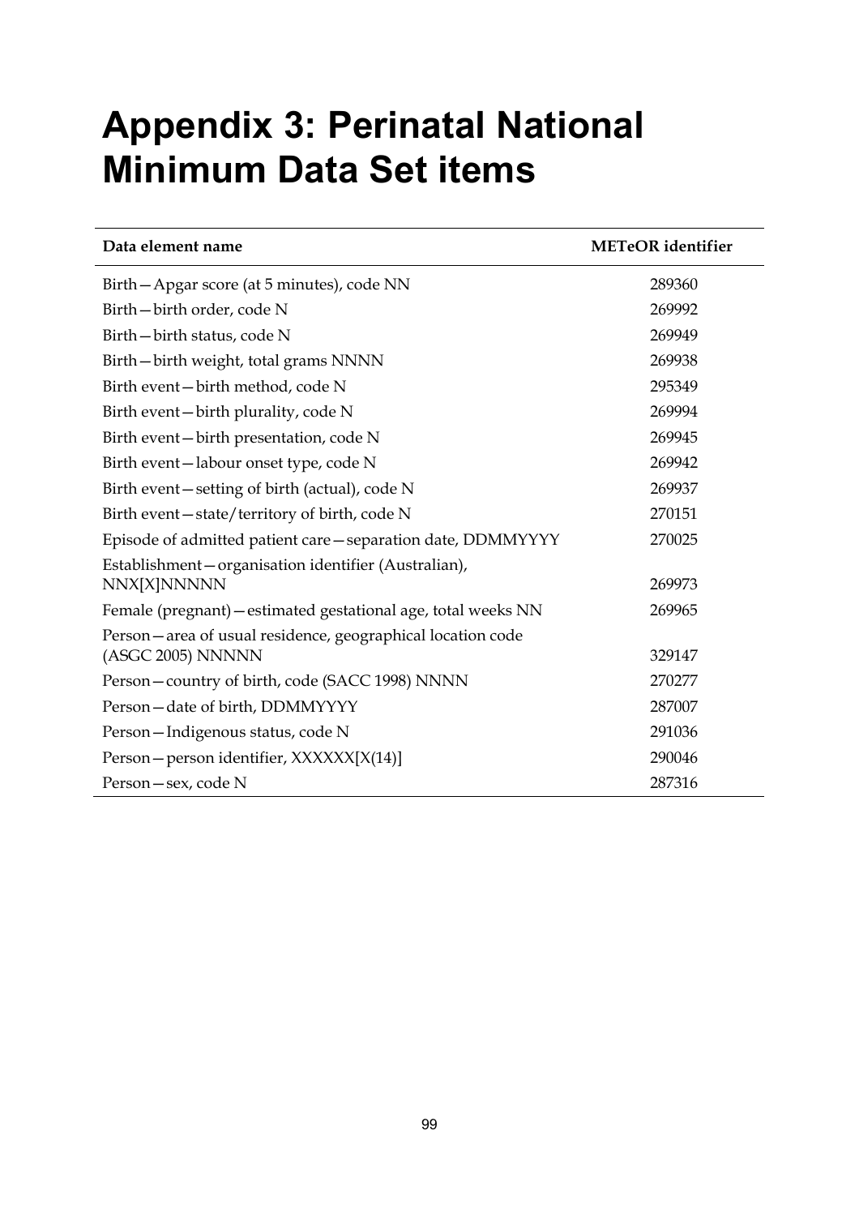# Appendix 3: Perinatal National Minimum Data Set items

| Data element name | METeOR identifier |
|---|---|
| Birth—Apgar score (at 5 minutes), code NN | 289360 |
| Birth—birth order, code N | 269992 |
| Birth—birth status, code N | 269949 |
| Birth—birth weight, total grams NNNN | 269938 |
| Birth event—birth method, code N | 295349 |
| Birth event—birth plurality, code N | 269994 |
| Birth event—birth presentation, code N | 269945 |
| Birth event—labour onset type, code N | 269942 |
| Birth event—setting of birth (actual), code N | 269937 |
| Birth event—state/territory of birth, code N | 270151 |
| Episode of admitted patient care—separation date, DDMMYYYY | 270025 |
| Establishment—organisation identifier (Australian), NNX[X]NNNNN | 269973 |
| Female (pregnant)—estimated gestational age, total weeks NN | 269965 |
| Person—area of usual residence, geographical location code (ASGC 2005) NNNNN | 329147 |
| Person—country of birth, code (SACC 1998) NNNN | 270277 |
| Person—date of birth, DDMMYYYY | 287007 |
| Person—Indigenous status, code N | 291036 |
| Person—person identifier, XXXXXX[X(14)] | 290046 |
| Person—sex, code N | 287316 |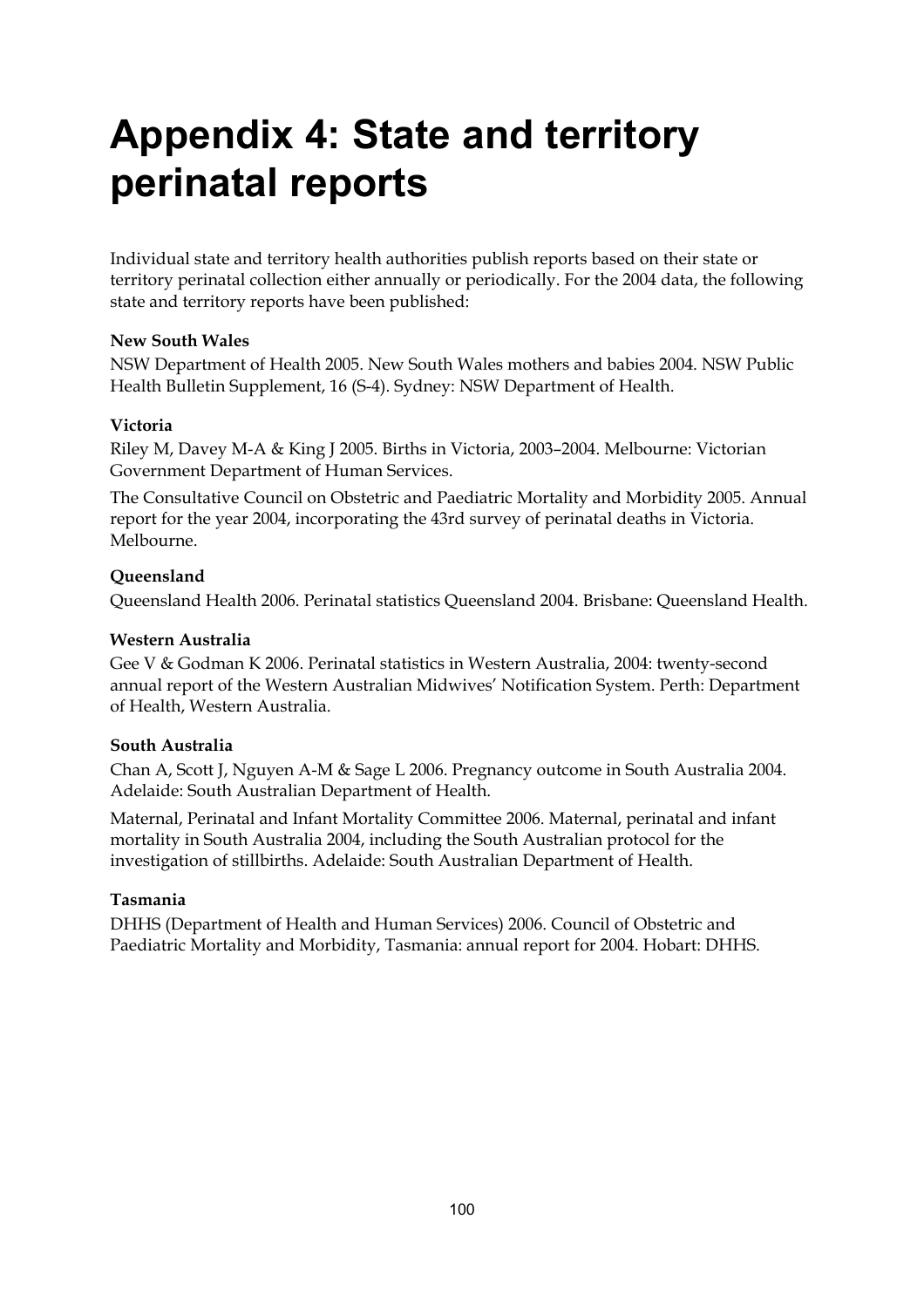# Appendix 4: State and territory perinatal reports

Individual state and territory health authorities publish reports based on their state or territory perinatal collection either annually or periodically. For the 2004 data, the following state and territory reports have been published:

**New South Wales**

NSW Department of Health 2005. New South Wales mothers and babies 2004. NSW Public Health Bulletin Supplement, 16 (S-4). Sydney: NSW Department of Health.

**Victoria**

Riley M, Davey M-A & King J 2005. Births in Victoria, 2003–2004. Melbourne: Victorian Government Department of Human Services.

The Consultative Council on Obstetric and Paediatric Mortality and Morbidity 2005. Annual report for the year 2004, incorporating the 43rd survey of perinatal deaths in Victoria. Melbourne.

**Queensland**

Queensland Health 2006. Perinatal statistics Queensland 2004. Brisbane: Queensland Health.

**Western Australia**

Gee V & Godman K 2006. Perinatal statistics in Western Australia, 2004: twenty-second annual report of the Western Australian Midwives' Notification System. Perth: Department of Health, Western Australia.

**South Australia**

Chan A, Scott J, Nguyen A-M & Sage L 2006. Pregnancy outcome in South Australia 2004. Adelaide: South Australian Department of Health.

Maternal, Perinatal and Infant Mortality Committee 2006. Maternal, perinatal and infant mortality in South Australia 2004, including the South Australian protocol for the investigation of stillbirths. Adelaide: South Australian Department of Health.

**Tasmania**

DHHS (Department of Health and Human Services) 2006. Council of Obstetric and Paediatric Mortality and Morbidity, Tasmania: annual report for 2004. Hobart: DHHS.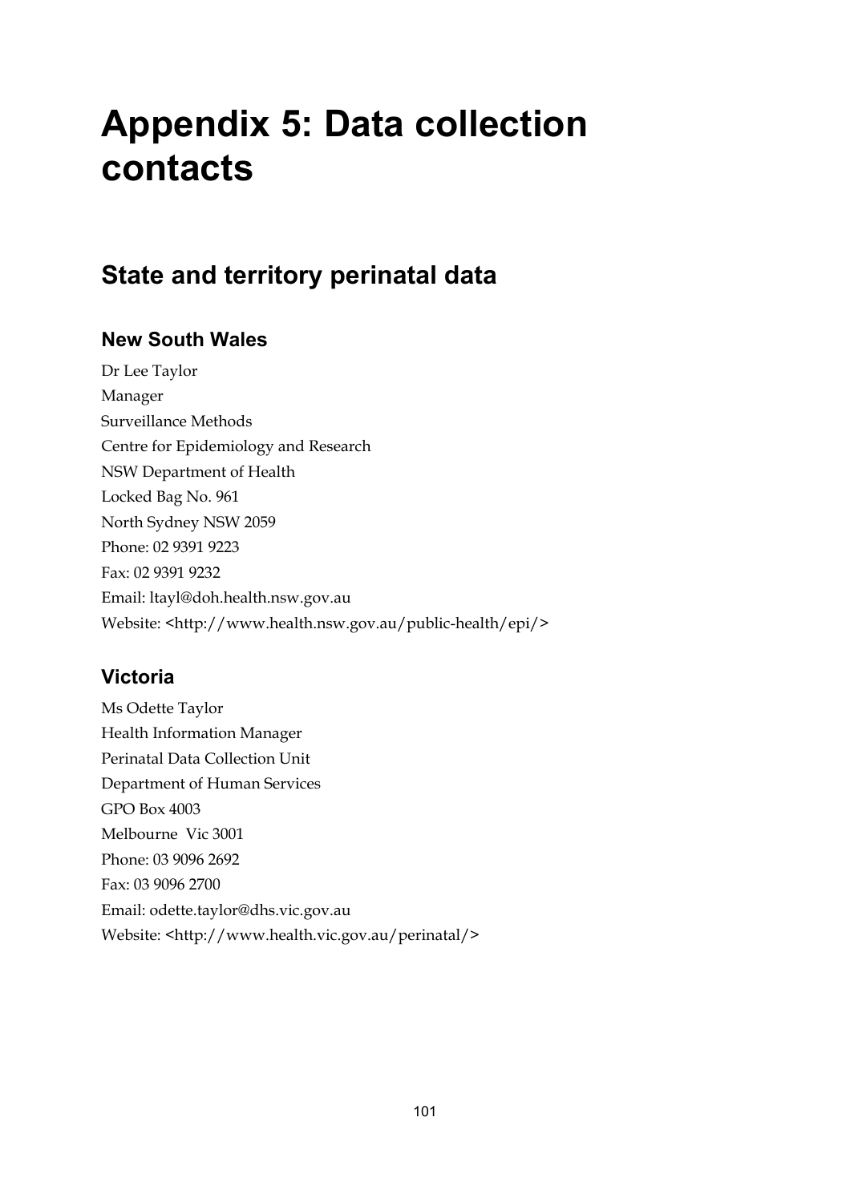# Appendix 5: Data collection contacts

## State and territory perinatal data

### New South Wales

Dr Lee Taylor  
Manager  
Surveillance Methods  
Centre for Epidemiology and Research  
NSW Department of Health  
Locked Bag No. 961  
North Sydney NSW 2059  
Phone: 02 9391 9223  
Fax: 02 9391 9232  
Email: ltayl@doh.health.nsw.gov.au  
Website: <http://www.health.nsw.gov.au/public-health/epi/>

### Victoria

Ms Odette Taylor  
Health Information Manager  
Perinatal Data Collection Unit  
Department of Human Services  
GPO Box 4003  
Melbourne Vic 3001  
Phone: 03 9096 2692  
Fax: 03 9096 2700  
Email: odette.taylor@dhs.vic.gov.au  
Website: <http://www.health.vic.gov.au/perinatal/>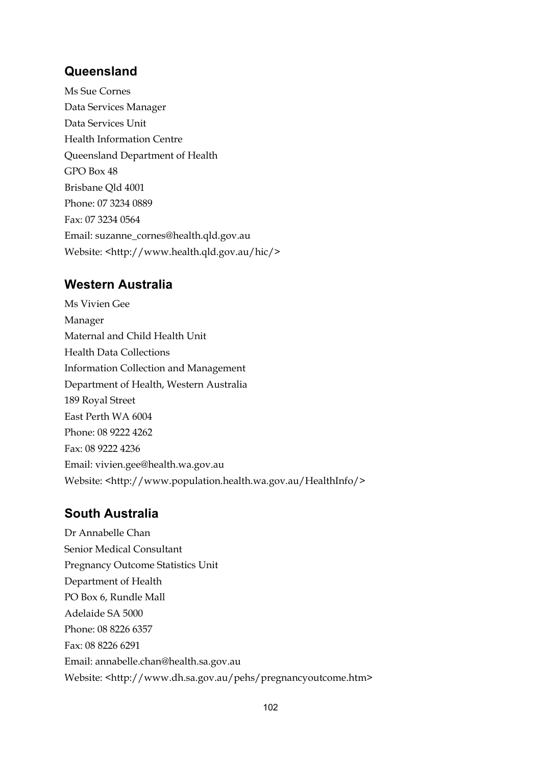## Queensland

Ms Sue Cornes
Data Services Manager
Data Services Unit
Health Information Centre
Queensland Department of Health
GPO Box 48
Brisbane Qld 4001
Phone: 07 3234 0889
Fax: 07 3234 0564
Email: suzanne_cornes@health.qld.gov.au
Website: <http://www.health.qld.gov.au/hic/>

## Western Australia

Ms Vivien Gee
Manager
Maternal and Child Health Unit
Health Data Collections
Information Collection and Management
Department of Health, Western Australia
189 Royal Street
East Perth WA 6004
Phone: 08 9222 4262
Fax: 08 9222 4236
Email: vivien.gee@health.wa.gov.au
Website: <http://www.population.health.wa.gov.au/HealthInfo/>

## South Australia

Dr Annabelle Chan
Senior Medical Consultant
Pregnancy Outcome Statistics Unit
Department of Health
PO Box 6, Rundle Mall
Adelaide SA 5000
Phone: 08 8226 6357
Fax: 08 8226 6291
Email: annabelle.chan@health.sa.gov.au
Website: <http://www.dh.sa.gov.au/pehs/pregnancyoutcome.htm>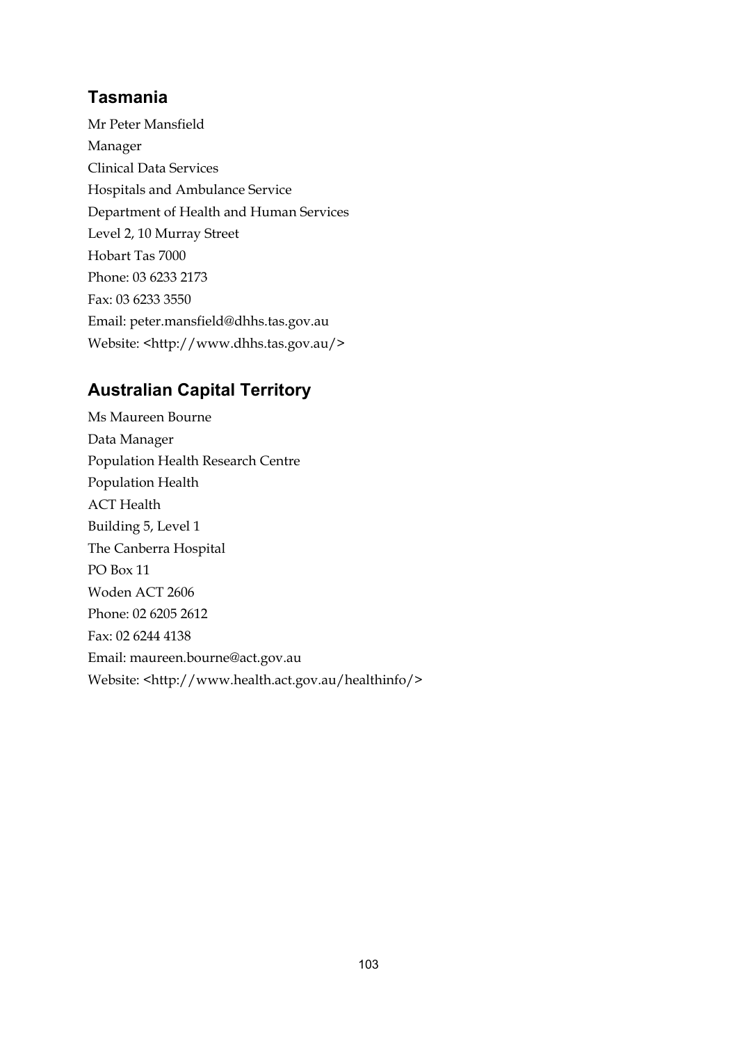## Tasmania

Mr Peter Mansfield
Manager
Clinical Data Services
Hospitals and Ambulance Service
Department of Health and Human Services
Level 2, 10 Murray Street
Hobart Tas 7000
Phone: 03 6233 2173
Fax: 03 6233 3550
Email: peter.mansfield@dhhs.tas.gov.au
Website: <http://www.dhhs.tas.gov.au/>

## Australian Capital Territory

Ms Maureen Bourne
Data Manager
Population Health Research Centre
Population Health
ACT Health
Building 5, Level 1
The Canberra Hospital
PO Box 11
Woden ACT 2606
Phone: 02 6205 2612
Fax: 02 6244 4138
Email: maureen.bourne@act.gov.au
Website: <http://www.health.act.gov.au/healthinfo/>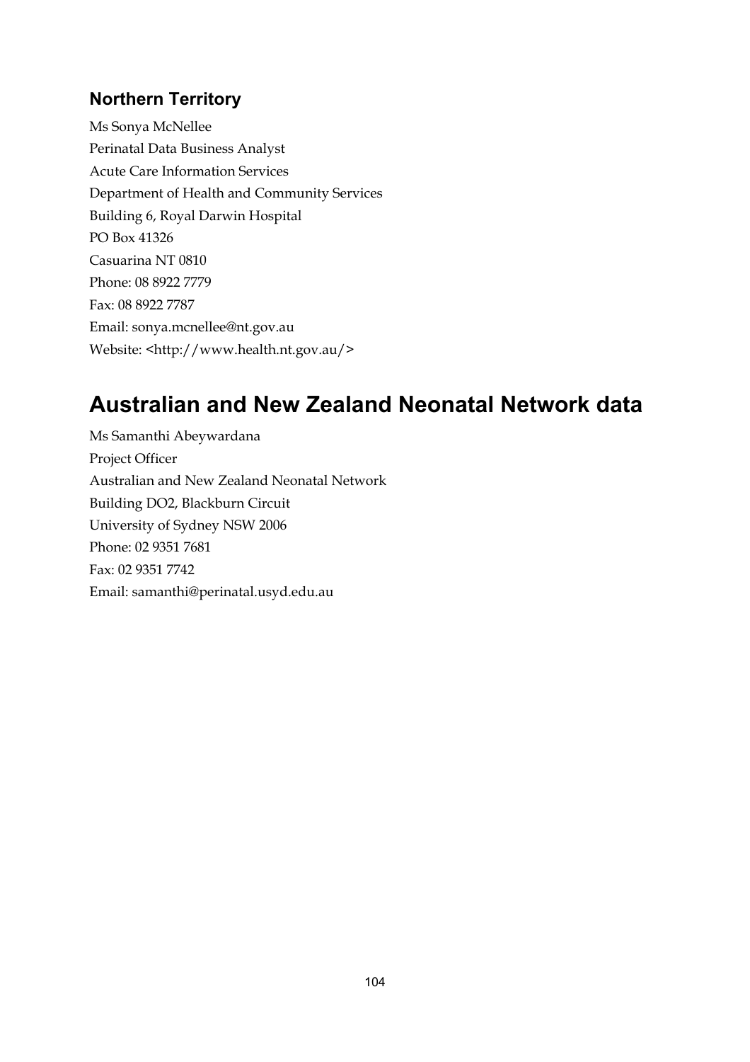### Northern Territory

Ms Sonya McNellee  
Perinatal Data Business Analyst  
Acute Care Information Services  
Department of Health and Community Services  
Building 6, Royal Darwin Hospital  
PO Box 41326  
Casuarina NT 0810  
Phone: 08 8922 7779  
Fax: 08 8922 7787  
Email: sonya.mcnellee@nt.gov.au  
Website: <http://www.health.nt.gov.au/>

## Australian and New Zealand Neonatal Network data

Ms Samanthi Abeywardana  
Project Officer  
Australian and New Zealand Neonatal Network  
Building DO2, Blackburn Circuit  
University of Sydney NSW 2006  
Phone: 02 9351 7681  
Fax: 02 9351 7742  
Email: samanthi@perinatal.usyd.edu.au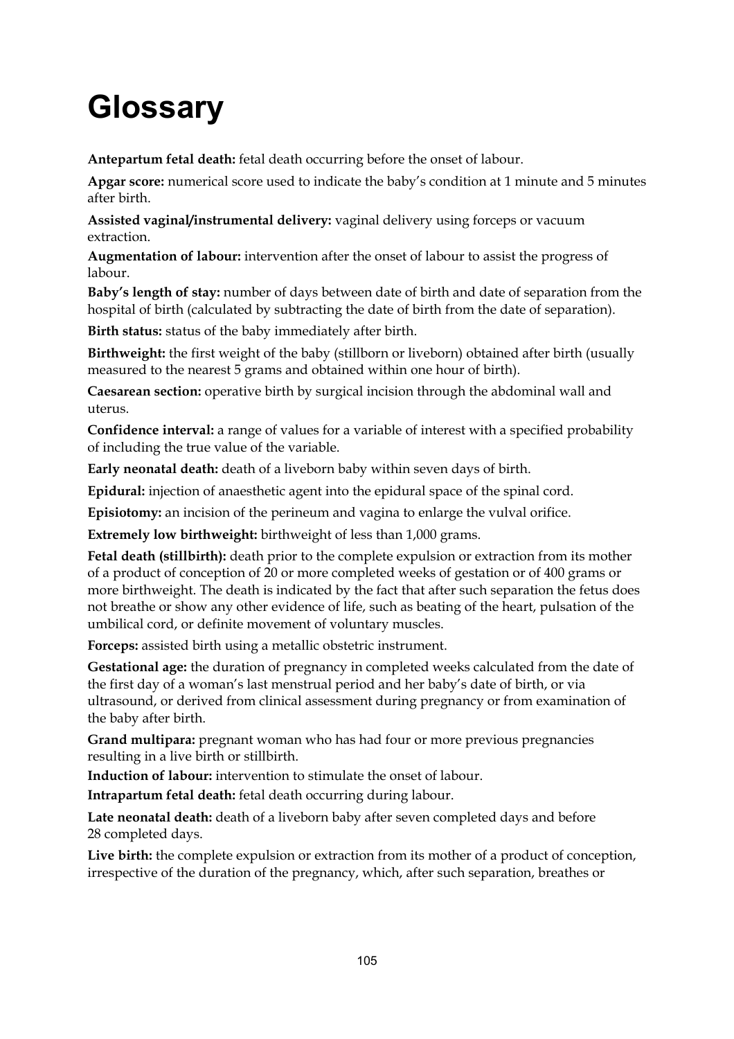# Glossary

**Antepartum fetal death:** fetal death occurring before the onset of labour.

**Apgar score:** numerical score used to indicate the baby's condition at 1 minute and 5 minutes after birth.

**Assisted vaginal/instrumental delivery:** vaginal delivery using forceps or vacuum extraction.

**Augmentation of labour:** intervention after the onset of labour to assist the progress of labour.

**Baby's length of stay:** number of days between date of birth and date of separation from the hospital of birth (calculated by subtracting the date of birth from the date of separation).

**Birth status:** status of the baby immediately after birth.

**Birthweight:** the first weight of the baby (stillborn or liveborn) obtained after birth (usually measured to the nearest 5 grams and obtained within one hour of birth).

**Caesarean section:** operative birth by surgical incision through the abdominal wall and uterus.

**Confidence interval:** a range of values for a variable of interest with a specified probability of including the true value of the variable.

**Early neonatal death:** death of a liveborn baby within seven days of birth.

**Epidural:** injection of anaesthetic agent into the epidural space of the spinal cord.

**Episiotomy:** an incision of the perineum and vagina to enlarge the vulval orifice.

**Extremely low birthweight:** birthweight of less than 1,000 grams.

**Fetal death (stillbirth):** death prior to the complete expulsion or extraction from its mother of a product of conception of 20 or more completed weeks of gestation or of 400 grams or more birthweight. The death is indicated by the fact that after such separation the fetus does not breathe or show any other evidence of life, such as beating of the heart, pulsation of the umbilical cord, or definite movement of voluntary muscles.

**Forceps:** assisted birth using a metallic obstetric instrument.

**Gestational age:** the duration of pregnancy in completed weeks calculated from the date of the first day of a woman's last menstrual period and her baby's date of birth, or via ultrasound, or derived from clinical assessment during pregnancy or from examination of the baby after birth.

**Grand multipara:** pregnant woman who has had four or more previous pregnancies resulting in a live birth or stillbirth.

**Induction of labour:** intervention to stimulate the onset of labour.

**Intrapartum fetal death:** fetal death occurring during labour.

**Late neonatal death:** death of a liveborn baby after seven completed days and before 28 completed days.

**Live birth:** the complete expulsion or extraction from its mother of a product of conception, irrespective of the duration of the pregnancy, which, after such separation, breathes or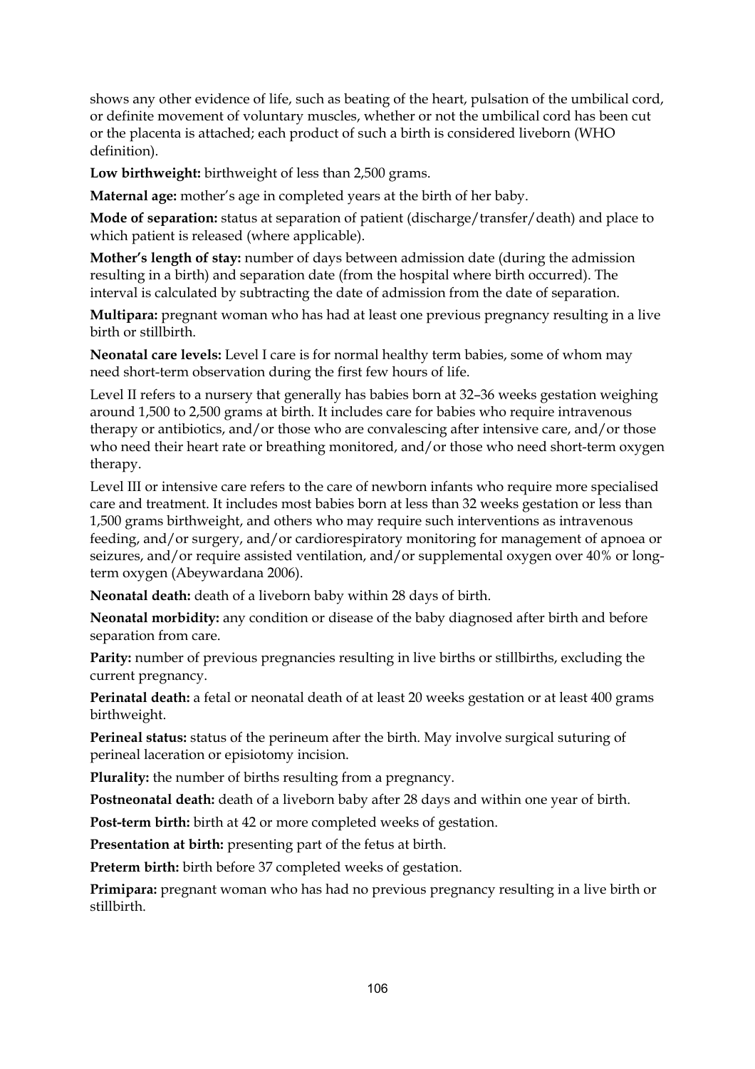shows any other evidence of life, such as beating of the heart, pulsation of the umbilical cord, or definite movement of voluntary muscles, whether or not the umbilical cord has been cut or the placenta is attached; each product of such a birth is considered liveborn (WHO definition).

**Low birthweight:** birthweight of less than 2,500 grams.

**Maternal age:** mother's age in completed years at the birth of her baby.

**Mode of separation:** status at separation of patient (discharge/transfer/death) and place to which patient is released (where applicable).

**Mother's length of stay:** number of days between admission date (during the admission resulting in a birth) and separation date (from the hospital where birth occurred). The interval is calculated by subtracting the date of admission from the date of separation.

**Multipara:** pregnant woman who has had at least one previous pregnancy resulting in a live birth or stillbirth.

**Neonatal care levels:** Level I care is for normal healthy term babies, some of whom may need short-term observation during the first few hours of life.

Level II refers to a nursery that generally has babies born at 32–36 weeks gestation weighing around 1,500 to 2,500 grams at birth. It includes care for babies who require intravenous therapy or antibiotics, and/or those who are convalescing after intensive care, and/or those who need their heart rate or breathing monitored, and/or those who need short-term oxygen therapy.

Level III or intensive care refers to the care of newborn infants who require more specialised care and treatment. It includes most babies born at less than 32 weeks gestation or less than 1,500 grams birthweight, and others who may require such interventions as intravenous feeding, and/or surgery, and/or cardiorespiratory monitoring for management of apnoea or seizures, and/or require assisted ventilation, and/or supplemental oxygen over 40% or long-term oxygen (Abeywardana 2006).

**Neonatal death:** death of a liveborn baby within 28 days of birth.

**Neonatal morbidity:** any condition or disease of the baby diagnosed after birth and before separation from care.

**Parity:** number of previous pregnancies resulting in live births or stillbirths, excluding the current pregnancy.

**Perinatal death:** a fetal or neonatal death of at least 20 weeks gestation or at least 400 grams birthweight.

**Perineal status:** status of the perineum after the birth. May involve surgical suturing of perineal laceration or episiotomy incision.

**Plurality:** the number of births resulting from a pregnancy.

**Postneonatal death:** death of a liveborn baby after 28 days and within one year of birth.

**Post-term birth:** birth at 42 or more completed weeks of gestation.

**Presentation at birth:** presenting part of the fetus at birth.

**Preterm birth:** birth before 37 completed weeks of gestation.

**Primipara:** pregnant woman who has had no previous pregnancy resulting in a live birth or stillbirth.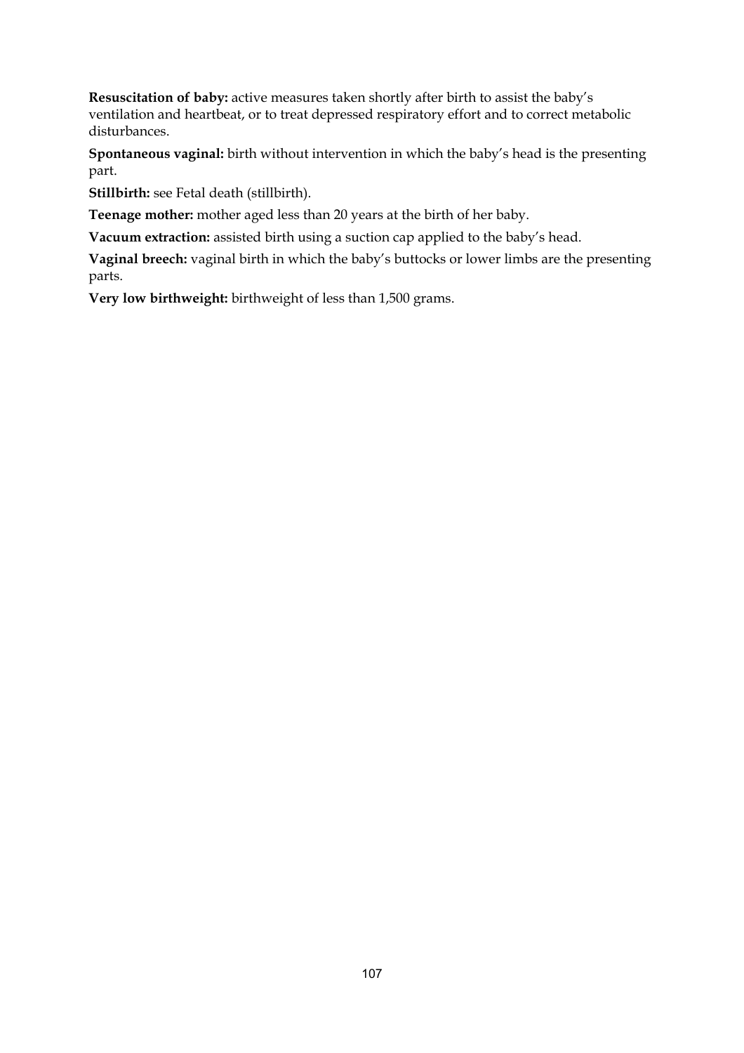**Resuscitation of baby:** active measures taken shortly after birth to assist the baby's ventilation and heartbeat, or to treat depressed respiratory effort and to correct metabolic disturbances.

**Spontaneous vaginal:** birth without intervention in which the baby's head is the presenting part.

**Stillbirth:** see Fetal death (stillbirth).

**Teenage mother:** mother aged less than 20 years at the birth of her baby.

**Vacuum extraction:** assisted birth using a suction cap applied to the baby's head.

**Vaginal breech:** vaginal birth in which the baby's buttocks or lower limbs are the presenting parts.

**Very low birthweight:** birthweight of less than 1,500 grams.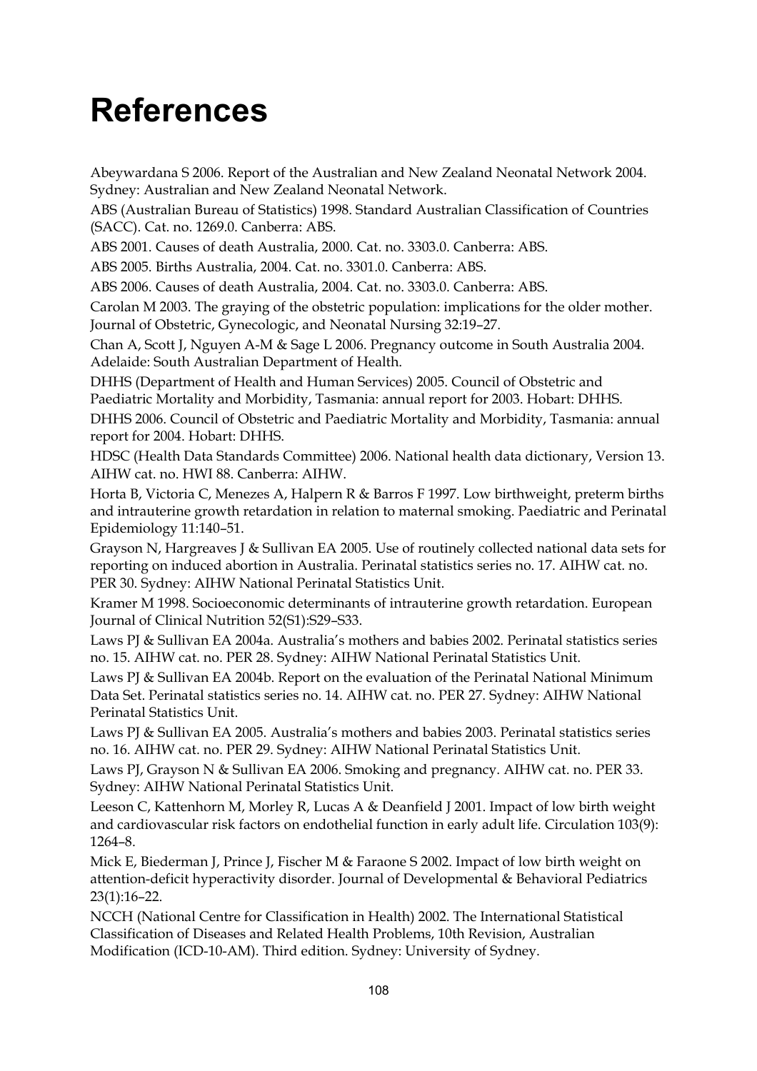# References

Abeywardana S 2006. Report of the Australian and New Zealand Neonatal Network 2004. Sydney: Australian and New Zealand Neonatal Network.

ABS (Australian Bureau of Statistics) 1998. Standard Australian Classification of Countries (SACC). Cat. no. 1269.0. Canberra: ABS.

ABS 2001. Causes of death Australia, 2000. Cat. no. 3303.0. Canberra: ABS.

ABS 2005. Births Australia, 2004. Cat. no. 3301.0. Canberra: ABS.

ABS 2006. Causes of death Australia, 2004. Cat. no. 3303.0. Canberra: ABS.

Carolan M 2003. The graying of the obstetric population: implications for the older mother. Journal of Obstetric, Gynecologic, and Neonatal Nursing 32:19–27.

Chan A, Scott J, Nguyen A-M & Sage L 2006. Pregnancy outcome in South Australia 2004. Adelaide: South Australian Department of Health.

DHHS (Department of Health and Human Services) 2005. Council of Obstetric and Paediatric Mortality and Morbidity, Tasmania: annual report for 2003. Hobart: DHHS.

DHHS 2006. Council of Obstetric and Paediatric Mortality and Morbidity, Tasmania: annual report for 2004. Hobart: DHHS.

HDSC (Health Data Standards Committee) 2006. National health data dictionary, Version 13. AIHW cat. no. HWI 88. Canberra: AIHW.

Horta B, Victoria C, Menezes A, Halpern R & Barros F 1997. Low birthweight, preterm births and intrauterine growth retardation in relation to maternal smoking. Paediatric and Perinatal Epidemiology 11:140–51.

Grayson N, Hargreaves J & Sullivan EA 2005. Use of routinely collected national data sets for reporting on induced abortion in Australia. Perinatal statistics series no. 17. AIHW cat. no. PER 30. Sydney: AIHW National Perinatal Statistics Unit.

Kramer M 1998. Socioeconomic determinants of intrauterine growth retardation. European Journal of Clinical Nutrition 52(S1):S29–S33.

Laws PJ & Sullivan EA 2004a. Australia's mothers and babies 2002. Perinatal statistics series no. 15. AIHW cat. no. PER 28. Sydney: AIHW National Perinatal Statistics Unit.

Laws PJ & Sullivan EA 2004b. Report on the evaluation of the Perinatal National Minimum Data Set. Perinatal statistics series no. 14. AIHW cat. no. PER 27. Sydney: AIHW National Perinatal Statistics Unit.

Laws PJ & Sullivan EA 2005. Australia's mothers and babies 2003. Perinatal statistics series no. 16. AIHW cat. no. PER 29. Sydney: AIHW National Perinatal Statistics Unit.

Laws PJ, Grayson N & Sullivan EA 2006. Smoking and pregnancy. AIHW cat. no. PER 33. Sydney: AIHW National Perinatal Statistics Unit.

Leeson C, Kattenhorn M, Morley R, Lucas A & Deanfield J 2001. Impact of low birth weight and cardiovascular risk factors on endothelial function in early adult life. Circulation 103(9): 1264–8.

Mick E, Biederman J, Prince J, Fischer M & Faraone S 2002. Impact of low birth weight on attention-deficit hyperactivity disorder. Journal of Developmental & Behavioral Pediatrics 23(1):16–22.

NCCH (National Centre for Classification in Health) 2002. The International Statistical Classification of Diseases and Related Health Problems, 10th Revision, Australian Modification (ICD-10-AM). Third edition. Sydney: University of Sydney.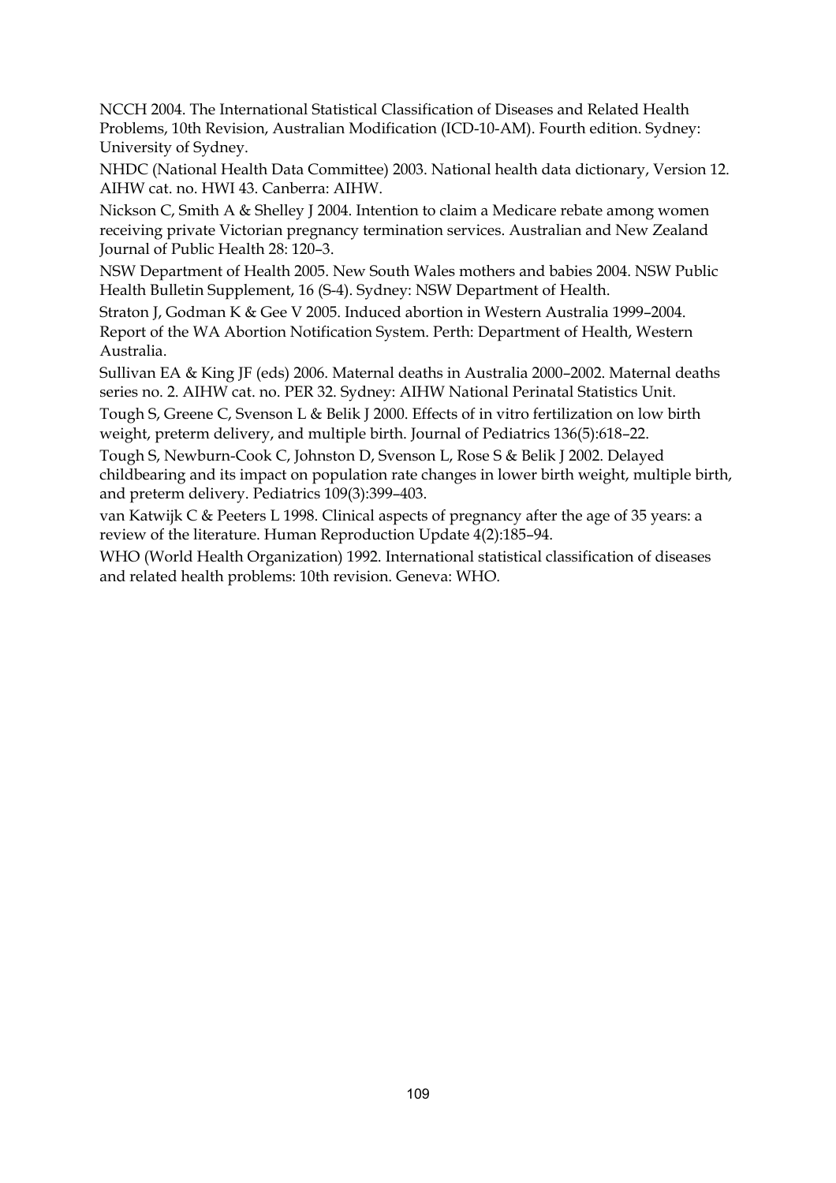NCCH 2004. The International Statistical Classification of Diseases and Related Health Problems, 10th Revision, Australian Modification (ICD-10-AM). Fourth edition. Sydney: University of Sydney.

NHDC (National Health Data Committee) 2003. National health data dictionary, Version 12. AIHW cat. no. HWI 43. Canberra: AIHW.

Nickson C, Smith A & Shelley J 2004. Intention to claim a Medicare rebate among women receiving private Victorian pregnancy termination services. Australian and New Zealand Journal of Public Health 28: 120–3.

NSW Department of Health 2005. New South Wales mothers and babies 2004. NSW Public Health Bulletin Supplement, 16 (S-4). Sydney: NSW Department of Health.

Straton J, Godman K & Gee V 2005. Induced abortion in Western Australia 1999–2004. Report of the WA Abortion Notification System. Perth: Department of Health, Western Australia.

Sullivan EA & King JF (eds) 2006. Maternal deaths in Australia 2000–2002. Maternal deaths series no. 2. AIHW cat. no. PER 32. Sydney: AIHW National Perinatal Statistics Unit.

Tough S, Greene C, Svenson L & Belik J 2000. Effects of in vitro fertilization on low birth weight, preterm delivery, and multiple birth. Journal of Pediatrics 136(5):618–22.

Tough S, Newburn-Cook C, Johnston D, Svenson L, Rose S & Belik J 2002. Delayed childbearing and its impact on population rate changes in lower birth weight, multiple birth, and preterm delivery. Pediatrics 109(3):399–403.

van Katwijk C & Peeters L 1998. Clinical aspects of pregnancy after the age of 35 years: a review of the literature. Human Reproduction Update 4(2):185–94.

WHO (World Health Organization) 1992. International statistical classification of diseases and related health problems: 10th revision. Geneva: WHO.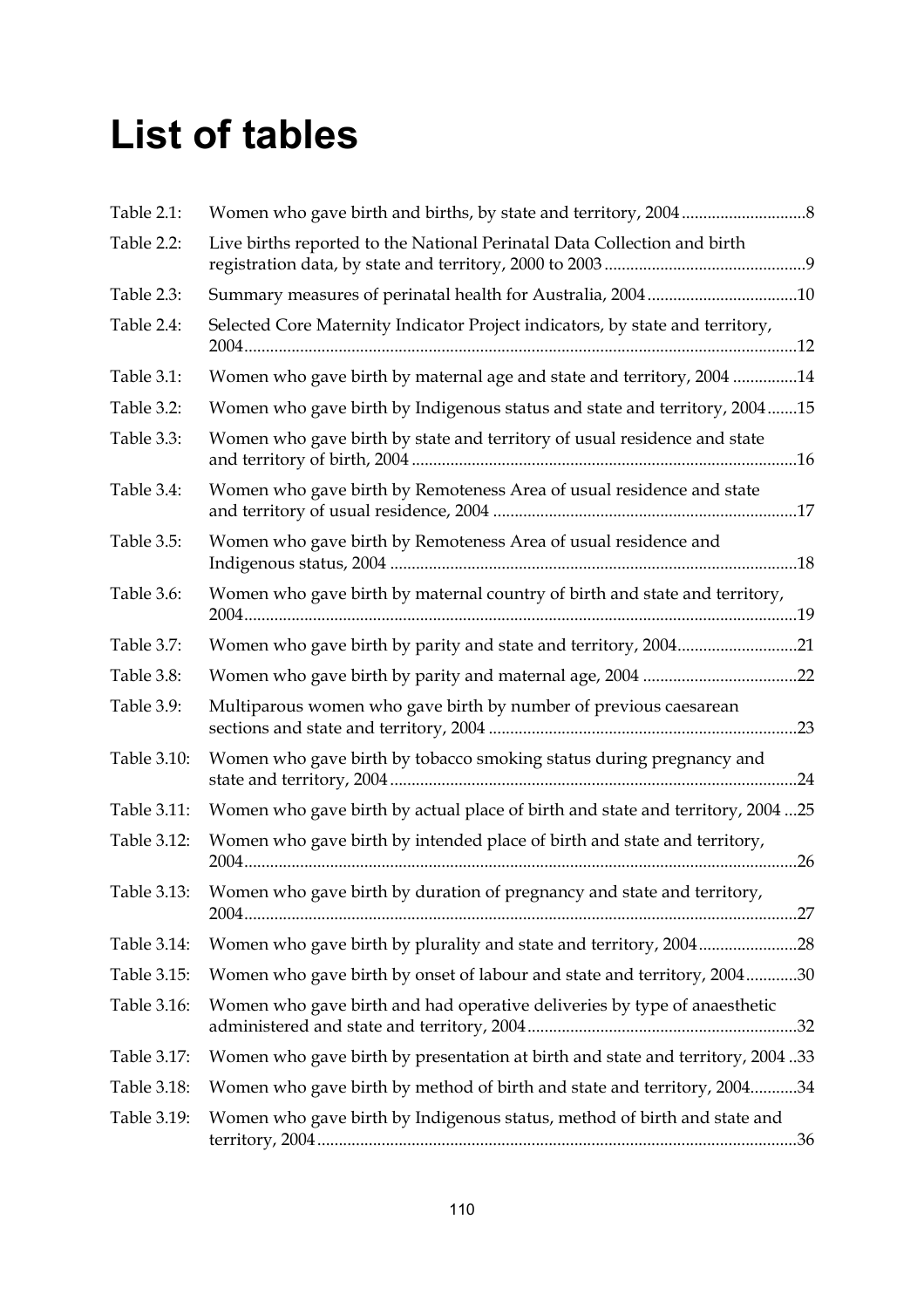# List of tables

| | | |
|---|---|---|
| Table 2.1: | Women who gave birth and births, by state and territory, 2004 | 8 |
| Table 2.2: | Live births reported to the National Perinatal Data Collection and birth registration data, by state and territory, 2000 to 2003 | 9 |
| Table 2.3: | Summary measures of perinatal health for Australia, 2004 | 10 |
| Table 2.4: | Selected Core Maternity Indicator Project indicators, by state and territory, 2004 | 12 |
| Table 3.1: | Women who gave birth by maternal age and state and territory, 2004 | 14 |
| Table 3.2: | Women who gave birth by Indigenous status and state and territory, 2004 | 15 |
| Table 3.3: | Women who gave birth by state and territory of usual residence and state and territory of birth, 2004 | 16 |
| Table 3.4: | Women who gave birth by Remoteness Area of usual residence and state and territory of usual residence, 2004 | 17 |
| Table 3.5: | Women who gave birth by Remoteness Area of usual residence and Indigenous status, 2004 | 18 |
| Table 3.6: | Women who gave birth by maternal country of birth and state and territory, 2004 | 19 |
| Table 3.7: | Women who gave birth by parity and state and territory, 2004 | 21 |
| Table 3.8: | Women who gave birth by parity and maternal age, 2004 | 22 |
| Table 3.9: | Multiparous women who gave birth by number of previous caesarean sections and state and territory, 2004 | 23 |
| Table 3.10: | Women who gave birth by tobacco smoking status during pregnancy and state and territory, 2004 | 24 |
| Table 3.11: | Women who gave birth by actual place of birth and state and territory, 2004 | 25 |
| Table 3.12: | Women who gave birth by intended place of birth and state and territory, 2004 | 26 |
| Table 3.13: | Women who gave birth by duration of pregnancy and state and territory, 2004 | 27 |
| Table 3.14: | Women who gave birth by plurality and state and territory, 2004 | 28 |
| Table 3.15: | Women who gave birth by onset of labour and state and territory, 2004 | 30 |
| Table 3.16: | Women who gave birth and had operative deliveries by type of anaesthetic administered and state and territory, 2004 | 32 |
| Table 3.17: | Women who gave birth by presentation at birth and state and territory, 2004 | 33 |
| Table 3.18: | Women who gave birth by method of birth and state and territory, 2004 | 34 |
| Table 3.19: | Women who gave birth by Indigenous status, method of birth and state and territory, 2004 | 36 |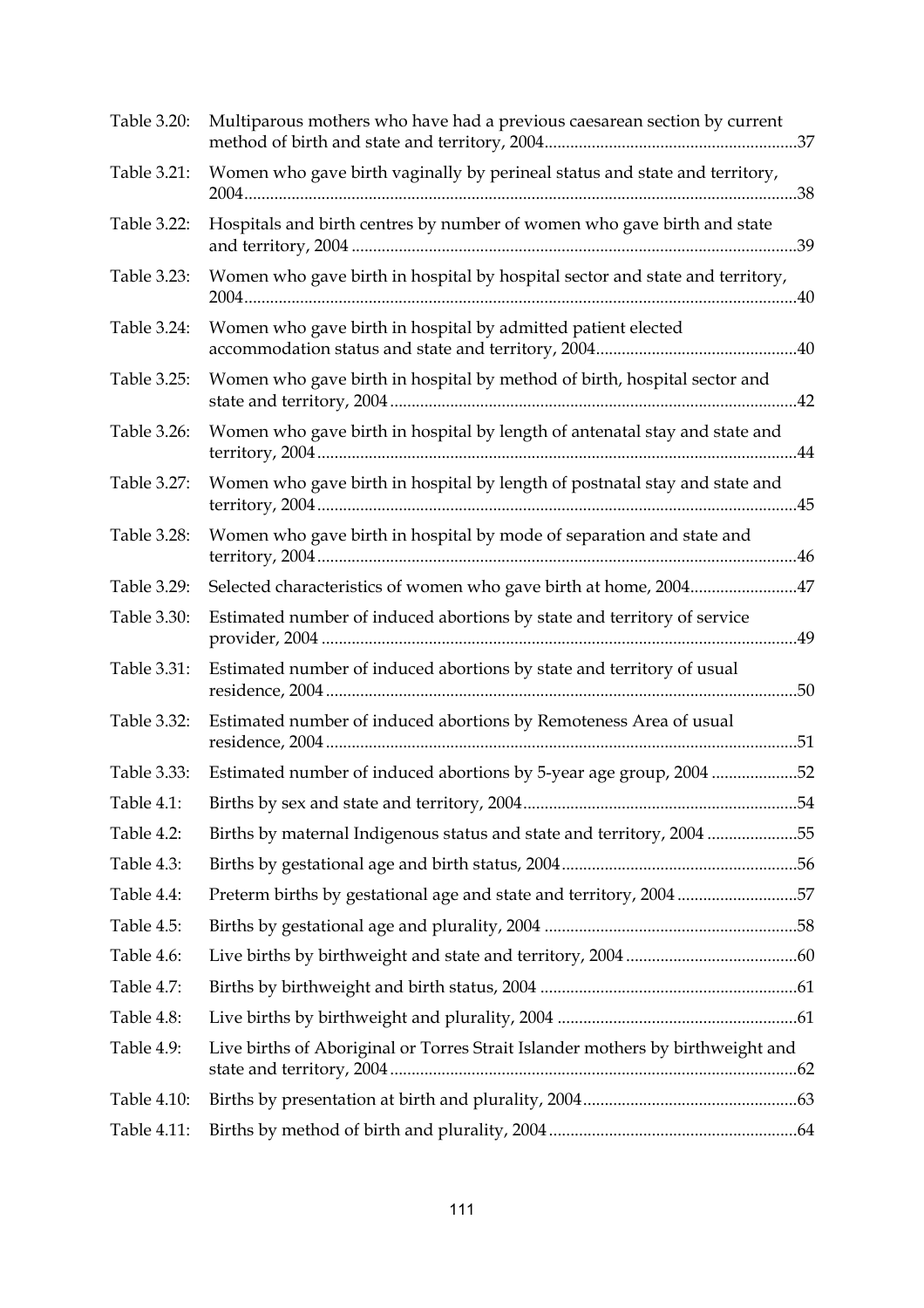| | | |
|---|---|---|
| Table 3.20: | Multiparous mothers who have had a previous caesarean section by current method of birth and state and territory, 2004 | 37 |
| Table 3.21: | Women who gave birth vaginally by perineal status and state and territory, 2004 | 38 |
| Table 3.22: | Hospitals and birth centres by number of women who gave birth and state and territory, 2004 | 39 |
| Table 3.23: | Women who gave birth in hospital by hospital sector and state and territory, 2004 | 40 |
| Table 3.24: | Women who gave birth in hospital by admitted patient elected accommodation status and state and territory, 2004 | 40 |
| Table 3.25: | Women who gave birth in hospital by method of birth, hospital sector and state and territory, 2004 | 42 |
| Table 3.26: | Women who gave birth in hospital by length of antenatal stay and state and territory, 2004 | 44 |
| Table 3.27: | Women who gave birth in hospital by length of postnatal stay and state and territory, 2004 | 45 |
| Table 3.28: | Women who gave birth in hospital by mode of separation and state and territory, 2004 | 46 |
| Table 3.29: | Selected characteristics of women who gave birth at home, 2004 | 47 |
| Table 3.30: | Estimated number of induced abortions by state and territory of service provider, 2004 | 49 |
| Table 3.31: | Estimated number of induced abortions by state and territory of usual residence, 2004 | 50 |
| Table 3.32: | Estimated number of induced abortions by Remoteness Area of usual residence, 2004 | 51 |
| Table 3.33: | Estimated number of induced abortions by 5-year age group, 2004 | 52 |
| Table 4.1: | Births by sex and state and territory, 2004 | 54 |
| Table 4.2: | Births by maternal Indigenous status and state and territory, 2004 | 55 |
| Table 4.3: | Births by gestational age and birth status, 2004 | 56 |
| Table 4.4: | Preterm births by gestational age and state and territory, 2004 | 57 |
| Table 4.5: | Births by gestational age and plurality, 2004 | 58 |
| Table 4.6: | Live births by birthweight and state and territory, 2004 | 60 |
| Table 4.7: | Births by birthweight and birth status, 2004 | 61 |
| Table 4.8: | Live births by birthweight and plurality, 2004 | 61 |
| Table 4.9: | Live births of Aboriginal or Torres Strait Islander mothers by birthweight and state and territory, 2004 | 62 |
| Table 4.10: | Births by presentation at birth and plurality, 2004 | 63 |
| Table 4.11: | Births by method of birth and plurality, 2004 | 64 |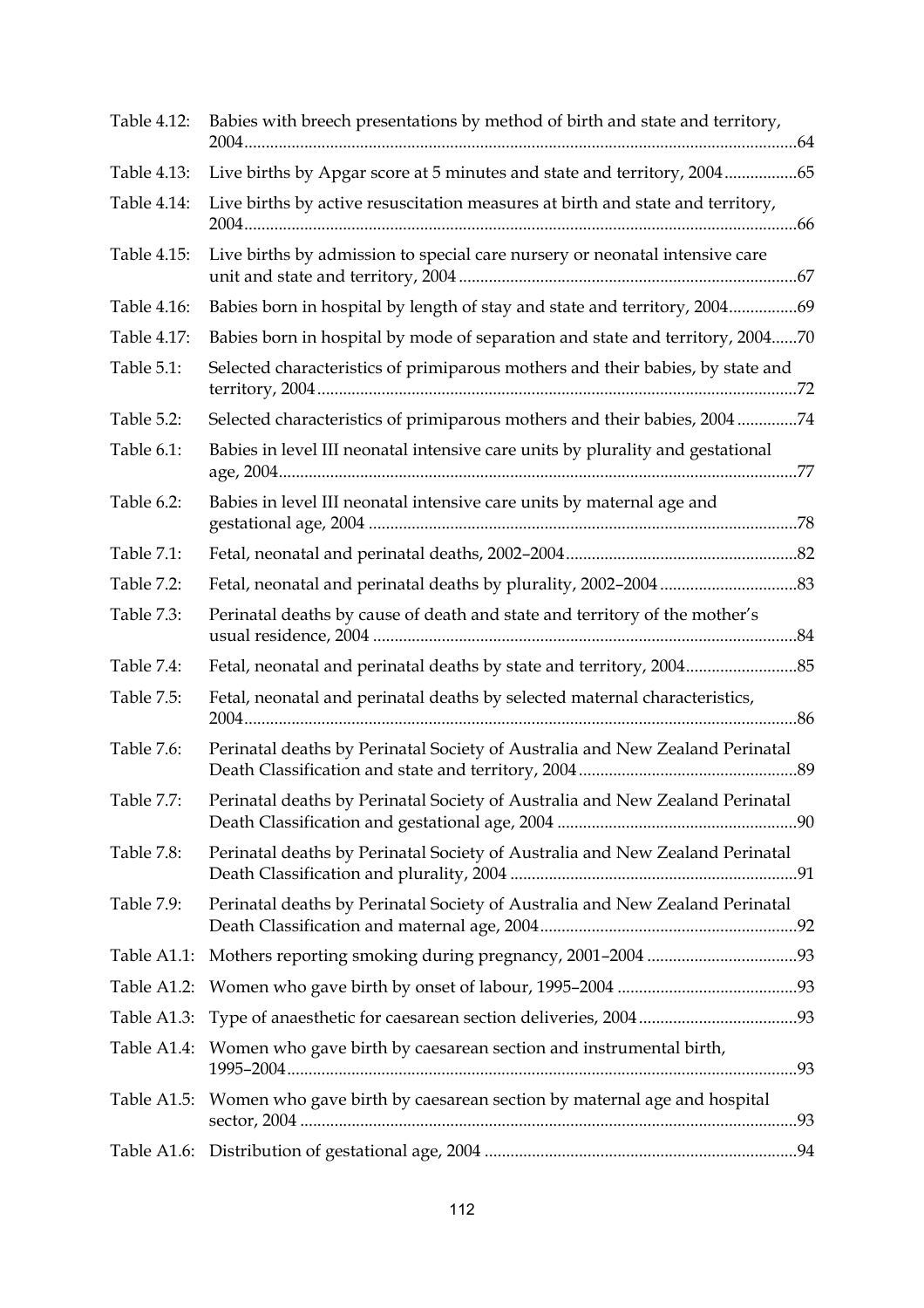| | | |
|---|---|---|
| Table 4.12: | Babies with breech presentations by method of birth and state and territory, 2004 | 64 |
| Table 4.13: | Live births by Apgar score at 5 minutes and state and territory, 2004 | 65 |
| Table 4.14: | Live births by active resuscitation measures at birth and state and territory, 2004 | 66 |
| Table 4.15: | Live births by admission to special care nursery or neonatal intensive care unit and state and territory, 2004 | 67 |
| Table 4.16: | Babies born in hospital by length of stay and state and territory, 2004 | 69 |
| Table 4.17: | Babies born in hospital by mode of separation and state and territory, 2004 | 70 |
| Table 5.1: | Selected characteristics of primiparous mothers and their babies, by state and territory, 2004 | 72 |
| Table 5.2: | Selected characteristics of primiparous mothers and their babies, 2004 | 74 |
| Table 6.1: | Babies in level III neonatal intensive care units by plurality and gestational age, 2004 | 77 |
| Table 6.2: | Babies in level III neonatal intensive care units by maternal age and gestational age, 2004 | 78 |
| Table 7.1: | Fetal, neonatal and perinatal deaths, 2002–2004 | 82 |
| Table 7.2: | Fetal, neonatal and perinatal deaths by plurality, 2002–2004 | 83 |
| Table 7.3: | Perinatal deaths by cause of death and state and territory of the mother's usual residence, 2004 | 84 |
| Table 7.4: | Fetal, neonatal and perinatal deaths by state and territory, 2004 | 85 |
| Table 7.5: | Fetal, neonatal and perinatal deaths by selected maternal characteristics, 2004 | 86 |
| Table 7.6: | Perinatal deaths by Perinatal Society of Australia and New Zealand Perinatal Death Classification and state and territory, 2004 | 89 |
| Table 7.7: | Perinatal deaths by Perinatal Society of Australia and New Zealand Perinatal Death Classification and gestational age, 2004 | 90 |
| Table 7.8: | Perinatal deaths by Perinatal Society of Australia and New Zealand Perinatal Death Classification and plurality, 2004 | 91 |
| Table 7.9: | Perinatal deaths by Perinatal Society of Australia and New Zealand Perinatal Death Classification and maternal age, 2004 | 92 |
| Table A1.1: | Mothers reporting smoking during pregnancy, 2001–2004 | 93 |
| Table A1.2: | Women who gave birth by onset of labour, 1995–2004 | 93 |
| Table A1.3: | Type of anaesthetic for caesarean section deliveries, 2004 | 93 |
| Table A1.4: | Women who gave birth by caesarean section and instrumental birth, 1995–2004 | 93 |
| Table A1.5: | Women who gave birth by caesarean section by maternal age and hospital sector, 2004 | 93 |
| Table A1.6: | Distribution of gestational age, 2004 | 94 |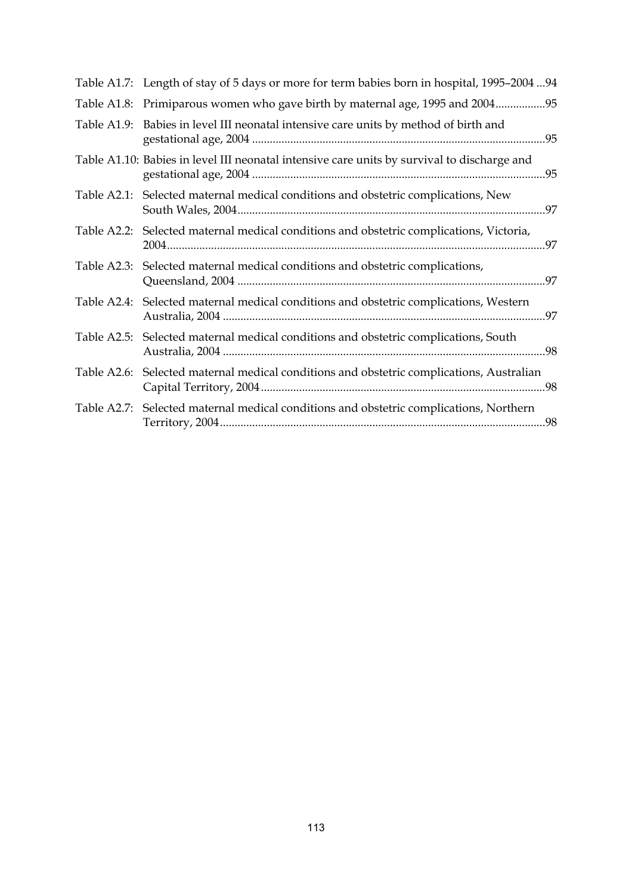Table A1.7: Length of stay of 5 days or more for term babies born in hospital, 1995–2004 ...94

Table A1.8: Primiparous women who gave birth by maternal age, 1995 and 2004.................95

Table A1.9: Babies in level III neonatal intensive care units by method of birth and gestational age, 2004 ...................................................................................................95

Table A1.10: Babies in level III neonatal intensive care units by survival to discharge and gestational age, 2004 ...................................................................................................95

Table A2.1: Selected maternal medical conditions and obstetric complications, New South Wales, 2004........................................................................................................97

Table A2.2: Selected maternal medical conditions and obstetric complications, Victoria, 2004...............................................................................................................................97

Table A2.3: Selected maternal medical conditions and obstetric complications, Queensland, 2004 ........................................................................................................97

Table A2.4: Selected maternal medical conditions and obstetric complications, Western Australia, 2004 .............................................................................................................97

Table A2.5: Selected maternal medical conditions and obstetric complications, South Australia, 2004 .............................................................................................................98

Table A2.6: Selected maternal medical conditions and obstetric complications, Australian Capital Territory, 2004.................................................................................................98

Table A2.7: Selected maternal medical conditions and obstetric complications, Northern Territory, 2004..............................................................................................................98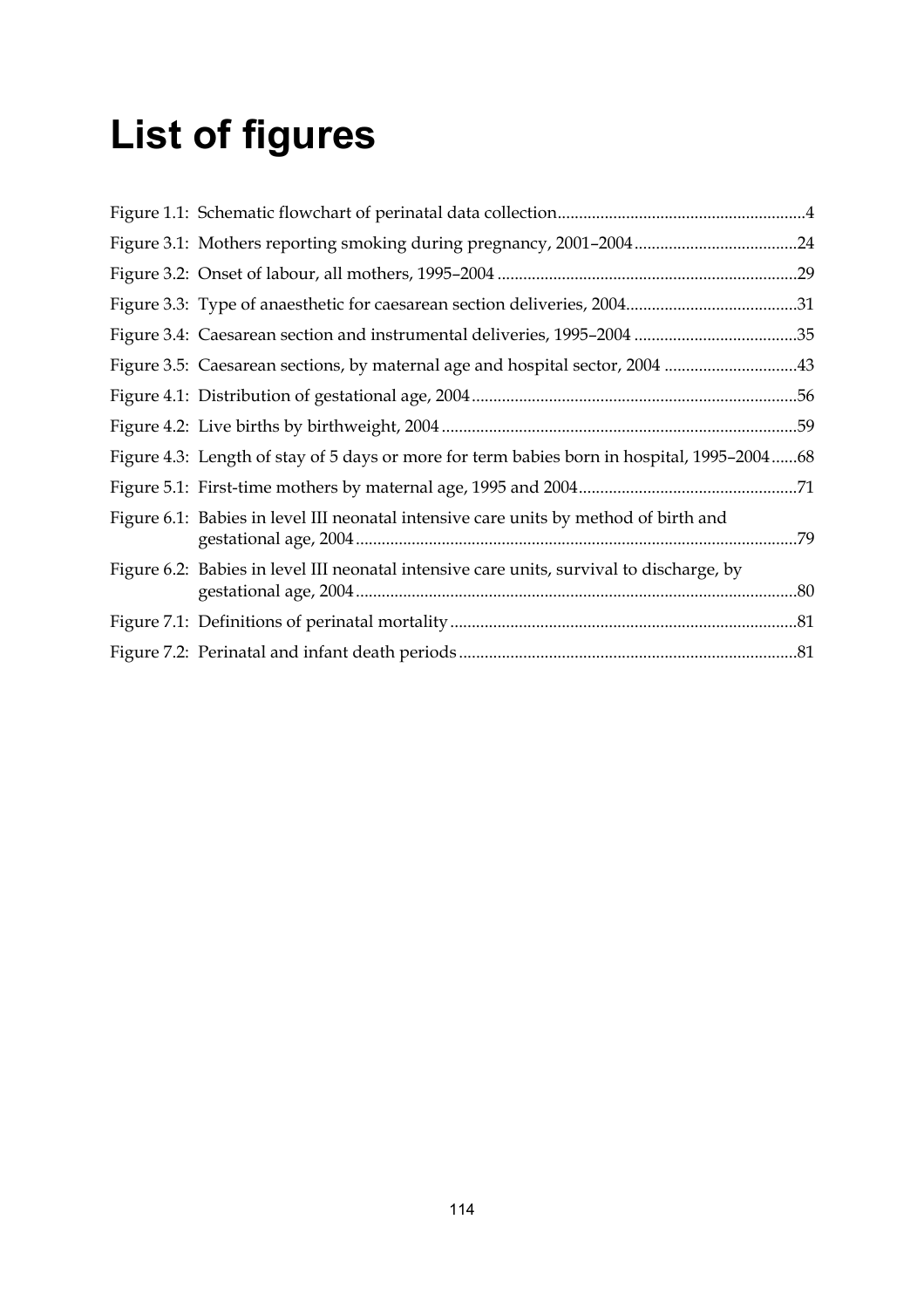# List of figures

Figure 1.1: Schematic flowchart of perinatal data collection..........................................................4

Figure 3.1: Mothers reporting smoking during pregnancy, 2001–2004......................................24

Figure 3.2: Onset of labour, all mothers, 1995–2004 .....................................................................29

Figure 3.3: Type of anaesthetic for caesarean section deliveries, 2004........................................31

Figure 3.4: Caesarean section and instrumental deliveries, 1995–2004 ......................................35

Figure 3.5: Caesarean sections, by maternal age and hospital sector, 2004 ...............................43

Figure 4.1: Distribution of gestational age, 2004 ...........................................................................56

Figure 4.2: Live births by birthweight, 2004 ..................................................................................59

Figure 4.3: Length of stay of 5 days or more for term babies born in hospital, 1995–2004......68

Figure 5.1: First-time mothers by maternal age, 1995 and 2004..................................................71

Figure 6.1: Babies in level III neonatal intensive care units by method of birth and gestational age, 2004......................................................................................................79

Figure 6.2: Babies in level III neonatal intensive care units, survival to discharge, by gestational age, 2004......................................................................................................80

Figure 7.1: Definitions of perinatal mortality ................................................................................81

Figure 7.2: Perinatal and infant death periods ..............................................................................81